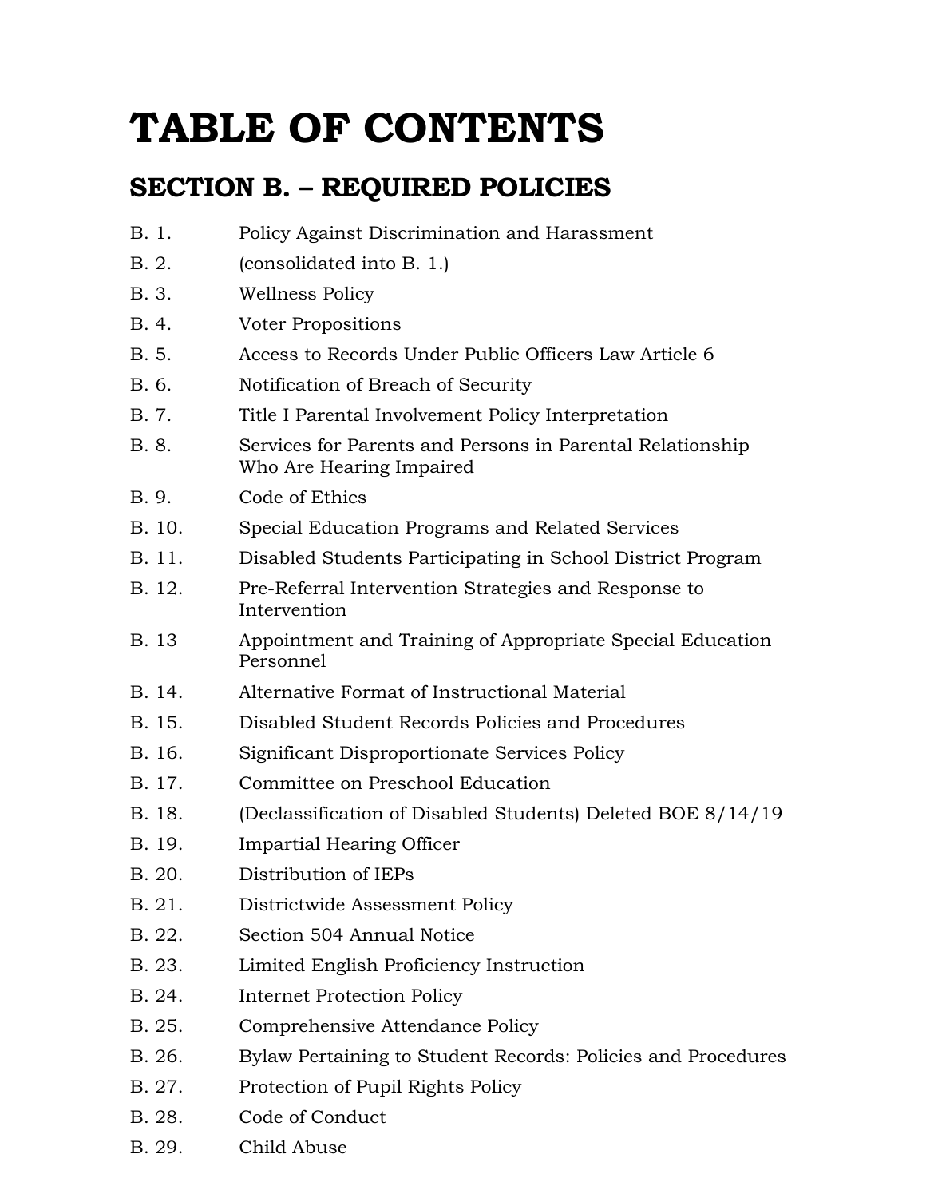# TABLE OF CONTENTS

## SECTION B. – REQUIRED POLICIES

| | |
|---|---|
| B. 1. | Policy Against Discrimination and Harassment |
| B. 2. | (consolidated into B. 1.) |
| B. 3. | Wellness Policy |
| B. 4. | Voter Propositions |
| B. 5. | Access to Records Under Public Officers Law Article 6 |
| B. 6. | Notification of Breach of Security |
| B. 7. | Title I Parental Involvement Policy Interpretation |
| B. 8. | Services for Parents and Persons in Parental Relationship Who Are Hearing Impaired |
| B. 9. | Code of Ethics |
| B. 10. | Special Education Programs and Related Services |
| B. 11. | Disabled Students Participating in School District Program |
| B. 12. | Pre-Referral Intervention Strategies and Response to Intervention |
| B. 13 | Appointment and Training of Appropriate Special Education Personnel |
| B. 14. | Alternative Format of Instructional Material |
| B. 15. | Disabled Student Records Policies and Procedures |
| B. 16. | Significant Disproportionate Services Policy |
| B. 17. | Committee on Preschool Education |
| B. 18. | (Declassification of Disabled Students) Deleted BOE 8/14/19 |
| B. 19. | Impartial Hearing Officer |
| B. 20. | Distribution of IEPs |
| B. 21. | Districtwide Assessment Policy |
| B. 22. | Section 504 Annual Notice |
| B. 23. | Limited English Proficiency Instruction |
| B. 24. | Internet Protection Policy |
| B. 25. | Comprehensive Attendance Policy |
| B. 26. | Bylaw Pertaining to Student Records: Policies and Procedures |
| B. 27. | Protection of Pupil Rights Policy |
| B. 28. | Code of Conduct |
| B. 29. | Child Abuse |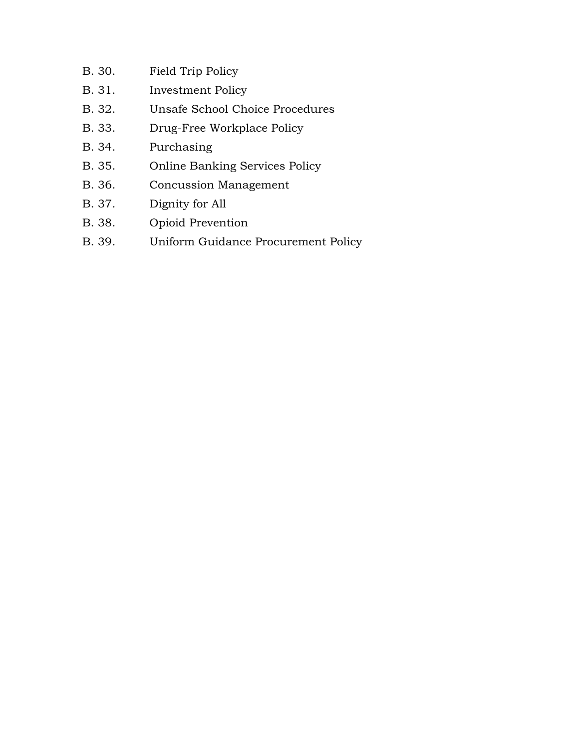B. 30. Field Trip Policy

B. 31. Investment Policy

B. 32. Unsafe School Choice Procedures

B. 33. Drug-Free Workplace Policy

B. 34. Purchasing

B. 35. Online Banking Services Policy

B. 36. Concussion Management

B. 37. Dignity for All

B. 38. Opioid Prevention

B. 39. Uniform Guidance Procurement Policy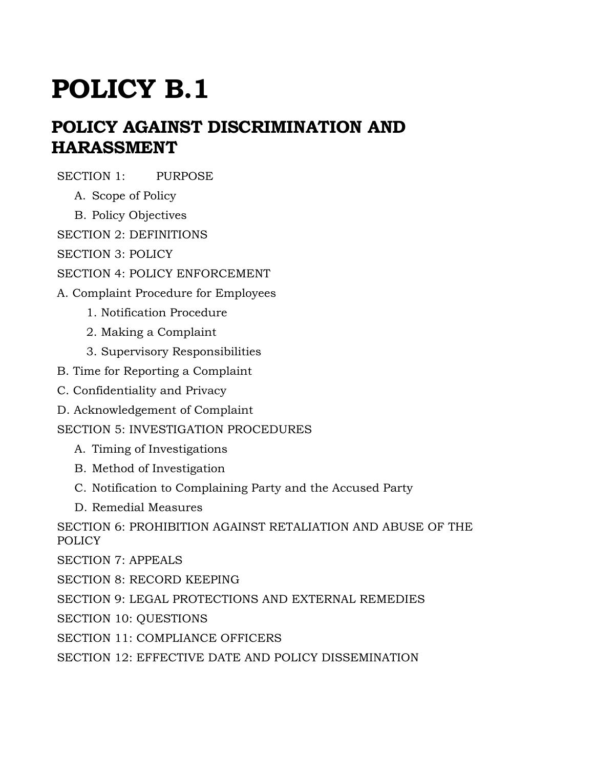# POLICY B.1

## POLICY AGAINST DISCRIMINATION AND HARASSMENT

SECTION 1: PURPOSE

- A. Scope of Policy
- B. Policy Objectives

SECTION 2: DEFINITIONS

SECTION 3: POLICY

SECTION 4: POLICY ENFORCEMENT

A. Complaint Procedure for Employees

1. Notification Procedure
2. Making a Complaint
3. Supervisory Responsibilities

B. Time for Reporting a Complaint

C. Confidentiality and Privacy

D. Acknowledgement of Complaint

SECTION 5: INVESTIGATION PROCEDURES

- A. Timing of Investigations
- B. Method of Investigation
- C. Notification to Complaining Party and the Accused Party
- D. Remedial Measures

SECTION 6: PROHIBITION AGAINST RETALIATION AND ABUSE OF THE POLICY

SECTION 7: APPEALS

SECTION 8: RECORD KEEPING

SECTION 9: LEGAL PROTECTIONS AND EXTERNAL REMEDIES

SECTION 10: QUESTIONS

SECTION 11: COMPLIANCE OFFICERS

SECTION 12: EFFECTIVE DATE AND POLICY DISSEMINATION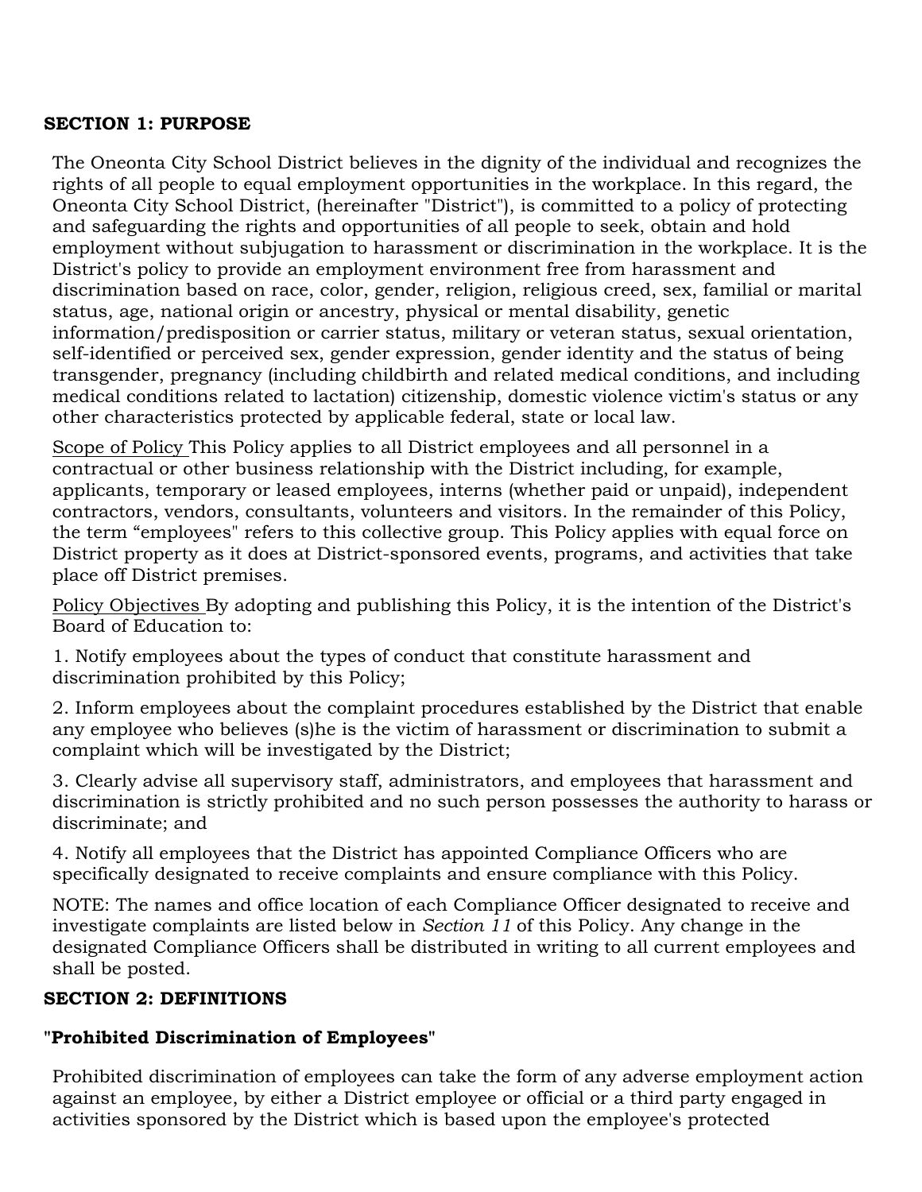**SECTION 1: PURPOSE**

The Oneonta City School District believes in the dignity of the individual and recognizes the rights of all people to equal employment opportunities in the workplace. In this regard, the Oneonta City School District, (hereinafter "District"), is committed to a policy of protecting and safeguarding the rights and opportunities of all people to seek, obtain and hold employment without subjugation to harassment or discrimination in the workplace. It is the District's policy to provide an employment environment free from harassment and discrimination based on race, color, gender, religion, religious creed, sex, familial or marital status, age, national origin or ancestry, physical or mental disability, genetic information/predisposition or carrier status, military or veteran status, sexual orientation, self-identified or perceived sex, gender expression, gender identity and the status of being transgender, pregnancy (including childbirth and related medical conditions, and including medical conditions related to lactation) citizenship, domestic violence victim's status or any other characteristics protected by applicable federal, state or local law.

Scope of Policy This Policy applies to all District employees and all personnel in a contractual or other business relationship with the District including, for example, applicants, temporary or leased employees, interns (whether paid or unpaid), independent contractors, vendors, consultants, volunteers and visitors. In the remainder of this Policy, the term "employees" refers to this collective group. This Policy applies with equal force on District property as it does at District-sponsored events, programs, and activities that take place off District premises.

Policy Objectives By adopting and publishing this Policy, it is the intention of the District's Board of Education to:

1. Notify employees about the types of conduct that constitute harassment and discrimination prohibited by this Policy;

2. Inform employees about the complaint procedures established by the District that enable any employee who believes (s)he is the victim of harassment or discrimination to submit a complaint which will be investigated by the District;

3. Clearly advise all supervisory staff, administrators, and employees that harassment and discrimination is strictly prohibited and no such person possesses the authority to harass or discriminate; and

4. Notify all employees that the District has appointed Compliance Officers who are specifically designated to receive complaints and ensure compliance with this Policy.

NOTE: The names and office location of each Compliance Officer designated to receive and investigate complaints are listed below in *Section 11* of this Policy. Any change in the designated Compliance Officers shall be distributed in writing to all current employees and shall be posted.

**SECTION 2: DEFINITIONS**

**"Prohibited Discrimination of Employees"**

Prohibited discrimination of employees can take the form of any adverse employment action against an employee, by either a District employee or official or a third party engaged in activities sponsored by the District which is based upon the employee's protected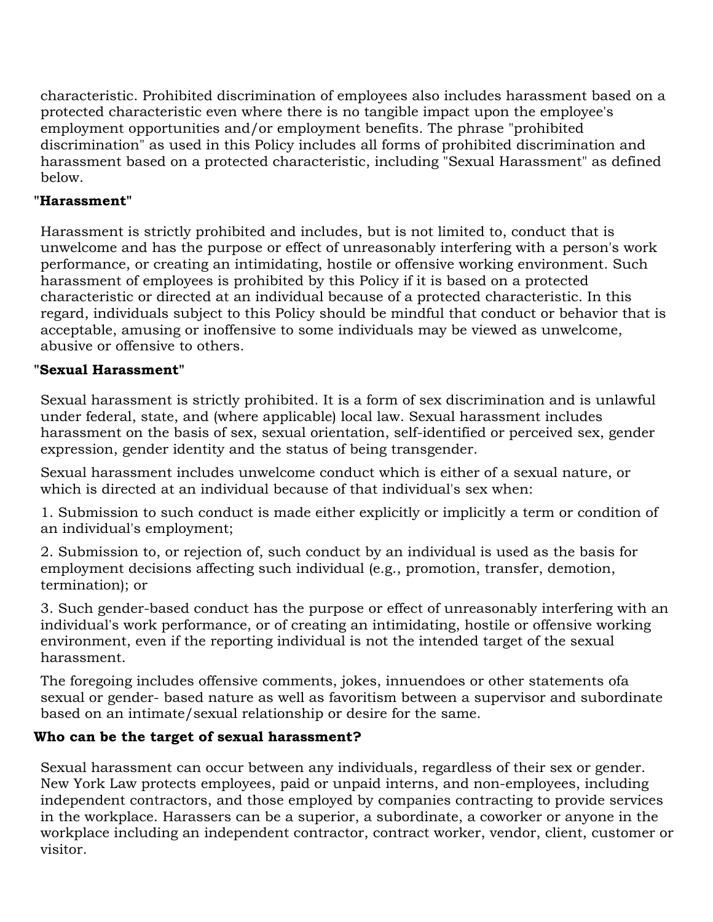characteristic. Prohibited discrimination of employees also includes harassment based on a protected characteristic even where there is no tangible impact upon the employee's employment opportunities and/or employment benefits. The phrase "prohibited discrimination" as used in this Policy includes all forms of prohibited discrimination and harassment based on a protected characteristic, including "Sexual Harassment" as defined below.

**"Harassment"**

Harassment is strictly prohibited and includes, but is not limited to, conduct that is unwelcome and has the purpose or effect of unreasonably interfering with a person's work performance, or creating an intimidating, hostile or offensive working environment. Such harassment of employees is prohibited by this Policy if it is based on a protected characteristic or directed at an individual because of a protected characteristic. In this regard, individuals subject to this Policy should be mindful that conduct or behavior that is acceptable, amusing or inoffensive to some individuals may be viewed as unwelcome, abusive or offensive to others.

**"Sexual Harassment"**

Sexual harassment is strictly prohibited. It is a form of sex discrimination and is unlawful under federal, state, and (where applicable) local law. Sexual harassment includes harassment on the basis of sex, sexual orientation, self-identified or perceived sex, gender expression, gender identity and the status of being transgender.

Sexual harassment includes unwelcome conduct which is either of a sexual nature, or which is directed at an individual because of that individual's sex when:

1. Submission to such conduct is made either explicitly or implicitly a term or condition of an individual's employment;

2. Submission to, or rejection of, such conduct by an individual is used as the basis for employment decisions affecting such individual (e.g., promotion, transfer, demotion, termination); or

3. Such gender-based conduct has the purpose or effect of unreasonably interfering with an individual's work performance, or of creating an intimidating, hostile or offensive working environment, even if the reporting individual is not the intended target of the sexual harassment.

The foregoing includes offensive comments, jokes, innuendoes or other statements ofa sexual or gender- based nature as well as favoritism between a supervisor and subordinate based on an intimate/sexual relationship or desire for the same.

**Who can be the target of sexual harassment?**

Sexual harassment can occur between any individuals, regardless of their sex or gender. New York Law protects employees, paid or unpaid interns, and non-employees, including independent contractors, and those employed by companies contracting to provide services in the workplace. Harassers can be a superior, a subordinate, a coworker or anyone in the workplace including an independent contractor, contract worker, vendor, client, customer or visitor.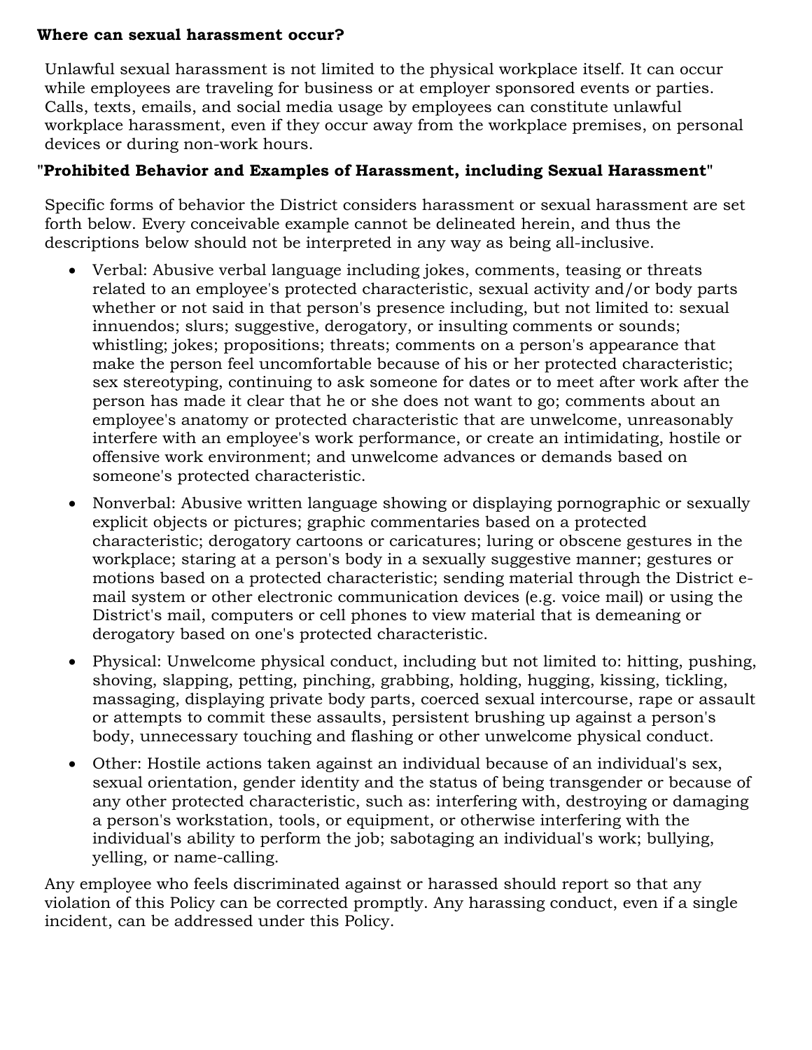**Where can sexual harassment occur?**

Unlawful sexual harassment is not limited to the physical workplace itself. It can occur while employees are traveling for business or at employer sponsored events or parties. Calls, texts, emails, and social media usage by employees can constitute unlawful workplace harassment, even if they occur away from the workplace premises, on personal devices or during non-work hours.

**"Prohibited Behavior and Examples of Harassment, including Sexual Harassment"**

Specific forms of behavior the District considers harassment or sexual harassment are set forth below. Every conceivable example cannot be delineated herein, and thus the descriptions below should not be interpreted in any way as being all-inclusive.

- Verbal: Abusive verbal language including jokes, comments, teasing or threats related to an employee's protected characteristic, sexual activity and/or body parts whether or not said in that person's presence including, but not limited to: sexual innuendos; slurs; suggestive, derogatory, or insulting comments or sounds; whistling; jokes; propositions; threats; comments on a person's appearance that make the person feel uncomfortable because of his or her protected characteristic; sex stereotyping, continuing to ask someone for dates or to meet after work after the person has made it clear that he or she does not want to go; comments about an employee's anatomy or protected characteristic that are unwelcome, unreasonably interfere with an employee's work performance, or create an intimidating, hostile or offensive work environment; and unwelcome advances or demands based on someone's protected characteristic.
- Nonverbal: Abusive written language showing or displaying pornographic or sexually explicit objects or pictures; graphic commentaries based on a protected characteristic; derogatory cartoons or caricatures; luring or obscene gestures in the workplace; staring at a person's body in a sexually suggestive manner; gestures or motions based on a protected characteristic; sending material through the District e-mail system or other electronic communication devices (e.g. voice mail) or using the District's mail, computers or cell phones to view material that is demeaning or derogatory based on one's protected characteristic.
- Physical: Unwelcome physical conduct, including but not limited to: hitting, pushing, shoving, slapping, petting, pinching, grabbing, holding, hugging, kissing, tickling, massaging, displaying private body parts, coerced sexual intercourse, rape or assault or attempts to commit these assaults, persistent brushing up against a person's body, unnecessary touching and flashing or other unwelcome physical conduct.
- Other: Hostile actions taken against an individual because of an individual's sex, sexual orientation, gender identity and the status of being transgender or because of any other protected characteristic, such as: interfering with, destroying or damaging a person's workstation, tools, or equipment, or otherwise interfering with the individual's ability to perform the job; sabotaging an individual's work; bullying, yelling, or name-calling.

Any employee who feels discriminated against or harassed should report so that any violation of this Policy can be corrected promptly. Any harassing conduct, even if a single incident, can be addressed under this Policy.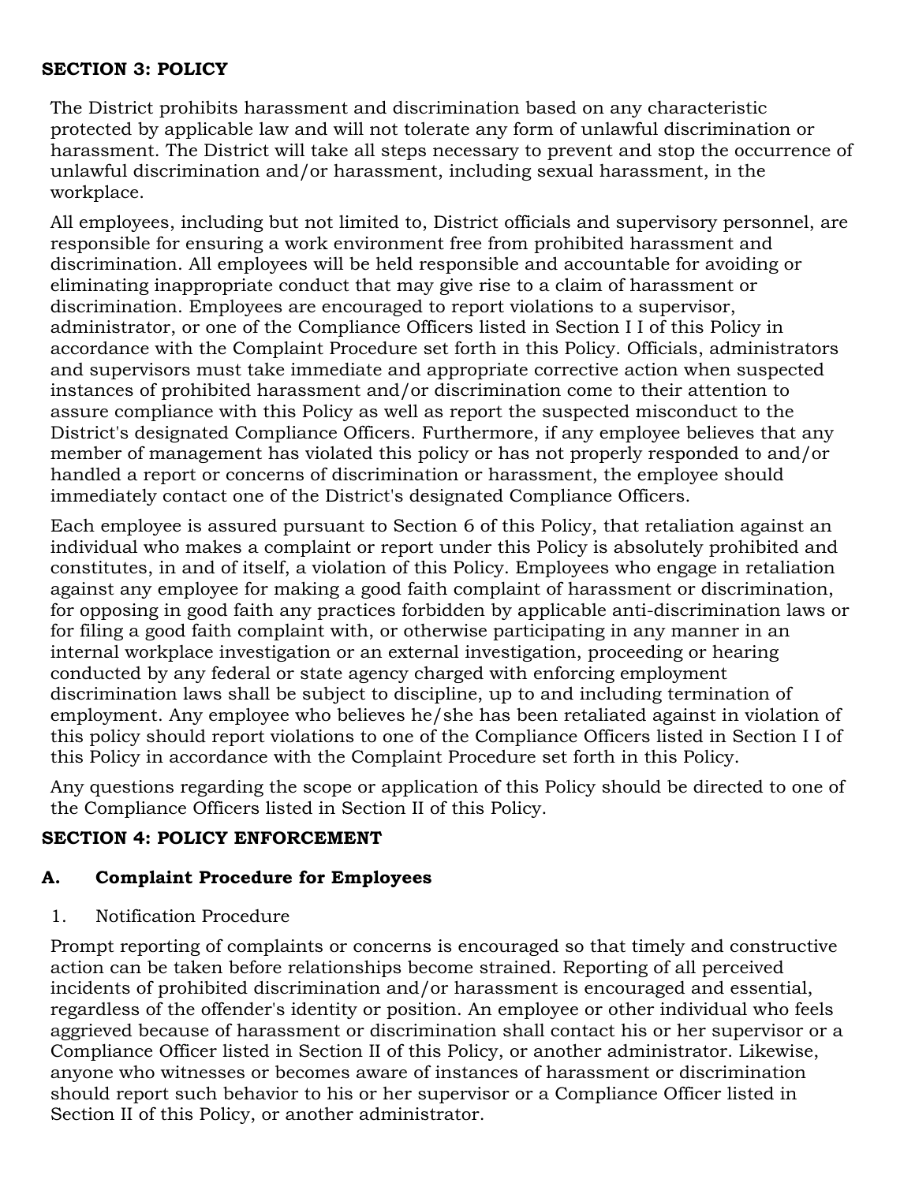## SECTION 3: POLICY

The District prohibits harassment and discrimination based on any characteristic protected by applicable law and will not tolerate any form of unlawful discrimination or harassment. The District will take all steps necessary to prevent and stop the occurrence of unlawful discrimination and/or harassment, including sexual harassment, in the workplace.

All employees, including but not limited to, District officials and supervisory personnel, are responsible for ensuring a work environment free from prohibited harassment and discrimination. All employees will be held responsible and accountable for avoiding or eliminating inappropriate conduct that may give rise to a claim of harassment or discrimination. Employees are encouraged to report violations to a supervisor, administrator, or one of the Compliance Officers listed in Section I I of this Policy in accordance with the Complaint Procedure set forth in this Policy. Officials, administrators and supervisors must take immediate and appropriate corrective action when suspected instances of prohibited harassment and/or discrimination come to their attention to assure compliance with this Policy as well as report the suspected misconduct to the District's designated Compliance Officers. Furthermore, if any employee believes that any member of management has violated this policy or has not properly responded to and/or handled a report or concerns of discrimination or harassment, the employee should immediately contact one of the District's designated Compliance Officers.

Each employee is assured pursuant to Section 6 of this Policy, that retaliation against an individual who makes a complaint or report under this Policy is absolutely prohibited and constitutes, in and of itself, a violation of this Policy. Employees who engage in retaliation against any employee for making a good faith complaint of harassment or discrimination, for opposing in good faith any practices forbidden by applicable anti-discrimination laws or for filing a good faith complaint with, or otherwise participating in any manner in an internal workplace investigation or an external investigation, proceeding or hearing conducted by any federal or state agency charged with enforcing employment discrimination laws shall be subject to discipline, up to and including termination of employment. Any employee who believes he/she has been retaliated against in violation of this policy should report violations to one of the Compliance Officers listed in Section I I of this Policy in accordance with the Complaint Procedure set forth in this Policy.

Any questions regarding the scope or application of this Policy should be directed to one of the Compliance Officers listed in Section II of this Policy.

## SECTION 4: POLICY ENFORCEMENT

### A. Complaint Procedure for Employees

1. Notification Procedure

Prompt reporting of complaints or concerns is encouraged so that timely and constructive action can be taken before relationships become strained. Reporting of all perceived incidents of prohibited discrimination and/or harassment is encouraged and essential, regardless of the offender's identity or position. An employee or other individual who feels aggrieved because of harassment or discrimination shall contact his or her supervisor or a Compliance Officer listed in Section II of this Policy, or another administrator. Likewise, anyone who witnesses or becomes aware of instances of harassment or discrimination should report such behavior to his or her supervisor or a Compliance Officer listed in Section II of this Policy, or another administrator.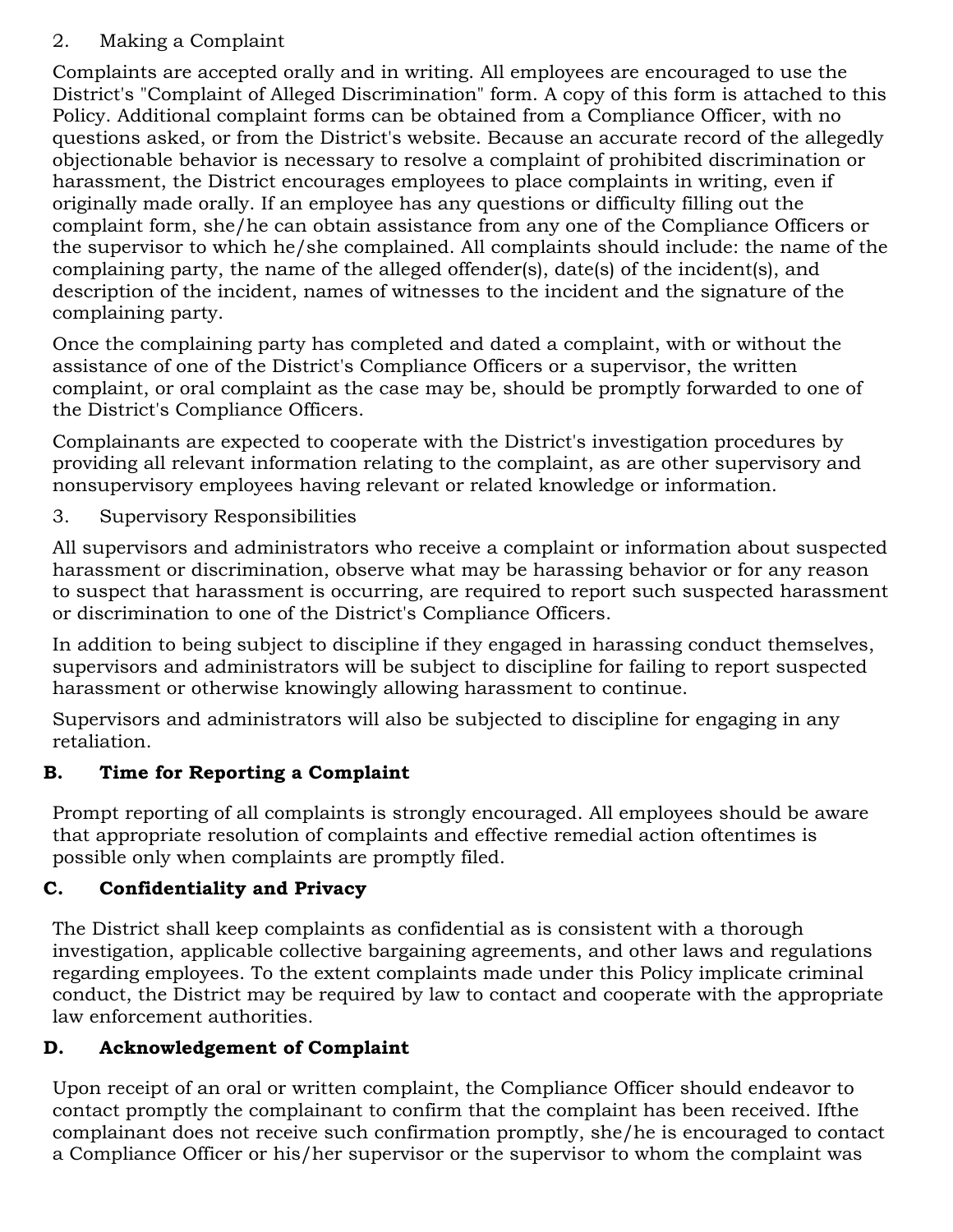2. Making a Complaint

Complaints are accepted orally and in writing. All employees are encouraged to use the District's "Complaint of Alleged Discrimination" form. A copy of this form is attached to this Policy. Additional complaint forms can be obtained from a Compliance Officer, with no questions asked, or from the District's website. Because an accurate record of the allegedly objectionable behavior is necessary to resolve a complaint of prohibited discrimination or harassment, the District encourages employees to place complaints in writing, even if originally made orally. If an employee has any questions or difficulty filling out the complaint form, she/he can obtain assistance from any one of the Compliance Officers or the supervisor to which he/she complained. All complaints should include: the name of the complaining party, the name of the alleged offender(s), date(s) of the incident(s), and description of the incident, names of witnesses to the incident and the signature of the complaining party.

Once the complaining party has completed and dated a complaint, with or without the assistance of one of the District's Compliance Officers or a supervisor, the written complaint, or oral complaint as the case may be, should be promptly forwarded to one of the District's Compliance Officers.

Complainants are expected to cooperate with the District's investigation procedures by providing all relevant information relating to the complaint, as are other supervisory and nonsupervisory employees having relevant or related knowledge or information.

3. Supervisory Responsibilities

All supervisors and administrators who receive a complaint or information about suspected harassment or discrimination, observe what may be harassing behavior or for any reason to suspect that harassment is occurring, are required to report such suspected harassment or discrimination to one of the District's Compliance Officers.

In addition to being subject to discipline if they engaged in harassing conduct themselves, supervisors and administrators will be subject to discipline for failing to report suspected harassment or otherwise knowingly allowing harassment to continue.

Supervisors and administrators will also be subjected to discipline for engaging in any retaliation.

### B. Time for Reporting a Complaint

Prompt reporting of all complaints is strongly encouraged. All employees should be aware that appropriate resolution of complaints and effective remedial action oftentimes is possible only when complaints are promptly filed.

### C. Confidentiality and Privacy

The District shall keep complaints as confidential as is consistent with a thorough investigation, applicable collective bargaining agreements, and other laws and regulations regarding employees. To the extent complaints made under this Policy implicate criminal conduct, the District may be required by law to contact and cooperate with the appropriate law enforcement authorities.

### D. Acknowledgement of Complaint

Upon receipt of an oral or written complaint, the Compliance Officer should endeavor to contact promptly the complainant to confirm that the complaint has been received. Ifthe complainant does not receive such confirmation promptly, she/he is encouraged to contact a Compliance Officer or his/her supervisor or the supervisor to whom the complaint was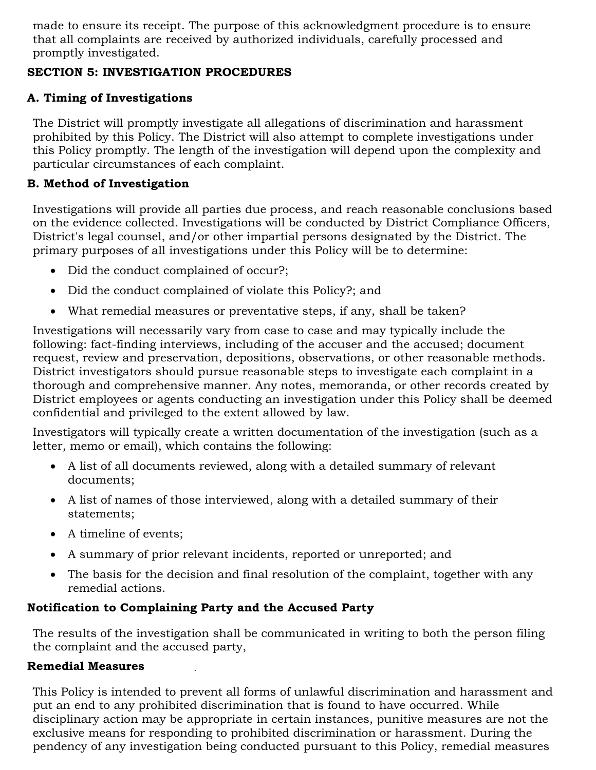made to ensure its receipt. The purpose of this acknowledgment procedure is to ensure that all complaints are received by authorized individuals, carefully processed and promptly investigated.

## SECTION 5: INVESTIGATION PROCEDURES

### A. Timing of Investigations

The District will promptly investigate all allegations of discrimination and harassment prohibited by this Policy. The District will also attempt to complete investigations under this Policy promptly. The length of the investigation will depend upon the complexity and particular circumstances of each complaint.

### B. Method of Investigation

Investigations will provide all parties due process, and reach reasonable conclusions based on the evidence collected. Investigations will be conducted by District Compliance Officers, District's legal counsel, and/or other impartial persons designated by the District. The primary purposes of all investigations under this Policy will be to determine:

- Did the conduct complained of occur?;
- Did the conduct complained of violate this Policy?; and
- What remedial measures or preventative steps, if any, shall be taken?

Investigations will necessarily vary from case to case and may typically include the following: fact-finding interviews, including of the accuser and the accused; document request, review and preservation, depositions, observations, or other reasonable methods. District investigators should pursue reasonable steps to investigate each complaint in a thorough and comprehensive manner. Any notes, memoranda, or other records created by District employees or agents conducting an investigation under this Policy shall be deemed confidential and privileged to the extent allowed by law.

Investigators will typically create a written documentation of the investigation (such as a letter, memo or email), which contains the following:

- A list of all documents reviewed, along with a detailed summary of relevant documents;
- A list of names of those interviewed, along with a detailed summary of their statements;
- A timeline of events;
- A summary of prior relevant incidents, reported or unreported; and
- The basis for the decision and final resolution of the complaint, together with any remedial actions.

### Notification to Complaining Party and the Accused Party

The results of the investigation shall be communicated in writing to both the person filing the complaint and the accused party,

### Remedial Measures

This Policy is intended to prevent all forms of unlawful discrimination and harassment and put an end to any prohibited discrimination that is found to have occurred. While disciplinary action may be appropriate in certain instances, punitive measures are not the exclusive means for responding to prohibited discrimination or harassment. During the pendency of any investigation being conducted pursuant to this Policy, remedial measures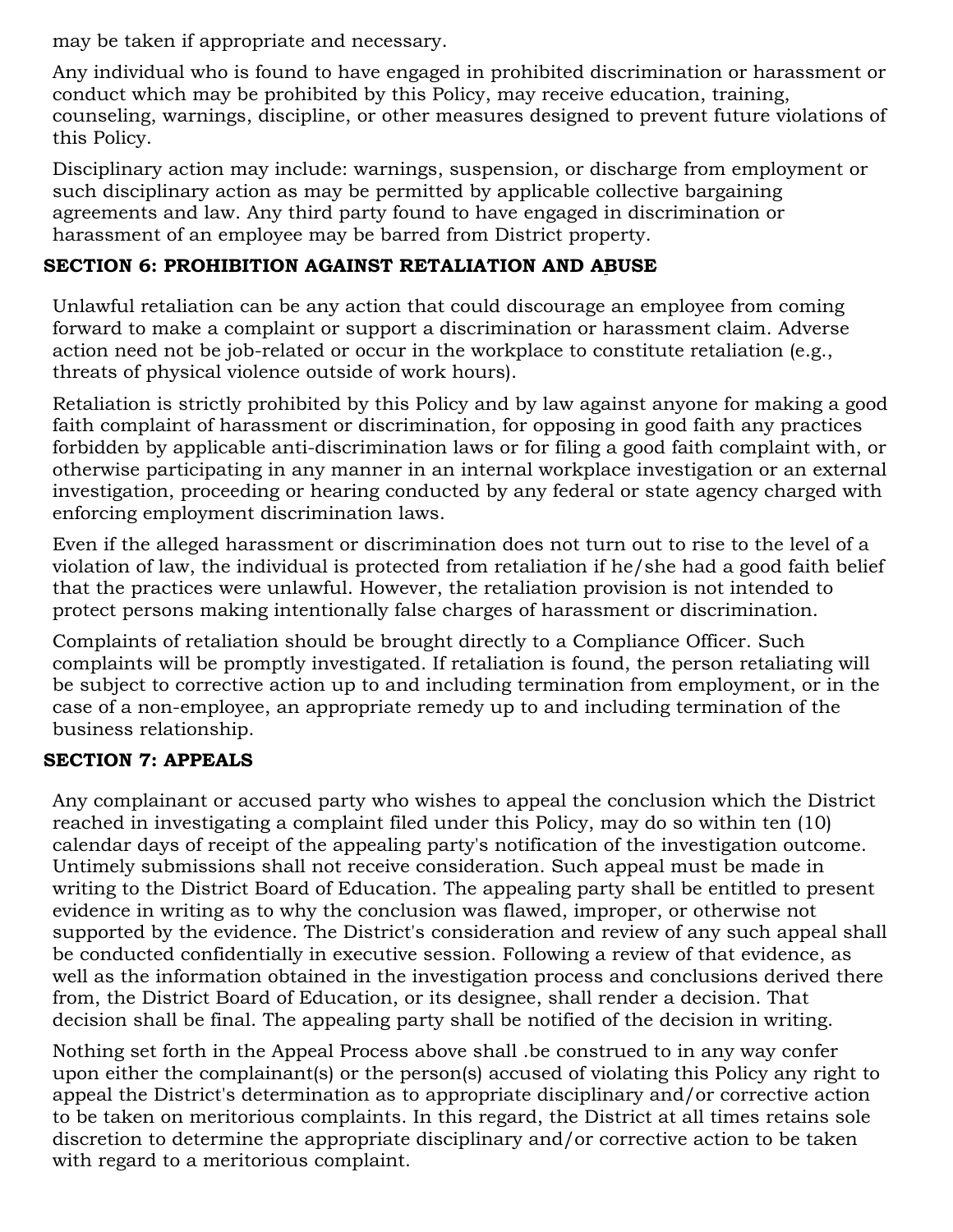may be taken if appropriate and necessary.

Any individual who is found to have engaged in prohibited discrimination or harassment or conduct which may be prohibited by this Policy, may receive education, training, counseling, warnings, discipline, or other measures designed to prevent future violations of this Policy.

Disciplinary action may include: warnings, suspension, or discharge from employment or such disciplinary action as may be permitted by applicable collective bargaining agreements and law. Any third party found to have engaged in discrimination or harassment of an employee may be barred from District property.

## SECTION 6: PROHIBITION AGAINST RETALIATION AND ABUSE

Unlawful retaliation can be any action that could discourage an employee from coming forward to make a complaint or support a discrimination or harassment claim. Adverse action need not be job-related or occur in the workplace to constitute retaliation (e.g., threats of physical violence outside of work hours).

Retaliation is strictly prohibited by this Policy and by law against anyone for making a good faith complaint of harassment or discrimination, for opposing in good faith any practices forbidden by applicable anti-discrimination laws or for filing a good faith complaint with, or otherwise participating in any manner in an internal workplace investigation or an external investigation, proceeding or hearing conducted by any federal or state agency charged with enforcing employment discrimination laws.

Even if the alleged harassment or discrimination does not turn out to rise to the level of a violation of law, the individual is protected from retaliation if he/she had a good faith belief that the practices were unlawful. However, the retaliation provision is not intended to protect persons making intentionally false charges of harassment or discrimination.

Complaints of retaliation should be brought directly to a Compliance Officer. Such complaints will be promptly investigated. If retaliation is found, the person retaliating will be subject to corrective action up to and including termination from employment, or in the case of a non-employee, an appropriate remedy up to and including termination of the business relationship.

## SECTION 7: APPEALS

Any complainant or accused party who wishes to appeal the conclusion which the District reached in investigating a complaint filed under this Policy, may do so within ten (10) calendar days of receipt of the appealing party's notification of the investigation outcome. Untimely submissions shall not receive consideration. Such appeal must be made in writing to the District Board of Education. The appealing party shall be entitled to present evidence in writing as to why the conclusion was flawed, improper, or otherwise not supported by the evidence. The District's consideration and review of any such appeal shall be conducted confidentially in executive session. Following a review of that evidence, as well as the information obtained in the investigation process and conclusions derived there from, the District Board of Education, or its designee, shall render a decision. That decision shall be final. The appealing party shall be notified of the decision in writing.

Nothing set forth in the Appeal Process above shall .be construed to in any way confer upon either the complainant(s) or the person(s) accused of violating this Policy any right to appeal the District's determination as to appropriate disciplinary and/or corrective action to be taken on meritorious complaints. In this regard, the District at all times retains sole discretion to determine the appropriate disciplinary and/or corrective action to be taken with regard to a meritorious complaint.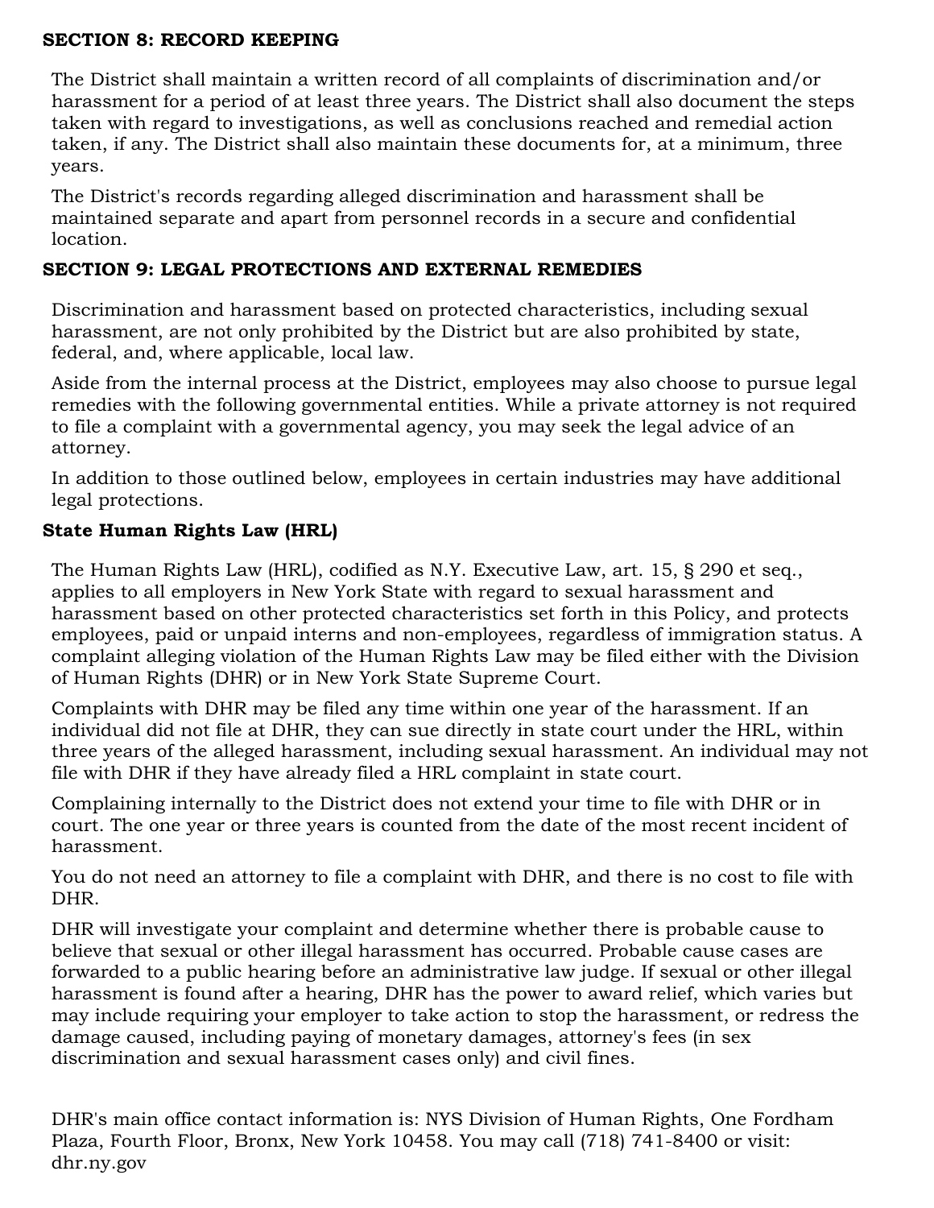## SECTION 8: RECORD KEEPING

The District shall maintain a written record of all complaints of discrimination and/or harassment for a period of at least three years. The District shall also document the steps taken with regard to investigations, as well as conclusions reached and remedial action taken, if any. The District shall also maintain these documents for, at a minimum, three years.

The District's records regarding alleged discrimination and harassment shall be maintained separate and apart from personnel records in a secure and confidential location.

## SECTION 9: LEGAL PROTECTIONS AND EXTERNAL REMEDIES

Discrimination and harassment based on protected characteristics, including sexual harassment, are not only prohibited by the District but are also prohibited by state, federal, and, where applicable, local law.

Aside from the internal process at the District, employees may also choose to pursue legal remedies with the following governmental entities. While a private attorney is not required to file a complaint with a governmental agency, you may seek the legal advice of an attorney.

In addition to those outlined below, employees in certain industries may have additional legal protections.

### State Human Rights Law (HRL)

The Human Rights Law (HRL), codified as N.Y. Executive Law, art. 15, § 290 et seq., applies to all employers in New York State with regard to sexual harassment and harassment based on other protected characteristics set forth in this Policy, and protects employees, paid or unpaid interns and non-employees, regardless of immigration status. A complaint alleging violation of the Human Rights Law may be filed either with the Division of Human Rights (DHR) or in New York State Supreme Court.

Complaints with DHR may be filed any time within one year of the harassment. If an individual did not file at DHR, they can sue directly in state court under the HRL, within three years of the alleged harassment, including sexual harassment. An individual may not file with DHR if they have already filed a HRL complaint in state court.

Complaining internally to the District does not extend your time to file with DHR or in court. The one year or three years is counted from the date of the most recent incident of harassment.

You do not need an attorney to file a complaint with DHR, and there is no cost to file with DHR.

DHR will investigate your complaint and determine whether there is probable cause to believe that sexual or other illegal harassment has occurred. Probable cause cases are forwarded to a public hearing before an administrative law judge. If sexual or other illegal harassment is found after a hearing, DHR has the power to award relief, which varies but may include requiring your employer to take action to stop the harassment, or redress the damage caused, including paying of monetary damages, attorney's fees (in sex discrimination and sexual harassment cases only) and civil fines.

DHR's main office contact information is: NYS Division of Human Rights, One Fordham Plaza, Fourth Floor, Bronx, New York 10458. You may call (718) 741-8400 or visit: dhr.ny.gov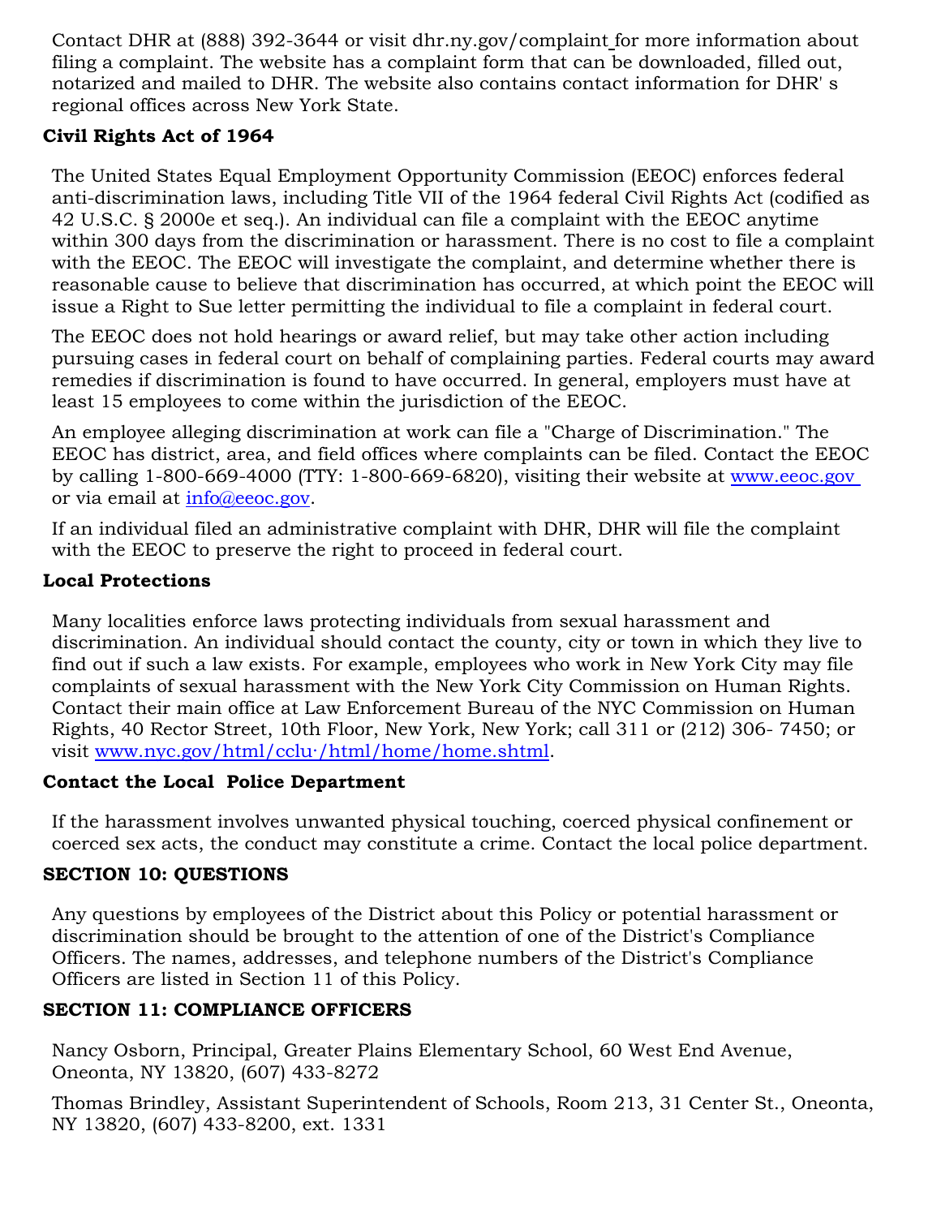Contact DHR at (888) 392-3644 or visit dhr.ny.gov/complaint for more information about filing a complaint. The website has a complaint form that can be downloaded, filled out, notarized and mailed to DHR. The website also contains contact information for DHR' s regional offices across New York State.

**Civil Rights Act of 1964**

The United States Equal Employment Opportunity Commission (EEOC) enforces federal anti-discrimination laws, including Title VII of the 1964 federal Civil Rights Act (codified as 42 U.S.C. § 2000e et seq.). An individual can file a complaint with the EEOC anytime within 300 days from the discrimination or harassment. There is no cost to file a complaint with the EEOC. The EEOC will investigate the complaint, and determine whether there is reasonable cause to believe that discrimination has occurred, at which point the EEOC will issue a Right to Sue letter permitting the individual to file a complaint in federal court.

The EEOC does not hold hearings or award relief, but may take other action including pursuing cases in federal court on behalf of complaining parties. Federal courts may award remedies if discrimination is found to have occurred. In general, employers must have at least 15 employees to come within the jurisdiction of the EEOC.

An employee alleging discrimination at work can file a "Charge of Discrimination." The EEOC has district, area, and field offices where complaints can be filed. Contact the EEOC by calling 1-800-669-4000 (TTY: 1-800-669-6820), visiting their website at www.eeoc.gov or via email at info@eeoc.gov.

If an individual filed an administrative complaint with DHR, DHR will file the complaint with the EEOC to preserve the right to proceed in federal court.

**Local Protections**

Many localities enforce laws protecting individuals from sexual harassment and discrimination. An individual should contact the county, city or town in which they live to find out if such a law exists. For example, employees who work in New York City may file complaints of sexual harassment with the New York City Commission on Human Rights. Contact their main office at Law Enforcement Bureau of the NYC Commission on Human Rights, 40 Rector Street, 10th Floor, New York, New York; call 311 or (212) 306- 7450; or visit www.nyc.gov/html/cclu·/html/home/home.shtml.

**Contact the Local Police Department**

If the harassment involves unwanted physical touching, coerced physical confinement or coerced sex acts, the conduct may constitute a crime. Contact the local police department.

**SECTION 10: QUESTIONS**

Any questions by employees of the District about this Policy or potential harassment or discrimination should be brought to the attention of one of the District's Compliance Officers. The names, addresses, and telephone numbers of the District's Compliance Officers are listed in Section 11 of this Policy.

**SECTION 11: COMPLIANCE OFFICERS**

Nancy Osborn, Principal, Greater Plains Elementary School, 60 West End Avenue, Oneonta, NY 13820, (607) 433-8272

Thomas Brindley, Assistant Superintendent of Schools, Room 213, 31 Center St., Oneonta, NY 13820, (607) 433-8200, ext. 1331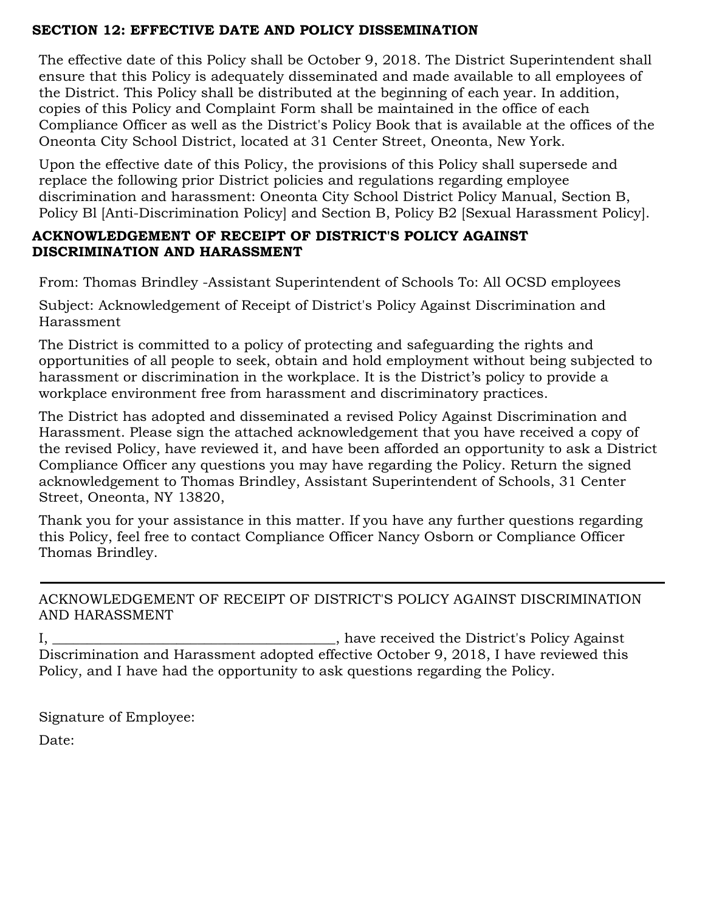## SECTION 12: EFFECTIVE DATE AND POLICY DISSEMINATION

The effective date of this Policy shall be October 9, 2018. The District Superintendent shall ensure that this Policy is adequately disseminated and made available to all employees of the District. This Policy shall be distributed at the beginning of each year. In addition, copies of this Policy and Complaint Form shall be maintained in the office of each Compliance Officer as well as the District's Policy Book that is available at the offices of the Oneonta City School District, located at 31 Center Street, Oneonta, New York.

Upon the effective date of this Policy, the provisions of this Policy shall supersede and replace the following prior District policies and regulations regarding employee discrimination and harassment: Oneonta City School District Policy Manual, Section B, Policy Bl [Anti-Discrimination Policy] and Section B, Policy B2 [Sexual Harassment Policy].

## ACKNOWLEDGEMENT OF RECEIPT OF DISTRICT'S POLICY AGAINST DISCRIMINATION AND HARASSMENT

From: Thomas Brindley -Assistant Superintendent of Schools To: All OCSD employees

Subject: Acknowledgement of Receipt of District's Policy Against Discrimination and Harassment

The District is committed to a policy of protecting and safeguarding the rights and opportunities of all people to seek, obtain and hold employment without being subjected to harassment or discrimination in the workplace. It is the District's policy to provide a workplace environment free from harassment and discriminatory practices.

The District has adopted and disseminated a revised Policy Against Discrimination and Harassment. Please sign the attached acknowledgement that you have received a copy of the revised Policy, have reviewed it, and have been afforded an opportunity to ask a District Compliance Officer any questions you may have regarding the Policy. Return the signed acknowledgement to Thomas Brindley, Assistant Superintendent of Schools, 31 Center Street, Oneonta, NY 13820,

Thank you for your assistance in this matter. If you have any further questions regarding this Policy, feel free to contact Compliance Officer Nancy Osborn or Compliance Officer Thomas Brindley.

---

ACKNOWLEDGEMENT OF RECEIPT OF DISTRICT'S POLICY AGAINST DISCRIMINATION AND HARASSMENT

I, ________________________________________, have received the District's Policy Against Discrimination and Harassment adopted effective October 9, 2018, I have reviewed this Policy, and I have had the opportunity to ask questions regarding the Policy.

Signature of Employee:

Date: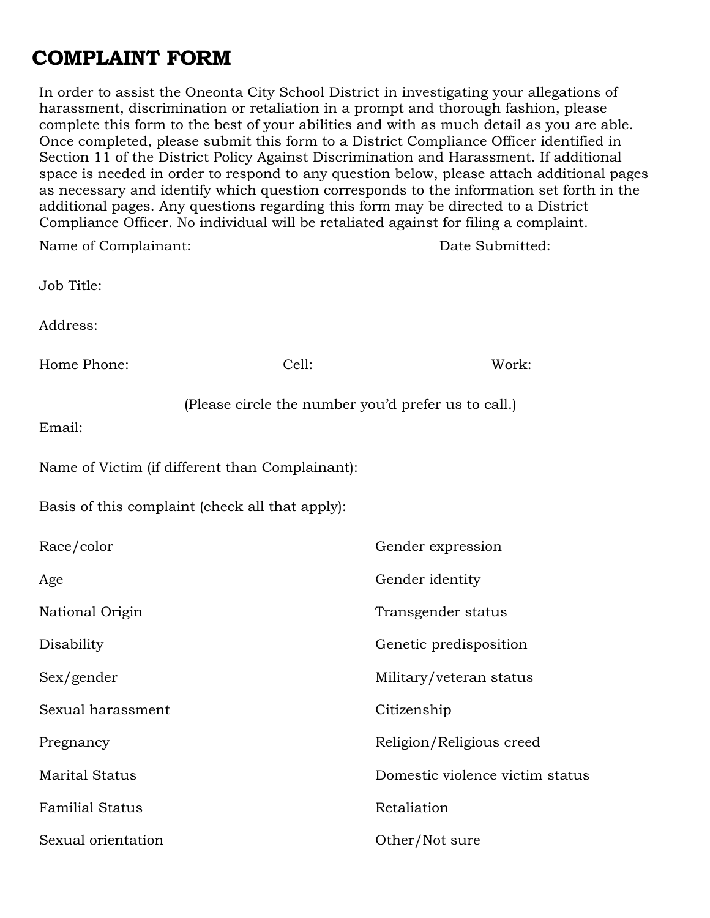# COMPLAINT FORM

In order to assist the Oneonta City School District in investigating your allegations of harassment, discrimination or retaliation in a prompt and thorough fashion, please complete this form to the best of your abilities and with as much detail as you are able. Once completed, please submit this form to a District Compliance Officer identified in Section 11 of the District Policy Against Discrimination and Harassment. If additional space is needed in order to respond to any question below, please attach additional pages as necessary and identify which question corresponds to the information set forth in the additional pages. Any questions regarding this form may be directed to a District Compliance Officer. No individual will be retaliated against for filing a complaint.

Name of Complainant: Date Submitted:

Job Title:

Address:

Home Phone: Cell: Work:

(Please circle the number you'd prefer us to call.)

Email:

Name of Victim (if different than Complainant):

Basis of this complaint (check all that apply):

Race/color

Age

National Origin

Disability

Sex/gender

Sexual harassment

Pregnancy

Marital Status

Familial Status

Sexual orientation

Gender expression

Gender identity

Transgender status

Genetic predisposition

Military/veteran status

Citizenship

Religion/Religious creed

Domestic violence victim status

Retaliation

Other/Not sure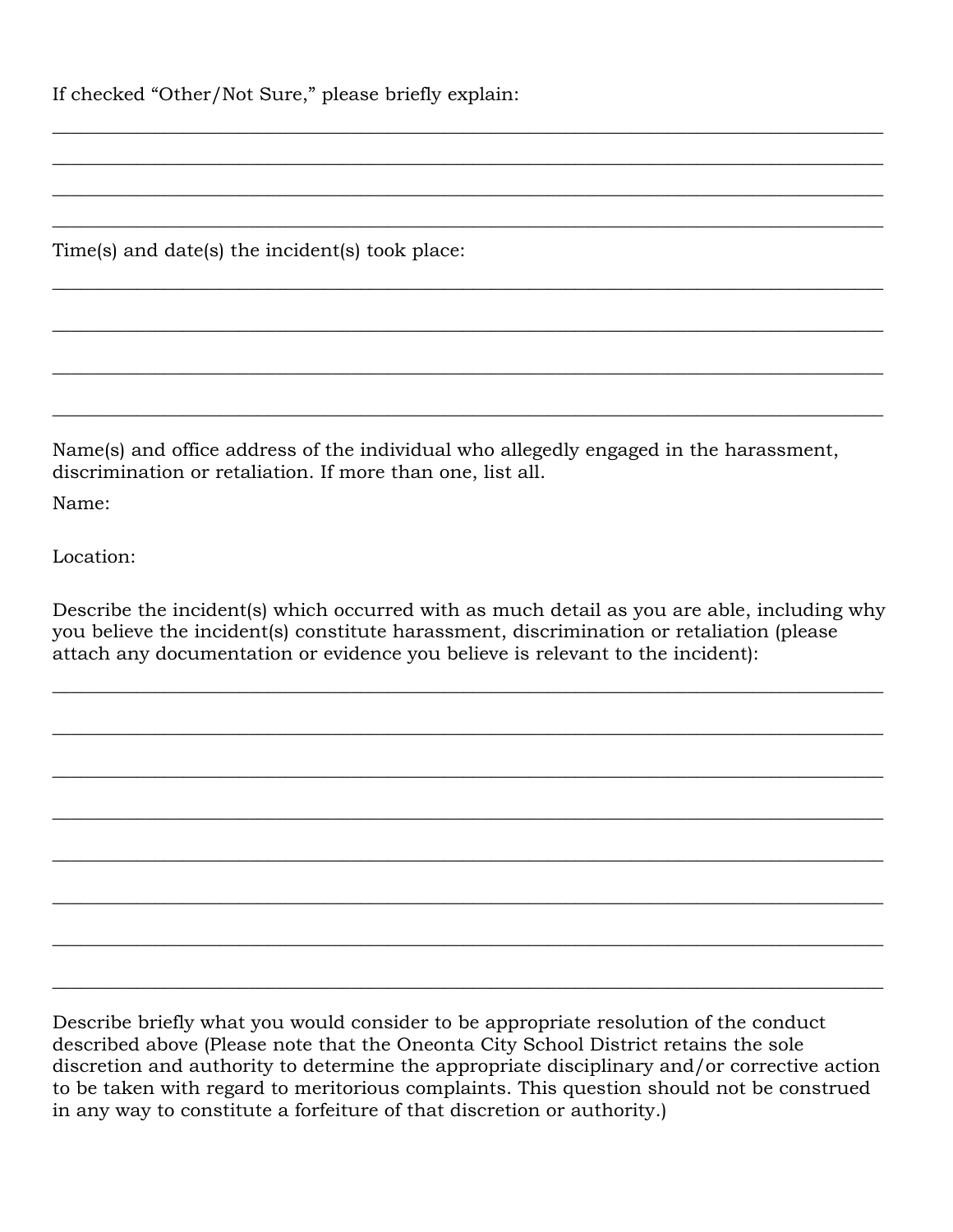If checked “Other/Not Sure,” please briefly explain:

______________________________________________________________________________

______________________________________________________________________________

______________________________________________________________________________

______________________________________________________________________________

Time(s) and date(s) the incident(s) took place:

______________________________________________________________________________

______________________________________________________________________________

______________________________________________________________________________

______________________________________________________________________________

Name(s) and office address of the individual who allegedly engaged in the harassment, discrimination or retaliation. If more than one, list all.

Name:

Location:

Describe the incident(s) which occurred with as much detail as you are able, including why you believe the incident(s) constitute harassment, discrimination or retaliation (please attach any documentation or evidence you believe is relevant to the incident):

______________________________________________________________________________

______________________________________________________________________________

______________________________________________________________________________

______________________________________________________________________________

______________________________________________________________________________

______________________________________________________________________________

______________________________________________________________________________

______________________________________________________________________________

Describe briefly what you would consider to be appropriate resolution of the conduct described above (Please note that the Oneonta City School District retains the sole discretion and authority to determine the appropriate disciplinary and/or corrective action to be taken with regard to meritorious complaints. This question should not be construed in any way to constitute a forfeiture of that discretion or authority.)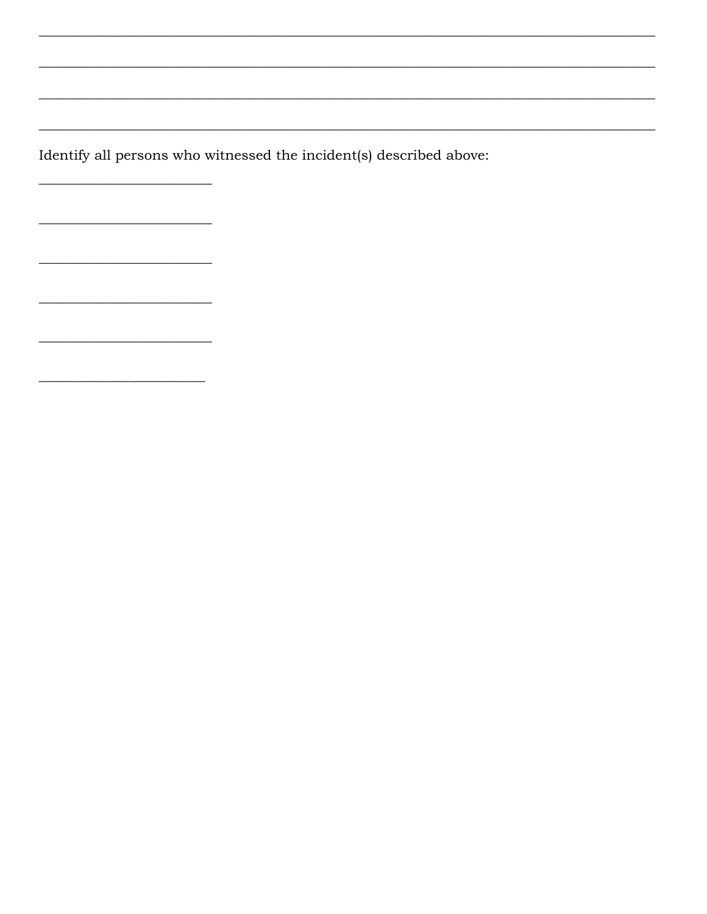\_\_\_\_\_\_\_\_\_\_\_\_\_\_\_\_\_\_\_\_\_\_\_\_\_\_\_\_\_\_\_\_\_\_\_\_\_\_\_\_\_\_\_\_\_\_\_\_\_\_\_\_\_\_\_\_\_\_\_\_\_\_\_\_\_\_\_\_\_\_\_\_\_\_\_\_\_\_

\_\_\_\_\_\_\_\_\_\_\_\_\_\_\_\_\_\_\_\_\_\_\_\_\_\_\_\_\_\_\_\_\_\_\_\_\_\_\_\_\_\_\_\_\_\_\_\_\_\_\_\_\_\_\_\_\_\_\_\_\_\_\_\_\_\_\_\_\_\_\_\_\_\_\_\_\_\_

\_\_\_\_\_\_\_\_\_\_\_\_\_\_\_\_\_\_\_\_\_\_\_\_\_\_\_\_\_\_\_\_\_\_\_\_\_\_\_\_\_\_\_\_\_\_\_\_\_\_\_\_\_\_\_\_\_\_\_\_\_\_\_\_\_\_\_\_\_\_\_\_\_\_\_\_\_\_

\_\_\_\_\_\_\_\_\_\_\_\_\_\_\_\_\_\_\_\_\_\_\_\_\_\_\_\_\_\_\_\_\_\_\_\_\_\_\_\_\_\_\_\_\_\_\_\_\_\_\_\_\_\_\_\_\_\_\_\_\_\_\_\_\_\_\_\_\_\_\_\_\_\_\_\_\_\_

Identify all persons who witnessed the incident(s) described above:

\_\_\_\_\_\_\_\_\_\_\_\_\_\_\_\_\_\_\_\_\_\_\_\_

\_\_\_\_\_\_\_\_\_\_\_\_\_\_\_\_\_\_\_\_\_\_\_\_

\_\_\_\_\_\_\_\_\_\_\_\_\_\_\_\_\_\_\_\_\_\_\_\_

\_\_\_\_\_\_\_\_\_\_\_\_\_\_\_\_\_\_\_\_\_\_\_\_

\_\_\_\_\_\_\_\_\_\_\_\_\_\_\_\_\_\_\_\_\_\_\_\_

\_\_\_\_\_\_\_\_\_\_\_\_\_\_\_\_\_\_\_\_\_\_\_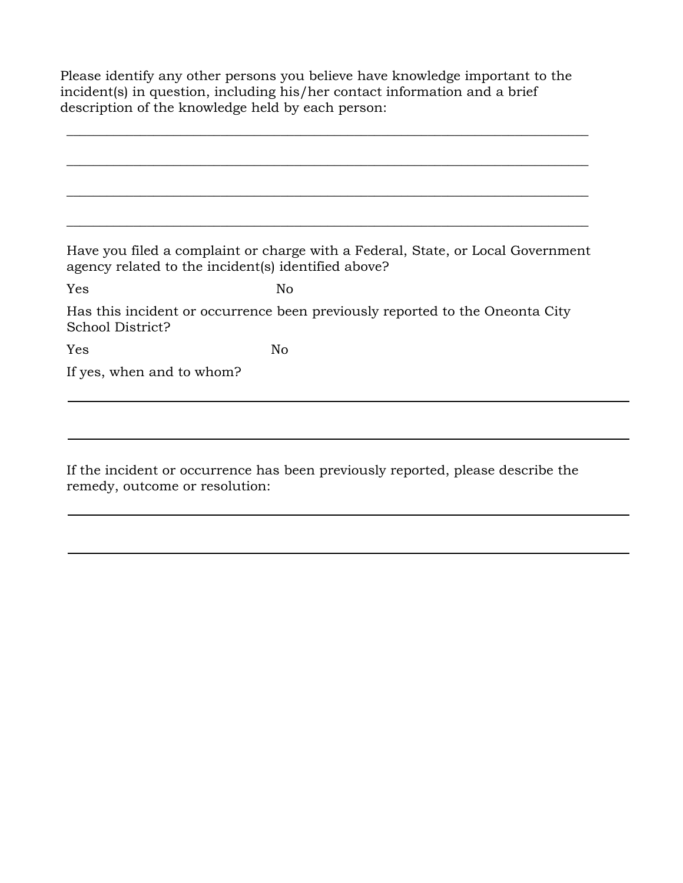Please identify any other persons you believe have knowledge important to the incident(s) in question, including his/her contact information and a brief description of the knowledge held by each person:

\_\_\_\_\_\_\_\_\_\_\_\_\_\_\_\_\_\_\_\_\_\_\_\_\_\_\_\_\_\_\_\_\_\_\_\_\_\_\_\_\_\_\_\_\_\_\_\_\_\_\_\_\_\_\_\_\_\_\_\_\_\_\_\_\_\_\_\_\_\_\_\_\_\_

\_\_\_\_\_\_\_\_\_\_\_\_\_\_\_\_\_\_\_\_\_\_\_\_\_\_\_\_\_\_\_\_\_\_\_\_\_\_\_\_\_\_\_\_\_\_\_\_\_\_\_\_\_\_\_\_\_\_\_\_\_\_\_\_\_\_\_\_\_\_\_\_\_\_

\_\_\_\_\_\_\_\_\_\_\_\_\_\_\_\_\_\_\_\_\_\_\_\_\_\_\_\_\_\_\_\_\_\_\_\_\_\_\_\_\_\_\_\_\_\_\_\_\_\_\_\_\_\_\_\_\_\_\_\_\_\_\_\_\_\_\_\_\_\_\_\_\_\_

\_\_\_\_\_\_\_\_\_\_\_\_\_\_\_\_\_\_\_\_\_\_\_\_\_\_\_\_\_\_\_\_\_\_\_\_\_\_\_\_\_\_\_\_\_\_\_\_\_\_\_\_\_\_\_\_\_\_\_\_\_\_\_\_\_\_\_\_\_\_\_\_\_\_

Have you filed a complaint or charge with a Federal, State, or Local Government agency related to the incident(s) identified above?

Yes No

Has this incident or occurrence been previously reported to the Oneonta City School District?

Yes No

If yes, when and to whom?

\_\_\_\_\_\_\_\_\_\_\_\_\_\_\_\_\_\_\_\_\_\_\_\_\_\_\_\_\_\_\_\_\_\_\_\_\_\_\_\_\_\_\_\_\_\_\_\_\_\_\_\_\_\_\_\_\_\_\_\_\_\_\_\_\_\_\_\_\_\_\_\_\_\_

\_\_\_\_\_\_\_\_\_\_\_\_\_\_\_\_\_\_\_\_\_\_\_\_\_\_\_\_\_\_\_\_\_\_\_\_\_\_\_\_\_\_\_\_\_\_\_\_\_\_\_\_\_\_\_\_\_\_\_\_\_\_\_\_\_\_\_\_\_\_\_\_\_\_

If the incident or occurrence has been previously reported, please describe the remedy, outcome or resolution:

\_\_\_\_\_\_\_\_\_\_\_\_\_\_\_\_\_\_\_\_\_\_\_\_\_\_\_\_\_\_\_\_\_\_\_\_\_\_\_\_\_\_\_\_\_\_\_\_\_\_\_\_\_\_\_\_\_\_\_\_\_\_\_\_\_\_\_\_\_\_\_\_\_\_

\_\_\_\_\_\_\_\_\_\_\_\_\_\_\_\_\_\_\_\_\_\_\_\_\_\_\_\_\_\_\_\_\_\_\_\_\_\_\_\_\_\_\_\_\_\_\_\_\_\_\_\_\_\_\_\_\_\_\_\_\_\_\_\_\_\_\_\_\_\_\_\_\_\_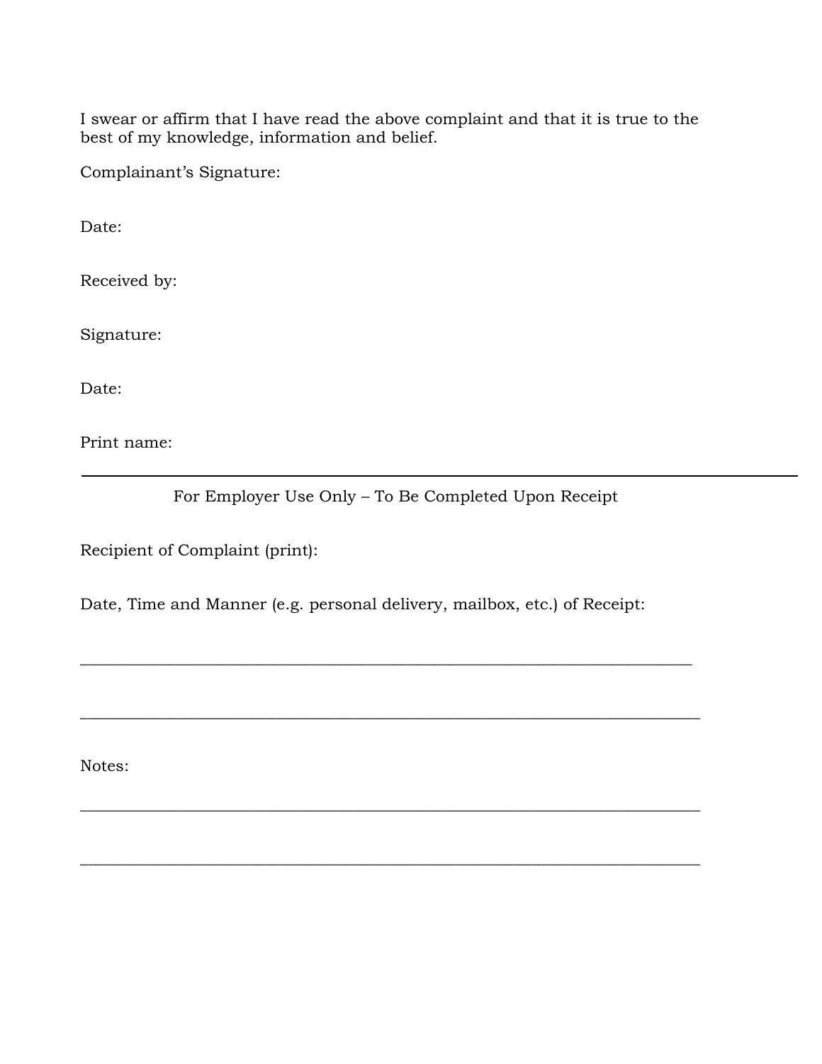I swear or affirm that I have read the above complaint and that it is true to the best of my knowledge, information and belief.

Complainant's Signature:

Date:

Received by:

Signature:

Date:

Print name:

---

For Employer Use Only – To Be Completed Upon Receipt

Recipient of Complaint (print):

Date, Time and Manner (e.g. personal delivery, mailbox, etc.) of Receipt:

\_\_\_\_\_\_\_\_\_\_\_\_\_\_\_\_\_\_\_\_\_\_\_\_\_\_\_\_\_\_\_\_\_\_\_\_\_\_\_\_\_\_\_\_\_\_\_\_\_\_\_\_\_\_\_\_\_\_\_\_\_\_\_\_\_\_\_\_\_\_

\_\_\_\_\_\_\_\_\_\_\_\_\_\_\_\_\_\_\_\_\_\_\_\_\_\_\_\_\_\_\_\_\_\_\_\_\_\_\_\_\_\_\_\_\_\_\_\_\_\_\_\_\_\_\_\_\_\_\_\_\_\_\_\_\_\_\_\_\_\_

Notes:

\_\_\_\_\_\_\_\_\_\_\_\_\_\_\_\_\_\_\_\_\_\_\_\_\_\_\_\_\_\_\_\_\_\_\_\_\_\_\_\_\_\_\_\_\_\_\_\_\_\_\_\_\_\_\_\_\_\_\_\_\_\_\_\_\_\_\_\_\_\_

\_\_\_\_\_\_\_\_\_\_\_\_\_\_\_\_\_\_\_\_\_\_\_\_\_\_\_\_\_\_\_\_\_\_\_\_\_\_\_\_\_\_\_\_\_\_\_\_\_\_\_\_\_\_\_\_\_\_\_\_\_\_\_\_\_\_\_\_\_\_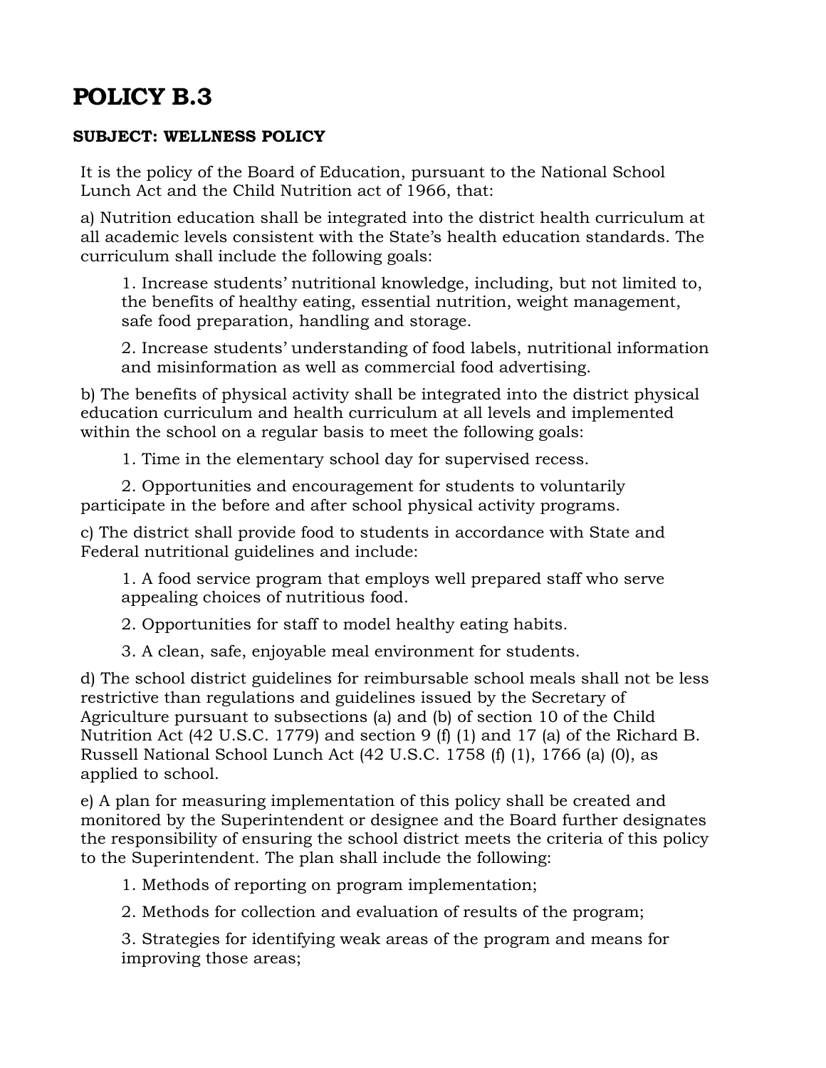# POLICY B.3

**SUBJECT: WELLNESS POLICY**

It is the policy of the Board of Education, pursuant to the National School Lunch Act and the Child Nutrition act of 1966, that:

a) Nutrition education shall be integrated into the district health curriculum at all academic levels consistent with the State's health education standards. The curriculum shall include the following goals:

1. Increase students' nutritional knowledge, including, but not limited to, the benefits of healthy eating, essential nutrition, weight management, safe food preparation, handling and storage.

2. Increase students' understanding of food labels, nutritional information and misinformation as well as commercial food advertising.

b) The benefits of physical activity shall be integrated into the district physical education curriculum and health curriculum at all levels and implemented within the school on a regular basis to meet the following goals:

1. Time in the elementary school day for supervised recess.

2. Opportunities and encouragement for students to voluntarily participate in the before and after school physical activity programs.

c) The district shall provide food to students in accordance with State and Federal nutritional guidelines and include:

1. A food service program that employs well prepared staff who serve appealing choices of nutritious food.

2. Opportunities for staff to model healthy eating habits.

3. A clean, safe, enjoyable meal environment for students.

d) The school district guidelines for reimbursable school meals shall not be less restrictive than regulations and guidelines issued by the Secretary of Agriculture pursuant to subsections (a) and (b) of section 10 of the Child Nutrition Act (42 U.S.C. 1779) and section 9 (f) (1) and 17 (a) of the Richard B. Russell National School Lunch Act (42 U.S.C. 1758 (f) (1), 1766 (a) (0), as applied to school.

e) A plan for measuring implementation of this policy shall be created and monitored by the Superintendent or designee and the Board further designates the responsibility of ensuring the school district meets the criteria of this policy to the Superintendent. The plan shall include the following:

1. Methods of reporting on program implementation;

2. Methods for collection and evaluation of results of the program;

3. Strategies for identifying weak areas of the program and means for improving those areas;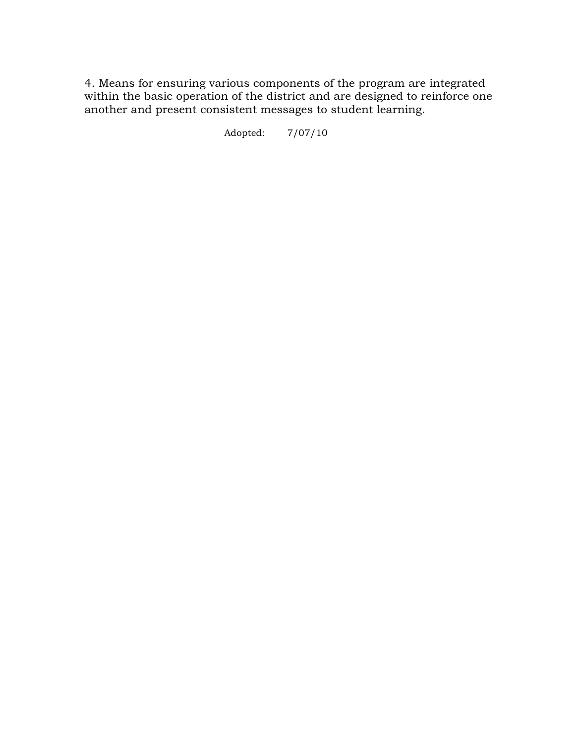4. Means for ensuring various components of the program are integrated within the basic operation of the district and are designed to reinforce one another and present consistent messages to student learning.

Adopted: 7/07/10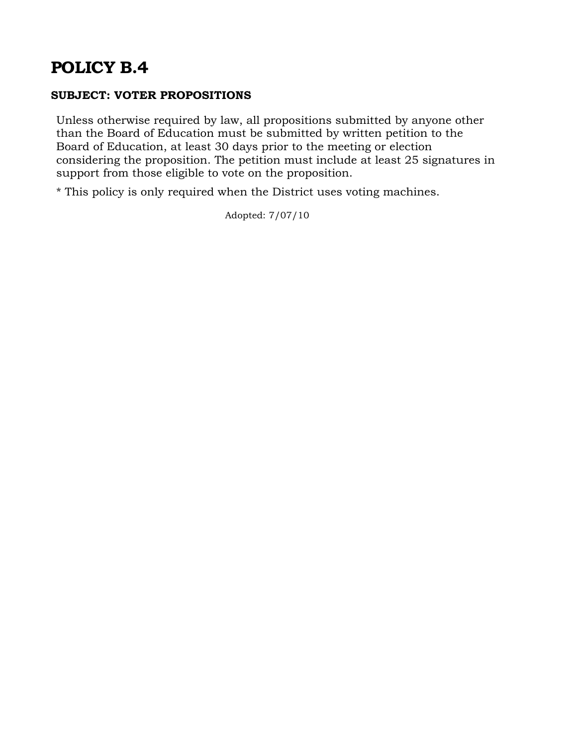# POLICY B.4

**SUBJECT: VOTER PROPOSITIONS**

Unless otherwise required by law, all propositions submitted by anyone other than the Board of Education must be submitted by written petition to the Board of Education, at least 30 days prior to the meeting or election considering the proposition. The petition must include at least 25 signatures in support from those eligible to vote on the proposition.

* This policy is only required when the District uses voting machines.

Adopted: 7/07/10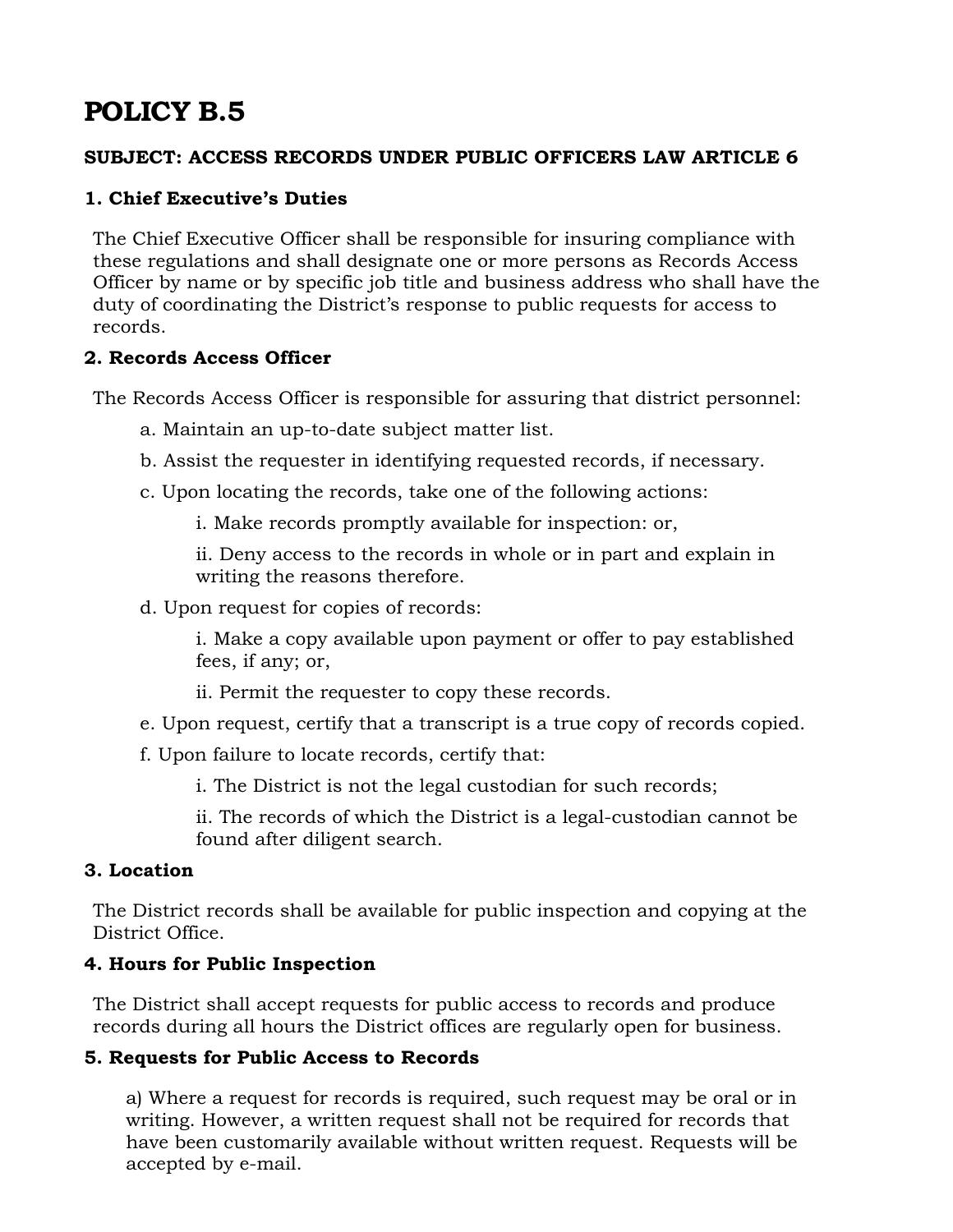# POLICY B.5

**SUBJECT: ACCESS RECORDS UNDER PUBLIC OFFICERS LAW ARTICLE 6**

### 1. Chief Executive's Duties

The Chief Executive Officer shall be responsible for insuring compliance with these regulations and shall designate one or more persons as Records Access Officer by name or by specific job title and business address who shall have the duty of coordinating the District's response to public requests for access to records.

### 2. Records Access Officer

The Records Access Officer is responsible for assuring that district personnel:

- a. Maintain an up-to-date subject matter list.
- b. Assist the requester in identifying requested records, if necessary.
- c. Upon locating the records, take one of the following actions:
  - i. Make records promptly available for inspection: or,
  - ii. Deny access to the records in whole or in part and explain in writing the reasons therefore.
- d. Upon request for copies of records:
  - i. Make a copy available upon payment or offer to pay established fees, if any; or,
  - ii. Permit the requester to copy these records.
- e. Upon request, certify that a transcript is a true copy of records copied.
- f. Upon failure to locate records, certify that:
  - i. The District is not the legal custodian for such records;
  - ii. The records of which the District is a legal-custodian cannot be found after diligent search.

### 3. Location

The District records shall be available for public inspection and copying at the District Office.

### 4. Hours for Public Inspection

The District shall accept requests for public access to records and produce records during all hours the District offices are regularly open for business.

### 5. Requests for Public Access to Records

a) Where a request for records is required, such request may be oral or in writing. However, a written request shall not be required for records that have been customarily available without written request. Requests will be accepted by e-mail.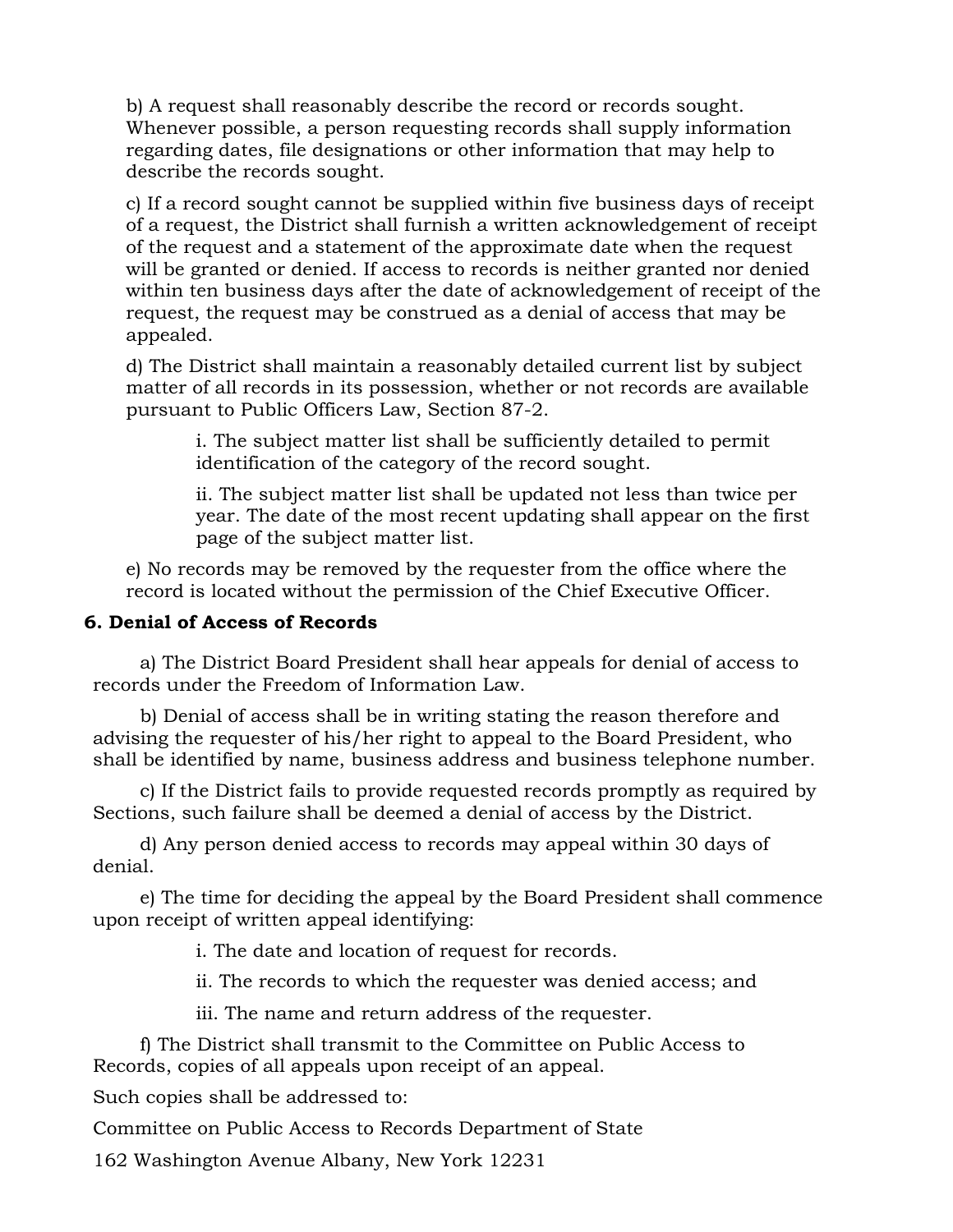b) A request shall reasonably describe the record or records sought. Whenever possible, a person requesting records shall supply information regarding dates, file designations or other information that may help to describe the records sought.

c) If a record sought cannot be supplied within five business days of receipt of a request, the District shall furnish a written acknowledgement of receipt of the request and a statement of the approximate date when the request will be granted or denied. If access to records is neither granted nor denied within ten business days after the date of acknowledgement of receipt of the request, the request may be construed as a denial of access that may be appealed.

d) The District shall maintain a reasonably detailed current list by subject matter of all records in its possession, whether or not records are available pursuant to Public Officers Law, Section 87-2.

i. The subject matter list shall be sufficiently detailed to permit identification of the category of the record sought.

ii. The subject matter list shall be updated not less than twice per year. The date of the most recent updating shall appear on the first page of the subject matter list.

e) No records may be removed by the requester from the office where the record is located without the permission of the Chief Executive Officer.

### 6. Denial of Access of Records

a) The District Board President shall hear appeals for denial of access to records under the Freedom of Information Law.

b) Denial of access shall be in writing stating the reason therefore and advising the requester of his/her right to appeal to the Board President, who shall be identified by name, business address and business telephone number.

c) If the District fails to provide requested records promptly as required by Sections, such failure shall be deemed a denial of access by the District.

d) Any person denied access to records may appeal within 30 days of denial.

e) The time for deciding the appeal by the Board President shall commence upon receipt of written appeal identifying:

i. The date and location of request for records.

ii. The records to which the requester was denied access; and

iii. The name and return address of the requester.

f) The District shall transmit to the Committee on Public Access to Records, copies of all appeals upon receipt of an appeal.

Such copies shall be addressed to:

Committee on Public Access to Records Department of State

162 Washington Avenue Albany, New York 12231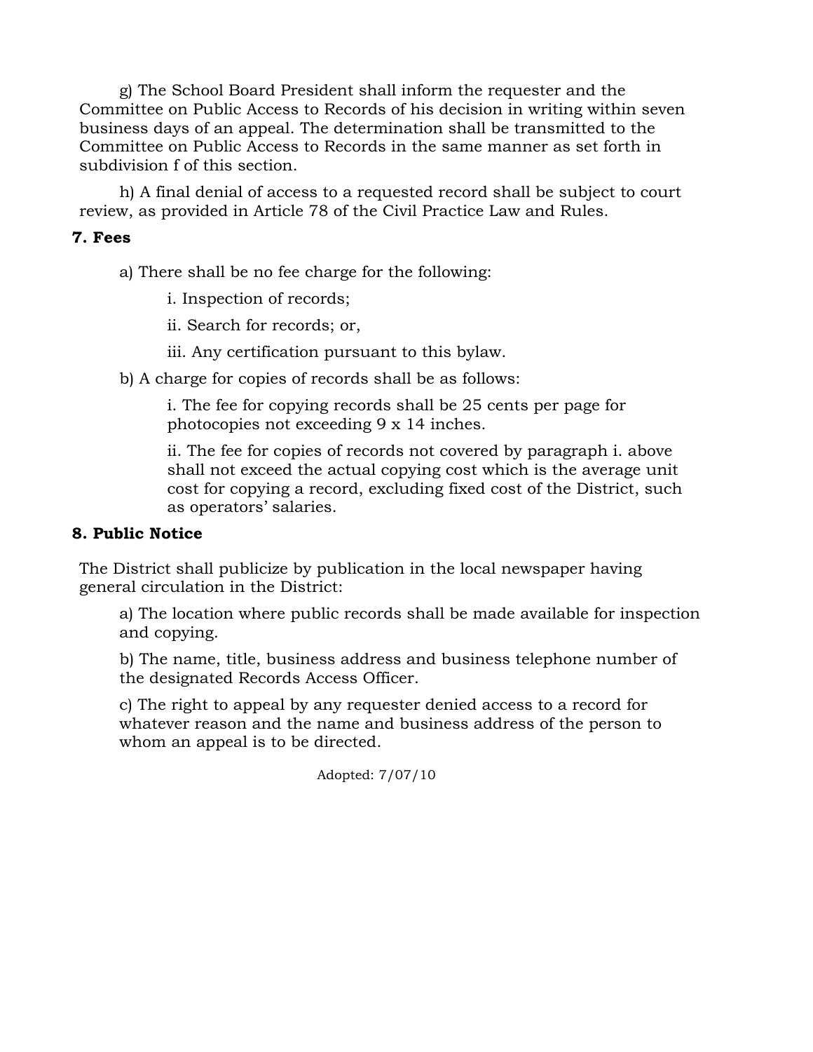g) The School Board President shall inform the requester and the Committee on Public Access to Records of his decision in writing within seven business days of an appeal. The determination shall be transmitted to the Committee on Public Access to Records in the same manner as set forth in subdivision f of this section.

h) A final denial of access to a requested record shall be subject to court review, as provided in Article 78 of the Civil Practice Law and Rules.

**7. Fees**

a) There shall be no fee charge for the following:

i. Inspection of records;

ii. Search for records; or,

iii. Any certification pursuant to this bylaw.

b) A charge for copies of records shall be as follows:

i. The fee for copying records shall be 25 cents per page for photocopies not exceeding 9 x 14 inches.

ii. The fee for copies of records not covered by paragraph i. above shall not exceed the actual copying cost which is the average unit cost for copying a record, excluding fixed cost of the District, such as operators' salaries.

**8. Public Notice**

The District shall publicize by publication in the local newspaper having general circulation in the District:

a) The location where public records shall be made available for inspection and copying.

b) The name, title, business address and business telephone number of the designated Records Access Officer.

c) The right to appeal by any requester denied access to a record for whatever reason and the name and business address of the person to whom an appeal is to be directed.

Adopted: 7/07/10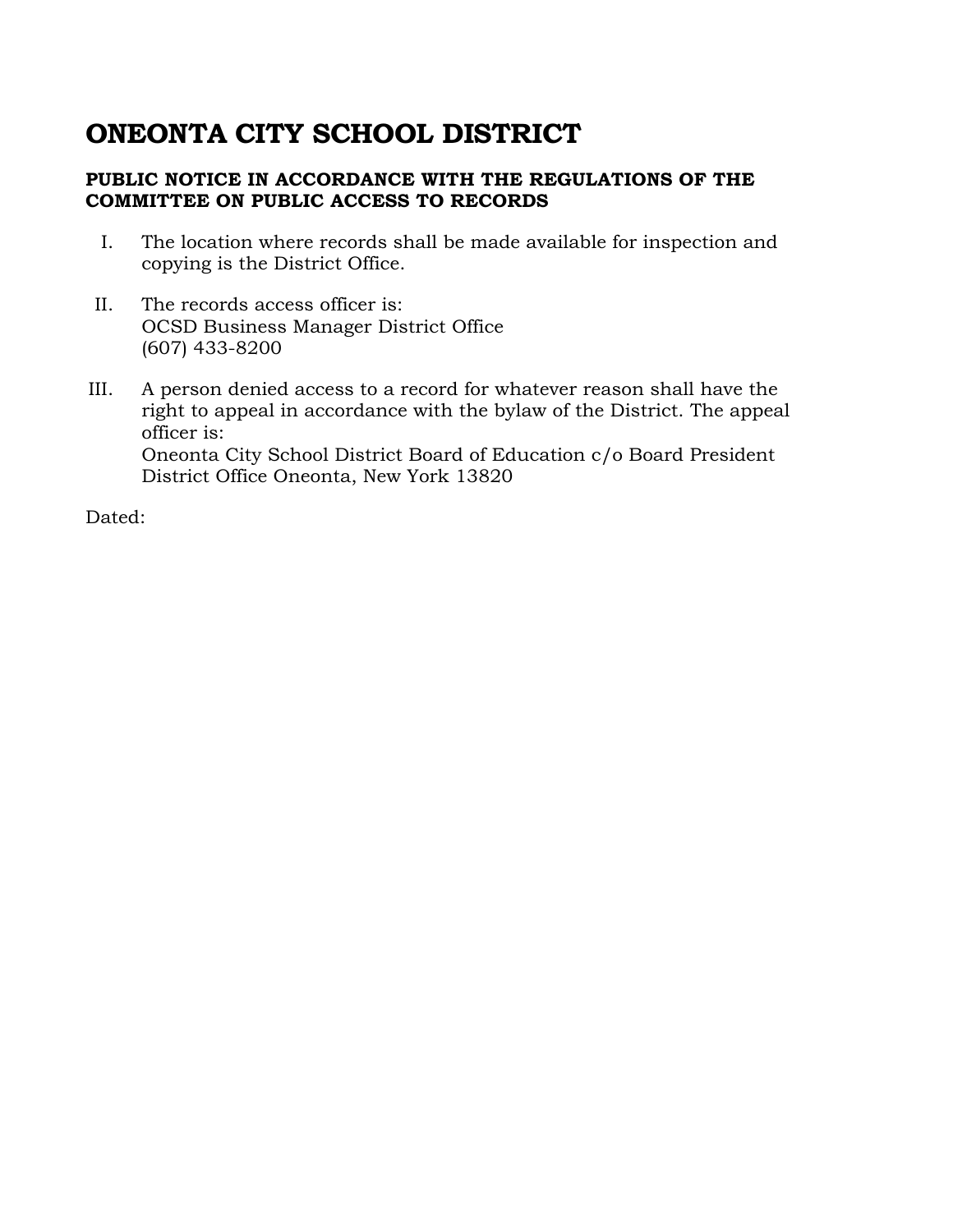# ONEONTA CITY SCHOOL DISTRICT

**PUBLIC NOTICE IN ACCORDANCE WITH THE REGULATIONS OF THE COMMITTEE ON PUBLIC ACCESS TO RECORDS**

I. The location where records shall be made available for inspection and copying is the District Office.

II. The records access officer is:
OCSD Business Manager District Office
(607) 433-8200

III. A person denied access to a record for whatever reason shall have the right to appeal in accordance with the bylaw of the District. The appeal officer is:
Oneonta City School District Board of Education c/o Board President
District Office Oneonta, New York 13820

Dated: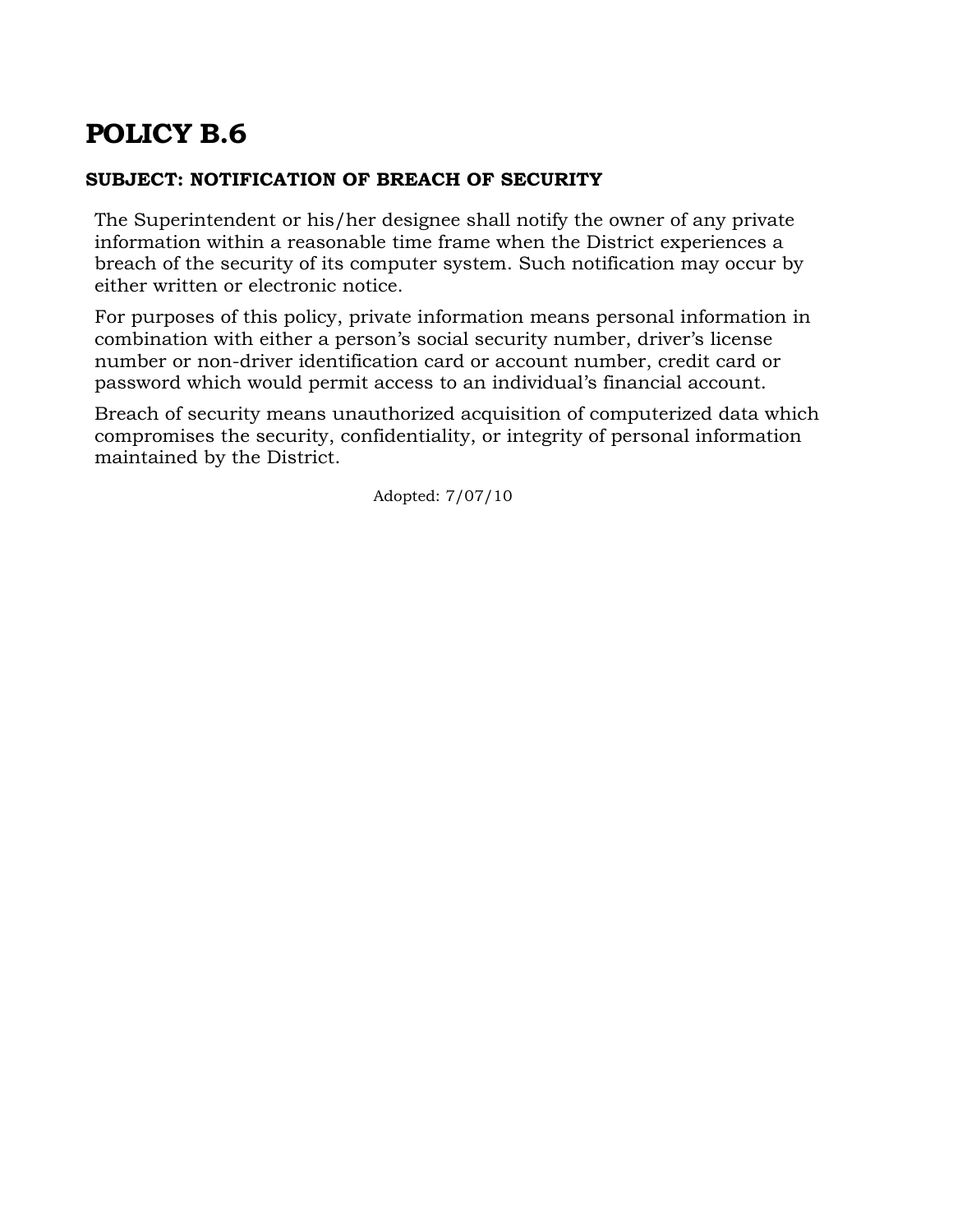# POLICY B.6

### SUBJECT: NOTIFICATION OF BREACH OF SECURITY

The Superintendent or his/her designee shall notify the owner of any private information within a reasonable time frame when the District experiences a breach of the security of its computer system. Such notification may occur by either written or electronic notice.

For purposes of this policy, private information means personal information in combination with either a person's social security number, driver's license number or non-driver identification card or account number, credit card or password which would permit access to an individual's financial account.

Breach of security means unauthorized acquisition of computerized data which compromises the security, confidentiality, or integrity of personal information maintained by the District.

Adopted: 7/07/10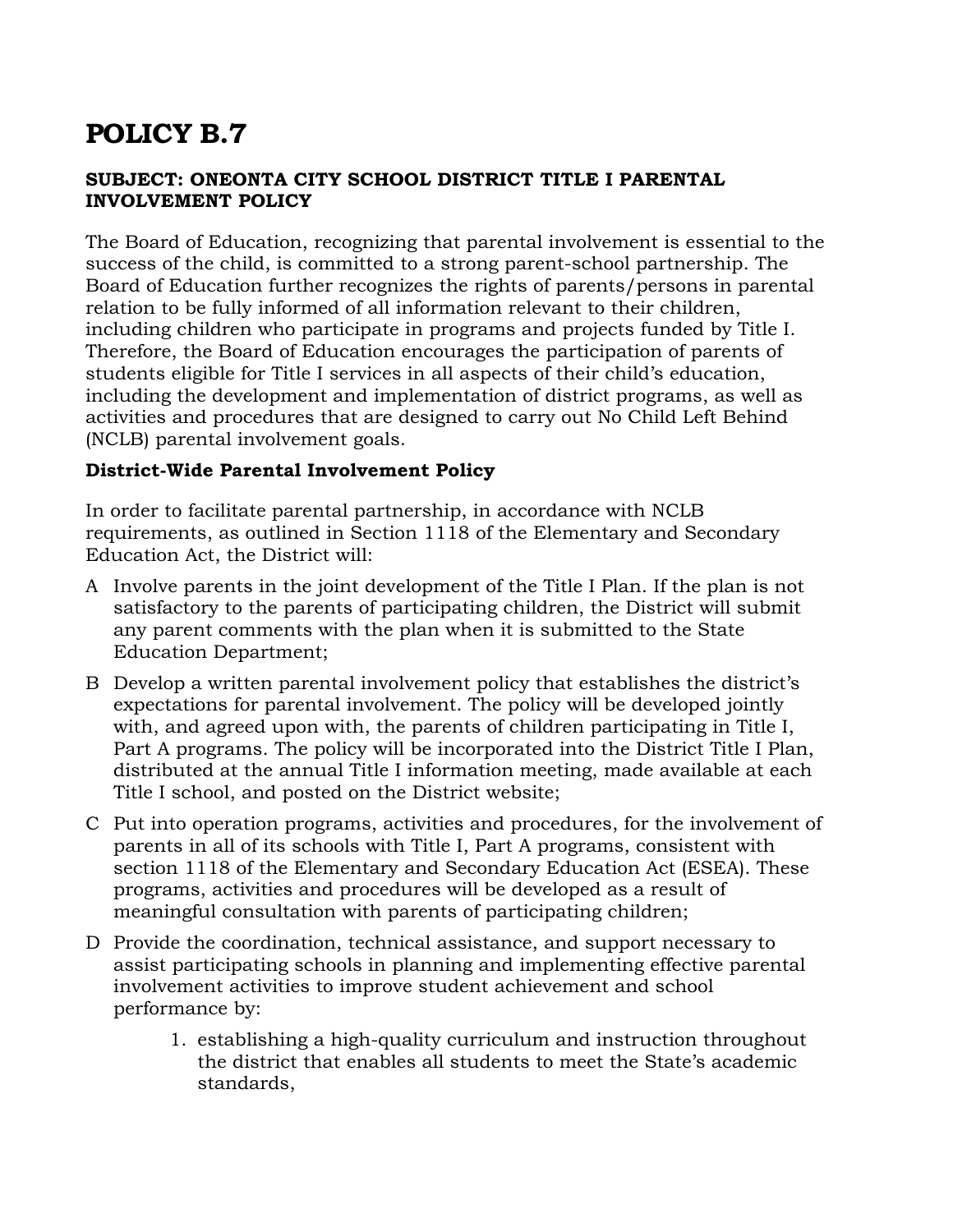# POLICY B.7

**SUBJECT: ONEONTA CITY SCHOOL DISTRICT TITLE I PARENTAL INVOLVEMENT POLICY**

The Board of Education, recognizing that parental involvement is essential to the success of the child, is committed to a strong parent-school partnership. The Board of Education further recognizes the rights of parents/persons in parental relation to be fully informed of all information relevant to their children, including children who participate in programs and projects funded by Title I. Therefore, the Board of Education encourages the participation of parents of students eligible for Title I services in all aspects of their child's education, including the development and implementation of district programs, as well as activities and procedures that are designed to carry out No Child Left Behind (NCLB) parental involvement goals.

**District-Wide Parental Involvement Policy**

In order to facilitate parental partnership, in accordance with NCLB requirements, as outlined in Section 1118 of the Elementary and Secondary Education Act, the District will:

A Involve parents in the joint development of the Title I Plan. If the plan is not satisfactory to the parents of participating children, the District will submit any parent comments with the plan when it is submitted to the State Education Department;

B Develop a written parental involvement policy that establishes the district's expectations for parental involvement. The policy will be developed jointly with, and agreed upon with, the parents of children participating in Title I, Part A programs. The policy will be incorporated into the District Title I Plan, distributed at the annual Title I information meeting, made available at each Title I school, and posted on the District website;

C Put into operation programs, activities and procedures, for the involvement of parents in all of its schools with Title I, Part A programs, consistent with section 1118 of the Elementary and Secondary Education Act (ESEA). These programs, activities and procedures will be developed as a result of meaningful consultation with parents of participating children;

D Provide the coordination, technical assistance, and support necessary to assist participating schools in planning and implementing effective parental involvement activities to improve student achievement and school performance by:

1. establishing a high-quality curriculum and instruction throughout the district that enables all students to meet the State's academic standards,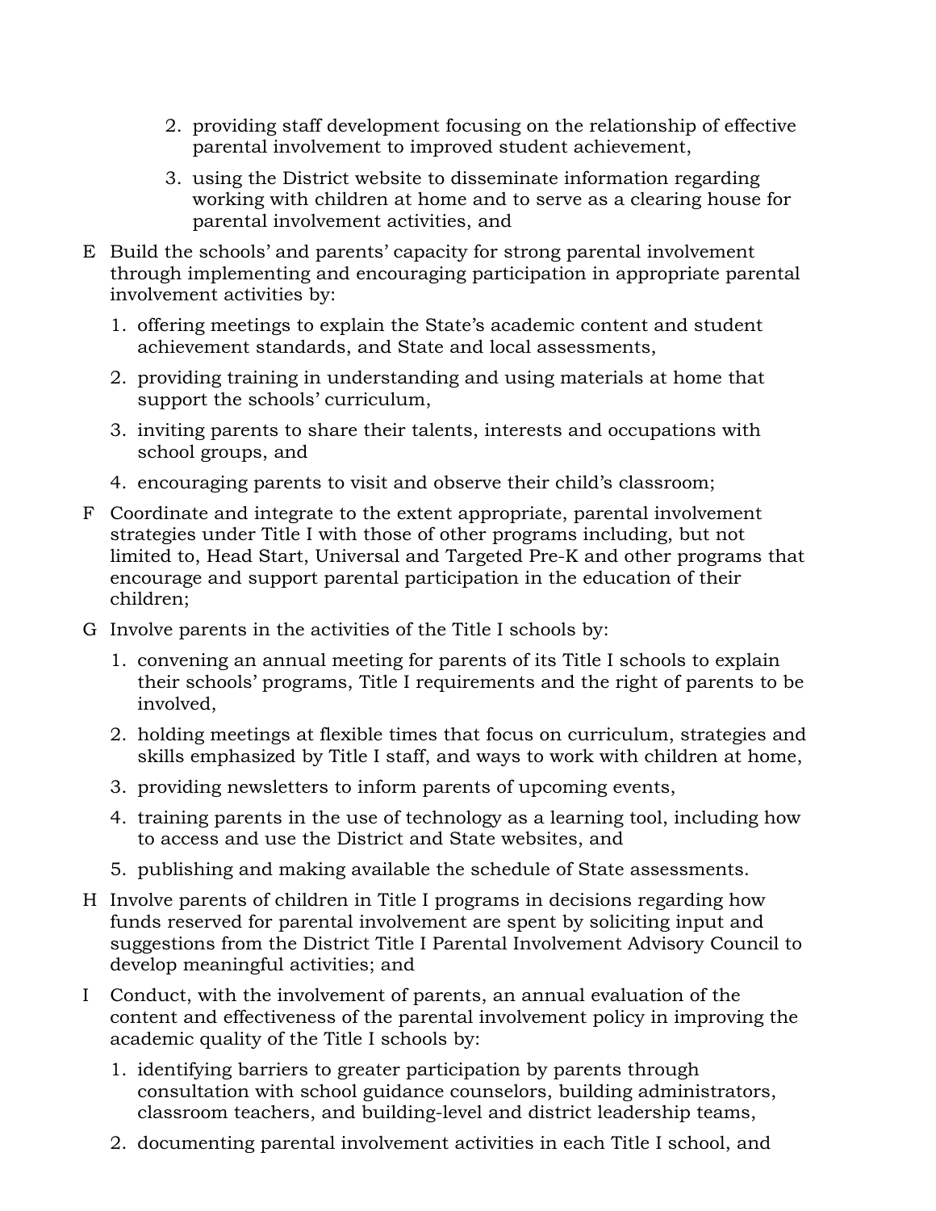2. providing staff development focusing on the relationship of effective parental involvement to improved student achievement,

3. using the District website to disseminate information regarding working with children at home and to serve as a clearing house for parental involvement activities, and

E Build the schools' and parents' capacity for strong parental involvement through implementing and encouraging participation in appropriate parental involvement activities by:

1. offering meetings to explain the State's academic content and student achievement standards, and State and local assessments,

2. providing training in understanding and using materials at home that support the schools' curriculum,

3. inviting parents to share their talents, interests and occupations with school groups, and

4. encouraging parents to visit and observe their child's classroom;

F Coordinate and integrate to the extent appropriate, parental involvement strategies under Title I with those of other programs including, but not limited to, Head Start, Universal and Targeted Pre-K and other programs that encourage and support parental participation in the education of their children;

G Involve parents in the activities of the Title I schools by:

1. convening an annual meeting for parents of its Title I schools to explain their schools' programs, Title I requirements and the right of parents to be involved,

2. holding meetings at flexible times that focus on curriculum, strategies and skills emphasized by Title I staff, and ways to work with children at home,

3. providing newsletters to inform parents of upcoming events,

4. training parents in the use of technology as a learning tool, including how to access and use the District and State websites, and

5. publishing and making available the schedule of State assessments.

H Involve parents of children in Title I programs in decisions regarding how funds reserved for parental involvement are spent by soliciting input and suggestions from the District Title I Parental Involvement Advisory Council to develop meaningful activities; and

I Conduct, with the involvement of parents, an annual evaluation of the content and effectiveness of the parental involvement policy in improving the academic quality of the Title I schools by:

1. identifying barriers to greater participation by parents through consultation with school guidance counselors, building administrators, classroom teachers, and building-level and district leadership teams,

2. documenting parental involvement activities in each Title I school, and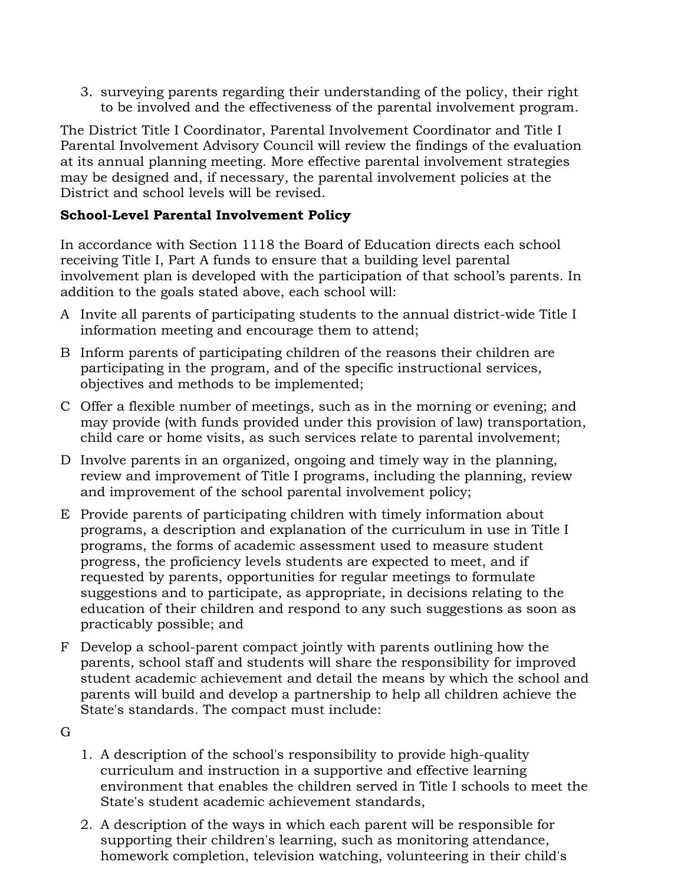3. surveying parents regarding their understanding of the policy, their right to be involved and the effectiveness of the parental involvement program.

The District Title I Coordinator, Parental Involvement Coordinator and Title I Parental Involvement Advisory Council will review the findings of the evaluation at its annual planning meeting. More effective parental involvement strategies may be designed and, if necessary, the parental involvement policies at the District and school levels will be revised.

**School-Level Parental Involvement Policy**

In accordance with Section 1118 the Board of Education directs each school receiving Title I, Part A funds to ensure that a building level parental involvement plan is developed with the participation of that school's parents. In addition to the goals stated above, each school will:

A Invite all parents of participating students to the annual district-wide Title I information meeting and encourage them to attend;

B Inform parents of participating children of the reasons their children are participating in the program, and of the specific instructional services, objectives and methods to be implemented;

C Offer a flexible number of meetings, such as in the morning or evening; and may provide (with funds provided under this provision of law) transportation, child care or home visits, as such services relate to parental involvement;

D Involve parents in an organized, ongoing and timely way in the planning, review and improvement of Title I programs, including the planning, review and improvement of the school parental involvement policy;

E Provide parents of participating children with timely information about programs, a description and explanation of the curriculum in use in Title I programs, the forms of academic assessment used to measure student progress, the proficiency levels students are expected to meet, and if requested by parents, opportunities for regular meetings to formulate suggestions and to participate, as appropriate, in decisions relating to the education of their children and respond to any such suggestions as soon as practicably possible; and

F Develop a school-parent compact jointly with parents outlining how the parents, school staff and students will share the responsibility for improved student academic achievement and detail the means by which the school and parents will build and develop a partnership to help all children achieve the State's standards. The compact must include:

G

1. A description of the school's responsibility to provide high-quality curriculum and instruction in a supportive and effective learning environment that enables the children served in Title I schools to meet the State's student academic achievement standards,
2. A description of the ways in which each parent will be responsible for supporting their children's learning, such as monitoring attendance, homework completion, television watching, volunteering in their child's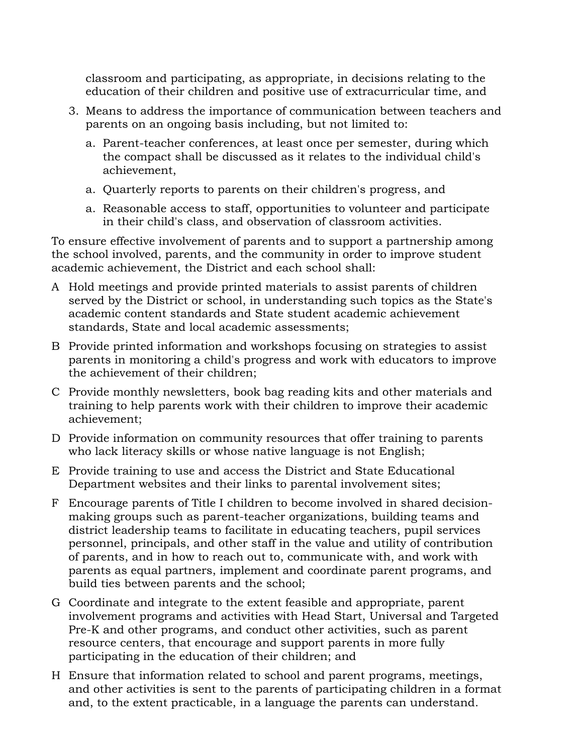classroom and participating, as appropriate, in decisions relating to the education of their children and positive use of extracurricular time, and

3. Means to address the importance of communication between teachers and parents on an ongoing basis including, but not limited to:

    a. Parent-teacher conferences, at least once per semester, during which the compact shall be discussed as it relates to the individual child's achievement,

    a. Quarterly reports to parents on their children's progress, and

    a. Reasonable access to staff, opportunities to volunteer and participate in their child's class, and observation of classroom activities.

To ensure effective involvement of parents and to support a partnership among the school involved, parents, and the community in order to improve student academic achievement, the District and each school shall:

A Hold meetings and provide printed materials to assist parents of children served by the District or school, in understanding such topics as the State's academic content standards and State student academic achievement standards, State and local academic assessments;

B Provide printed information and workshops focusing on strategies to assist parents in monitoring a child's progress and work with educators to improve the achievement of their children;

C Provide monthly newsletters, book bag reading kits and other materials and training to help parents work with their children to improve their academic achievement;

D Provide information on community resources that offer training to parents who lack literacy skills or whose native language is not English;

E Provide training to use and access the District and State Educational Department websites and their links to parental involvement sites;

F Encourage parents of Title I children to become involved in shared decision-making groups such as parent-teacher organizations, building teams and district leadership teams to facilitate in educating teachers, pupil services personnel, principals, and other staff in the value and utility of contribution of parents, and in how to reach out to, communicate with, and work with parents as equal partners, implement and coordinate parent programs, and build ties between parents and the school;

G Coordinate and integrate to the extent feasible and appropriate, parent involvement programs and activities with Head Start, Universal and Targeted Pre-K and other programs, and conduct other activities, such as parent resource centers, that encourage and support parents in more fully participating in the education of their children; and

H Ensure that information related to school and parent programs, meetings, and other activities is sent to the parents of participating children in a format and, to the extent practicable, in a language the parents can understand.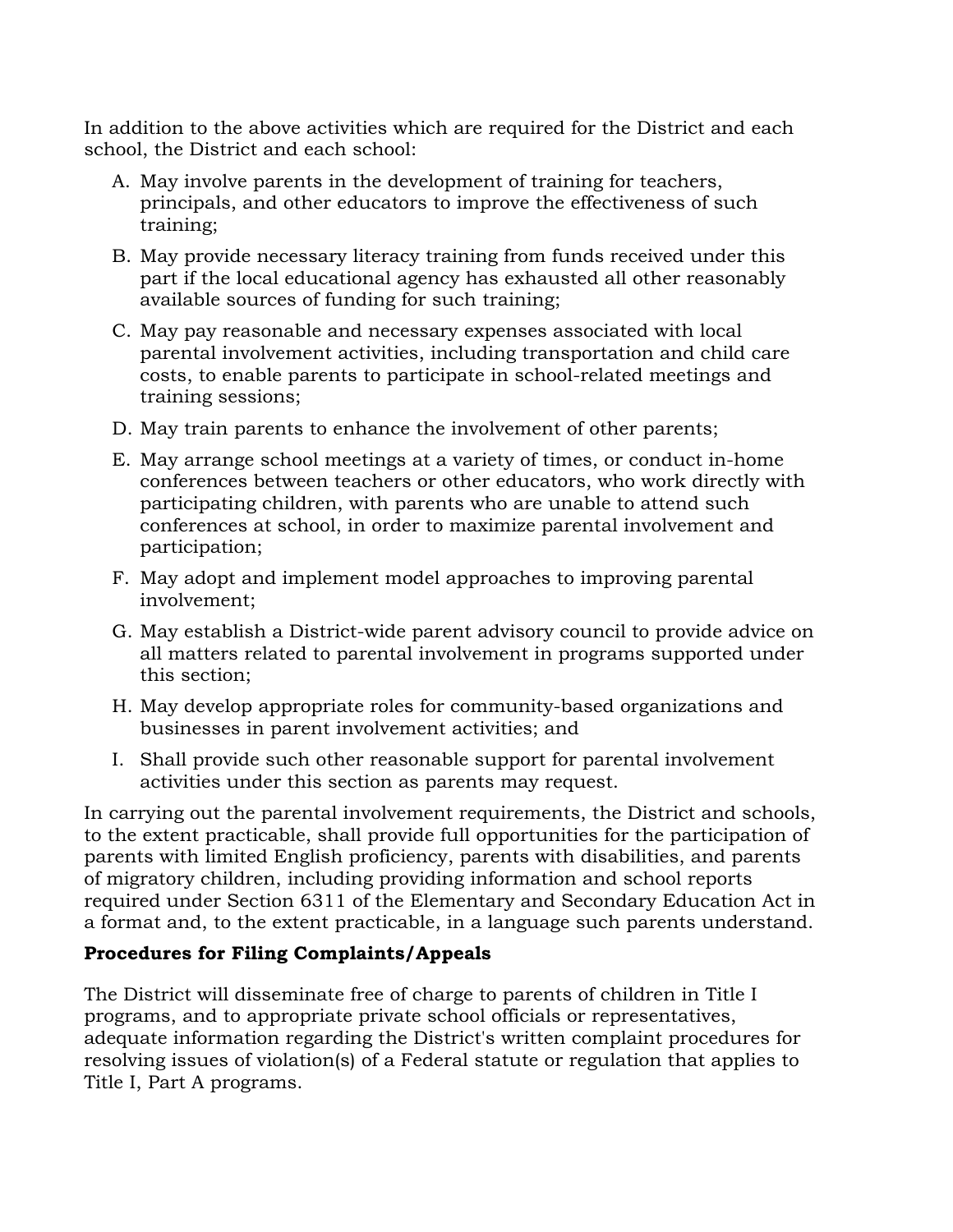In addition to the above activities which are required for the District and each school, the District and each school:

A. May involve parents in the development of training for teachers, principals, and other educators to improve the effectiveness of such training;

B. May provide necessary literacy training from funds received under this part if the local educational agency has exhausted all other reasonably available sources of funding for such training;

C. May pay reasonable and necessary expenses associated with local parental involvement activities, including transportation and child care costs, to enable parents to participate in school-related meetings and training sessions;

D. May train parents to enhance the involvement of other parents;

E. May arrange school meetings at a variety of times, or conduct in-home conferences between teachers or other educators, who work directly with participating children, with parents who are unable to attend such conferences at school, in order to maximize parental involvement and participation;

F. May adopt and implement model approaches to improving parental involvement;

G. May establish a District-wide parent advisory council to provide advice on all matters related to parental involvement in programs supported under this section;

H. May develop appropriate roles for community-based organizations and businesses in parent involvement activities; and

I. Shall provide such other reasonable support for parental involvement activities under this section as parents may request.

In carrying out the parental involvement requirements, the District and schools, to the extent practicable, shall provide full opportunities for the participation of parents with limited English proficiency, parents with disabilities, and parents of migratory children, including providing information and school reports required under Section 6311 of the Elementary and Secondary Education Act in a format and, to the extent practicable, in a language such parents understand.

**Procedures for Filing Complaints/Appeals**

The District will disseminate free of charge to parents of children in Title I programs, and to appropriate private school officials or representatives, adequate information regarding the District's written complaint procedures for resolving issues of violation(s) of a Federal statute or regulation that applies to Title I, Part A programs.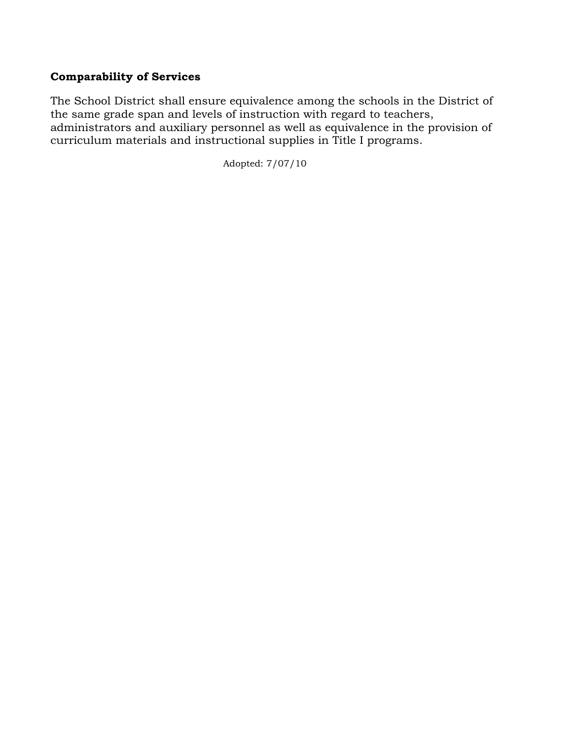**Comparability of Services**

The School District shall ensure equivalence among the schools in the District of the same grade span and levels of instruction with regard to teachers, administrators and auxiliary personnel as well as equivalence in the provision of curriculum materials and instructional supplies in Title I programs.

Adopted: 7/07/10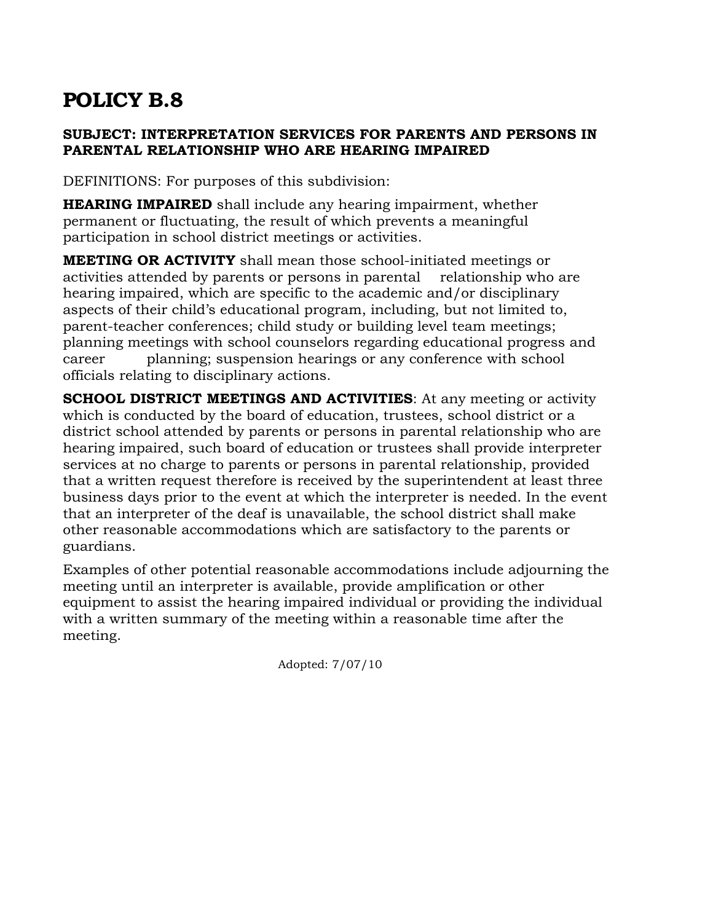# POLICY B.8

**SUBJECT: INTERPRETATION SERVICES FOR PARENTS AND PERSONS IN PARENTAL RELATIONSHIP WHO ARE HEARING IMPAIRED**

DEFINITIONS: For purposes of this subdivision:

**HEARING IMPAIRED** shall include any hearing impairment, whether permanent or fluctuating, the result of which prevents a meaningful participation in school district meetings or activities.

**MEETING OR ACTIVITY** shall mean those school-initiated meetings or activities attended by parents or persons in parental relationship who are hearing impaired, which are specific to the academic and/or disciplinary aspects of their child's educational program, including, but not limited to, parent-teacher conferences; child study or building level team meetings; planning meetings with school counselors regarding educational progress and career planning; suspension hearings or any conference with school officials relating to disciplinary actions.

**SCHOOL DISTRICT MEETINGS AND ACTIVITIES**: At any meeting or activity which is conducted by the board of education, trustees, school district or a district school attended by parents or persons in parental relationship who are hearing impaired, such board of education or trustees shall provide interpreter services at no charge to parents or persons in parental relationship, provided that a written request therefore is received by the superintendent at least three business days prior to the event at which the interpreter is needed. In the event that an interpreter of the deaf is unavailable, the school district shall make other reasonable accommodations which are satisfactory to the parents or guardians.

Examples of other potential reasonable accommodations include adjourning the meeting until an interpreter is available, provide amplification or other equipment to assist the hearing impaired individual or providing the individual with a written summary of the meeting within a reasonable time after the meeting.

Adopted: 7/07/10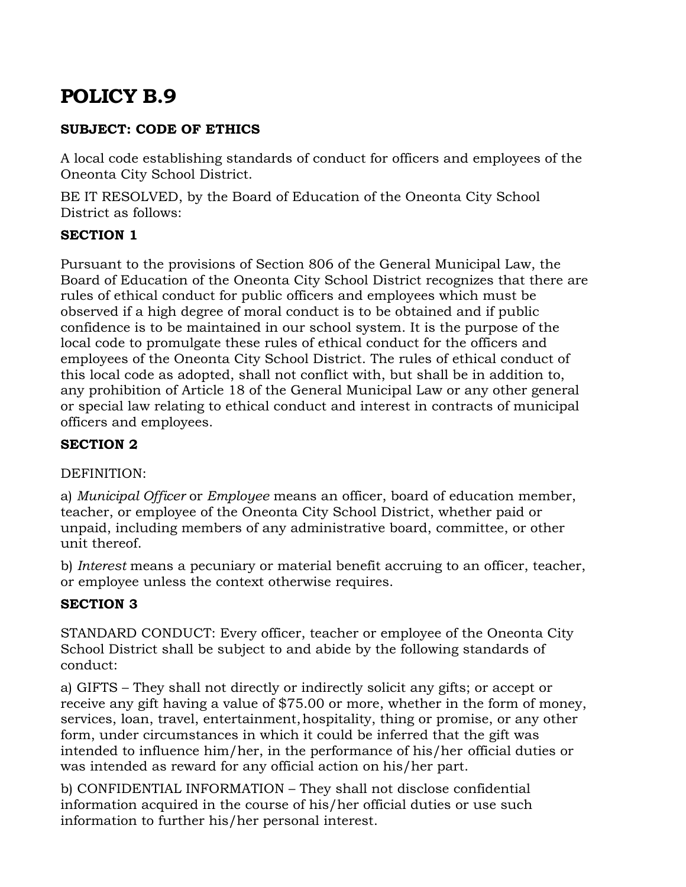# POLICY B.9

**SUBJECT: CODE OF ETHICS**

A local code establishing standards of conduct for officers and employees of the Oneonta City School District.

BE IT RESOLVED, by the Board of Education of the Oneonta City School District as follows:

**SECTION 1**

Pursuant to the provisions of Section 806 of the General Municipal Law, the Board of Education of the Oneonta City School District recognizes that there are rules of ethical conduct for public officers and employees which must be observed if a high degree of moral conduct is to be obtained and if public confidence is to be maintained in our school system. It is the purpose of the local code to promulgate these rules of ethical conduct for the officers and employees of the Oneonta City School District. The rules of ethical conduct of this local code as adopted, shall not conflict with, but shall be in addition to, any prohibition of Article 18 of the General Municipal Law or any other general or special law relating to ethical conduct and interest in contracts of municipal officers and employees.

**SECTION 2**

DEFINITION:

a) *Municipal Officer* or *Employee* means an officer, board of education member, teacher, or employee of the Oneonta City School District, whether paid or unpaid, including members of any administrative board, committee, or other unit thereof.

b) *Interest* means a pecuniary or material benefit accruing to an officer, teacher, or employee unless the context otherwise requires.

**SECTION 3**

STANDARD CONDUCT: Every officer, teacher or employee of the Oneonta City School District shall be subject to and abide by the following standards of conduct:

a) GIFTS – They shall not directly or indirectly solicit any gifts; or accept or receive any gift having a value of $75.00 or more, whether in the form of money, services, loan, travel, entertainment, hospitality, thing or promise, or any other form, under circumstances in which it could be inferred that the gift was intended to influence him/her, in the performance of his/her official duties or was intended as reward for any official action on his/her part.

b) CONFIDENTIAL INFORMATION – They shall not disclose confidential information acquired in the course of his/her official duties or use such information to further his/her personal interest.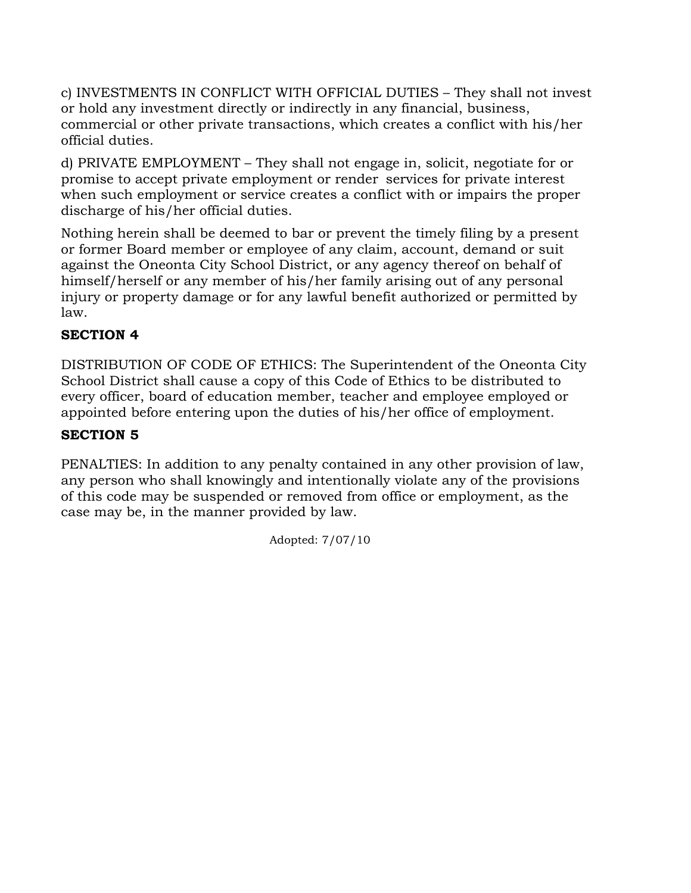c) INVESTMENTS IN CONFLICT WITH OFFICIAL DUTIES – They shall not invest or hold any investment directly or indirectly in any financial, business, commercial or other private transactions, which creates a conflict with his/her official duties.

d) PRIVATE EMPLOYMENT – They shall not engage in, solicit, negotiate for or promise to accept private employment or render services for private interest when such employment or service creates a conflict with or impairs the proper discharge of his/her official duties.

Nothing herein shall be deemed to bar or prevent the timely filing by a present or former Board member or employee of any claim, account, demand or suit against the Oneonta City School District, or any agency thereof on behalf of himself/herself or any member of his/her family arising out of any personal injury or property damage or for any lawful benefit authorized or permitted by law.

**SECTION 4**

DISTRIBUTION OF CODE OF ETHICS: The Superintendent of the Oneonta City School District shall cause a copy of this Code of Ethics to be distributed to every officer, board of education member, teacher and employee employed or appointed before entering upon the duties of his/her office of employment.

**SECTION 5**

PENALTIES: In addition to any penalty contained in any other provision of law, any person who shall knowingly and intentionally violate any of the provisions of this code may be suspended or removed from office or employment, as the case may be, in the manner provided by law.

Adopted: 7/07/10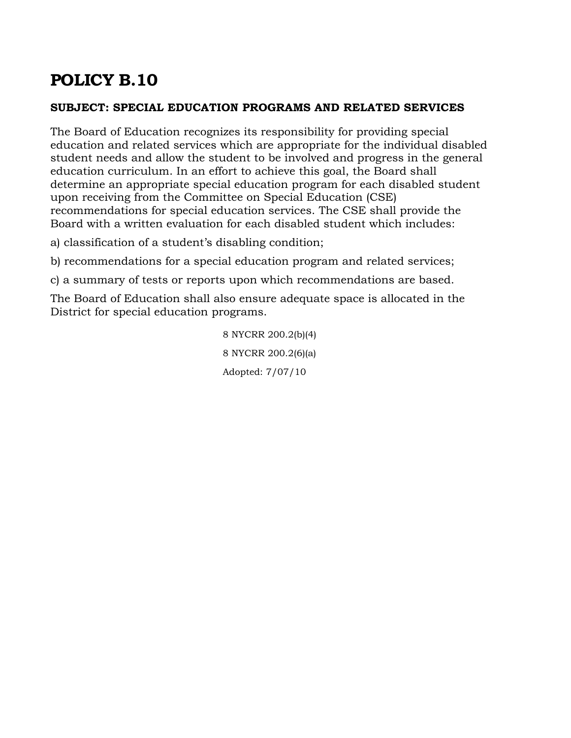# POLICY B.10

**SUBJECT: SPECIAL EDUCATION PROGRAMS AND RELATED SERVICES**

The Board of Education recognizes its responsibility for providing special education and related services which are appropriate for the individual disabled student needs and allow the student to be involved and progress in the general education curriculum. In an effort to achieve this goal, the Board shall determine an appropriate special education program for each disabled student upon receiving from the Committee on Special Education (CSE) recommendations for special education services. The CSE shall provide the Board with a written evaluation for each disabled student which includes:

a) classification of a student's disabling condition;

b) recommendations for a special education program and related services;

c) a summary of tests or reports upon which recommendations are based.

The Board of Education shall also ensure adequate space is allocated in the District for special education programs.

8 NYCRR 200.2(b)(4)

8 NYCRR 200.2(6)(a)

Adopted: 7/07/10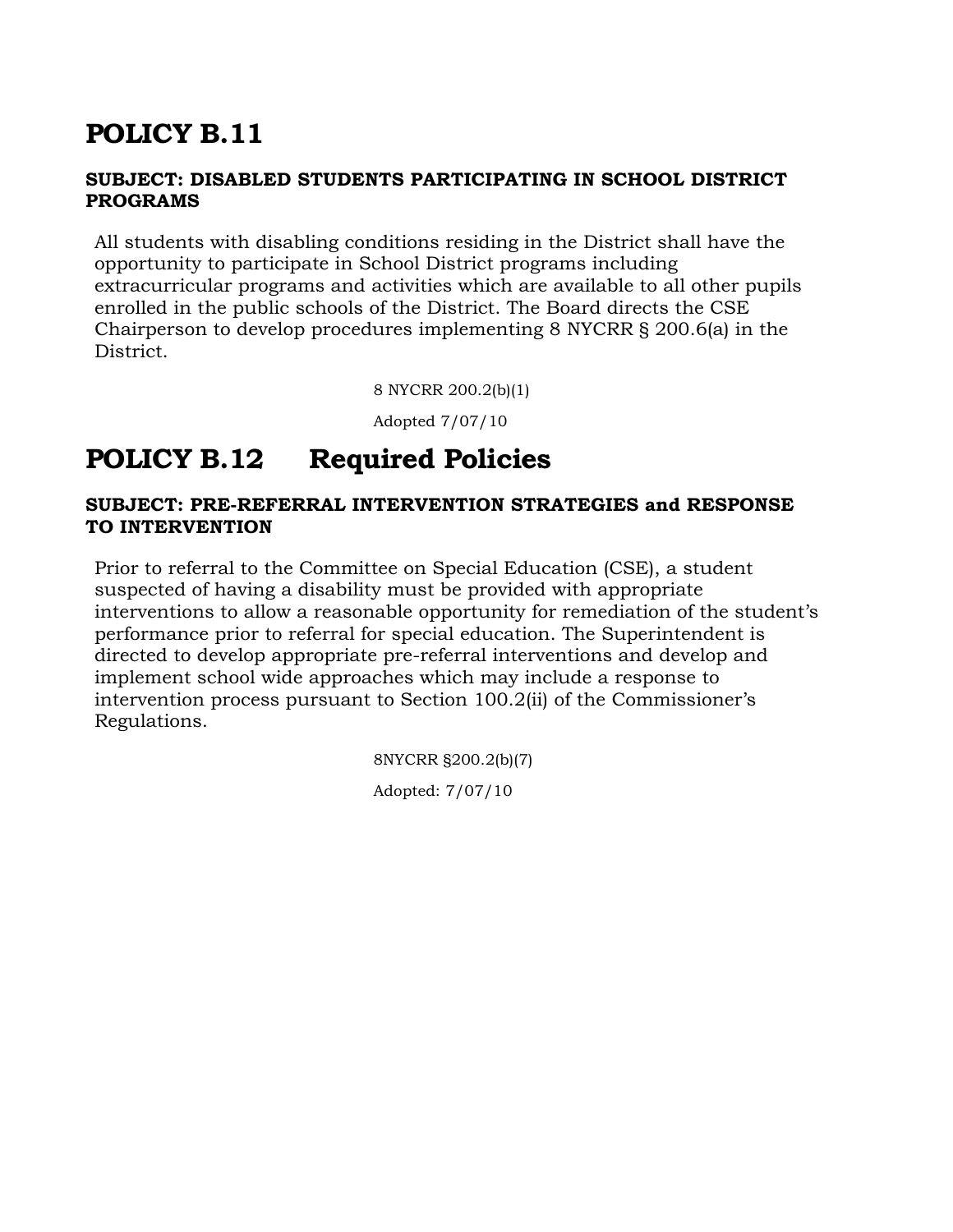# POLICY B.11

### SUBJECT: DISABLED STUDENTS PARTICIPATING IN SCHOOL DISTRICT PROGRAMS

All students with disabling conditions residing in the District shall have the opportunity to participate in School District programs including extracurricular programs and activities which are available to all other pupils enrolled in the public schools of the District. The Board directs the CSE Chairperson to develop procedures implementing 8 NYCRR § 200.6(a) in the District.

8 NYCRR 200.2(b)(1)

Adopted 7/07/10

# POLICY B.12 Required Policies

### SUBJECT: PRE-REFERRAL INTERVENTION STRATEGIES and RESPONSE TO INTERVENTION

Prior to referral to the Committee on Special Education (CSE), a student suspected of having a disability must be provided with appropriate interventions to allow a reasonable opportunity for remediation of the student's performance prior to referral for special education. The Superintendent is directed to develop appropriate pre-referral interventions and develop and implement school wide approaches which may include a response to intervention process pursuant to Section 100.2(ii) of the Commissioner's Regulations.

8NYCRR §200.2(b)(7)

Adopted: 7/07/10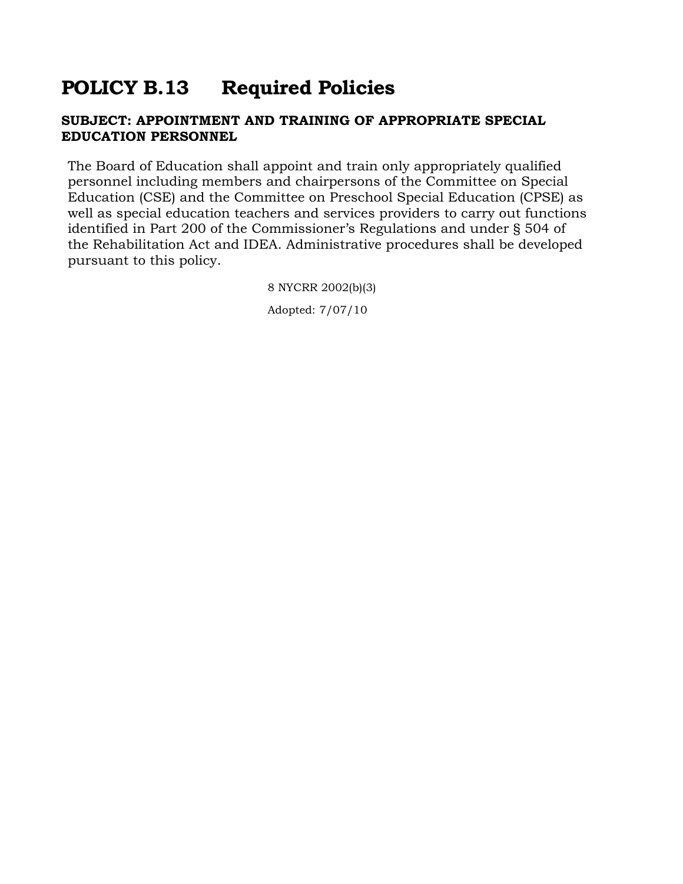# POLICY B.13 Required Policies

**SUBJECT: APPOINTMENT AND TRAINING OF APPROPRIATE SPECIAL EDUCATION PERSONNEL**

The Board of Education shall appoint and train only appropriately qualified personnel including members and chairpersons of the Committee on Special Education (CSE) and the Committee on Preschool Special Education (CPSE) as well as special education teachers and services providers to carry out functions identified in Part 200 of the Commissioner's Regulations and under § 504 of the Rehabilitation Act and IDEA. Administrative procedures shall be developed pursuant to this policy.

8 NYCRR 2002(b)(3)

Adopted: 7/07/10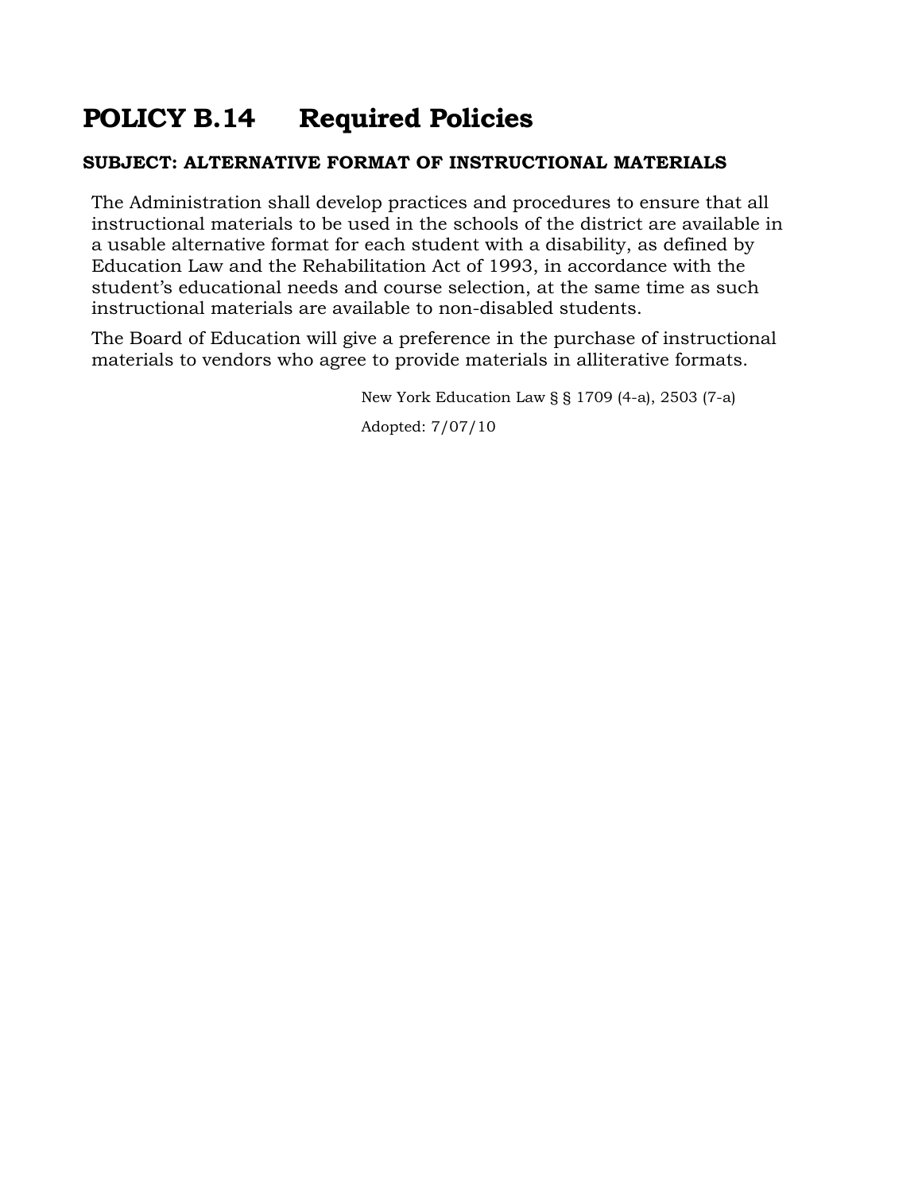# POLICY B.14 Required Policies

**SUBJECT: ALTERNATIVE FORMAT OF INSTRUCTIONAL MATERIALS**

The Administration shall develop practices and procedures to ensure that all instructional materials to be used in the schools of the district are available in a usable alternative format for each student with a disability, as defined by Education Law and the Rehabilitation Act of 1993, in accordance with the student's educational needs and course selection, at the same time as such instructional materials are available to non-disabled students.

The Board of Education will give a preference in the purchase of instructional materials to vendors who agree to provide materials in alliterative formats.

New York Education Law § § 1709 (4-a), 2503 (7-a)

Adopted: 7/07/10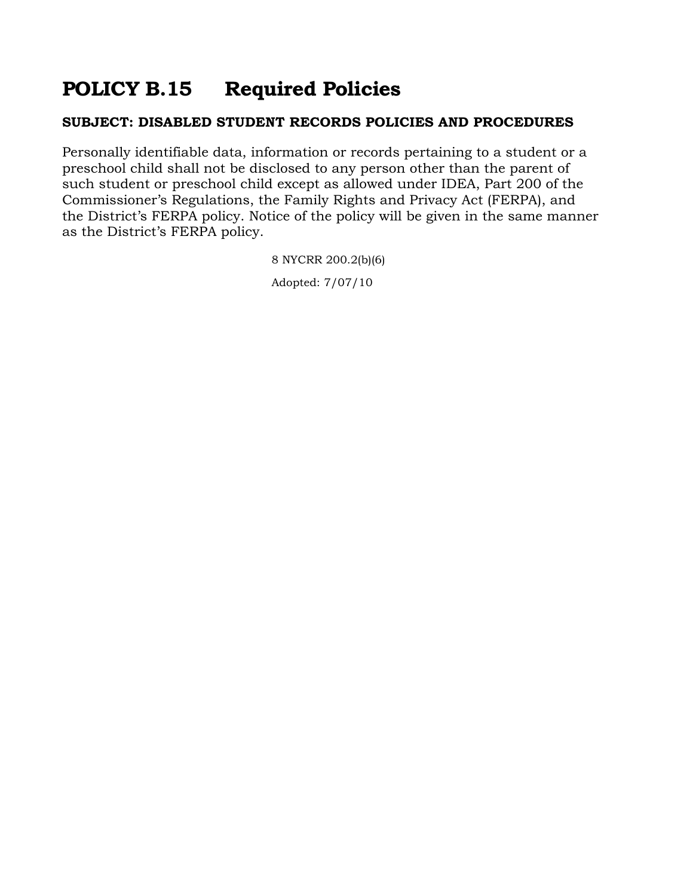# POLICY B.15 Required Policies

**SUBJECT: DISABLED STUDENT RECORDS POLICIES AND PROCEDURES**

Personally identifiable data, information or records pertaining to a student or a preschool child shall not be disclosed to any person other than the parent of such student or preschool child except as allowed under IDEA, Part 200 of the Commissioner's Regulations, the Family Rights and Privacy Act (FERPA), and the District's FERPA policy. Notice of the policy will be given in the same manner as the District's FERPA policy.

8 NYCRR 200.2(b)(6)

Adopted: 7/07/10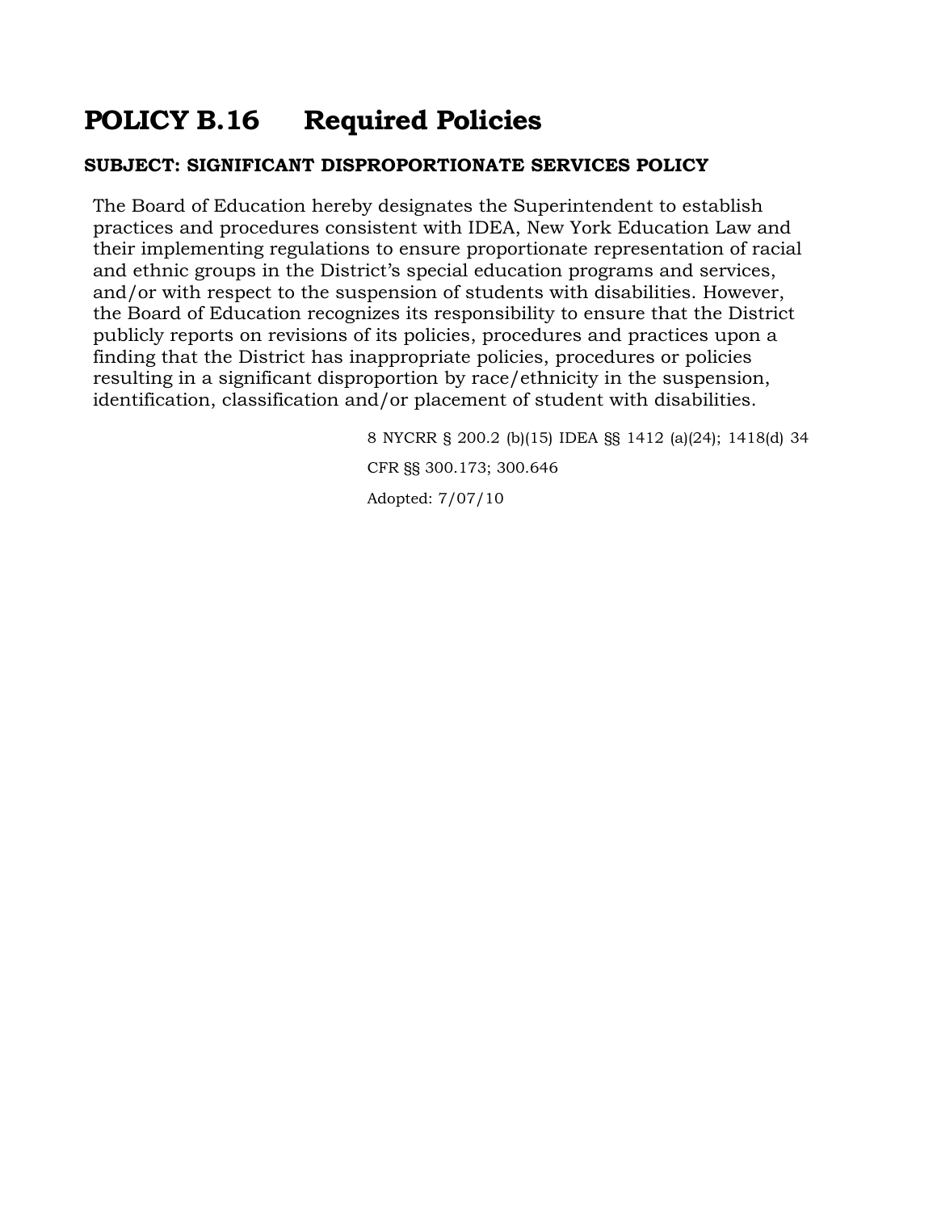# POLICY B.16 Required Policies

**SUBJECT: SIGNIFICANT DISPROPORTIONATE SERVICES POLICY**

The Board of Education hereby designates the Superintendent to establish practices and procedures consistent with IDEA, New York Education Law and their implementing regulations to ensure proportionate representation of racial and ethnic groups in the District's special education programs and services, and/or with respect to the suspension of students with disabilities. However, the Board of Education recognizes its responsibility to ensure that the District publicly reports on revisions of its policies, procedures and practices upon a finding that the District has inappropriate policies, procedures or policies resulting in a significant disproportion by race/ethnicity in the suspension, identification, classification and/or placement of student with disabilities.

8 NYCRR § 200.2 (b)(15) IDEA §§ 1412 (a)(24); 1418(d) 34 CFR §§ 300.173; 300.646

Adopted: 7/07/10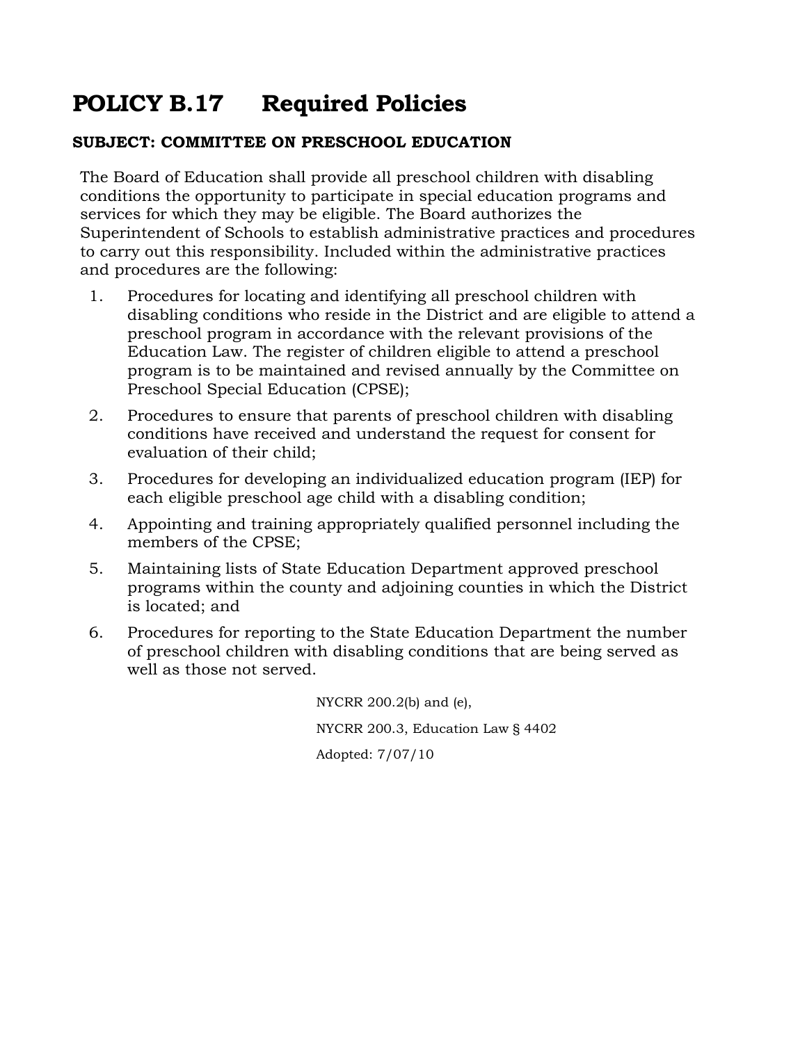# POLICY B.17 Required Policies

**SUBJECT: COMMITTEE ON PRESCHOOL EDUCATION**

The Board of Education shall provide all preschool children with disabling conditions the opportunity to participate in special education programs and services for which they may be eligible. The Board authorizes the Superintendent of Schools to establish administrative practices and procedures to carry out this responsibility. Included within the administrative practices and procedures are the following:

1. Procedures for locating and identifying all preschool children with disabling conditions who reside in the District and are eligible to attend a preschool program in accordance with the relevant provisions of the Education Law. The register of children eligible to attend a preschool program is to be maintained and revised annually by the Committee on Preschool Special Education (CPSE);
2. Procedures to ensure that parents of preschool children with disabling conditions have received and understand the request for consent for evaluation of their child;
3. Procedures for developing an individualized education program (IEP) for each eligible preschool age child with a disabling condition;
4. Appointing and training appropriately qualified personnel including the members of the CPSE;
5. Maintaining lists of State Education Department approved preschool programs within the county and adjoining counties in which the District is located; and
6. Procedures for reporting to the State Education Department the number of preschool children with disabling conditions that are being served as well as those not served.

NYCRR 200.2(b) and (e),

NYCRR 200.3, Education Law § 4402

Adopted: 7/07/10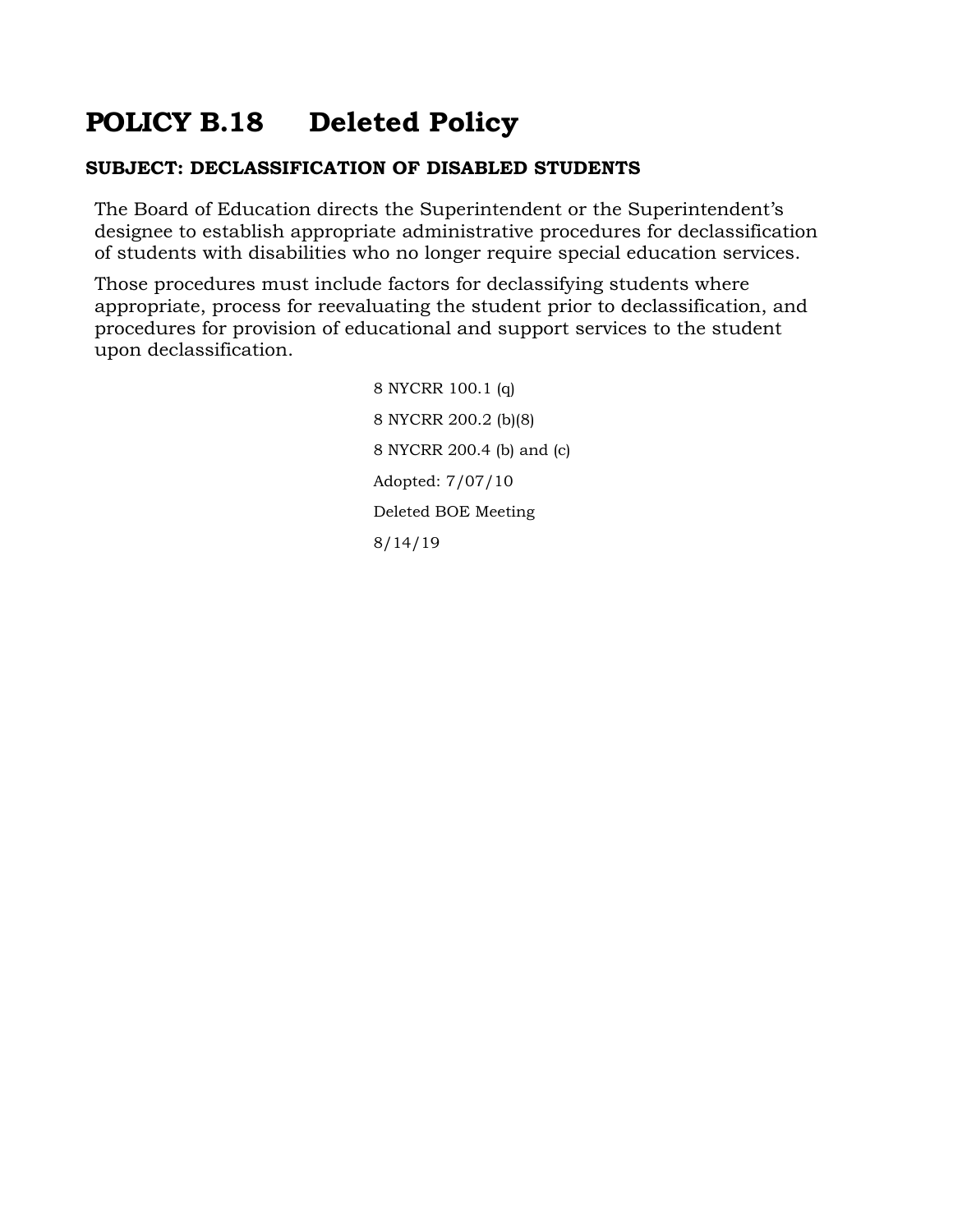# POLICY B.18 Deleted Policy

**SUBJECT: DECLASSIFICATION OF DISABLED STUDENTS**

The Board of Education directs the Superintendent or the Superintendent's designee to establish appropriate administrative procedures for declassification of students with disabilities who no longer require special education services.

Those procedures must include factors for declassifying students where appropriate, process for reevaluating the student prior to declassification, and procedures for provision of educational and support services to the student upon declassification.

8 NYCRR 100.1 (q)

8 NYCRR 200.2 (b)(8)

8 NYCRR 200.4 (b) and (c)

Adopted: 7/07/10

Deleted BOE Meeting

8/14/19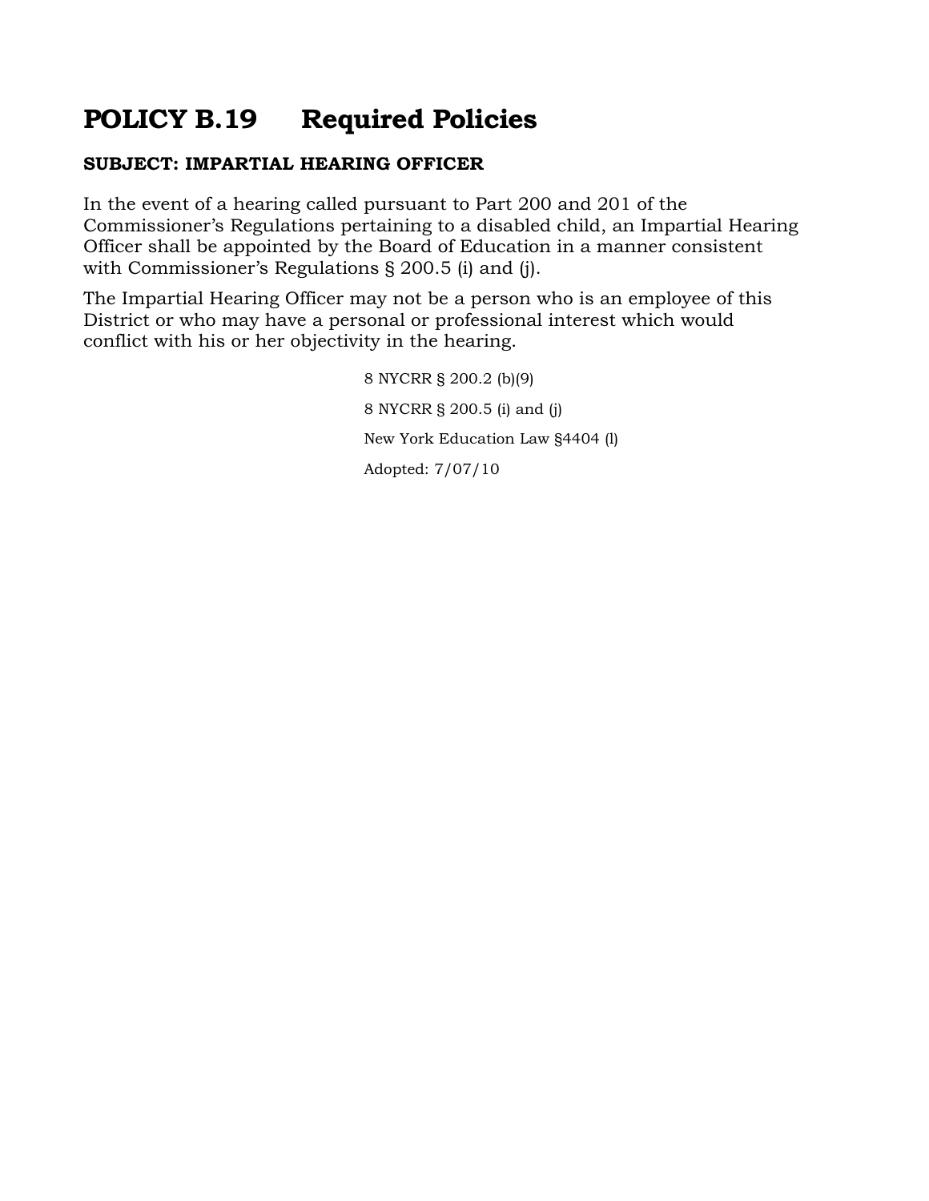# POLICY B.19 Required Policies

**SUBJECT: IMPARTIAL HEARING OFFICER**

In the event of a hearing called pursuant to Part 200 and 201 of the Commissioner's Regulations pertaining to a disabled child, an Impartial Hearing Officer shall be appointed by the Board of Education in a manner consistent with Commissioner's Regulations § 200.5 (i) and (j).

The Impartial Hearing Officer may not be a person who is an employee of this District or who may have a personal or professional interest which would conflict with his or her objectivity in the hearing.

8 NYCRR § 200.2 (b)(9)

8 NYCRR § 200.5 (i) and (j)

New York Education Law §4404 (l)

Adopted: 7/07/10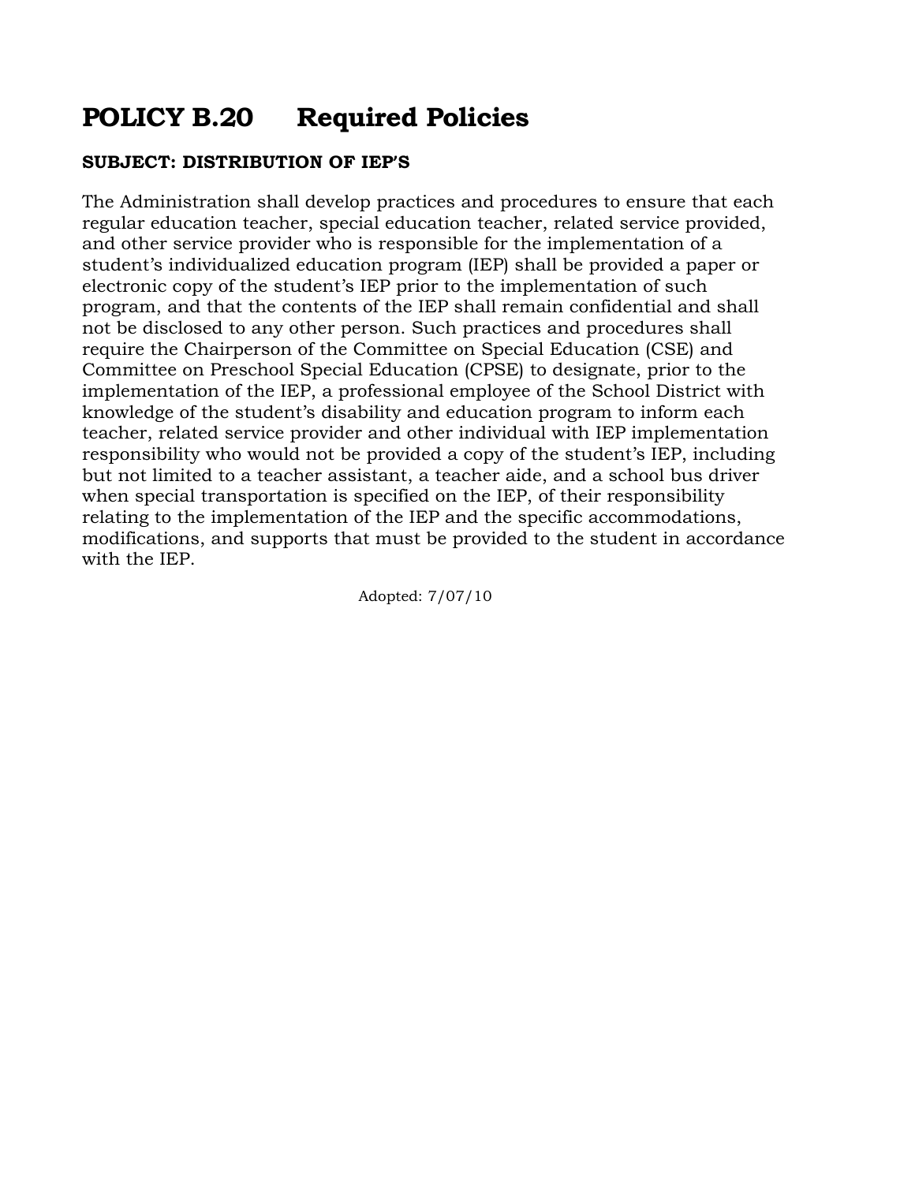# POLICY B.20 Required Policies

**SUBJECT: DISTRIBUTION OF IEP'S**

The Administration shall develop practices and procedures to ensure that each regular education teacher, special education teacher, related service provided, and other service provider who is responsible for the implementation of a student's individualized education program (IEP) shall be provided a paper or electronic copy of the student's IEP prior to the implementation of such program, and that the contents of the IEP shall remain confidential and shall not be disclosed to any other person. Such practices and procedures shall require the Chairperson of the Committee on Special Education (CSE) and Committee on Preschool Special Education (CPSE) to designate, prior to the implementation of the IEP, a professional employee of the School District with knowledge of the student's disability and education program to inform each teacher, related service provider and other individual with IEP implementation responsibility who would not be provided a copy of the student's IEP, including but not limited to a teacher assistant, a teacher aide, and a school bus driver when special transportation is specified on the IEP, of their responsibility relating to the implementation of the IEP and the specific accommodations, modifications, and supports that must be provided to the student in accordance with the IEP.

Adopted: 7/07/10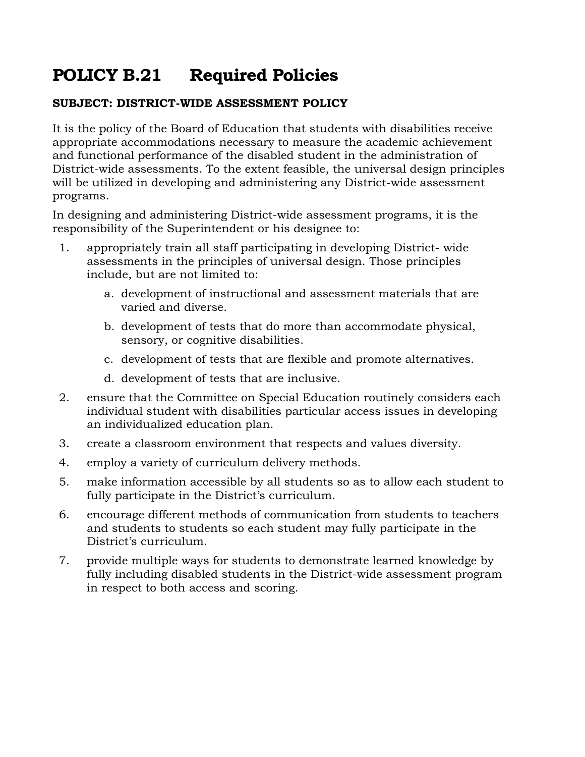# POLICY B.21 Required Policies

**SUBJECT: DISTRICT-WIDE ASSESSMENT POLICY**

It is the policy of the Board of Education that students with disabilities receive appropriate accommodations necessary to measure the academic achievement and functional performance of the disabled student in the administration of District-wide assessments. To the extent feasible, the universal design principles will be utilized in developing and administering any District-wide assessment programs.

In designing and administering District-wide assessment programs, it is the responsibility of the Superintendent or his designee to:

1. appropriately train all staff participating in developing District- wide assessments in the principles of universal design. Those principles include, but are not limited to:
   a. development of instructional and assessment materials that are varied and diverse.
   b. development of tests that do more than accommodate physical, sensory, or cognitive disabilities.
   c. development of tests that are flexible and promote alternatives.
   d. development of tests that are inclusive.
2. ensure that the Committee on Special Education routinely considers each individual student with disabilities particular access issues in developing an individualized education plan.
3. create a classroom environment that respects and values diversity.
4. employ a variety of curriculum delivery methods.
5. make information accessible by all students so as to allow each student to fully participate in the District's curriculum.
6. encourage different methods of communication from students to teachers and students to students so each student may fully participate in the District's curriculum.
7. provide multiple ways for students to demonstrate learned knowledge by fully including disabled students in the District-wide assessment program in respect to both access and scoring.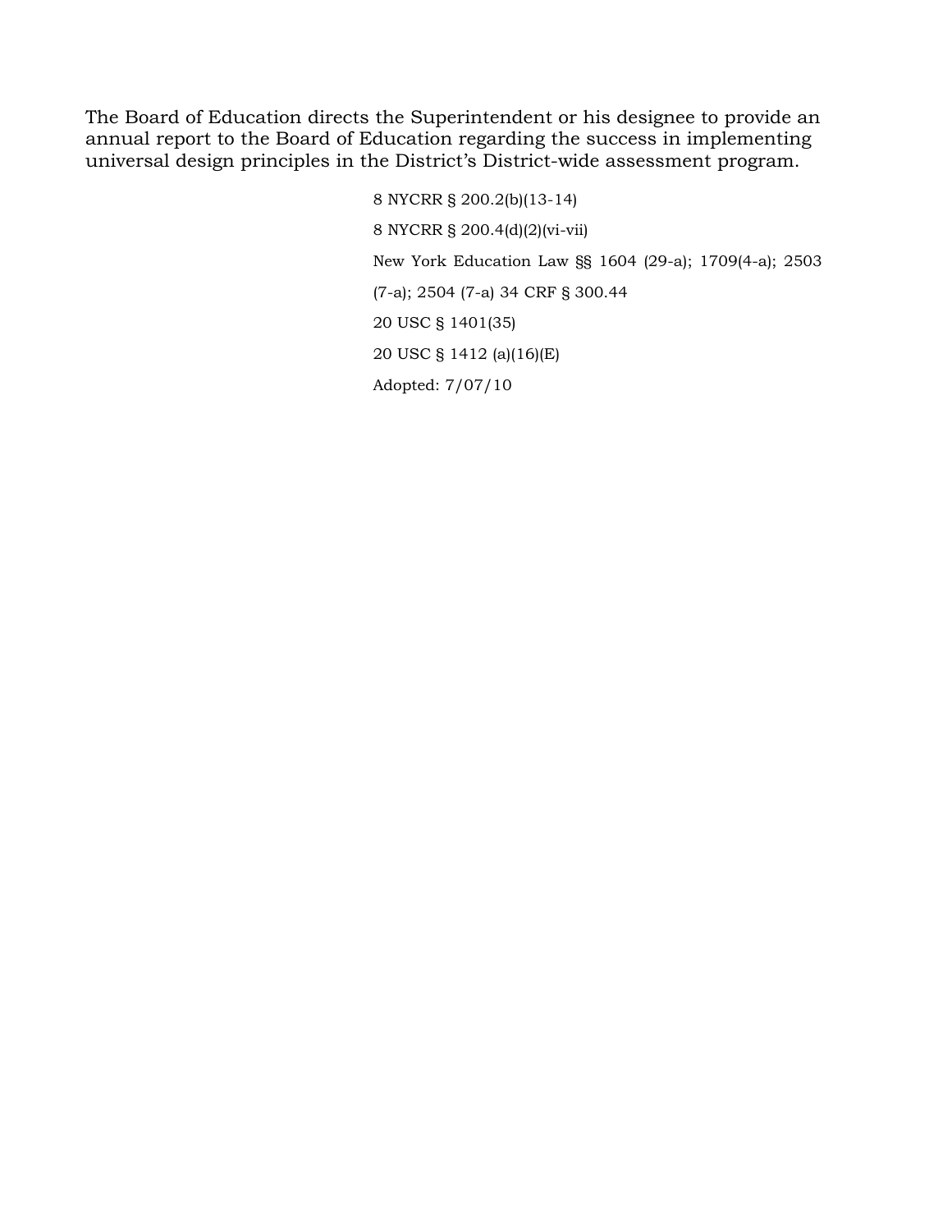The Board of Education directs the Superintendent or his designee to provide an annual report to the Board of Education regarding the success in implementing universal design principles in the District's District-wide assessment program.

8 NYCRR § 200.2(b)(13-14)

8 NYCRR § 200.4(d)(2)(vi-vii)

New York Education Law §§ 1604 (29-a); 1709(4-a); 2503 (7-a); 2504 (7-a) 34 CRF § 300.44

20 USC § 1401(35)

20 USC § 1412 (a)(16)(E)

Adopted: 7/07/10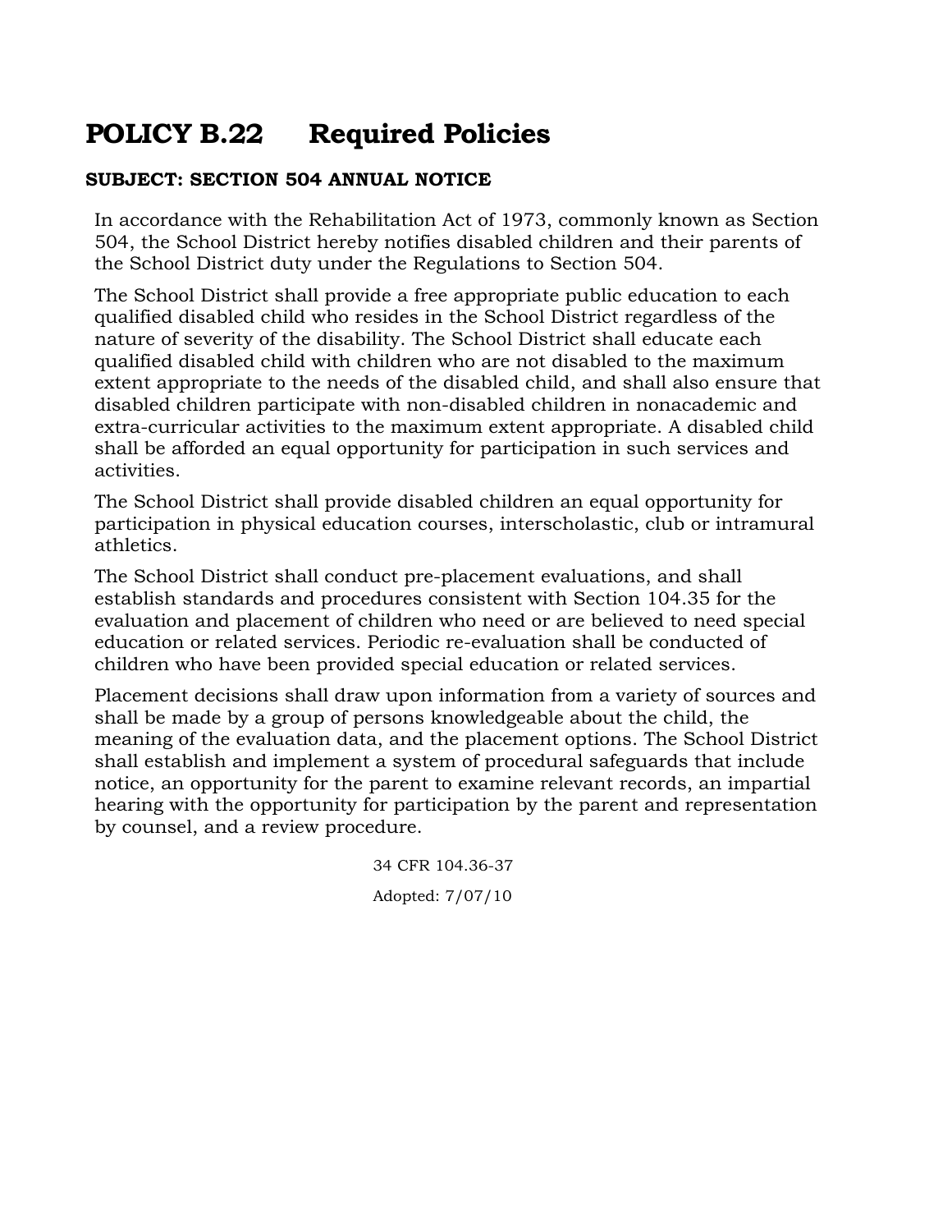# POLICY B.22 Required Policies

**SUBJECT: SECTION 504 ANNUAL NOTICE**

In accordance with the Rehabilitation Act of 1973, commonly known as Section 504, the School District hereby notifies disabled children and their parents of the School District duty under the Regulations to Section 504.

The School District shall provide a free appropriate public education to each qualified disabled child who resides in the School District regardless of the nature of severity of the disability. The School District shall educate each qualified disabled child with children who are not disabled to the maximum extent appropriate to the needs of the disabled child, and shall also ensure that disabled children participate with non-disabled children in nonacademic and extra-curricular activities to the maximum extent appropriate. A disabled child shall be afforded an equal opportunity for participation in such services and activities.

The School District shall provide disabled children an equal opportunity for participation in physical education courses, interscholastic, club or intramural athletics.

The School District shall conduct pre-placement evaluations, and shall establish standards and procedures consistent with Section 104.35 for the evaluation and placement of children who need or are believed to need special education or related services. Periodic re-evaluation shall be conducted of children who have been provided special education or related services.

Placement decisions shall draw upon information from a variety of sources and shall be made by a group of persons knowledgeable about the child, the meaning of the evaluation data, and the placement options. The School District shall establish and implement a system of procedural safeguards that include notice, an opportunity for the parent to examine relevant records, an impartial hearing with the opportunity for participation by the parent and representation by counsel, and a review procedure.

34 CFR 104.36-37

Adopted: 7/07/10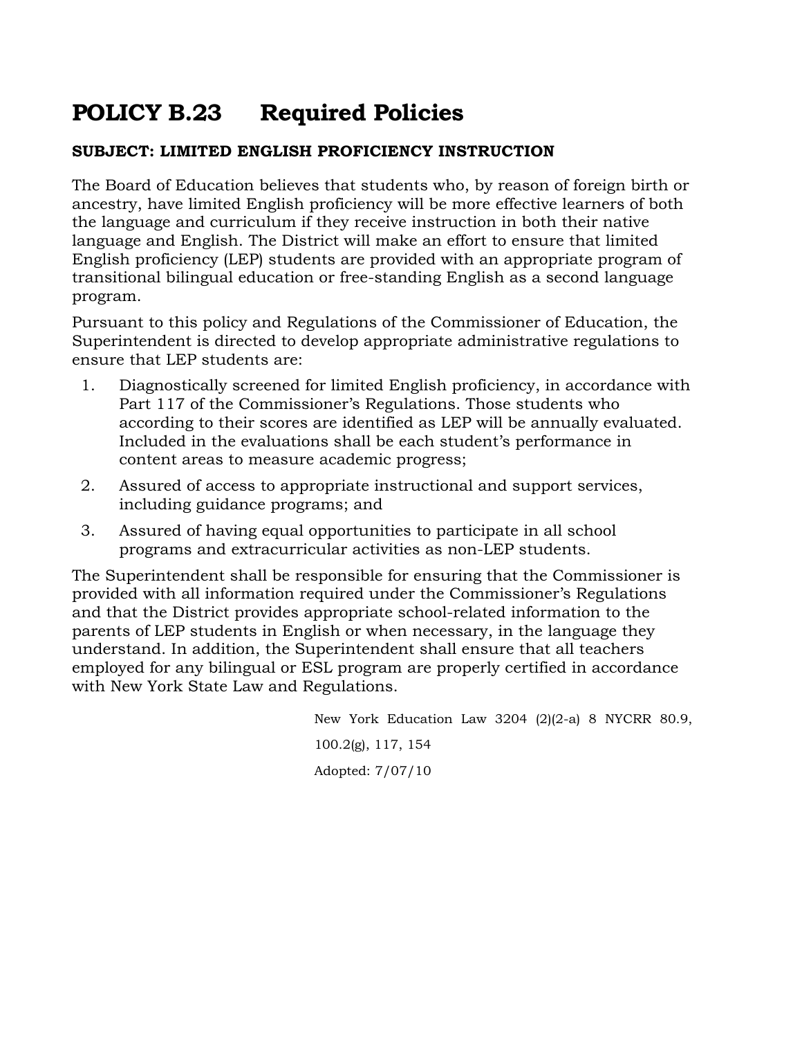# POLICY B.23 Required Policies

**SUBJECT: LIMITED ENGLISH PROFICIENCY INSTRUCTION**

The Board of Education believes that students who, by reason of foreign birth or ancestry, have limited English proficiency will be more effective learners of both the language and curriculum if they receive instruction in both their native language and English. The District will make an effort to ensure that limited English proficiency (LEP) students are provided with an appropriate program of transitional bilingual education or free-standing English as a second language program.

Pursuant to this policy and Regulations of the Commissioner of Education, the Superintendent is directed to develop appropriate administrative regulations to ensure that LEP students are:

1. Diagnostically screened for limited English proficiency, in accordance with Part 117 of the Commissioner's Regulations. Those students who according to their scores are identified as LEP will be annually evaluated. Included in the evaluations shall be each student's performance in content areas to measure academic progress;
2. Assured of access to appropriate instructional and support services, including guidance programs; and
3. Assured of having equal opportunities to participate in all school programs and extracurricular activities as non-LEP students.

The Superintendent shall be responsible for ensuring that the Commissioner is provided with all information required under the Commissioner's Regulations and that the District provides appropriate school-related information to the parents of LEP students in English or when necessary, in the language they understand. In addition, the Superintendent shall ensure that all teachers employed for any bilingual or ESL program are properly certified in accordance with New York State Law and Regulations.

New York Education Law 3204 (2)(2-a) 8 NYCRR 80.9, 100.2(g), 117, 154

Adopted: 7/07/10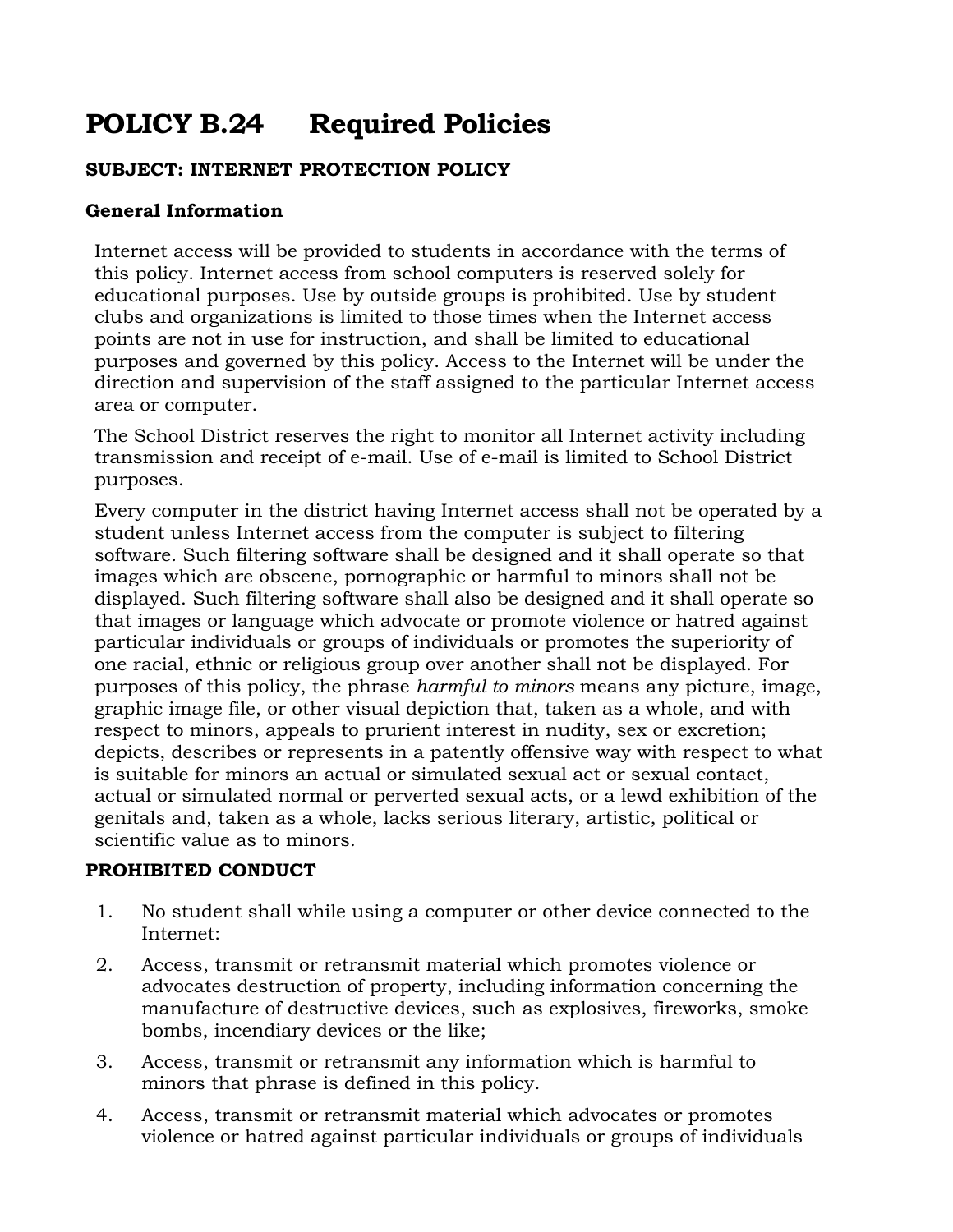# POLICY B.24 Required Policies

**SUBJECT: INTERNET PROTECTION POLICY**

**General Information**

Internet access will be provided to students in accordance with the terms of this policy. Internet access from school computers is reserved solely for educational purposes. Use by outside groups is prohibited. Use by student clubs and organizations is limited to those times when the Internet access points are not in use for instruction, and shall be limited to educational purposes and governed by this policy. Access to the Internet will be under the direction and supervision of the staff assigned to the particular Internet access area or computer.

The School District reserves the right to monitor all Internet activity including transmission and receipt of e-mail. Use of e-mail is limited to School District purposes.

Every computer in the district having Internet access shall not be operated by a student unless Internet access from the computer is subject to filtering software. Such filtering software shall be designed and it shall operate so that images which are obscene, pornographic or harmful to minors shall not be displayed. Such filtering software shall also be designed and it shall operate so that images or language which advocate or promote violence or hatred against particular individuals or groups of individuals or promotes the superiority of one racial, ethnic or religious group over another shall not be displayed. For purposes of this policy, the phrase *harmful to minors* means any picture, image, graphic image file, or other visual depiction that, taken as a whole, and with respect to minors, appeals to prurient interest in nudity, sex or excretion; depicts, describes or represents in a patently offensive way with respect to what is suitable for minors an actual or simulated sexual act or sexual contact, actual or simulated normal or perverted sexual acts, or a lewd exhibition of the genitals and, taken as a whole, lacks serious literary, artistic, political or scientific value as to minors.

**PROHIBITED CONDUCT**

1. No student shall while using a computer or other device connected to the Internet:
2. Access, transmit or retransmit material which promotes violence or advocates destruction of property, including information concerning the manufacture of destructive devices, such as explosives, fireworks, smoke bombs, incendiary devices or the like;
3. Access, transmit or retransmit any information which is harmful to minors that phrase is defined in this policy.
4. Access, transmit or retransmit material which advocates or promotes violence or hatred against particular individuals or groups of individuals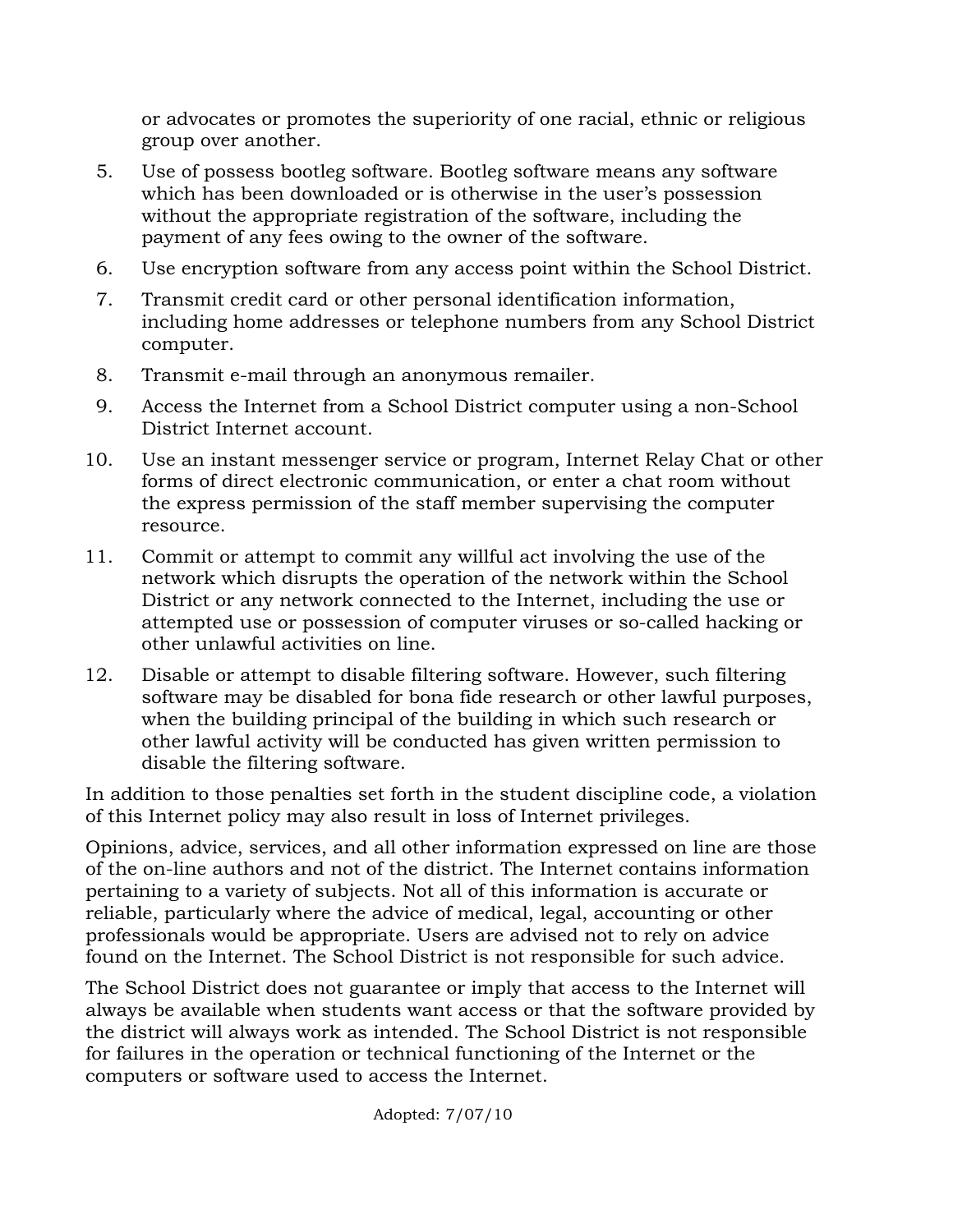or advocates or promotes the superiority of one racial, ethnic or religious group over another.

5. Use of possess bootleg software. Bootleg software means any software which has been downloaded or is otherwise in the user's possession without the appropriate registration of the software, including the payment of any fees owing to the owner of the software.
6. Use encryption software from any access point within the School District.
7. Transmit credit card or other personal identification information, including home addresses or telephone numbers from any School District computer.
8. Transmit e-mail through an anonymous remailer.
9. Access the Internet from a School District computer using a non-School District Internet account.
10. Use an instant messenger service or program, Internet Relay Chat or other forms of direct electronic communication, or enter a chat room without the express permission of the staff member supervising the computer resource.
11. Commit or attempt to commit any willful act involving the use of the network which disrupts the operation of the network within the School District or any network connected to the Internet, including the use or attempted use or possession of computer viruses or so-called hacking or other unlawful activities on line.
12. Disable or attempt to disable filtering software. However, such filtering software may be disabled for bona fide research or other lawful purposes, when the building principal of the building in which such research or other lawful activity will be conducted has given written permission to disable the filtering software.

In addition to those penalties set forth in the student discipline code, a violation of this Internet policy may also result in loss of Internet privileges.

Opinions, advice, services, and all other information expressed on line are those of the on-line authors and not of the district. The Internet contains information pertaining to a variety of subjects. Not all of this information is accurate or reliable, particularly where the advice of medical, legal, accounting or other professionals would be appropriate. Users are advised not to rely on advice found on the Internet. The School District is not responsible for such advice.

The School District does not guarantee or imply that access to the Internet will always be available when students want access or that the software provided by the district will always work as intended. The School District is not responsible for failures in the operation or technical functioning of the Internet or the computers or software used to access the Internet.

Adopted: 7/07/10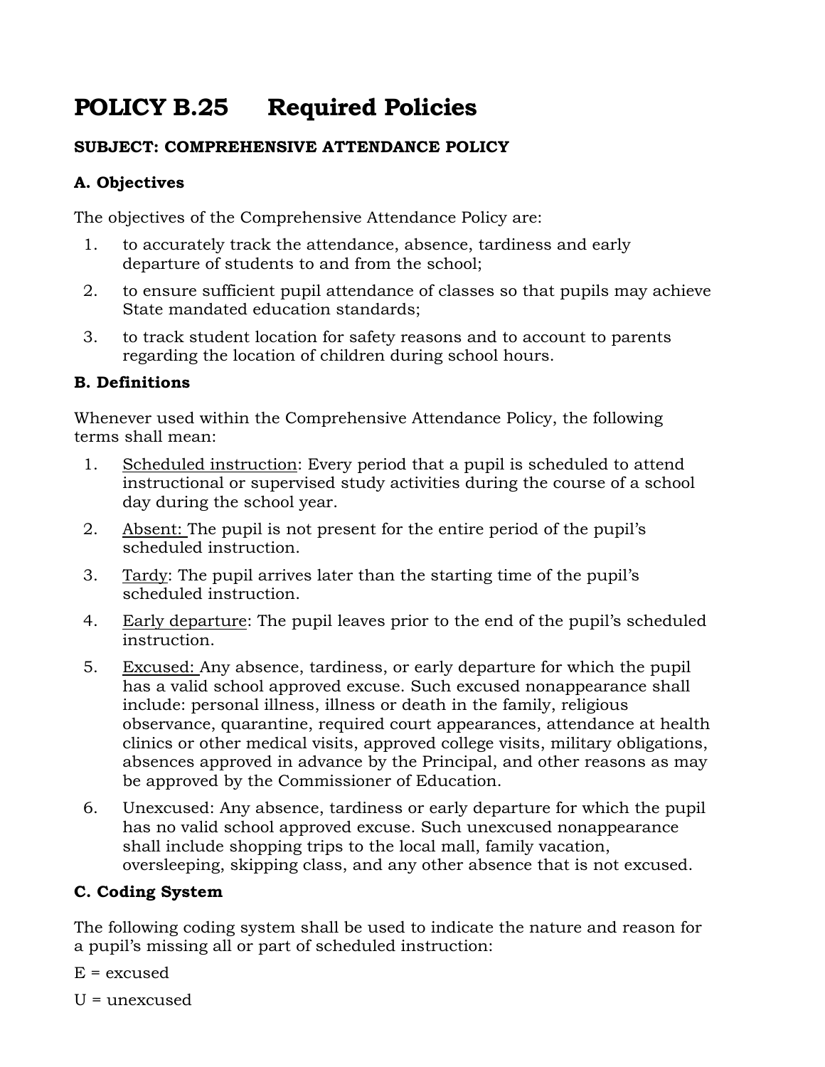# POLICY B.25 Required Policies

**SUBJECT: COMPREHENSIVE ATTENDANCE POLICY**

**A. Objectives**

The objectives of the Comprehensive Attendance Policy are:

1. to accurately track the attendance, absence, tardiness and early departure of students to and from the school;
2. to ensure sufficient pupil attendance of classes so that pupils may achieve State mandated education standards;
3. to track student location for safety reasons and to account to parents regarding the location of children during school hours.

**B. Definitions**

Whenever used within the Comprehensive Attendance Policy, the following terms shall mean:

1. Scheduled instruction: Every period that a pupil is scheduled to attend instructional or supervised study activities during the course of a school day during the school year.
2. Absent: The pupil is not present for the entire period of the pupil's scheduled instruction.
3. Tardy: The pupil arrives later than the starting time of the pupil's scheduled instruction.
4. Early departure: The pupil leaves prior to the end of the pupil's scheduled instruction.
5. Excused: Any absence, tardiness, or early departure for which the pupil has a valid school approved excuse. Such excused nonappearance shall include: personal illness, illness or death in the family, religious observance, quarantine, required court appearances, attendance at health clinics or other medical visits, approved college visits, military obligations, absences approved in advance by the Principal, and other reasons as may be approved by the Commissioner of Education.
6. Unexcused: Any absence, tardiness or early departure for which the pupil has no valid school approved excuse. Such unexcused nonappearance shall include shopping trips to the local mall, family vacation, oversleeping, skipping class, and any other absence that is not excused.

**C. Coding System**

The following coding system shall be used to indicate the nature and reason for a pupil's missing all or part of scheduled instruction:

E = excused

U = unexcused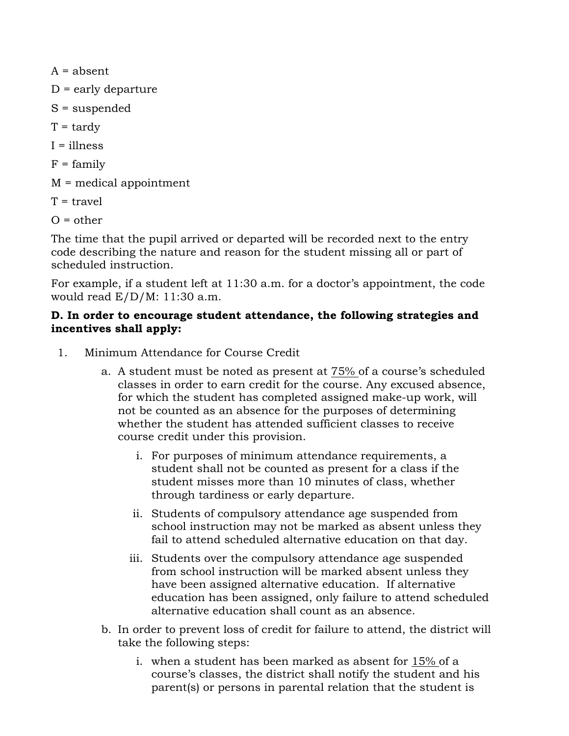A = absent

D = early departure

S = suspended

T = tardy

I = illness

F = family

M = medical appointment

T = travel

O = other

The time that the pupil arrived or departed will be recorded next to the entry code describing the nature and reason for the student missing all or part of scheduled instruction.

For example, if a student left at 11:30 a.m. for a doctor's appointment, the code would read E/D/M: 11:30 a.m.

**D. In order to encourage student attendance, the following strategies and incentives shall apply:**

1. Minimum Attendance for Course Credit
   a. A student must be noted as present at 75% of a course's scheduled classes in order to earn credit for the course. Any excused absence, for which the student has completed assigned make-up work, will not be counted as an absence for the purposes of determining whether the student has attended sufficient classes to receive course credit under this provision.
      i. For purposes of minimum attendance requirements, a student shall not be counted as present for a class if the student misses more than 10 minutes of class, whether through tardiness or early departure.
      ii. Students of compulsory attendance age suspended from school instruction may not be marked as absent unless they fail to attend scheduled alternative education on that day.
      iii. Students over the compulsory attendance age suspended from school instruction will be marked absent unless they have been assigned alternative education. If alternative education has been assigned, only failure to attend scheduled alternative education shall count as an absence.
   b. In order to prevent loss of credit for failure to attend, the district will take the following steps:
      i. when a student has been marked as absent for 15% of a course's classes, the district shall notify the student and his parent(s) or persons in parental relation that the student is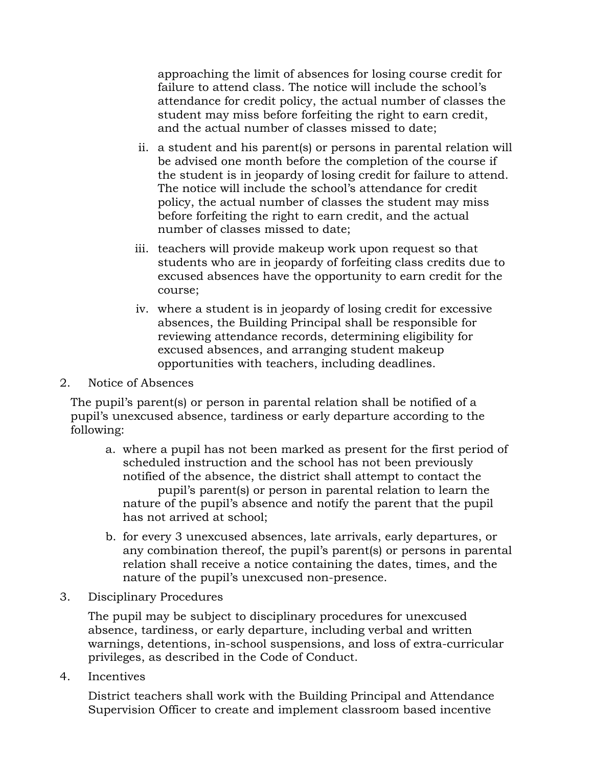approaching the limit of absences for losing course credit for failure to attend class. The notice will include the school's attendance for credit policy, the actual number of classes the student may miss before forfeiting the right to earn credit, and the actual number of classes missed to date;

ii. a student and his parent(s) or persons in parental relation will be advised one month before the completion of the course if the student is in jeopardy of losing credit for failure to attend. The notice will include the school's attendance for credit policy, the actual number of classes the student may miss before forfeiting the right to earn credit, and the actual number of classes missed to date;

iii. teachers will provide makeup work upon request so that students who are in jeopardy of forfeiting class credits due to excused absences have the opportunity to earn credit for the course;

iv. where a student is in jeopardy of losing credit for excessive absences, the Building Principal shall be responsible for reviewing attendance records, determining eligibility for excused absences, and arranging student makeup opportunities with teachers, including deadlines.

2. Notice of Absences

The pupil's parent(s) or person in parental relation shall be notified of a pupil's unexcused absence, tardiness or early departure according to the following:

a. where a pupil has not been marked as present for the first period of scheduled instruction and the school has not been previously notified of the absence, the district shall attempt to contact the pupil's parent(s) or person in parental relation to learn the nature of the pupil's absence and notify the parent that the pupil has not arrived at school;

b. for every 3 unexcused absences, late arrivals, early departures, or any combination thereof, the pupil's parent(s) or persons in parental relation shall receive a notice containing the dates, times, and the nature of the pupil's unexcused non-presence.

3. Disciplinary Procedures

The pupil may be subject to disciplinary procedures for unexcused absence, tardiness, or early departure, including verbal and written warnings, detentions, in-school suspensions, and loss of extra-curricular privileges, as described in the Code of Conduct.

4. Incentives

District teachers shall work with the Building Principal and Attendance Supervision Officer to create and implement classroom based incentive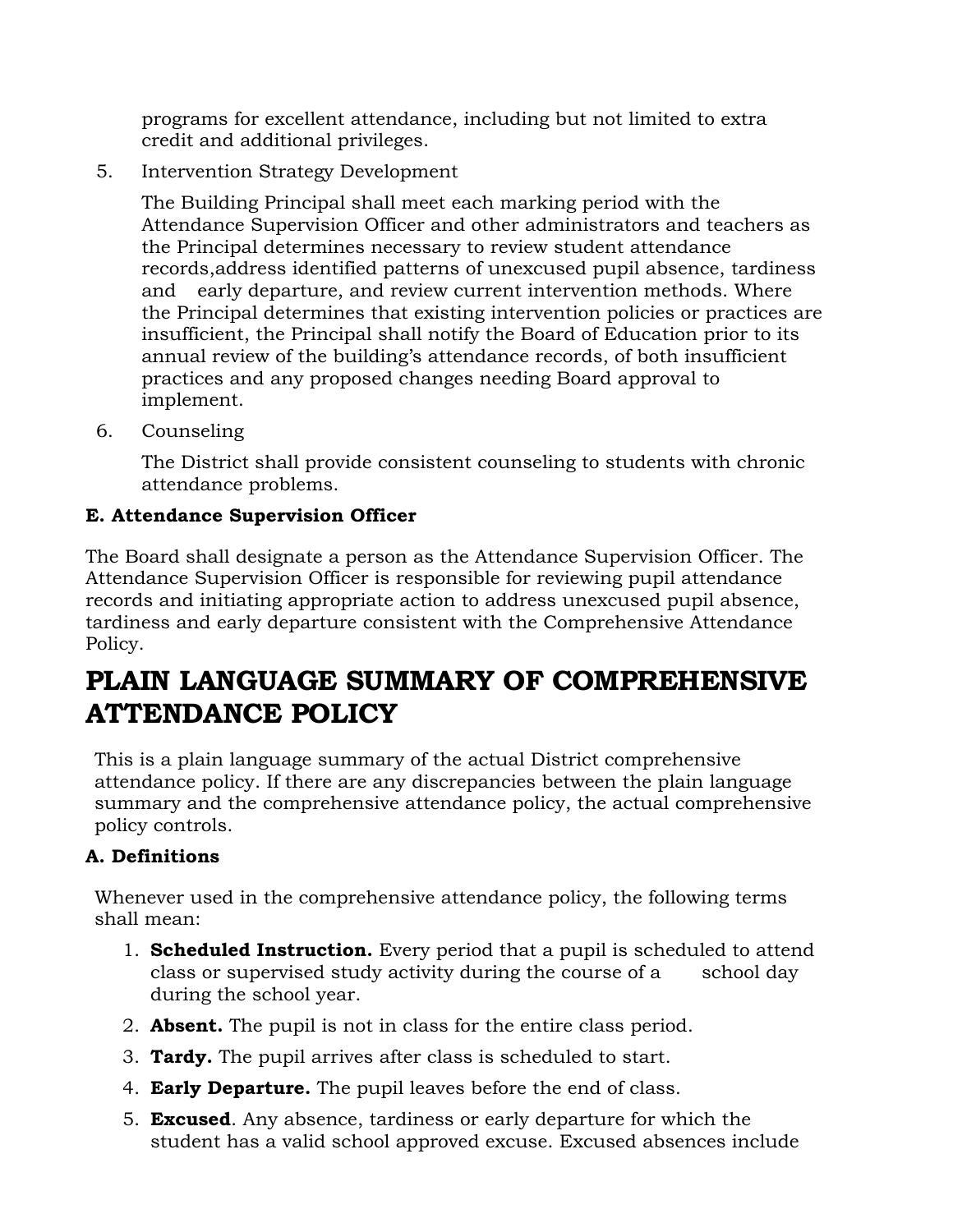programs for excellent attendance, including but not limited to extra credit and additional privileges.

5. Intervention Strategy Development

   The Building Principal shall meet each marking period with the Attendance Supervision Officer and other administrators and teachers as the Principal determines necessary to review student attendance records,address identified patterns of unexcused pupil absence, tardiness and early departure, and review current intervention methods. Where the Principal determines that existing intervention policies or practices are insufficient, the Principal shall notify the Board of Education prior to its annual review of the building's attendance records, of both insufficient practices and any proposed changes needing Board approval to implement.

6. Counseling

   The District shall provide consistent counseling to students with chronic attendance problems.

**E. Attendance Supervision Officer**

The Board shall designate a person as the Attendance Supervision Officer. The Attendance Supervision Officer is responsible for reviewing pupil attendance records and initiating appropriate action to address unexcused pupil absence, tardiness and early departure consistent with the Comprehensive Attendance Policy.

# PLAIN LANGUAGE SUMMARY OF COMPREHENSIVE ATTENDANCE POLICY

This is a plain language summary of the actual District comprehensive attendance policy. If there are any discrepancies between the plain language summary and the comprehensive attendance policy, the actual comprehensive policy controls.

**A. Definitions**

Whenever used in the comprehensive attendance policy, the following terms shall mean:

1. **Scheduled Instruction.** Every period that a pupil is scheduled to attend class or supervised study activity during the course of a school day during the school year.
2. **Absent.** The pupil is not in class for the entire class period.
3. **Tardy.** The pupil arrives after class is scheduled to start.
4. **Early Departure.** The pupil leaves before the end of class.
5. **Excused**. Any absence, tardiness or early departure for which the student has a valid school approved excuse. Excused absences include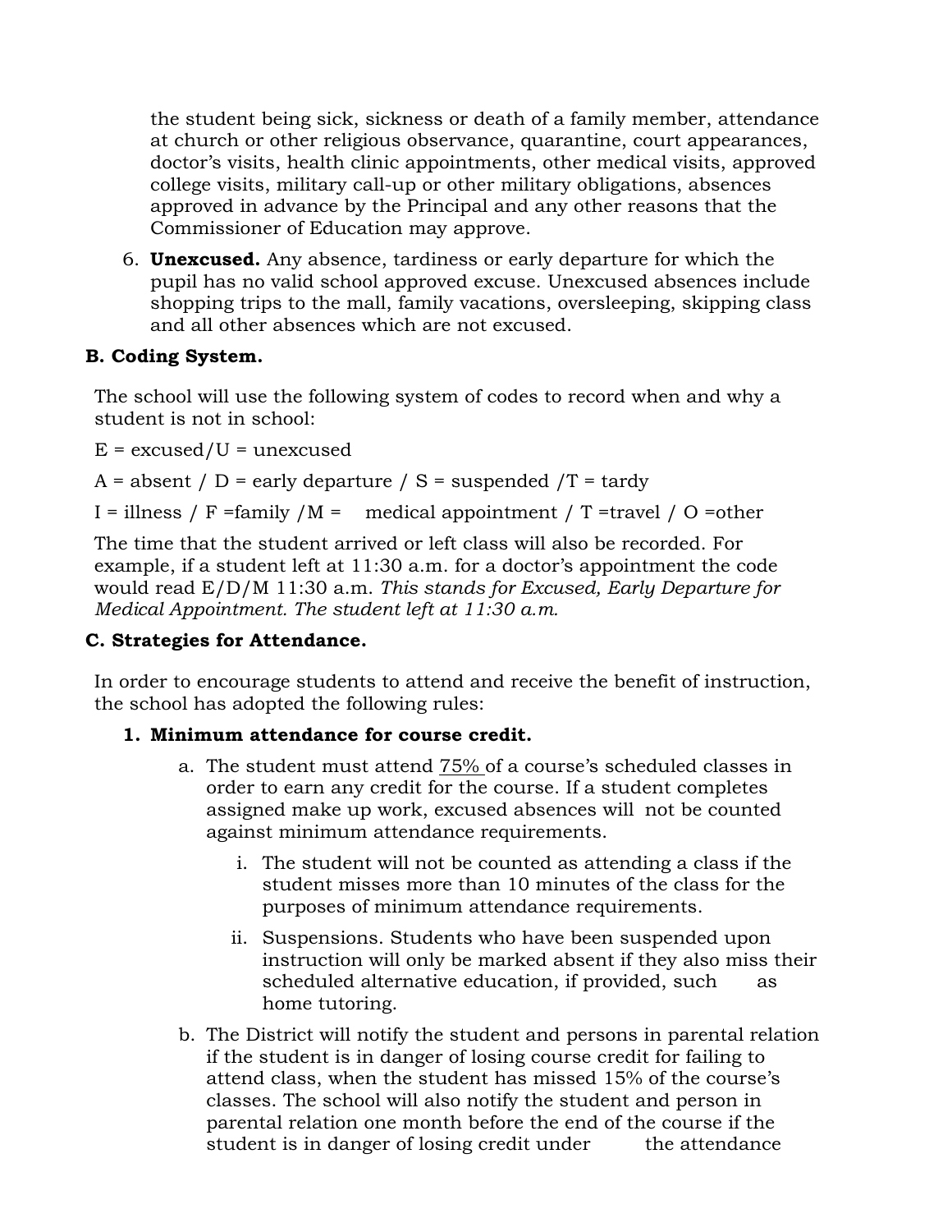the student being sick, sickness or death of a family member, attendance at church or other religious observance, quarantine, court appearances, doctor's visits, health clinic appointments, other medical visits, approved college visits, military call-up or other military obligations, absences approved in advance by the Principal and any other reasons that the Commissioner of Education may approve.

6. **Unexcused.** Any absence, tardiness or early departure for which the pupil has no valid school approved excuse. Unexcused absences include shopping trips to the mall, family vacations, oversleeping, skipping class and all other absences which are not excused.

**B. Coding System.**

The school will use the following system of codes to record when and why a student is not in school:

E = excused/U = unexcused

A = absent / D = early departure / S = suspended /T = tardy

I = illness / F =family /M = medical appointment / T =travel / O =other

The time that the student arrived or left class will also be recorded. For example, if a student left at 11:30 a.m. for a doctor's appointment the code would read E/D/M 11:30 a.m. *This stands for Excused, Early Departure for Medical Appointment. The student left at 11:30 a.m.*

**C. Strategies for Attendance.**

In order to encourage students to attend and receive the benefit of instruction, the school has adopted the following rules:

1. **Minimum attendance for course credit.**
   a. The student must attend 75% of a course's scheduled classes in order to earn any credit for the course. If a student completes assigned make up work, excused absences will not be counted against minimum attendance requirements.
      i. The student will not be counted as attending a class if the student misses more than 10 minutes of the class for the purposes of minimum attendance requirements.
      ii. Suspensions. Students who have been suspended upon instruction will only be marked absent if they also miss their scheduled alternative education, if provided, such as home tutoring.
   b. The District will notify the student and persons in parental relation if the student is in danger of losing course credit for failing to attend class, when the student has missed 15% of the course's classes. The school will also notify the student and person in parental relation one month before the end of the course if the student is in danger of losing credit under the attendance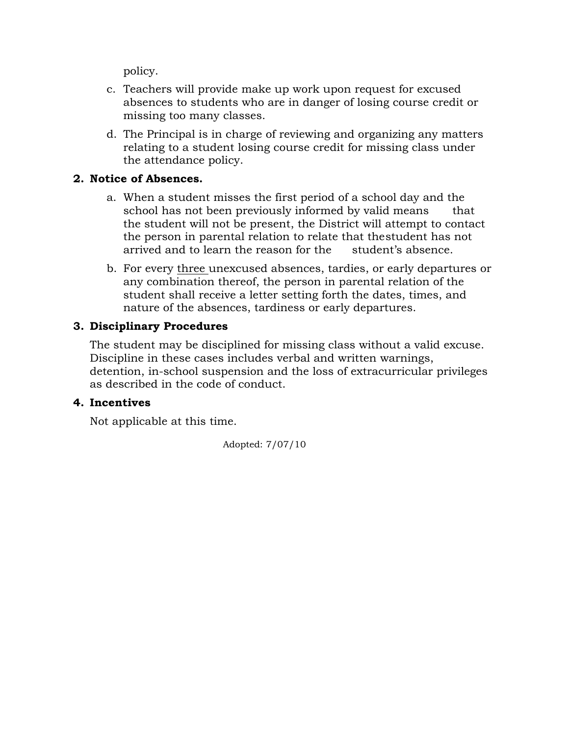policy.

c. Teachers will provide make up work upon request for excused absences to students who are in danger of losing course credit or missing too many classes.

d. The Principal is in charge of reviewing and organizing any matters relating to a student losing course credit for missing class under the attendance policy.

**2. Notice of Absences.**

a. When a student misses the first period of a school day and the school has not been previously informed by valid means that the student will not be present, the District will attempt to contact the person in parental relation to relate that the student has not arrived and to learn the reason for the student's absence.

b. For every <u>three</u> unexcused absences, tardies, or early departures or any combination thereof, the person in parental relation of the student shall receive a letter setting forth the dates, times, and nature of the absences, tardiness or early departures.

**3. Disciplinary Procedures**

The student may be disciplined for missing class without a valid excuse. Discipline in these cases includes verbal and written warnings, detention, in-school suspension and the loss of extracurricular privileges as described in the code of conduct.

**4. Incentives**

Not applicable at this time.

Adopted: 7/07/10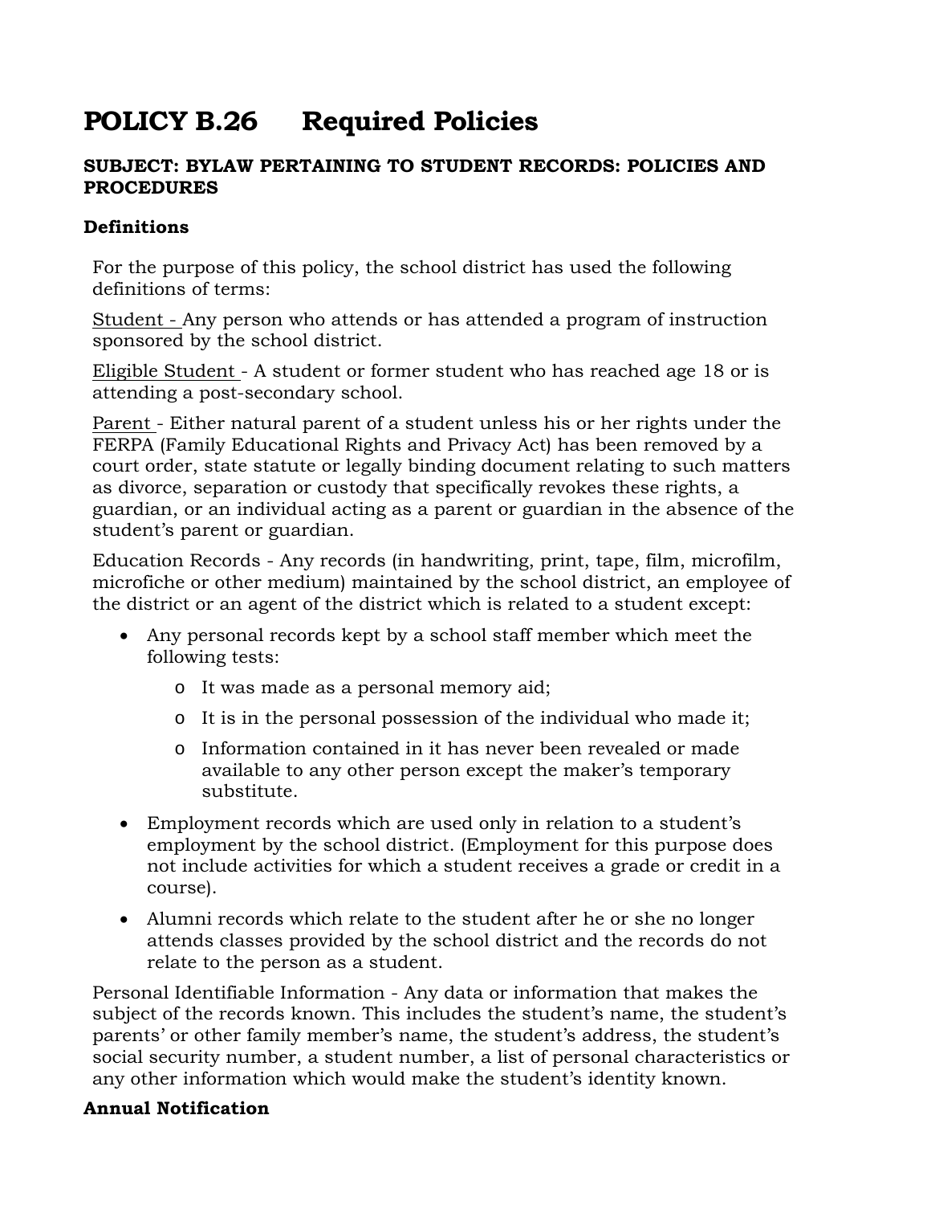# POLICY B.26 Required Policies

**SUBJECT: BYLAW PERTAINING TO STUDENT RECORDS: POLICIES AND PROCEDURES**

**Definitions**

For the purpose of this policy, the school district has used the following definitions of terms:

Student - Any person who attends or has attended a program of instruction sponsored by the school district.

Eligible Student - A student or former student who has reached age 18 or is attending a post-secondary school.

Parent - Either natural parent of a student unless his or her rights under the FERPA (Family Educational Rights and Privacy Act) has been removed by a court order, state statute or legally binding document relating to such matters as divorce, separation or custody that specifically revokes these rights, a guardian, or an individual acting as a parent or guardian in the absence of the student's parent or guardian.

Education Records - Any records (in handwriting, print, tape, film, microfilm, microfiche or other medium) maintained by the school district, an employee of the district or an agent of the district which is related to a student except:

- Any personal records kept by a school staff member which meet the following tests:
  - It was made as a personal memory aid;
  - It is in the personal possession of the individual who made it;
  - Information contained in it has never been revealed or made available to any other person except the maker's temporary substitute.
- Employment records which are used only in relation to a student's employment by the school district. (Employment for this purpose does not include activities for which a student receives a grade or credit in a course).
- Alumni records which relate to the student after he or she no longer attends classes provided by the school district and the records do not relate to the person as a student.

Personal Identifiable Information - Any data or information that makes the subject of the records known. This includes the student's name, the student's parents' or other family member's name, the student's address, the student's social security number, a student number, a list of personal characteristics or any other information which would make the student's identity known.

**Annual Notification**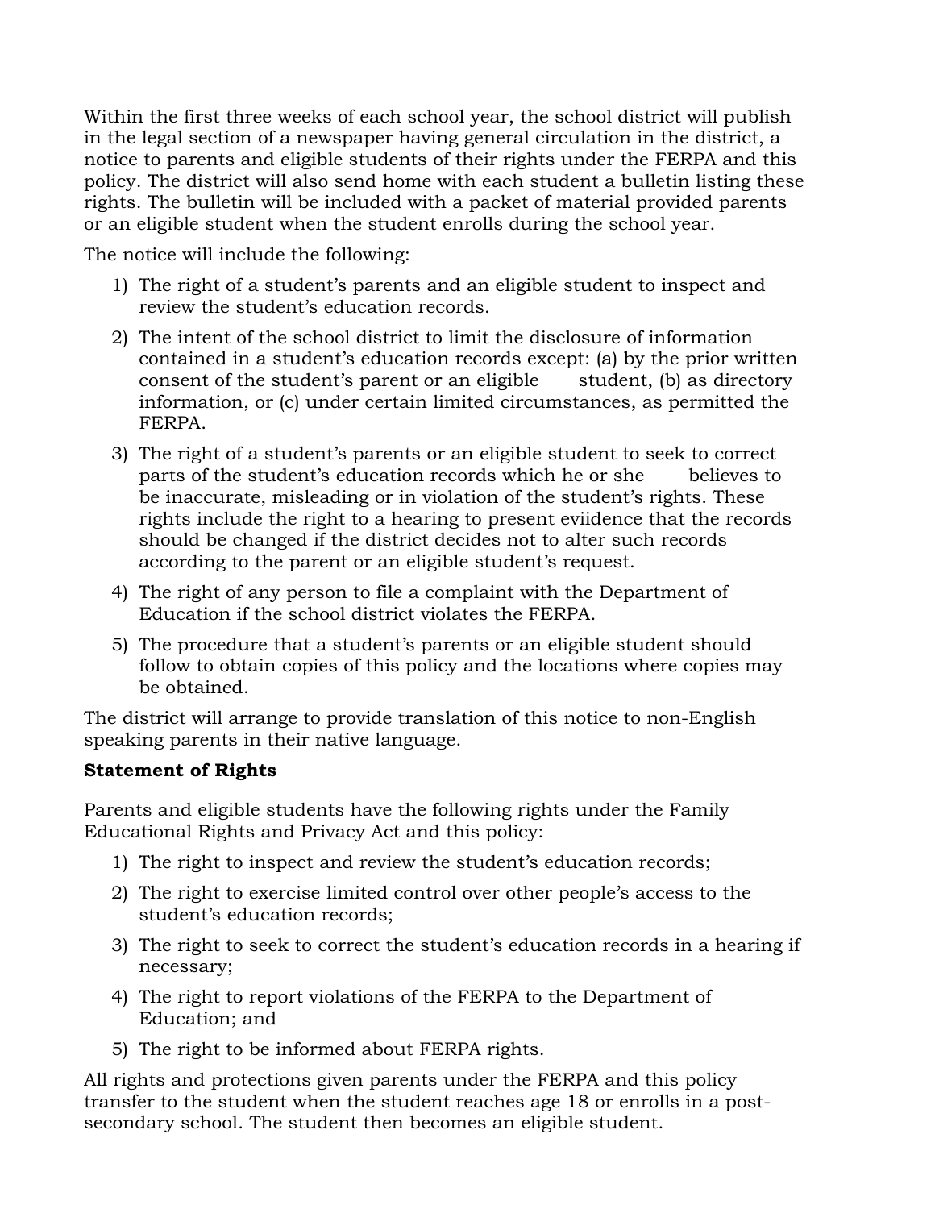Within the first three weeks of each school year, the school district will publish in the legal section of a newspaper having general circulation in the district, a notice to parents and eligible students of their rights under the FERPA and this policy. The district will also send home with each student a bulletin listing these rights. The bulletin will be included with a packet of material provided parents or an eligible student when the student enrolls during the school year.

The notice will include the following:

1) The right of a student's parents and an eligible student to inspect and review the student's education records.
2) The intent of the school district to limit the disclosure of information contained in a student's education records except: (a) by the prior written consent of the student's parent or an eligible student, (b) as directory information, or (c) under certain limited circumstances, as permitted the FERPA.
3) The right of a student's parents or an eligible student to seek to correct parts of the student's education records which he or she believes to be inaccurate, misleading or in violation of the student's rights. These rights include the right to a hearing to present eviidence that the records should be changed if the district decides not to alter such records according to the parent or an eligible student's request.
4) The right of any person to file a complaint with the Department of Education if the school district violates the FERPA.
5) The procedure that a student's parents or an eligible student should follow to obtain copies of this policy and the locations where copies may be obtained.

The district will arrange to provide translation of this notice to non-English speaking parents in their native language.

**Statement of Rights**

Parents and eligible students have the following rights under the Family Educational Rights and Privacy Act and this policy:

1) The right to inspect and review the student's education records;
2) The right to exercise limited control over other people's access to the student's education records;
3) The right to seek to correct the student's education records in a hearing if necessary;
4) The right to report violations of the FERPA to the Department of Education; and
5) The right to be informed about FERPA rights.

All rights and protections given parents under the FERPA and this policy transfer to the student when the student reaches age 18 or enrolls in a post-secondary school. The student then becomes an eligible student.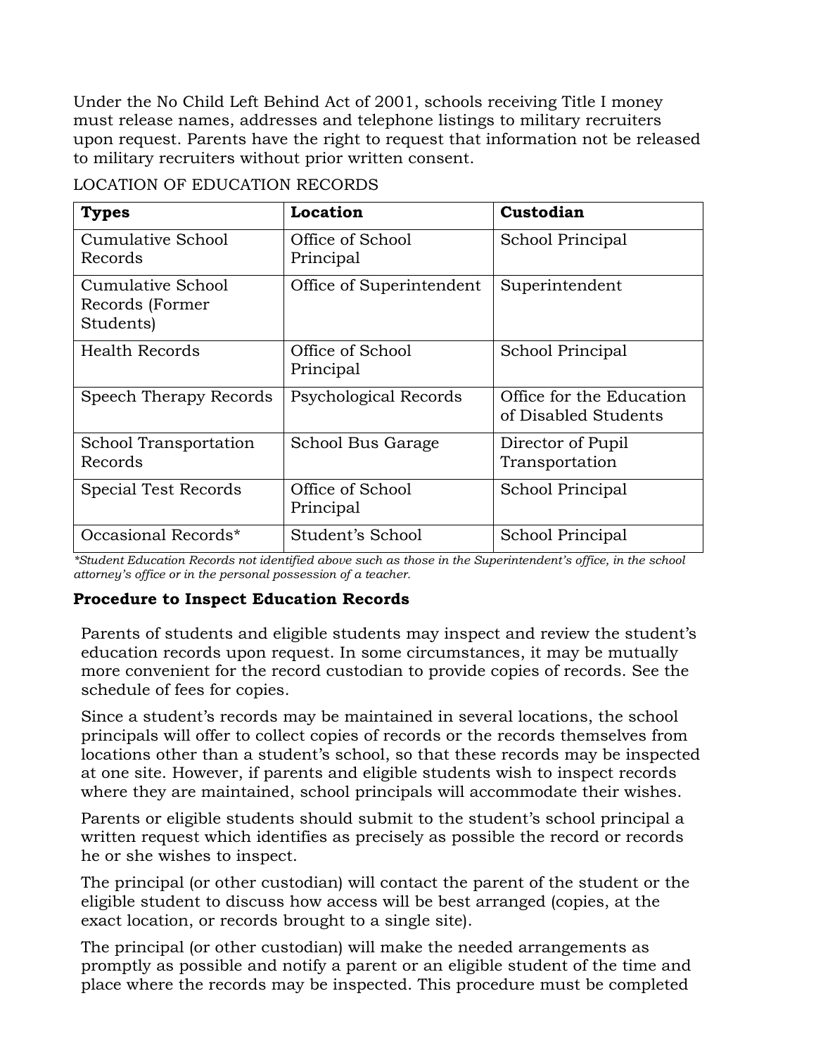Under the No Child Left Behind Act of 2001, schools receiving Title I money must release names, addresses and telephone listings to military recruiters upon request. Parents have the right to request that information not be released to military recruiters without prior written consent.

LOCATION OF EDUCATION RECORDS

| **Types** | **Location** | **Custodian** |
|---|---|---|
| Cumulative School Records | Office of School Principal | School Principal |
| Cumulative School Records (Former Students) | Office of Superintendent | Superintendent |
| Health Records | Office of School Principal | School Principal |
| Speech Therapy Records | Psychological Records | Office for the Education of Disabled Students |
| School Transportation Records | School Bus Garage | Director of Pupil Transportation |
| Special Test Records | Office of School Principal | School Principal |
| Occasional Records* | Student's School | School Principal |

*\*Student Education Records not identified above such as those in the Superintendent's office, in the school attorney's office or in the personal possession of a teacher.*

**Procedure to Inspect Education Records**

Parents of students and eligible students may inspect and review the student's education records upon request. In some circumstances, it may be mutually more convenient for the record custodian to provide copies of records. See the schedule of fees for copies.

Since a student's records may be maintained in several locations, the school principals will offer to collect copies of records or the records themselves from locations other than a student's school, so that these records may be inspected at one site. However, if parents and eligible students wish to inspect records where they are maintained, school principals will accommodate their wishes.

Parents or eligible students should submit to the student's school principal a written request which identifies as precisely as possible the record or records he or she wishes to inspect.

The principal (or other custodian) will contact the parent of the student or the eligible student to discuss how access will be best arranged (copies, at the exact location, or records brought to a single site).

The principal (or other custodian) will make the needed arrangements as promptly as possible and notify a parent or an eligible student of the time and place where the records may be inspected. This procedure must be completed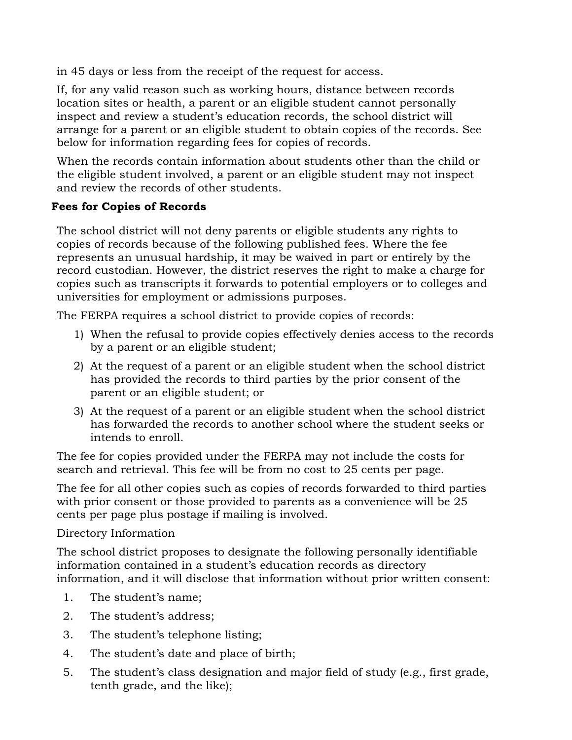in 45 days or less from the receipt of the request for access.

If, for any valid reason such as working hours, distance between records location sites or health, a parent or an eligible student cannot personally inspect and review a student's education records, the school district will arrange for a parent or an eligible student to obtain copies of the records. See below for information regarding fees for copies of records.

When the records contain information about students other than the child or the eligible student involved, a parent or an eligible student may not inspect and review the records of other students.

**Fees for Copies of Records**

The school district will not deny parents or eligible students any rights to copies of records because of the following published fees. Where the fee represents an unusual hardship, it may be waived in part or entirely by the record custodian. However, the district reserves the right to make a charge for copies such as transcripts it forwards to potential employers or to colleges and universities for employment or admissions purposes.

The FERPA requires a school district to provide copies of records:

1) When the refusal to provide copies effectively denies access to the records by a parent or an eligible student;
2) At the request of a parent or an eligible student when the school district has provided the records to third parties by the prior consent of the parent or an eligible student; or
3) At the request of a parent or an eligible student when the school district has forwarded the records to another school where the student seeks or intends to enroll.

The fee for copies provided under the FERPA may not include the costs for search and retrieval. This fee will be from no cost to 25 cents per page.

The fee for all other copies such as copies of records forwarded to third parties with prior consent or those provided to parents as a convenience will be 25 cents per page plus postage if mailing is involved.

Directory Information

The school district proposes to designate the following personally identifiable information contained in a student's education records as directory information, and it will disclose that information without prior written consent:

1. The student's name;
2. The student's address;
3. The student's telephone listing;
4. The student's date and place of birth;
5. The student's class designation and major field of study (e.g., first grade, tenth grade, and the like);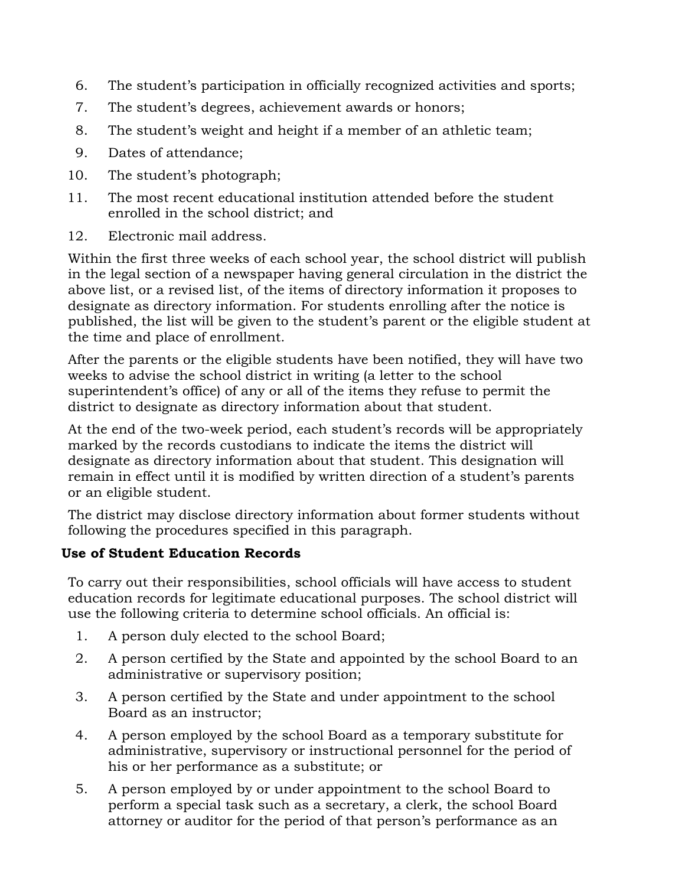6. The student's participation in officially recognized activities and sports;
7. The student's degrees, achievement awards or honors;
8. The student's weight and height if a member of an athletic team;
9. Dates of attendance;
10. The student's photograph;
11. The most recent educational institution attended before the student enrolled in the school district; and
12. Electronic mail address.

Within the first three weeks of each school year, the school district will publish in the legal section of a newspaper having general circulation in the district the above list, or a revised list, of the items of directory information it proposes to designate as directory information. For students enrolling after the notice is published, the list will be given to the student's parent or the eligible student at the time and place of enrollment.

After the parents or the eligible students have been notified, they will have two weeks to advise the school district in writing (a letter to the school superintendent's office) of any or all of the items they refuse to permit the district to designate as directory information about that student.

At the end of the two-week period, each student's records will be appropriately marked by the records custodians to indicate the items the district will designate as directory information about that student. This designation will remain in effect until it is modified by written direction of a student's parents or an eligible student.

The district may disclose directory information about former students without following the procedures specified in this paragraph.

**Use of Student Education Records**

To carry out their responsibilities, school officials will have access to student education records for legitimate educational purposes. The school district will use the following criteria to determine school officials. An official is:

1. A person duly elected to the school Board;
2. A person certified by the State and appointed by the school Board to an administrative or supervisory position;
3. A person certified by the State and under appointment to the school Board as an instructor;
4. A person employed by the school Board as a temporary substitute for administrative, supervisory or instructional personnel for the period of his or her performance as a substitute; or
5. A person employed by or under appointment to the school Board to perform a special task such as a secretary, a clerk, the school Board attorney or auditor for the period of that person's performance as an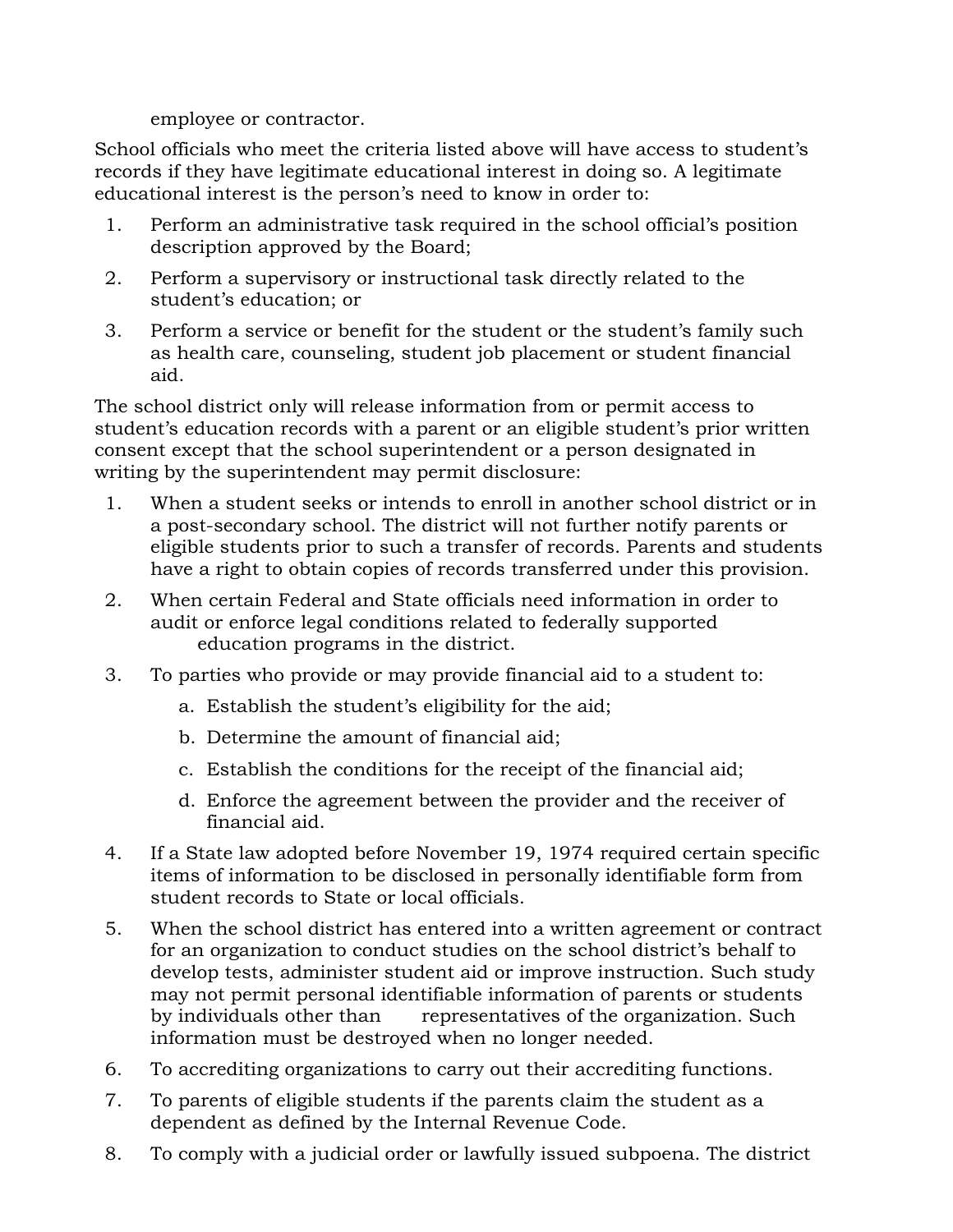employee or contractor.

School officials who meet the criteria listed above will have access to student's records if they have legitimate educational interest in doing so. A legitimate educational interest is the person's need to know in order to:

1. Perform an administrative task required in the school official's position description approved by the Board;
2. Perform a supervisory or instructional task directly related to the student's education; or
3. Perform a service or benefit for the student or the student's family such as health care, counseling, student job placement or student financial aid.

The school district only will release information from or permit access to student's education records with a parent or an eligible student's prior written consent except that the school superintendent or a person designated in writing by the superintendent may permit disclosure:

1. When a student seeks or intends to enroll in another school district or in a post-secondary school. The district will not further notify parents or eligible students prior to such a transfer of records. Parents and students have a right to obtain copies of records transferred under this provision.
2. When certain Federal and State officials need information in order to audit or enforce legal conditions related to federally supported education programs in the district.
3. To parties who provide or may provide financial aid to a student to:
   a. Establish the student's eligibility for the aid;
   b. Determine the amount of financial aid;
   c. Establish the conditions for the receipt of the financial aid;
   d. Enforce the agreement between the provider and the receiver of financial aid.
4. If a State law adopted before November 19, 1974 required certain specific items of information to be disclosed in personally identifiable form from student records to State or local officials.
5. When the school district has entered into a written agreement or contract for an organization to conduct studies on the school district's behalf to develop tests, administer student aid or improve instruction. Such study may not permit personal identifiable information of parents or students by individuals other than representatives of the organization. Such information must be destroyed when no longer needed.
6. To accrediting organizations to carry out their accrediting functions.
7. To parents of eligible students if the parents claim the student as a dependent as defined by the Internal Revenue Code.
8. To comply with a judicial order or lawfully issued subpoena. The district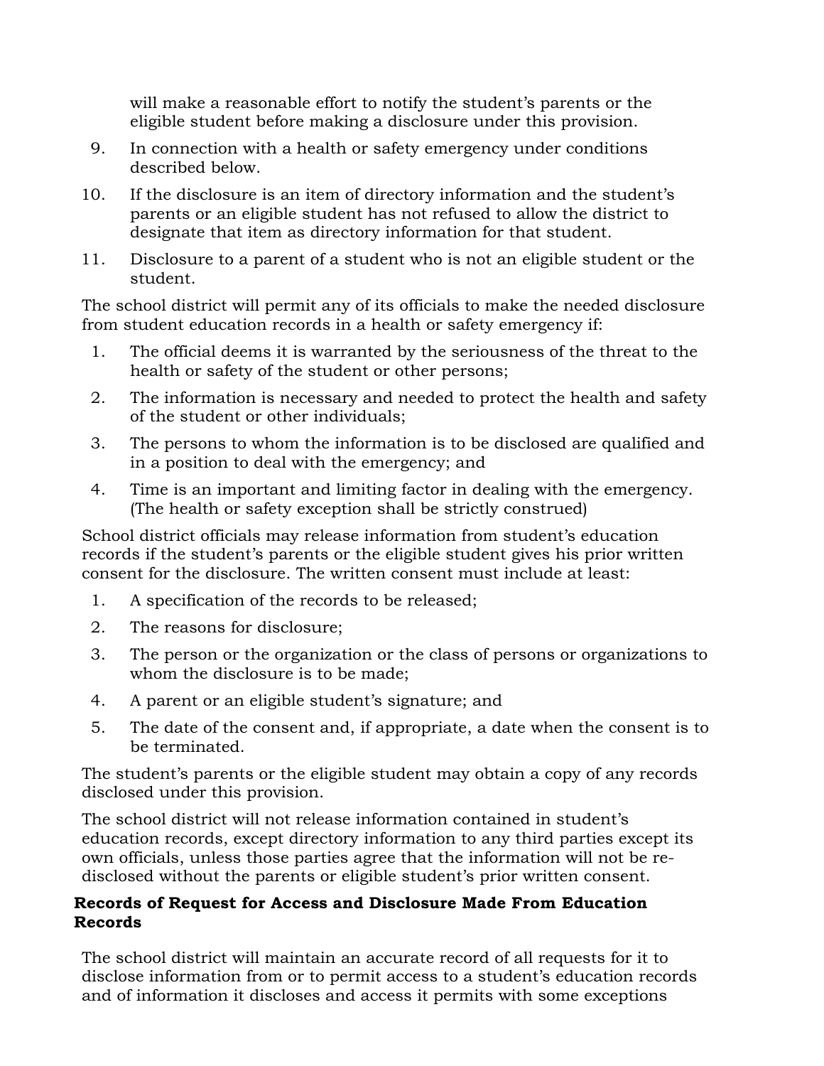will make a reasonable effort to notify the student's parents or the eligible student before making a disclosure under this provision.

9. In connection with a health or safety emergency under conditions described below.
10. If the disclosure is an item of directory information and the student's parents or an eligible student has not refused to allow the district to designate that item as directory information for that student.
11. Disclosure to a parent of a student who is not an eligible student or the student.

The school district will permit any of its officials to make the needed disclosure from student education records in a health or safety emergency if:

1. The official deems it is warranted by the seriousness of the threat to the health or safety of the student or other persons;
2. The information is necessary and needed to protect the health and safety of the student or other individuals;
3. The persons to whom the information is to be disclosed are qualified and in a position to deal with the emergency; and
4. Time is an important and limiting factor in dealing with the emergency. (The health or safety exception shall be strictly construed)

School district officials may release information from student's education records if the student's parents or the eligible student gives his prior written consent for the disclosure. The written consent must include at least:

1. A specification of the records to be released;
2. The reasons for disclosure;
3. The person or the organization or the class of persons or organizations to whom the disclosure is to be made;
4. A parent or an eligible student's signature; and
5. The date of the consent and, if appropriate, a date when the consent is to be terminated.

The student's parents or the eligible student may obtain a copy of any records disclosed under this provision.

The school district will not release information contained in student's education records, except directory information to any third parties except its own officials, unless those parties agree that the information will not be re-disclosed without the parents or eligible student's prior written consent.

**Records of Request for Access and Disclosure Made From Education Records**

The school district will maintain an accurate record of all requests for it to disclose information from or to permit access to a student's education records and of information it discloses and access it permits with some exceptions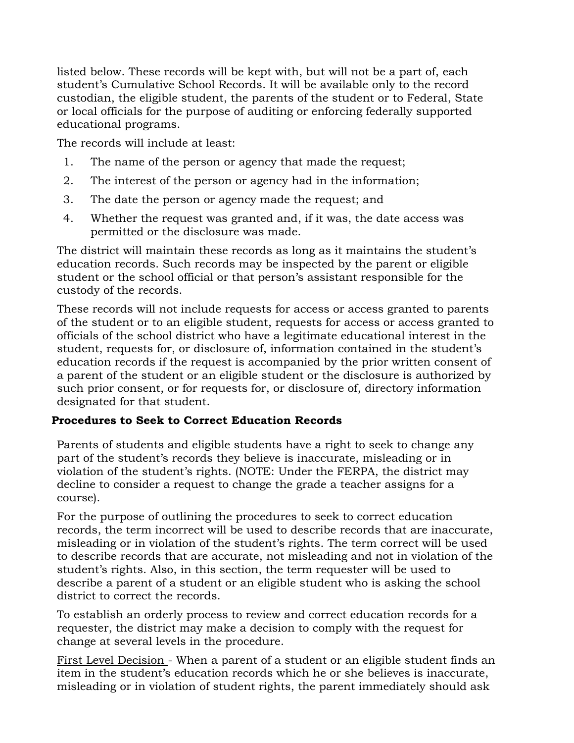listed below. These records will be kept with, but will not be a part of, each student's Cumulative School Records. It will be available only to the record custodian, the eligible student, the parents of the student or to Federal, State or local officials for the purpose of auditing or enforcing federally supported educational programs.

The records will include at least:

1. The name of the person or agency that made the request;
2. The interest of the person or agency had in the information;
3. The date the person or agency made the request; and
4. Whether the request was granted and, if it was, the date access was permitted or the disclosure was made.

The district will maintain these records as long as it maintains the student's education records. Such records may be inspected by the parent or eligible student or the school official or that person's assistant responsible for the custody of the records.

These records will not include requests for access or access granted to parents of the student or to an eligible student, requests for access or access granted to officials of the school district who have a legitimate educational interest in the student, requests for, or disclosure of, information contained in the student's education records if the request is accompanied by the prior written consent of a parent of the student or an eligible student or the disclosure is authorized by such prior consent, or for requests for, or disclosure of, directory information designated for that student.

**Procedures to Seek to Correct Education Records**

Parents of students and eligible students have a right to seek to change any part of the student's records they believe is inaccurate, misleading or in violation of the student's rights. (NOTE: Under the FERPA, the district may decline to consider a request to change the grade a teacher assigns for a course).

For the purpose of outlining the procedures to seek to correct education records, the term incorrect will be used to describe records that are inaccurate, misleading or in violation of the student's rights. The term correct will be used to describe records that are accurate, not misleading and not in violation of the student's rights. Also, in this section, the term requester will be used to describe a parent of a student or an eligible student who is asking the school district to correct the records.

To establish an orderly process to review and correct education records for a requester, the district may make a decision to comply with the request for change at several levels in the procedure.

<u>First Level Decision</u> - When a parent of a student or an eligible student finds an item in the student's education records which he or she believes is inaccurate, misleading or in violation of student rights, the parent immediately should ask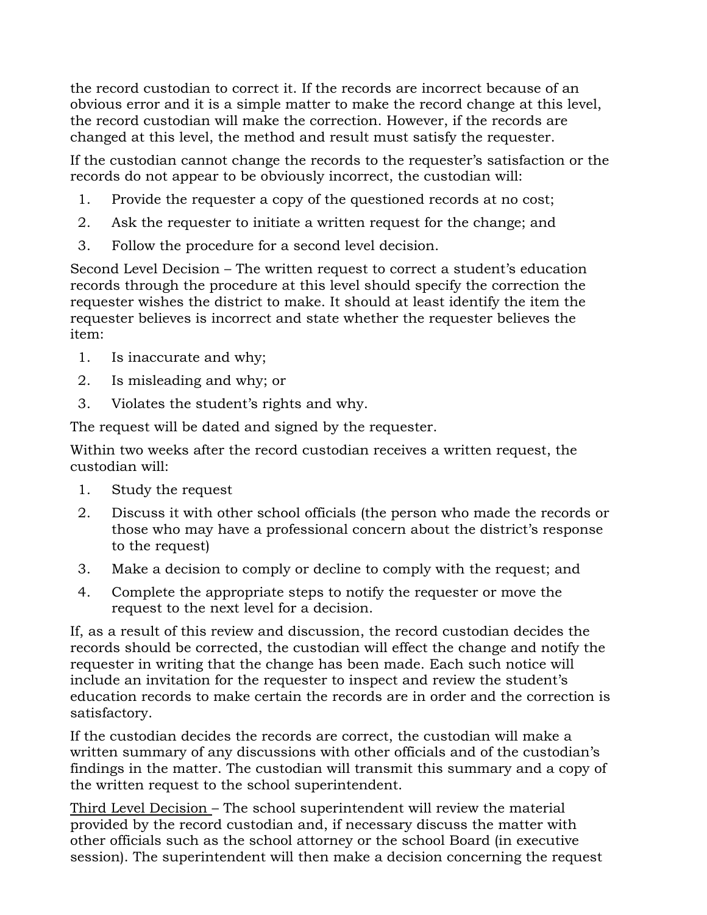the record custodian to correct it. If the records are incorrect because of an obvious error and it is a simple matter to make the record change at this level, the record custodian will make the correction. However, if the records are changed at this level, the method and result must satisfy the requester.

If the custodian cannot change the records to the requester's satisfaction or the records do not appear to be obviously incorrect, the custodian will:

1. Provide the requester a copy of the questioned records at no cost;
2. Ask the requester to initiate a written request for the change; and
3. Follow the procedure for a second level decision.

Second Level Decision – The written request to correct a student's education records through the procedure at this level should specify the correction the requester wishes the district to make. It should at least identify the item the requester believes is incorrect and state whether the requester believes the item:

1. Is inaccurate and why;
2. Is misleading and why; or
3. Violates the student's rights and why.

The request will be dated and signed by the requester.

Within two weeks after the record custodian receives a written request, the custodian will:

1. Study the request
2. Discuss it with other school officials (the person who made the records or those who may have a professional concern about the district's response to the request)
3. Make a decision to comply or decline to comply with the request; and
4. Complete the appropriate steps to notify the requester or move the request to the next level for a decision.

If, as a result of this review and discussion, the record custodian decides the records should be corrected, the custodian will effect the change and notify the requester in writing that the change has been made. Each such notice will include an invitation for the requester to inspect and review the student's education records to make certain the records are in order and the correction is satisfactory.

If the custodian decides the records are correct, the custodian will make a written summary of any discussions with other officials and of the custodian's findings in the matter. The custodian will transmit this summary and a copy of the written request to the school superintendent.

Third Level Decision – The school superintendent will review the material provided by the record custodian and, if necessary discuss the matter with other officials such as the school attorney or the school Board (in executive session). The superintendent will then make a decision concerning the request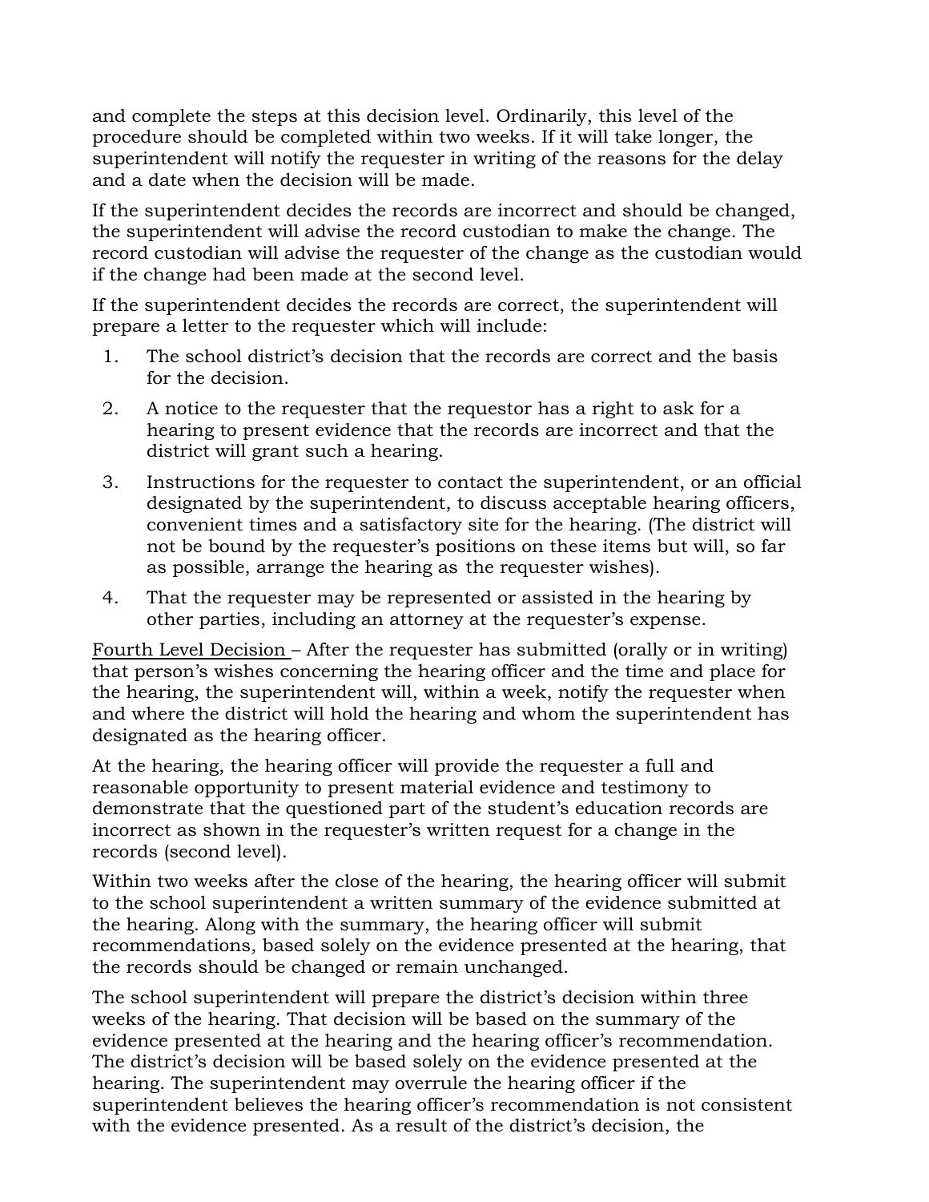and complete the steps at this decision level. Ordinarily, this level of the procedure should be completed within two weeks. If it will take longer, the superintendent will notify the requester in writing of the reasons for the delay and a date when the decision will be made.

If the superintendent decides the records are incorrect and should be changed, the superintendent will advise the record custodian to make the change. The record custodian will advise the requester of the change as the custodian would if the change had been made at the second level.

If the superintendent decides the records are correct, the superintendent will prepare a letter to the requester which will include:

1. The school district's decision that the records are correct and the basis for the decision.
2. A notice to the requester that the requestor has a right to ask for a hearing to present evidence that the records are incorrect and that the district will grant such a hearing.
3. Instructions for the requester to contact the superintendent, or an official designated by the superintendent, to discuss acceptable hearing officers, convenient times and a satisfactory site for the hearing. (The district will not be bound by the requester's positions on these items but will, so far as possible, arrange the hearing as the requester wishes).
4. That the requester may be represented or assisted in the hearing by other parties, including an attorney at the requester's expense.

<u>Fourth Level Decision</u> – After the requester has submitted (orally or in writing) that person's wishes concerning the hearing officer and the time and place for the hearing, the superintendent will, within a week, notify the requester when and where the district will hold the hearing and whom the superintendent has designated as the hearing officer.

At the hearing, the hearing officer will provide the requester a full and reasonable opportunity to present material evidence and testimony to demonstrate that the questioned part of the student's education records are incorrect as shown in the requester's written request for a change in the records (second level).

Within two weeks after the close of the hearing, the hearing officer will submit to the school superintendent a written summary of the evidence submitted at the hearing. Along with the summary, the hearing officer will submit recommendations, based solely on the evidence presented at the hearing, that the records should be changed or remain unchanged.

The school superintendent will prepare the district's decision within three weeks of the hearing. That decision will be based on the summary of the evidence presented at the hearing and the hearing officer's recommendation. The district's decision will be based solely on the evidence presented at the hearing. The superintendent may overrule the hearing officer if the superintendent believes the hearing officer's recommendation is not consistent with the evidence presented. As a result of the district's decision, the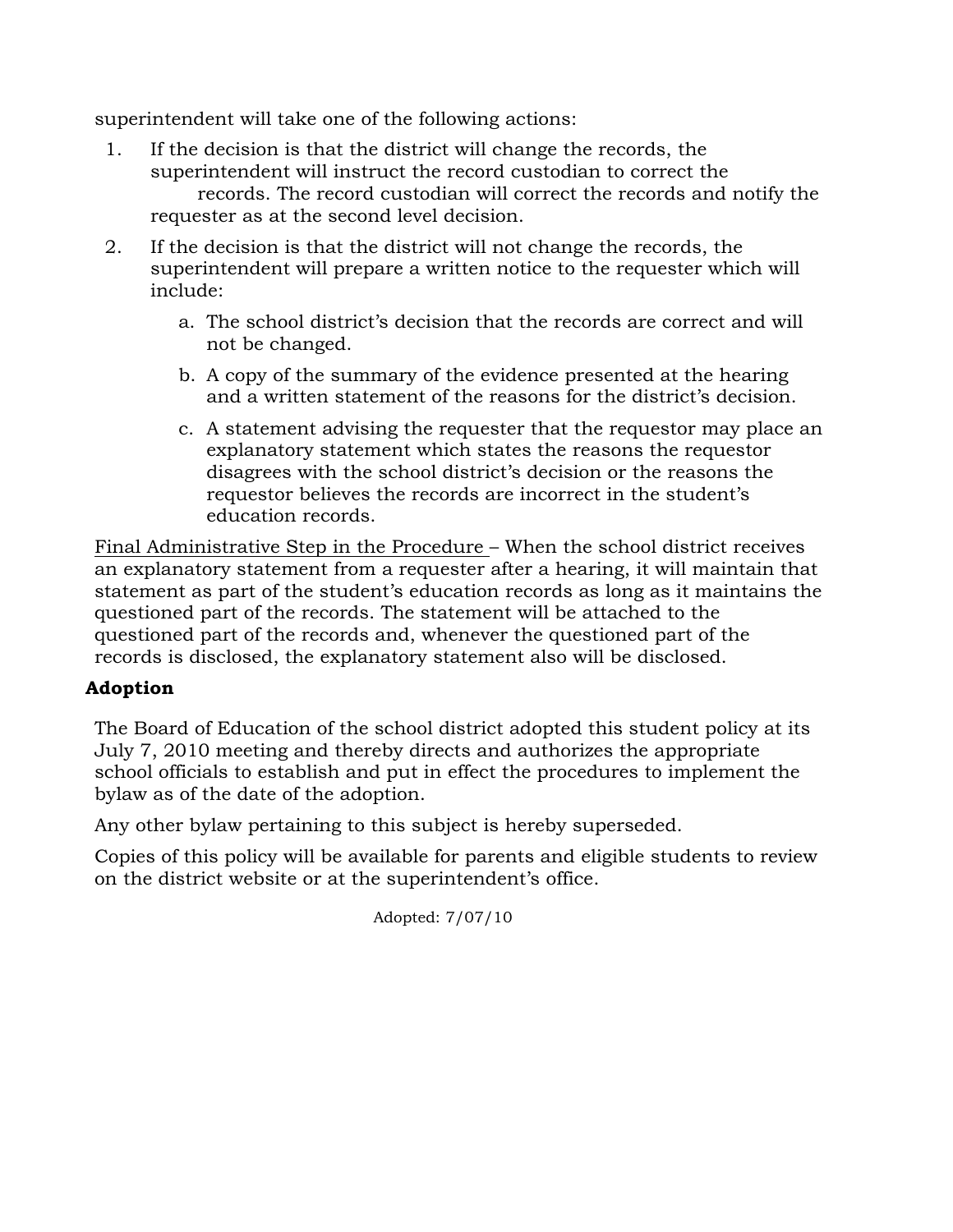superintendent will take one of the following actions:

1. If the decision is that the district will change the records, the superintendent will instruct the record custodian to correct the records. The record custodian will correct the records and notify the requester as at the second level decision.
2. If the decision is that the district will not change the records, the superintendent will prepare a written notice to the requester which will include:
   a. The school district's decision that the records are correct and will not be changed.
   b. A copy of the summary of the evidence presented at the hearing and a written statement of the reasons for the district's decision.
   c. A statement advising the requester that the requestor may place an explanatory statement which states the reasons the requestor disagrees with the school district's decision or the reasons the requestor believes the records are incorrect in the student's education records.

<u>Final Administrative Step in the Procedure</u> – When the school district receives an explanatory statement from a requester after a hearing, it will maintain that statement as part of the student's education records as long as it maintains the questioned part of the records. The statement will be attached to the questioned part of the records and, whenever the questioned part of the records is disclosed, the explanatory statement also will be disclosed.

**Adoption**

The Board of Education of the school district adopted this student policy at its July 7, 2010 meeting and thereby directs and authorizes the appropriate school officials to establish and put in effect the procedures to implement the bylaw as of the date of the adoption.

Any other bylaw pertaining to this subject is hereby superseded.

Copies of this policy will be available for parents and eligible students to review on the district website or at the superintendent's office.

Adopted: 7/07/10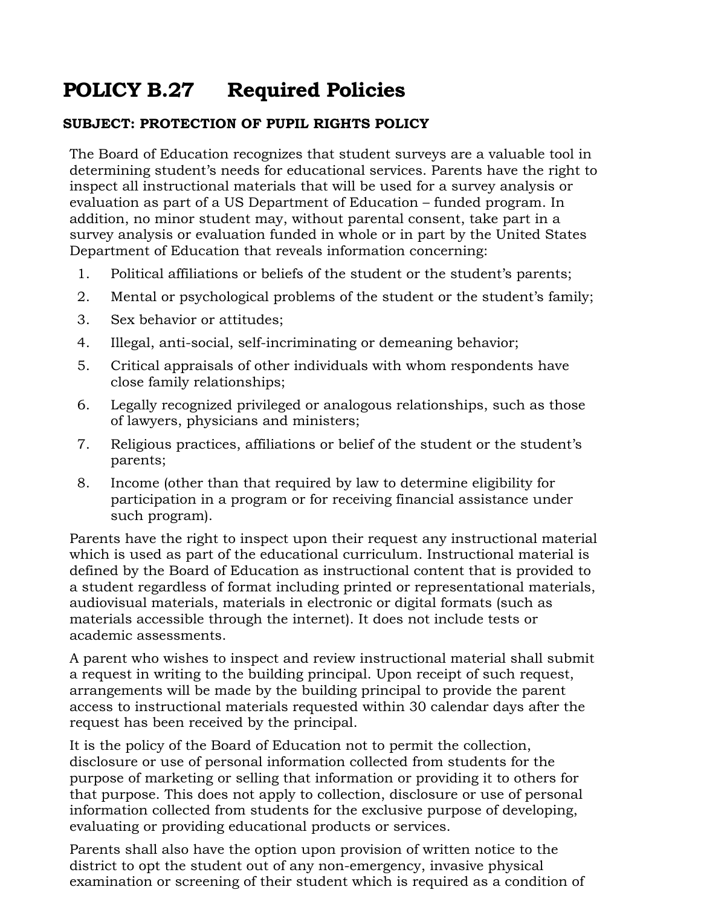# POLICY B.27 Required Policies

**SUBJECT: PROTECTION OF PUPIL RIGHTS POLICY**

The Board of Education recognizes that student surveys are a valuable tool in determining student's needs for educational services. Parents have the right to inspect all instructional materials that will be used for a survey analysis or evaluation as part of a US Department of Education – funded program. In addition, no minor student may, without parental consent, take part in a survey analysis or evaluation funded in whole or in part by the United States Department of Education that reveals information concerning:

1. Political affiliations or beliefs of the student or the student's parents;
2. Mental or psychological problems of the student or the student's family;
3. Sex behavior or attitudes;
4. Illegal, anti-social, self-incriminating or demeaning behavior;
5. Critical appraisals of other individuals with whom respondents have close family relationships;
6. Legally recognized privileged or analogous relationships, such as those of lawyers, physicians and ministers;
7. Religious practices, affiliations or belief of the student or the student's parents;
8. Income (other than that required by law to determine eligibility for participation in a program or for receiving financial assistance under such program).

Parents have the right to inspect upon their request any instructional material which is used as part of the educational curriculum. Instructional material is defined by the Board of Education as instructional content that is provided to a student regardless of format including printed or representational materials, audiovisual materials, materials in electronic or digital formats (such as materials accessible through the internet). It does not include tests or academic assessments.

A parent who wishes to inspect and review instructional material shall submit a request in writing to the building principal. Upon receipt of such request, arrangements will be made by the building principal to provide the parent access to instructional materials requested within 30 calendar days after the request has been received by the principal.

It is the policy of the Board of Education not to permit the collection, disclosure or use of personal information collected from students for the purpose of marketing or selling that information or providing it to others for that purpose. This does not apply to collection, disclosure or use of personal information collected from students for the exclusive purpose of developing, evaluating or providing educational products or services.

Parents shall also have the option upon provision of written notice to the district to opt the student out of any non-emergency, invasive physical examination or screening of their student which is required as a condition of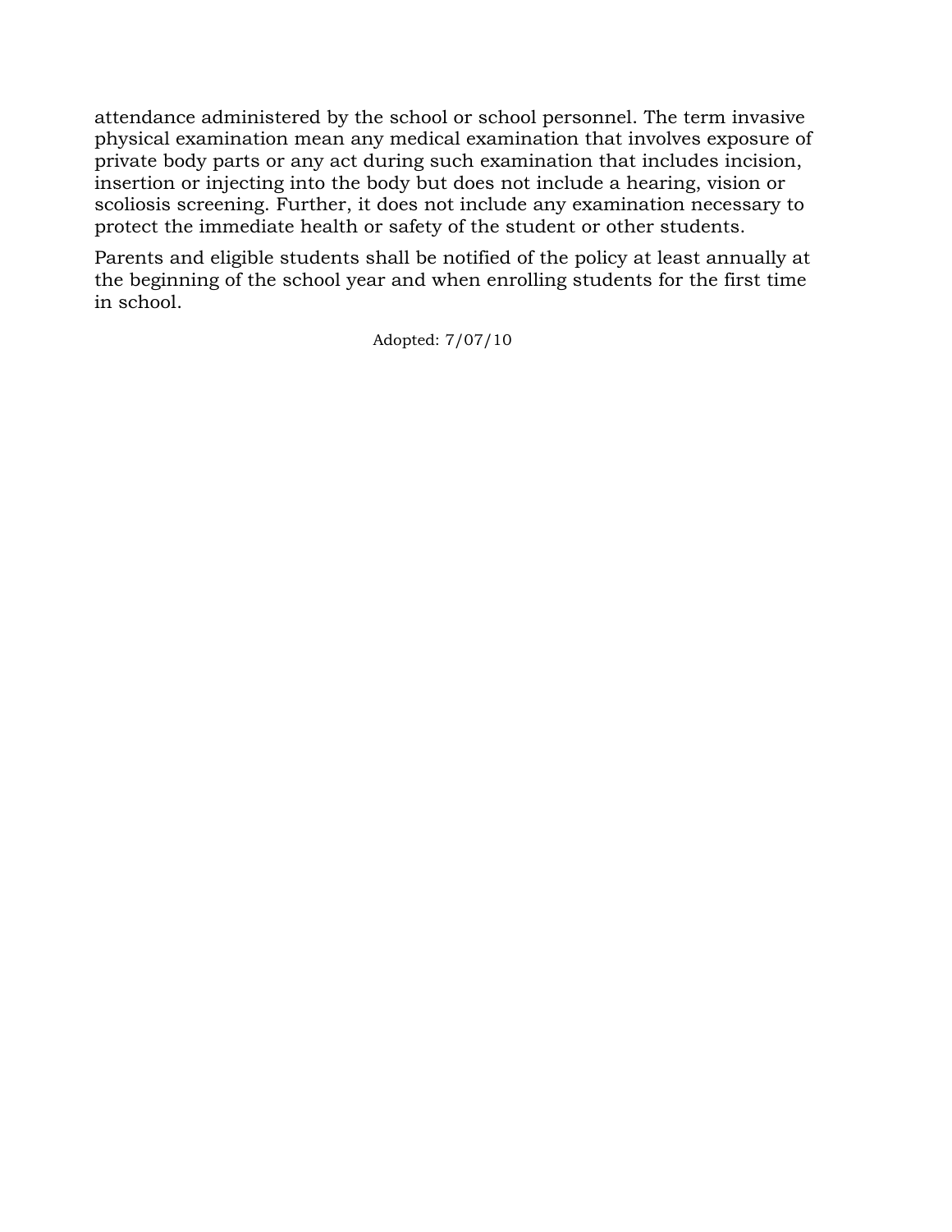attendance administered by the school or school personnel. The term invasive physical examination mean any medical examination that involves exposure of private body parts or any act during such examination that includes incision, insertion or injecting into the body but does not include a hearing, vision or scoliosis screening. Further, it does not include any examination necessary to protect the immediate health or safety of the student or other students.

Parents and eligible students shall be notified of the policy at least annually at the beginning of the school year and when enrolling students for the first time in school.

Adopted: 7/07/10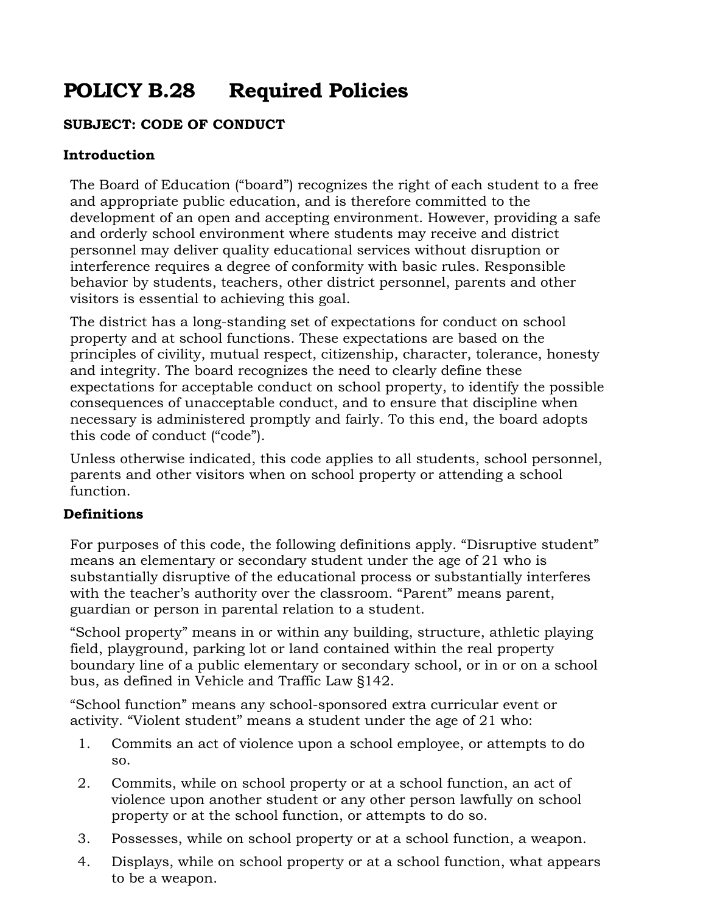# POLICY B.28 Required Policies

**SUBJECT: CODE OF CONDUCT**

**Introduction**

The Board of Education ("board") recognizes the right of each student to a free and appropriate public education, and is therefore committed to the development of an open and accepting environment. However, providing a safe and orderly school environment where students may receive and district personnel may deliver quality educational services without disruption or interference requires a degree of conformity with basic rules. Responsible behavior by students, teachers, other district personnel, parents and other visitors is essential to achieving this goal.

The district has a long-standing set of expectations for conduct on school property and at school functions. These expectations are based on the principles of civility, mutual respect, citizenship, character, tolerance, honesty and integrity. The board recognizes the need to clearly define these expectations for acceptable conduct on school property, to identify the possible consequences of unacceptable conduct, and to ensure that discipline when necessary is administered promptly and fairly. To this end, the board adopts this code of conduct ("code").

Unless otherwise indicated, this code applies to all students, school personnel, parents and other visitors when on school property or attending a school function.

**Definitions**

For purposes of this code, the following definitions apply. "Disruptive student" means an elementary or secondary student under the age of 21 who is substantially disruptive of the educational process or substantially interferes with the teacher's authority over the classroom. "Parent" means parent, guardian or person in parental relation to a student.

"School property" means in or within any building, structure, athletic playing field, playground, parking lot or land contained within the real property boundary line of a public elementary or secondary school, or in or on a school bus, as defined in Vehicle and Traffic Law §142.

"School function" means any school-sponsored extra curricular event or activity. "Violent student" means a student under the age of 21 who:

1. Commits an act of violence upon a school employee, or attempts to do so.
2. Commits, while on school property or at a school function, an act of violence upon another student or any other person lawfully on school property or at the school function, or attempts to do so.
3. Possesses, while on school property or at a school function, a weapon.
4. Displays, while on school property or at a school function, what appears to be a weapon.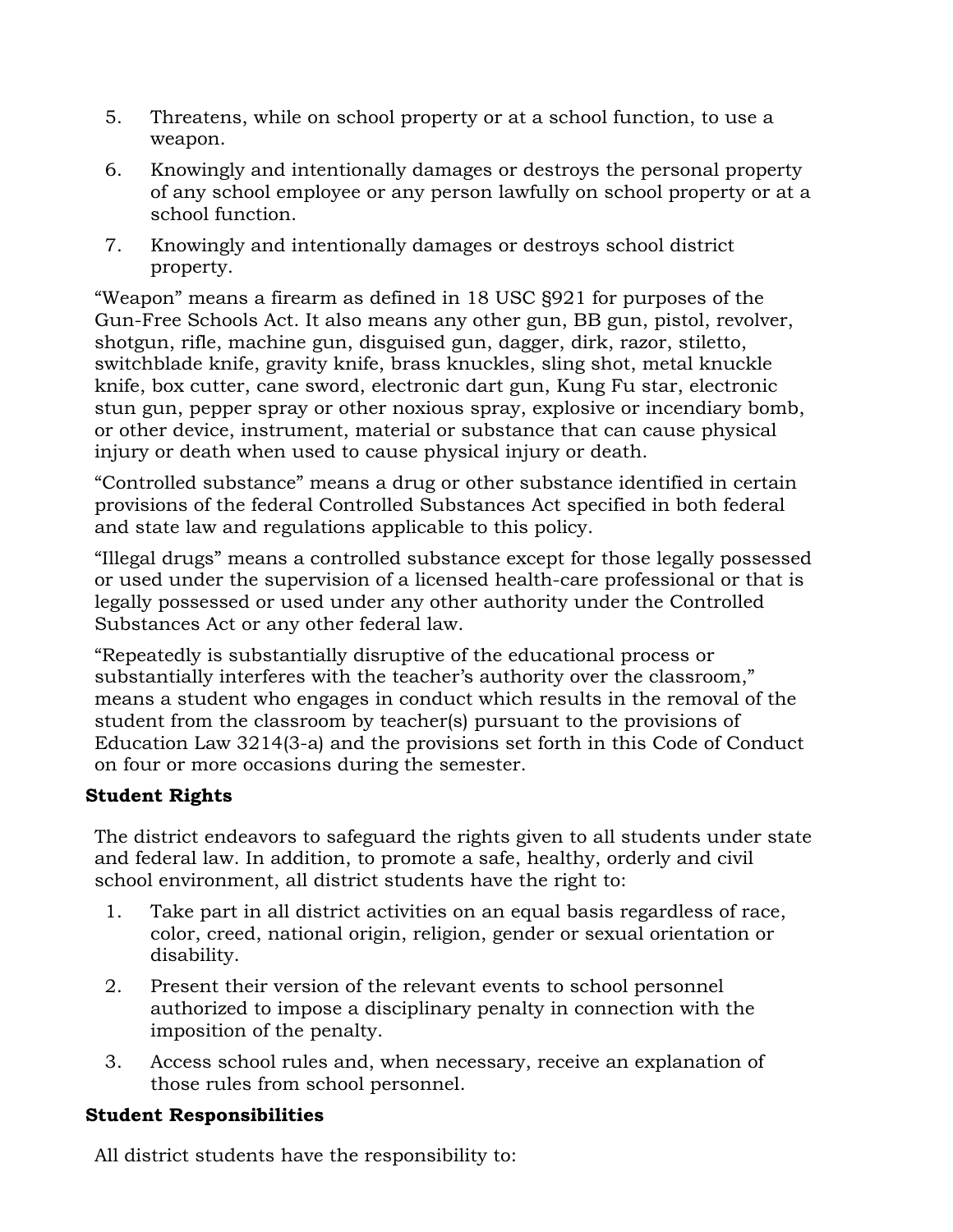5. Threatens, while on school property or at a school function, to use a weapon.
6. Knowingly and intentionally damages or destroys the personal property of any school employee or any person lawfully on school property or at a school function.
7. Knowingly and intentionally damages or destroys school district property.

"Weapon" means a firearm as defined in 18 USC §921 for purposes of the Gun-Free Schools Act. It also means any other gun, BB gun, pistol, revolver, shotgun, rifle, machine gun, disguised gun, dagger, dirk, razor, stiletto, switchblade knife, gravity knife, brass knuckles, sling shot, metal knuckle knife, box cutter, cane sword, electronic dart gun, Kung Fu star, electronic stun gun, pepper spray or other noxious spray, explosive or incendiary bomb, or other device, instrument, material or substance that can cause physical injury or death when used to cause physical injury or death.

"Controlled substance" means a drug or other substance identified in certain provisions of the federal Controlled Substances Act specified in both federal and state law and regulations applicable to this policy.

"Illegal drugs" means a controlled substance except for those legally possessed or used under the supervision of a licensed health-care professional or that is legally possessed or used under any other authority under the Controlled Substances Act or any other federal law.

"Repeatedly is substantially disruptive of the educational process or substantially interferes with the teacher's authority over the classroom," means a student who engages in conduct which results in the removal of the student from the classroom by teacher(s) pursuant to the provisions of Education Law 3214(3-a) and the provisions set forth in this Code of Conduct on four or more occasions during the semester.

**Student Rights**

The district endeavors to safeguard the rights given to all students under state and federal law. In addition, to promote a safe, healthy, orderly and civil school environment, all district students have the right to:

1. Take part in all district activities on an equal basis regardless of race, color, creed, national origin, religion, gender or sexual orientation or disability.
2. Present their version of the relevant events to school personnel authorized to impose a disciplinary penalty in connection with the imposition of the penalty.
3. Access school rules and, when necessary, receive an explanation of those rules from school personnel.

**Student Responsibilities**

All district students have the responsibility to: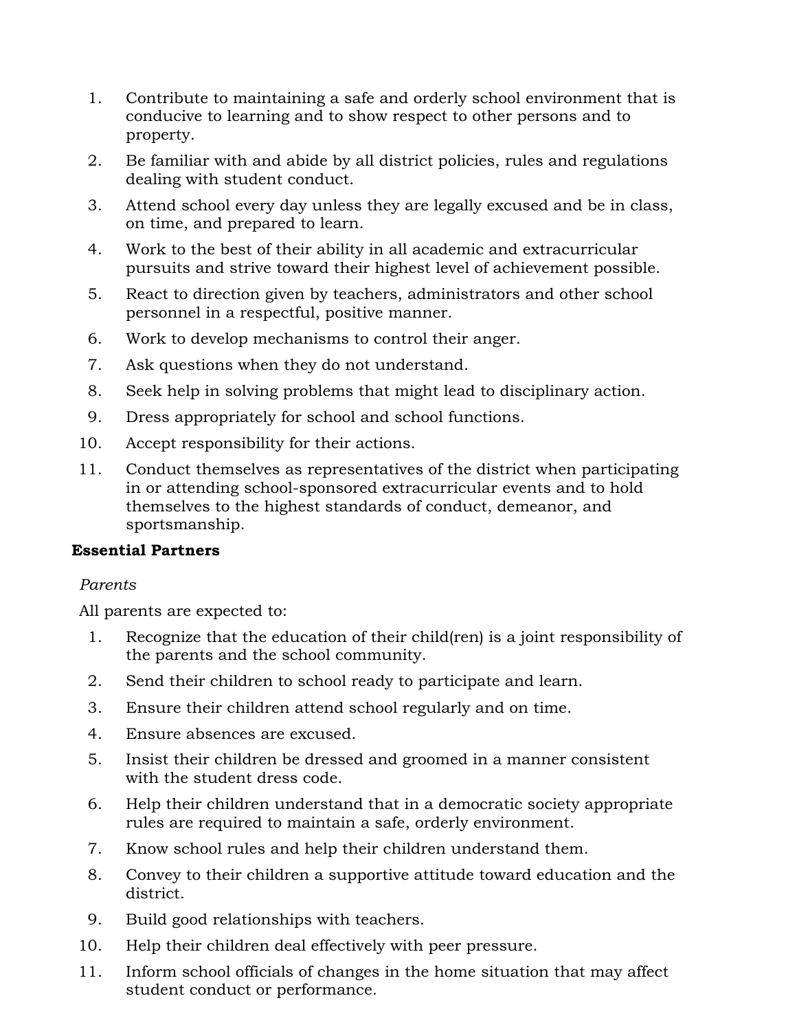1. Contribute to maintaining a safe and orderly school environment that is conducive to learning and to show respect to other persons and to property.
2. Be familiar with and abide by all district policies, rules and regulations dealing with student conduct.
3. Attend school every day unless they are legally excused and be in class, on time, and prepared to learn.
4. Work to the best of their ability in all academic and extracurricular pursuits and strive toward their highest level of achievement possible.
5. React to direction given by teachers, administrators and other school personnel in a respectful, positive manner.
6. Work to develop mechanisms to control their anger.
7. Ask questions when they do not understand.
8. Seek help in solving problems that might lead to disciplinary action.
9. Dress appropriately for school and school functions.
10. Accept responsibility for their actions.
11. Conduct themselves as representatives of the district when participating in or attending school-sponsored extracurricular events and to hold themselves to the highest standards of conduct, demeanor, and sportsmanship.

**Essential Partners**

*Parents*

All parents are expected to:

1. Recognize that the education of their child(ren) is a joint responsibility of the parents and the school community.
2. Send their children to school ready to participate and learn.
3. Ensure their children attend school regularly and on time.
4. Ensure absences are excused.
5. Insist their children be dressed and groomed in a manner consistent with the student dress code.
6. Help their children understand that in a democratic society appropriate rules are required to maintain a safe, orderly environment.
7. Know school rules and help their children understand them.
8. Convey to their children a supportive attitude toward education and the district.
9. Build good relationships with teachers.
10. Help their children deal effectively with peer pressure.
11. Inform school officials of changes in the home situation that may affect student conduct or performance.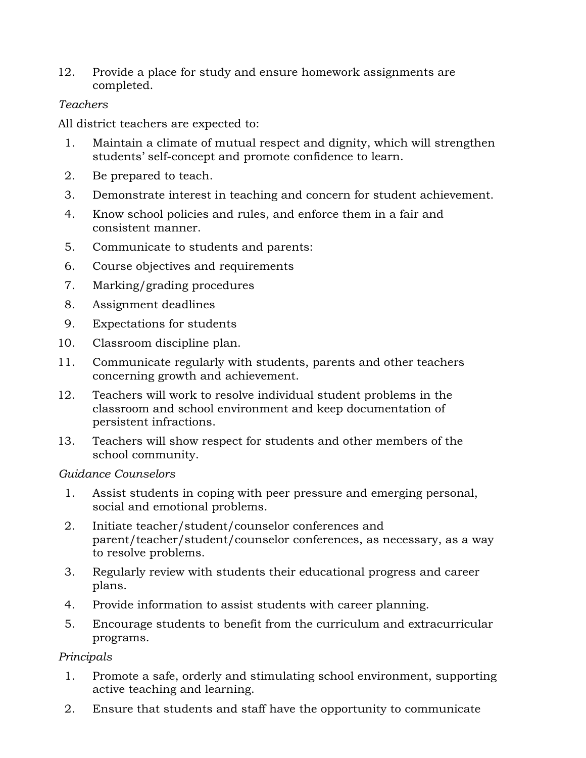12. Provide a place for study and ensure homework assignments are completed.

*Teachers*

All district teachers are expected to:

1. Maintain a climate of mutual respect and dignity, which will strengthen students' self-concept and promote confidence to learn.
2. Be prepared to teach.
3. Demonstrate interest in teaching and concern for student achievement.
4. Know school policies and rules, and enforce them in a fair and consistent manner.
5. Communicate to students and parents:
6. Course objectives and requirements
7. Marking/grading procedures
8. Assignment deadlines
9. Expectations for students
10. Classroom discipline plan.
11. Communicate regularly with students, parents and other teachers concerning growth and achievement.
12. Teachers will work to resolve individual student problems in the classroom and school environment and keep documentation of persistent infractions.
13. Teachers will show respect for students and other members of the school community.

*Guidance Counselors*

1. Assist students in coping with peer pressure and emerging personal, social and emotional problems.
2. Initiate teacher/student/counselor conferences and parent/teacher/student/counselor conferences, as necessary, as a way to resolve problems.
3. Regularly review with students their educational progress and career plans.
4. Provide information to assist students with career planning.
5. Encourage students to benefit from the curriculum and extracurricular programs.

*Principals*

1. Promote a safe, orderly and stimulating school environment, supporting active teaching and learning.
2. Ensure that students and staff have the opportunity to communicate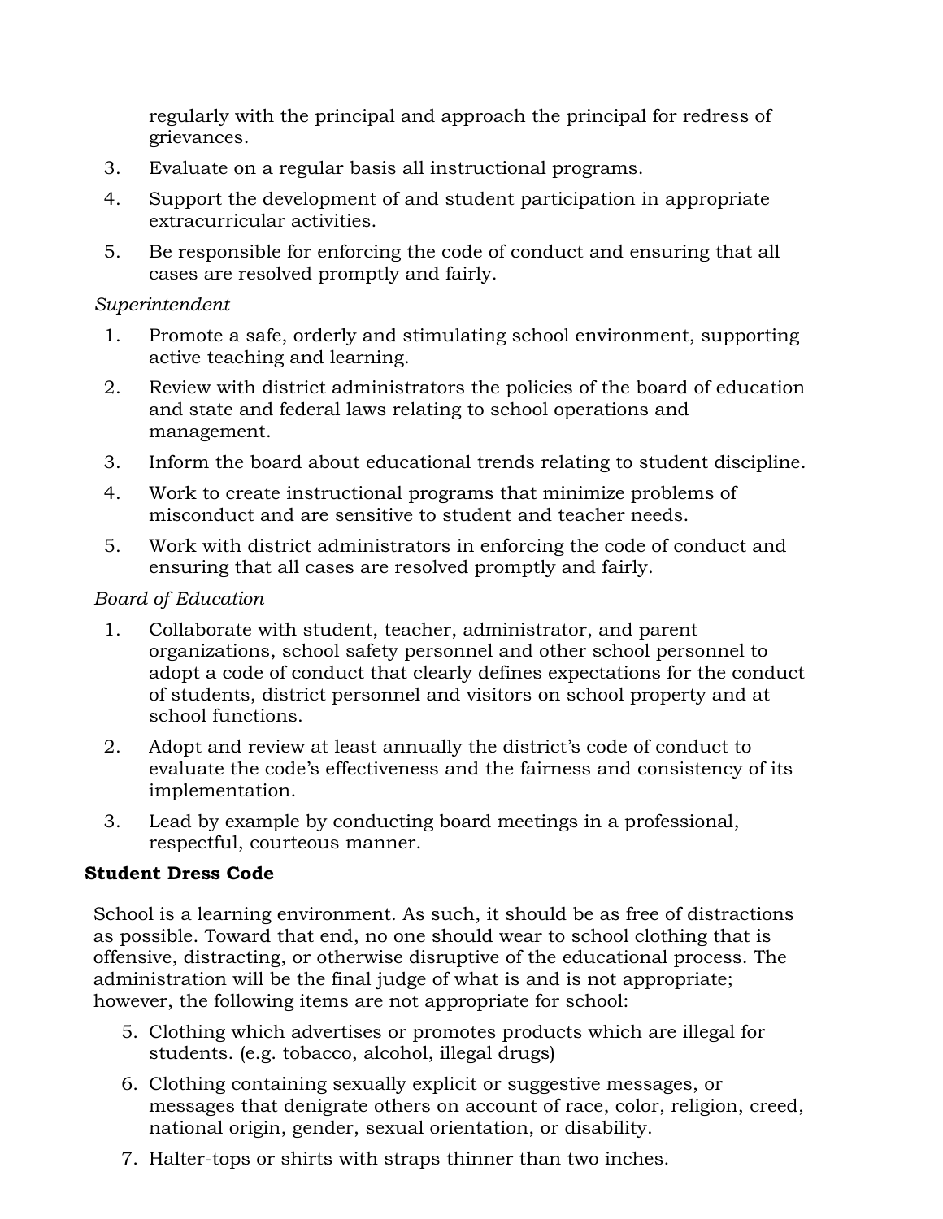regularly with the principal and approach the principal for redress of grievances.

3. Evaluate on a regular basis all instructional programs.
4. Support the development of and student participation in appropriate extracurricular activities.
5. Be responsible for enforcing the code of conduct and ensuring that all cases are resolved promptly and fairly.

*Superintendent*

1. Promote a safe, orderly and stimulating school environment, supporting active teaching and learning.
2. Review with district administrators the policies of the board of education and state and federal laws relating to school operations and management.
3. Inform the board about educational trends relating to student discipline.
4. Work to create instructional programs that minimize problems of misconduct and are sensitive to student and teacher needs.
5. Work with district administrators in enforcing the code of conduct and ensuring that all cases are resolved promptly and fairly.

*Board of Education*

1. Collaborate with student, teacher, administrator, and parent organizations, school safety personnel and other school personnel to adopt a code of conduct that clearly defines expectations for the conduct of students, district personnel and visitors on school property and at school functions.
2. Adopt and review at least annually the district's code of conduct to evaluate the code's effectiveness and the fairness and consistency of its implementation.
3. Lead by example by conducting board meetings in a professional, respectful, courteous manner.

**Student Dress Code**

School is a learning environment. As such, it should be as free of distractions as possible. Toward that end, no one should wear to school clothing that is offensive, distracting, or otherwise disruptive of the educational process. The administration will be the final judge of what is and is not appropriate; however, the following items are not appropriate for school:

5. Clothing which advertises or promotes products which are illegal for students. (e.g. tobacco, alcohol, illegal drugs)
6. Clothing containing sexually explicit or suggestive messages, or messages that denigrate others on account of race, color, religion, creed, national origin, gender, sexual orientation, or disability.
7. Halter-tops or shirts with straps thinner than two inches.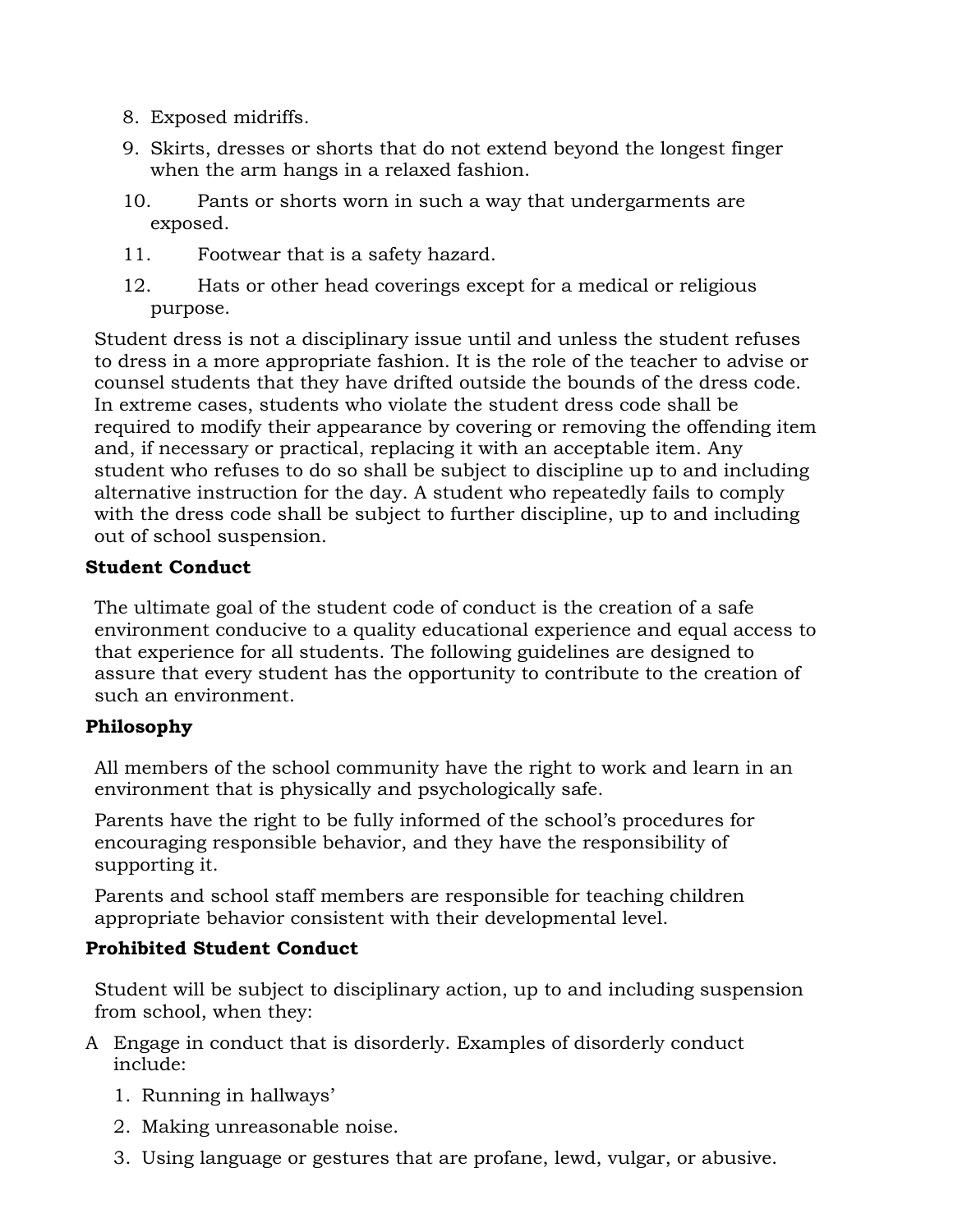8. Exposed midriffs.
9. Skirts, dresses or shorts that do not extend beyond the longest finger when the arm hangs in a relaxed fashion.
10. Pants or shorts worn in such a way that undergarments are exposed.
11. Footwear that is a safety hazard.
12. Hats or other head coverings except for a medical or religious purpose.

Student dress is not a disciplinary issue until and unless the student refuses to dress in a more appropriate fashion. It is the role of the teacher to advise or counsel students that they have drifted outside the bounds of the dress code. In extreme cases, students who violate the student dress code shall be required to modify their appearance by covering or removing the offending item and, if necessary or practical, replacing it with an acceptable item. Any student who refuses to do so shall be subject to discipline up to and including alternative instruction for the day. A student who repeatedly fails to comply with the dress code shall be subject to further discipline, up to and including out of school suspension.

**Student Conduct**

The ultimate goal of the student code of conduct is the creation of a safe environment conducive to a quality educational experience and equal access to that experience for all students. The following guidelines are designed to assure that every student has the opportunity to contribute to the creation of such an environment.

**Philosophy**

All members of the school community have the right to work and learn in an environment that is physically and psychologically safe.

Parents have the right to be fully informed of the school's procedures for encouraging responsible behavior, and they have the responsibility of supporting it.

Parents and school staff members are responsible for teaching children appropriate behavior consistent with their developmental level.

**Prohibited Student Conduct**

Student will be subject to disciplinary action, up to and including suspension from school, when they:

A Engage in conduct that is disorderly. Examples of disorderly conduct include:

1. Running in hallways'
2. Making unreasonable noise.
3. Using language or gestures that are profane, lewd, vulgar, or abusive.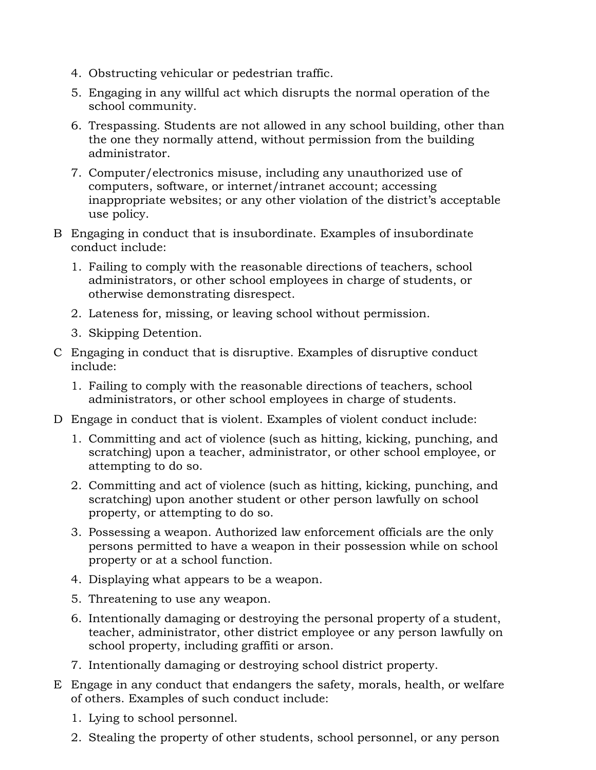4. Obstructing vehicular or pedestrian traffic.
5. Engaging in any willful act which disrupts the normal operation of the school community.
6. Trespassing. Students are not allowed in any school building, other than the one they normally attend, without permission from the building administrator.
7. Computer/electronics misuse, including any unauthorized use of computers, software, or internet/intranet account; accessing inappropriate websites; or any other violation of the district's acceptable use policy.

B Engaging in conduct that is insubordinate. Examples of insubordinate conduct include:

1. Failing to comply with the reasonable directions of teachers, school administrators, or other school employees in charge of students, or otherwise demonstrating disrespect.
2. Lateness for, missing, or leaving school without permission.
3. Skipping Detention.

C Engaging in conduct that is disruptive. Examples of disruptive conduct include:

1. Failing to comply with the reasonable directions of teachers, school administrators, or other school employees in charge of students.

D Engage in conduct that is violent. Examples of violent conduct include:

1. Committing and act of violence (such as hitting, kicking, punching, and scratching) upon a teacher, administrator, or other school employee, or attempting to do so.
2. Committing and act of violence (such as hitting, kicking, punching, and scratching) upon another student or other person lawfully on school property, or attempting to do so.
3. Possessing a weapon. Authorized law enforcement officials are the only persons permitted to have a weapon in their possession while on school property or at a school function.
4. Displaying what appears to be a weapon.
5. Threatening to use any weapon.
6. Intentionally damaging or destroying the personal property of a student, teacher, administrator, other district employee or any person lawfully on school property, including graffiti or arson.
7. Intentionally damaging or destroying school district property.

E Engage in any conduct that endangers the safety, morals, health, or welfare of others. Examples of such conduct include:

1. Lying to school personnel.
2. Stealing the property of other students, school personnel, or any person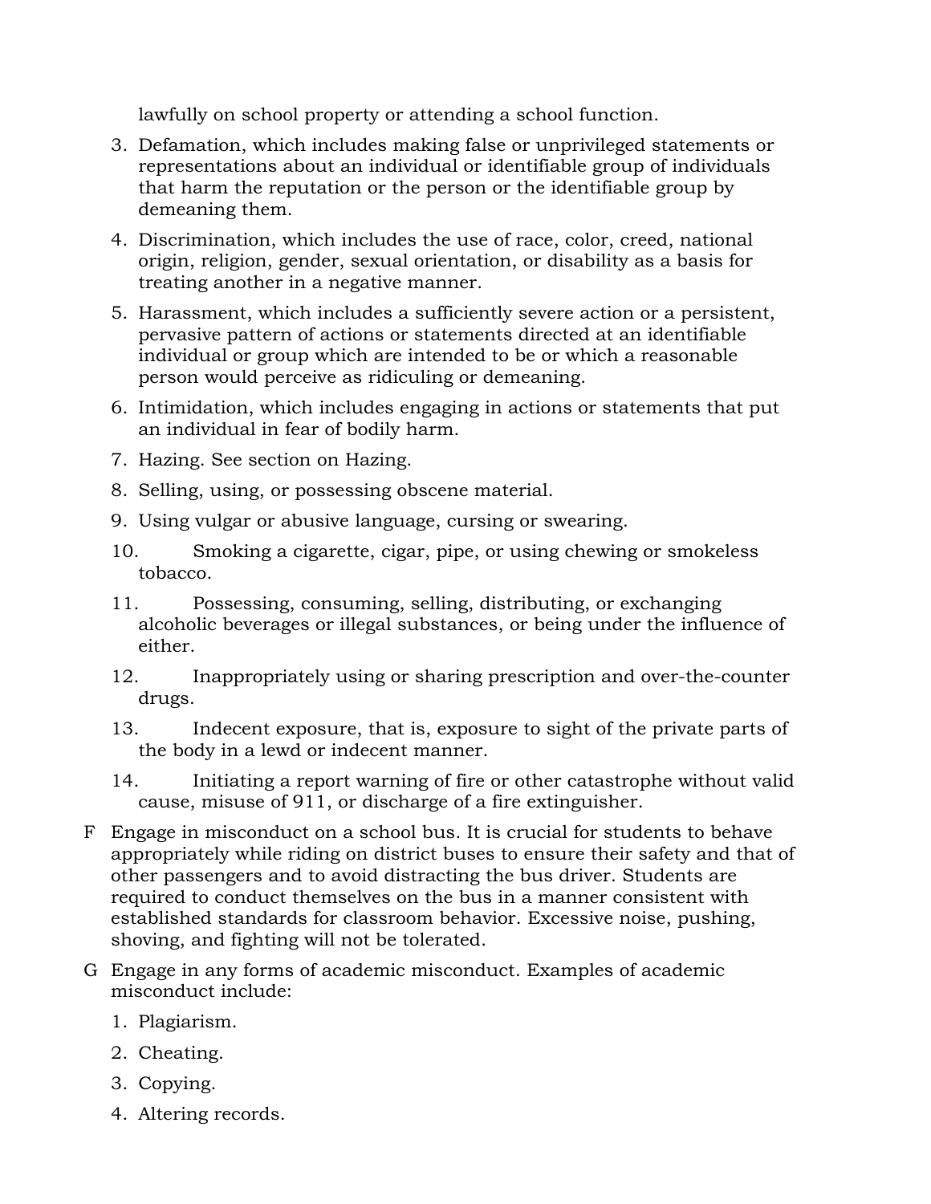lawfully on school property or attending a school function.

3. Defamation, which includes making false or unprivileged statements or representations about an individual or identifiable group of individuals that harm the reputation or the person or the identifiable group by demeaning them.
4. Discrimination, which includes the use of race, color, creed, national origin, religion, gender, sexual orientation, or disability as a basis for treating another in a negative manner.
5. Harassment, which includes a sufficiently severe action or a persistent, pervasive pattern of actions or statements directed at an identifiable individual or group which are intended to be or which a reasonable person would perceive as ridiculing or demeaning.
6. Intimidation, which includes engaging in actions or statements that put an individual in fear of bodily harm.
7. Hazing. See section on Hazing.
8. Selling, using, or possessing obscene material.
9. Using vulgar or abusive language, cursing or swearing.
10. Smoking a cigarette, cigar, pipe, or using chewing or smokeless tobacco.
11. Possessing, consuming, selling, distributing, or exchanging alcoholic beverages or illegal substances, or being under the influence of either.
12. Inappropriately using or sharing prescription and over-the-counter drugs.
13. Indecent exposure, that is, exposure to sight of the private parts of the body in a lewd or indecent manner.
14. Initiating a report warning of fire or other catastrophe without valid cause, misuse of 911, or discharge of a fire extinguisher.

F Engage in misconduct on a school bus. It is crucial for students to behave appropriately while riding on district buses to ensure their safety and that of other passengers and to avoid distracting the bus driver. Students are required to conduct themselves on the bus in a manner consistent with established standards for classroom behavior. Excessive noise, pushing, shoving, and fighting will not be tolerated.

G Engage in any forms of academic misconduct. Examples of academic misconduct include:

1. Plagiarism.
2. Cheating.
3. Copying.
4. Altering records.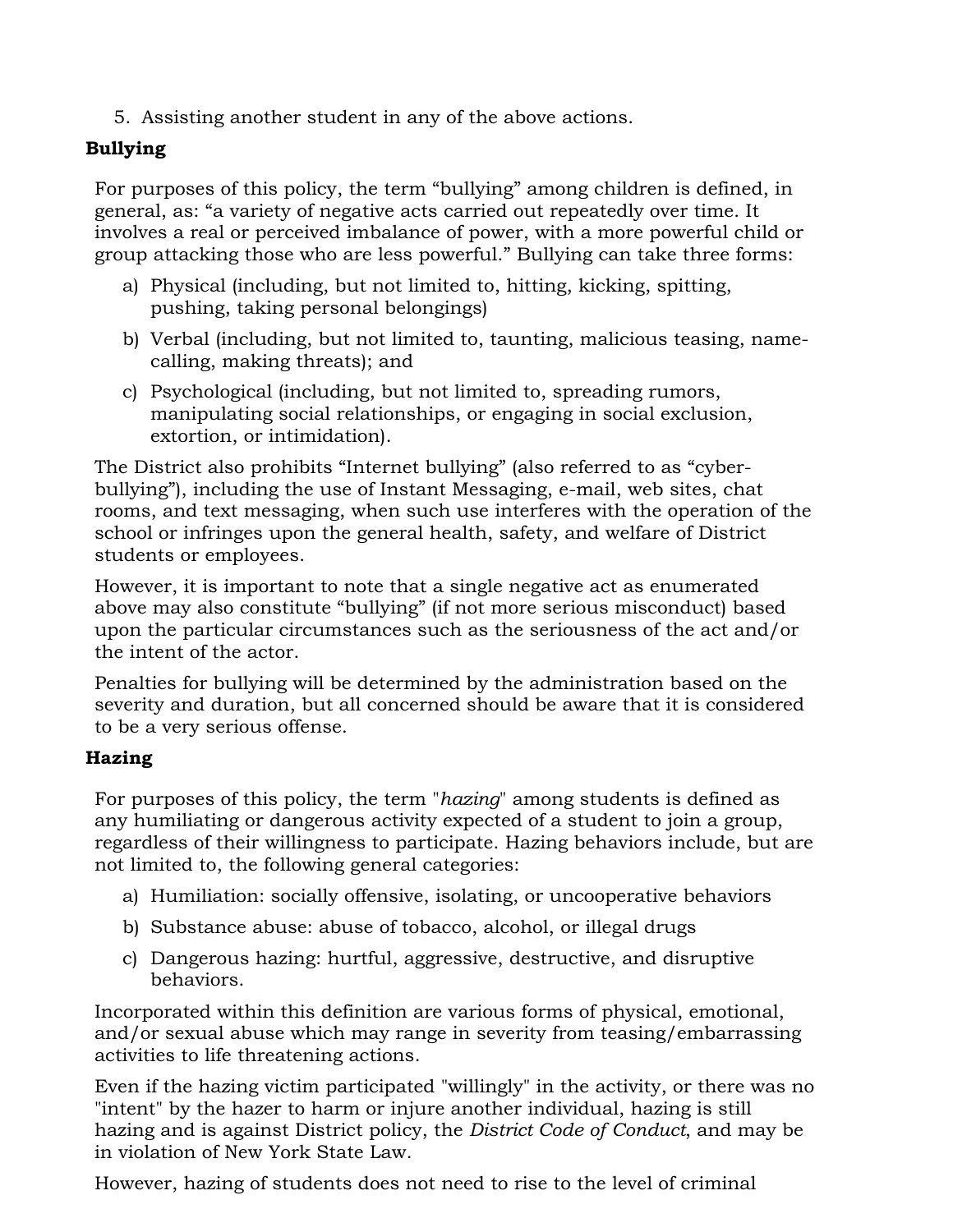5. Assisting another student in any of the above actions.

**Bullying**

For purposes of this policy, the term "bullying" among children is defined, in general, as: "a variety of negative acts carried out repeatedly over time. It involves a real or perceived imbalance of power, with a more powerful child or group attacking those who are less powerful." Bullying can take three forms:

a) Physical (including, but not limited to, hitting, kicking, spitting, pushing, taking personal belongings)
b) Verbal (including, but not limited to, taunting, malicious teasing, name-calling, making threats); and
c) Psychological (including, but not limited to, spreading rumors, manipulating social relationships, or engaging in social exclusion, extortion, or intimidation).

The District also prohibits "Internet bullying" (also referred to as "cyber-bullying"), including the use of Instant Messaging, e-mail, web sites, chat rooms, and text messaging, when such use interferes with the operation of the school or infringes upon the general health, safety, and welfare of District students or employees.

However, it is important to note that a single negative act as enumerated above may also constitute "bullying" (if not more serious misconduct) based upon the particular circumstances such as the seriousness of the act and/or the intent of the actor.

Penalties for bullying will be determined by the administration based on the severity and duration, but all concerned should be aware that it is considered to be a very serious offense.

**Hazing**

For purposes of this policy, the term "*hazing*" among students is defined as any humiliating or dangerous activity expected of a student to join a group, regardless of their willingness to participate. Hazing behaviors include, but are not limited to, the following general categories:

a) Humiliation: socially offensive, isolating, or uncooperative behaviors
b) Substance abuse: abuse of tobacco, alcohol, or illegal drugs
c) Dangerous hazing: hurtful, aggressive, destructive, and disruptive behaviors.

Incorporated within this definition are various forms of physical, emotional, and/or sexual abuse which may range in severity from teasing/embarrassing activities to life threatening actions.

Even if the hazing victim participated "willingly" in the activity, or there was no "intent" by the hazer to harm or injure another individual, hazing is still hazing and is against District policy, the *District Code of Conduct*, and may be in violation of New York State Law.

However, hazing of students does not need to rise to the level of criminal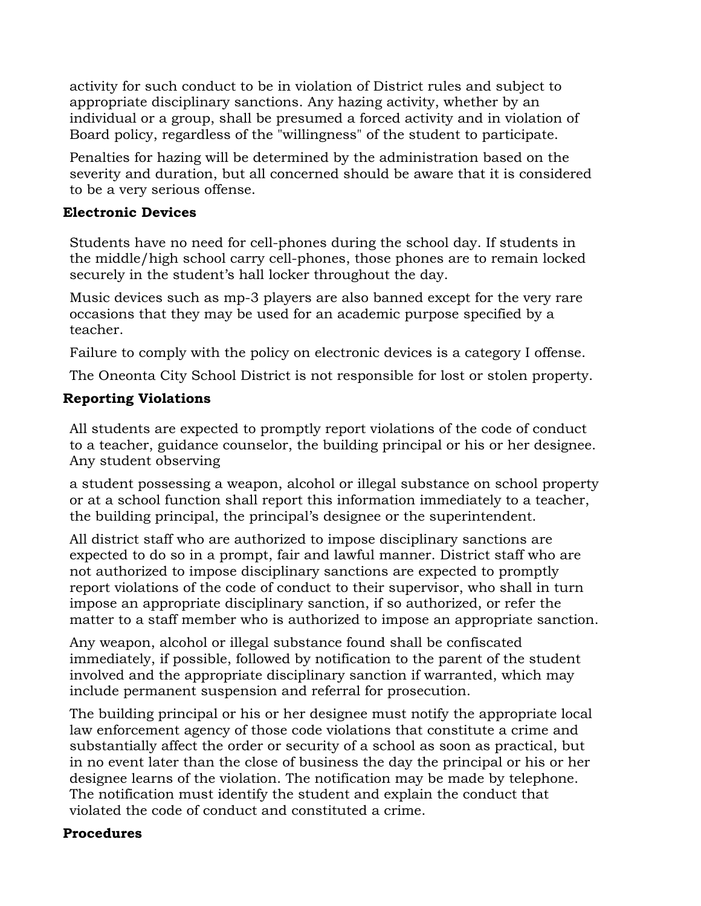activity for such conduct to be in violation of District rules and subject to appropriate disciplinary sanctions. Any hazing activity, whether by an individual or a group, shall be presumed a forced activity and in violation of Board policy, regardless of the "willingness" of the student to participate.

Penalties for hazing will be determined by the administration based on the severity and duration, but all concerned should be aware that it is considered to be a very serious offense.

**Electronic Devices**

Students have no need for cell-phones during the school day. If students in the middle/high school carry cell-phones, those phones are to remain locked securely in the student's hall locker throughout the day.

Music devices such as mp-3 players are also banned except for the very rare occasions that they may be used for an academic purpose specified by a teacher.

Failure to comply with the policy on electronic devices is a category I offense.

The Oneonta City School District is not responsible for lost or stolen property.

**Reporting Violations**

All students are expected to promptly report violations of the code of conduct to a teacher, guidance counselor, the building principal or his or her designee. Any student observing

a student possessing a weapon, alcohol or illegal substance on school property or at a school function shall report this information immediately to a teacher, the building principal, the principal's designee or the superintendent.

All district staff who are authorized to impose disciplinary sanctions are expected to do so in a prompt, fair and lawful manner. District staff who are not authorized to impose disciplinary sanctions are expected to promptly report violations of the code of conduct to their supervisor, who shall in turn impose an appropriate disciplinary sanction, if so authorized, or refer the matter to a staff member who is authorized to impose an appropriate sanction.

Any weapon, alcohol or illegal substance found shall be confiscated immediately, if possible, followed by notification to the parent of the student involved and the appropriate disciplinary sanction if warranted, which may include permanent suspension and referral for prosecution.

The building principal or his or her designee must notify the appropriate local law enforcement agency of those code violations that constitute a crime and substantially affect the order or security of a school as soon as practical, but in no event later than the close of business the day the principal or his or her designee learns of the violation. The notification may be made by telephone. The notification must identify the student and explain the conduct that violated the code of conduct and constituted a crime.

**Procedures**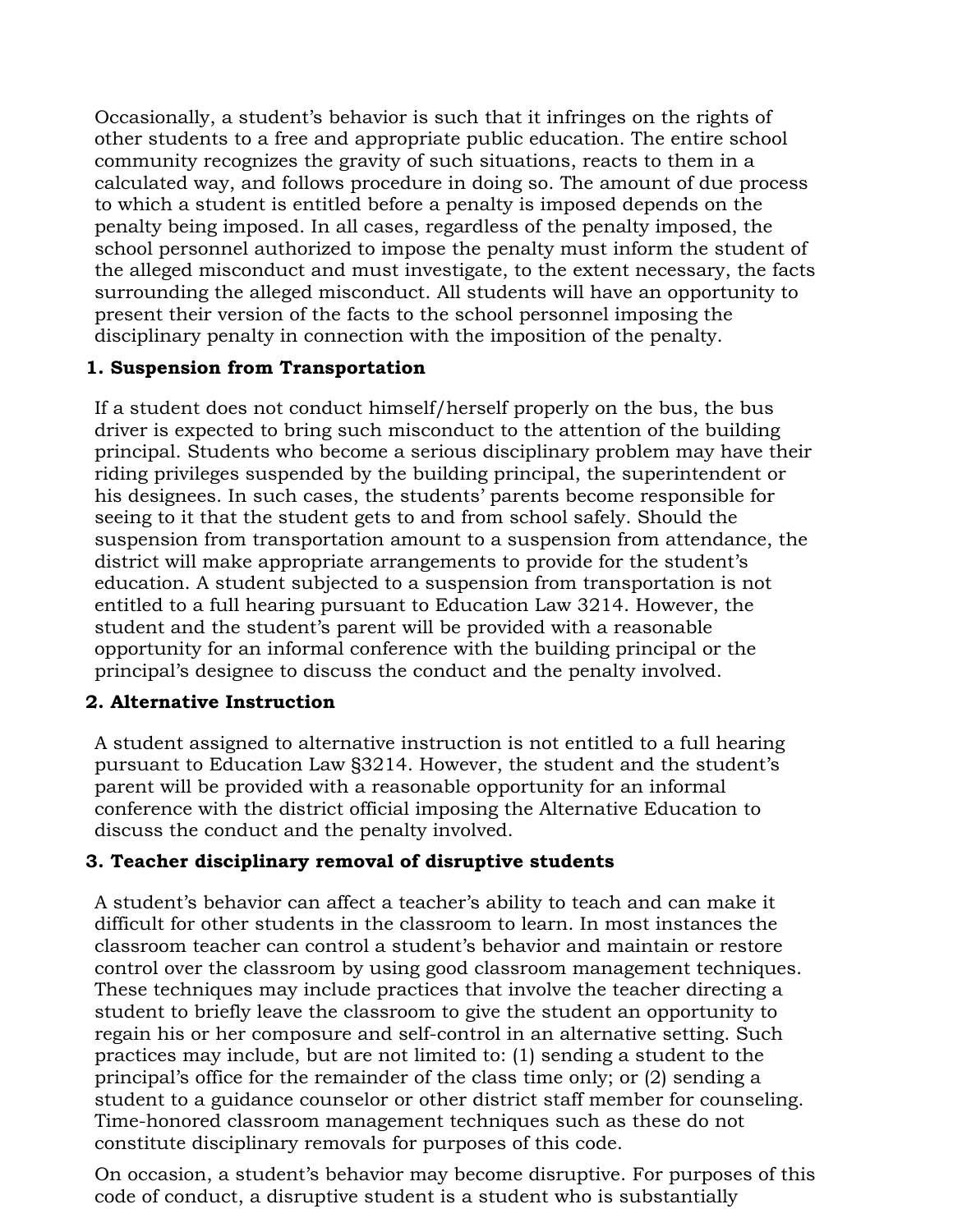Occasionally, a student's behavior is such that it infringes on the rights of other students to a free and appropriate public education. The entire school community recognizes the gravity of such situations, reacts to them in a calculated way, and follows procedure in doing so. The amount of due process to which a student is entitled before a penalty is imposed depends on the penalty being imposed. In all cases, regardless of the penalty imposed, the school personnel authorized to impose the penalty must inform the student of the alleged misconduct and must investigate, to the extent necessary, the facts surrounding the alleged misconduct. All students will have an opportunity to present their version of the facts to the school personnel imposing the disciplinary penalty in connection with the imposition of the penalty.

**1. Suspension from Transportation**

If a student does not conduct himself/herself properly on the bus, the bus driver is expected to bring such misconduct to the attention of the building principal. Students who become a serious disciplinary problem may have their riding privileges suspended by the building principal, the superintendent or his designees. In such cases, the students' parents become responsible for seeing to it that the student gets to and from school safely. Should the suspension from transportation amount to a suspension from attendance, the district will make appropriate arrangements to provide for the student's education. A student subjected to a suspension from transportation is not entitled to a full hearing pursuant to Education Law 3214. However, the student and the student's parent will be provided with a reasonable opportunity for an informal conference with the building principal or the principal's designee to discuss the conduct and the penalty involved.

**2. Alternative Instruction**

A student assigned to alternative instruction is not entitled to a full hearing pursuant to Education Law §3214. However, the student and the student's parent will be provided with a reasonable opportunity for an informal conference with the district official imposing the Alternative Education to discuss the conduct and the penalty involved.

**3. Teacher disciplinary removal of disruptive students**

A student's behavior can affect a teacher's ability to teach and can make it difficult for other students in the classroom to learn. In most instances the classroom teacher can control a student's behavior and maintain or restore control over the classroom by using good classroom management techniques. These techniques may include practices that involve the teacher directing a student to briefly leave the classroom to give the student an opportunity to regain his or her composure and self-control in an alternative setting. Such practices may include, but are not limited to: (1) sending a student to the principal's office for the remainder of the class time only; or (2) sending a student to a guidance counselor or other district staff member for counseling. Time-honored classroom management techniques such as these do not constitute disciplinary removals for purposes of this code.

On occasion, a student's behavior may become disruptive. For purposes of this code of conduct, a disruptive student is a student who is substantially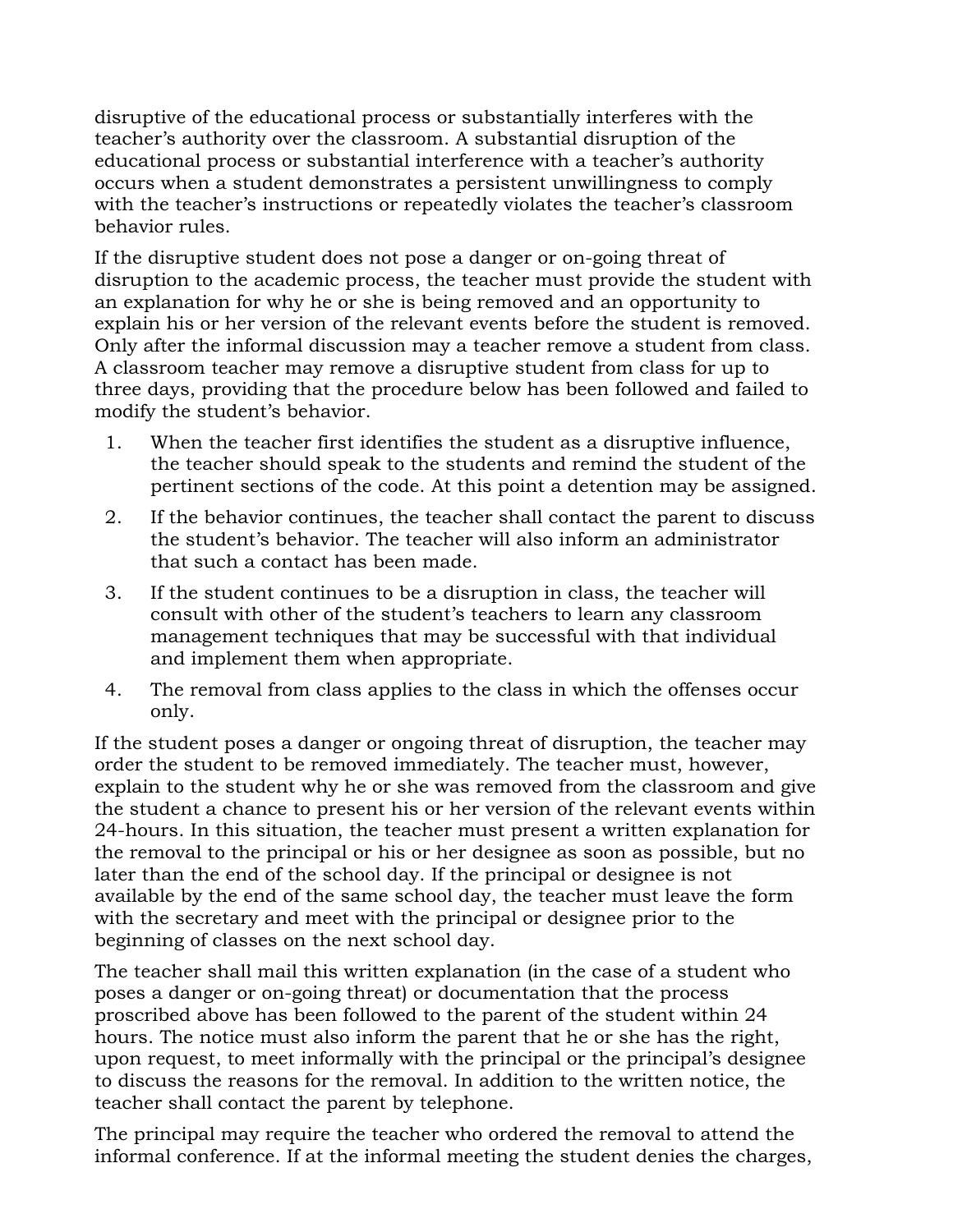disruptive of the educational process or substantially interferes with the teacher's authority over the classroom. A substantial disruption of the educational process or substantial interference with a teacher's authority occurs when a student demonstrates a persistent unwillingness to comply with the teacher's instructions or repeatedly violates the teacher's classroom behavior rules.

If the disruptive student does not pose a danger or on-going threat of disruption to the academic process, the teacher must provide the student with an explanation for why he or she is being removed and an opportunity to explain his or her version of the relevant events before the student is removed. Only after the informal discussion may a teacher remove a student from class. A classroom teacher may remove a disruptive student from class for up to three days, providing that the procedure below has been followed and failed to modify the student's behavior.

1. When the teacher first identifies the student as a disruptive influence, the teacher should speak to the students and remind the student of the pertinent sections of the code. At this point a detention may be assigned.
2. If the behavior continues, the teacher shall contact the parent to discuss the student's behavior. The teacher will also inform an administrator that such a contact has been made.
3. If the student continues to be a disruption in class, the teacher will consult with other of the student's teachers to learn any classroom management techniques that may be successful with that individual and implement them when appropriate.
4. The removal from class applies to the class in which the offenses occur only.

If the student poses a danger or ongoing threat of disruption, the teacher may order the student to be removed immediately. The teacher must, however, explain to the student why he or she was removed from the classroom and give the student a chance to present his or her version of the relevant events within 24-hours. In this situation, the teacher must present a written explanation for the removal to the principal or his or her designee as soon as possible, but no later than the end of the school day. If the principal or designee is not available by the end of the same school day, the teacher must leave the form with the secretary and meet with the principal or designee prior to the beginning of classes on the next school day.

The teacher shall mail this written explanation (in the case of a student who poses a danger or on-going threat) or documentation that the process proscribed above has been followed to the parent of the student within 24 hours. The notice must also inform the parent that he or she has the right, upon request, to meet informally with the principal or the principal's designee to discuss the reasons for the removal. In addition to the written notice, the teacher shall contact the parent by telephone.

The principal may require the teacher who ordered the removal to attend the informal conference. If at the informal meeting the student denies the charges,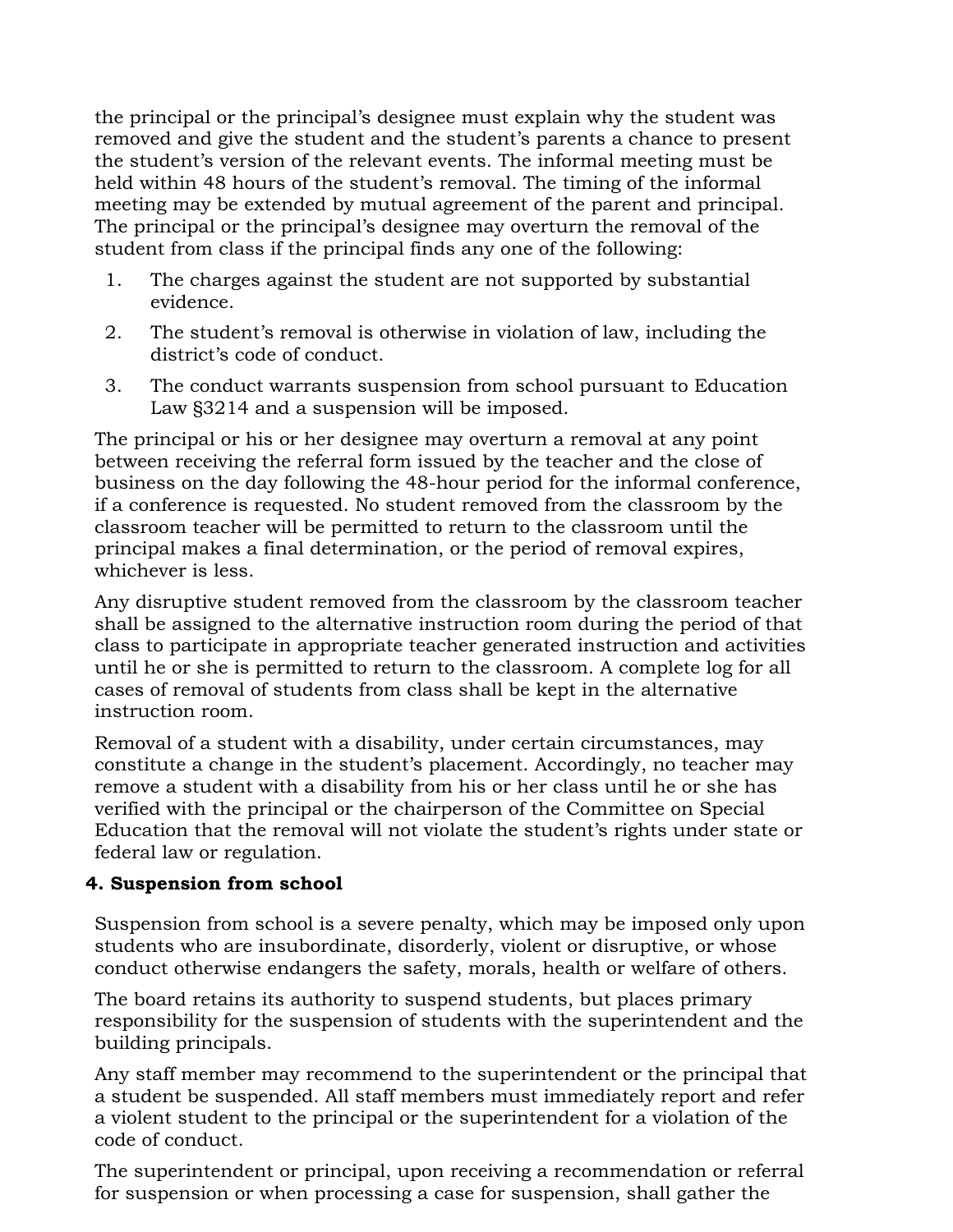the principal or the principal's designee must explain why the student was removed and give the student and the student's parents a chance to present the student's version of the relevant events. The informal meeting must be held within 48 hours of the student's removal. The timing of the informal meeting may be extended by mutual agreement of the parent and principal. The principal or the principal's designee may overturn the removal of the student from class if the principal finds any one of the following:

1. The charges against the student are not supported by substantial evidence.
2. The student's removal is otherwise in violation of law, including the district's code of conduct.
3. The conduct warrants suspension from school pursuant to Education Law §3214 and a suspension will be imposed.

The principal or his or her designee may overturn a removal at any point between receiving the referral form issued by the teacher and the close of business on the day following the 48-hour period for the informal conference, if a conference is requested. No student removed from the classroom by the classroom teacher will be permitted to return to the classroom until the principal makes a final determination, or the period of removal expires, whichever is less.

Any disruptive student removed from the classroom by the classroom teacher shall be assigned to the alternative instruction room during the period of that class to participate in appropriate teacher generated instruction and activities until he or she is permitted to return to the classroom. A complete log for all cases of removal of students from class shall be kept in the alternative instruction room.

Removal of a student with a disability, under certain circumstances, may constitute a change in the student's placement. Accordingly, no teacher may remove a student with a disability from his or her class until he or she has verified with the principal or the chairperson of the Committee on Special Education that the removal will not violate the student's rights under state or federal law or regulation.

**4. Suspension from school**

Suspension from school is a severe penalty, which may be imposed only upon students who are insubordinate, disorderly, violent or disruptive, or whose conduct otherwise endangers the safety, morals, health or welfare of others.

The board retains its authority to suspend students, but places primary responsibility for the suspension of students with the superintendent and the building principals.

Any staff member may recommend to the superintendent or the principal that a student be suspended. All staff members must immediately report and refer a violent student to the principal or the superintendent for a violation of the code of conduct.

The superintendent or principal, upon receiving a recommendation or referral for suspension or when processing a case for suspension, shall gather the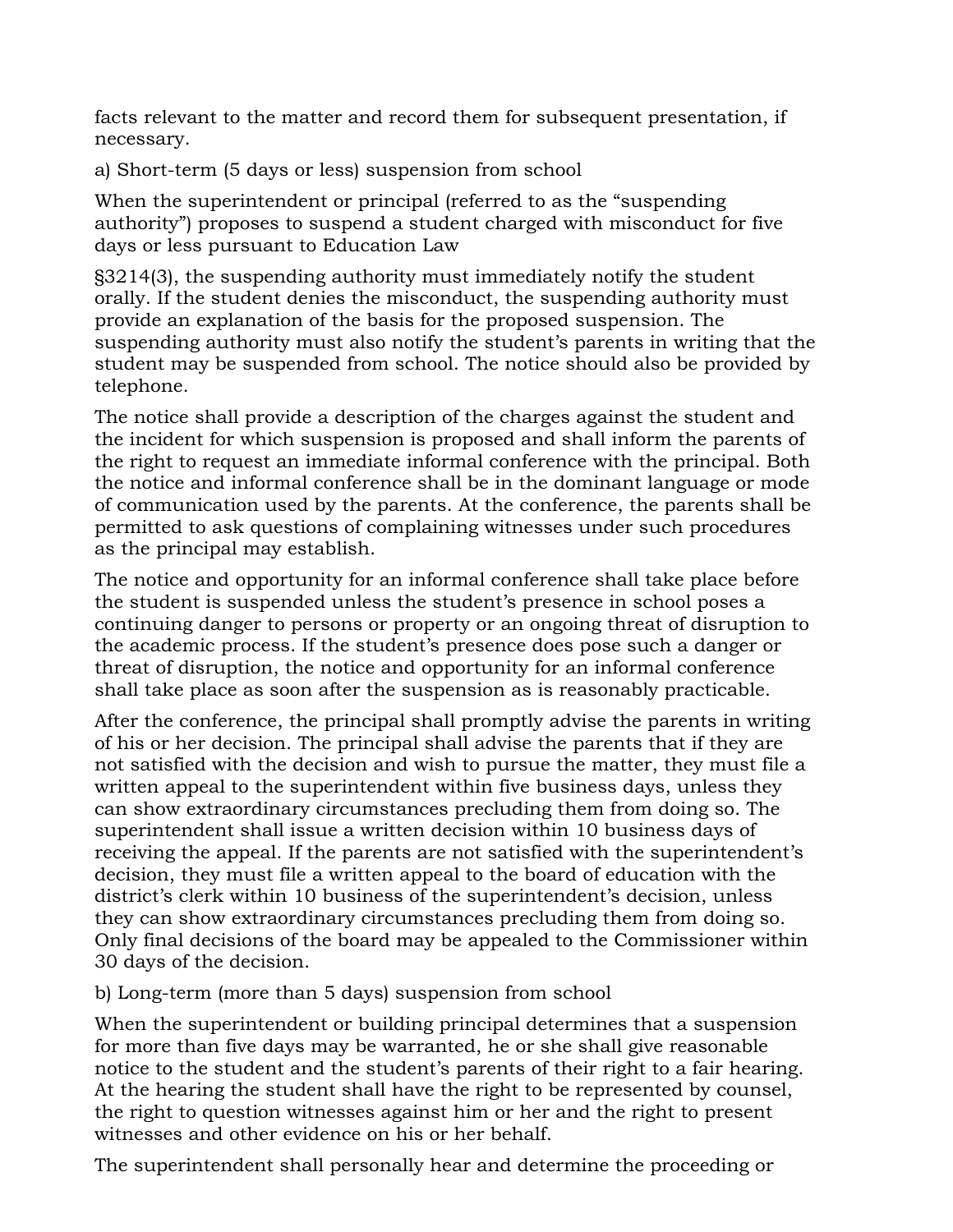facts relevant to the matter and record them for subsequent presentation, if necessary.

a) Short-term (5 days or less) suspension from school

When the superintendent or principal (referred to as the "suspending authority") proposes to suspend a student charged with misconduct for five days or less pursuant to Education Law

§3214(3), the suspending authority must immediately notify the student orally. If the student denies the misconduct, the suspending authority must provide an explanation of the basis for the proposed suspension. The suspending authority must also notify the student's parents in writing that the student may be suspended from school. The notice should also be provided by telephone.

The notice shall provide a description of the charges against the student and the incident for which suspension is proposed and shall inform the parents of the right to request an immediate informal conference with the principal. Both the notice and informal conference shall be in the dominant language or mode of communication used by the parents. At the conference, the parents shall be permitted to ask questions of complaining witnesses under such procedures as the principal may establish.

The notice and opportunity for an informal conference shall take place before the student is suspended unless the student's presence in school poses a continuing danger to persons or property or an ongoing threat of disruption to the academic process. If the student's presence does pose such a danger or threat of disruption, the notice and opportunity for an informal conference shall take place as soon after the suspension as is reasonably practicable.

After the conference, the principal shall promptly advise the parents in writing of his or her decision. The principal shall advise the parents that if they are not satisfied with the decision and wish to pursue the matter, they must file a written appeal to the superintendent within five business days, unless they can show extraordinary circumstances precluding them from doing so. The superintendent shall issue a written decision within 10 business days of receiving the appeal. If the parents are not satisfied with the superintendent's decision, they must file a written appeal to the board of education with the district's clerk within 10 business of the superintendent's decision, unless they can show extraordinary circumstances precluding them from doing so. Only final decisions of the board may be appealed to the Commissioner within 30 days of the decision.

b) Long-term (more than 5 days) suspension from school

When the superintendent or building principal determines that a suspension for more than five days may be warranted, he or she shall give reasonable notice to the student and the student's parents of their right to a fair hearing. At the hearing the student shall have the right to be represented by counsel, the right to question witnesses against him or her and the right to present witnesses and other evidence on his or her behalf.

The superintendent shall personally hear and determine the proceeding or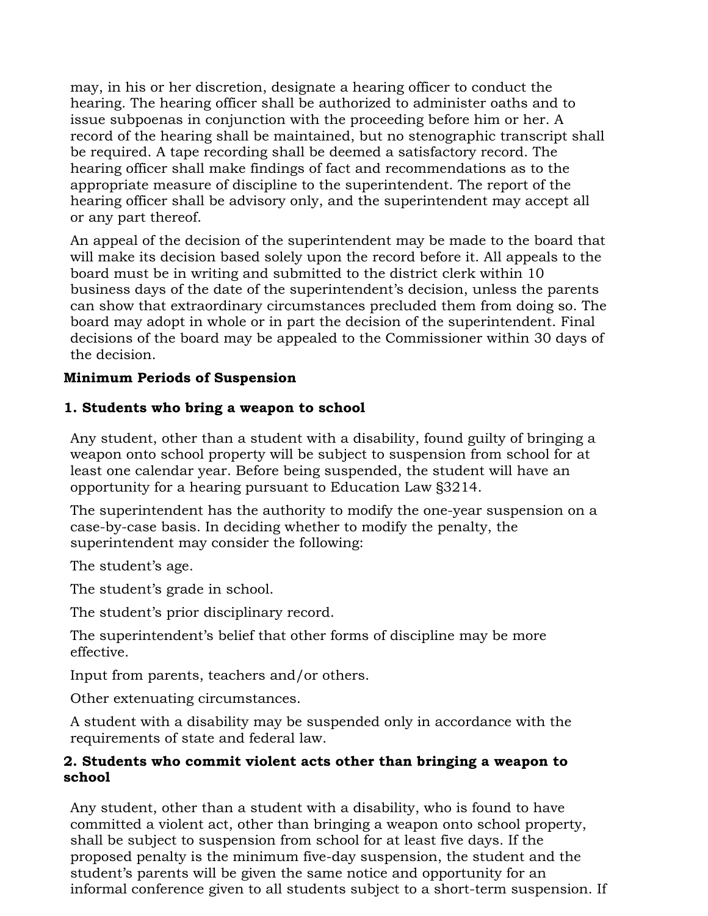may, in his or her discretion, designate a hearing officer to conduct the hearing. The hearing officer shall be authorized to administer oaths and to issue subpoenas in conjunction with the proceeding before him or her. A record of the hearing shall be maintained, but no stenographic transcript shall be required. A tape recording shall be deemed a satisfactory record. The hearing officer shall make findings of fact and recommendations as to the appropriate measure of discipline to the superintendent. The report of the hearing officer shall be advisory only, and the superintendent may accept all or any part thereof.

An appeal of the decision of the superintendent may be made to the board that will make its decision based solely upon the record before it. All appeals to the board must be in writing and submitted to the district clerk within 10 business days of the date of the superintendent's decision, unless the parents can show that extraordinary circumstances precluded them from doing so. The board may adopt in whole or in part the decision of the superintendent. Final decisions of the board may be appealed to the Commissioner within 30 days of the decision.

**Minimum Periods of Suspension**

**1. Students who bring a weapon to school**

Any student, other than a student with a disability, found guilty of bringing a weapon onto school property will be subject to suspension from school for at least one calendar year. Before being suspended, the student will have an opportunity for a hearing pursuant to Education Law §3214.

The superintendent has the authority to modify the one-year suspension on a case-by-case basis. In deciding whether to modify the penalty, the superintendent may consider the following:

The student's age.

The student's grade in school.

The student's prior disciplinary record.

The superintendent's belief that other forms of discipline may be more effective.

Input from parents, teachers and/or others.

Other extenuating circumstances.

A student with a disability may be suspended only in accordance with the requirements of state and federal law.

**2. Students who commit violent acts other than bringing a weapon to school**

Any student, other than a student with a disability, who is found to have committed a violent act, other than bringing a weapon onto school property, shall be subject to suspension from school for at least five days. If the proposed penalty is the minimum five-day suspension, the student and the student's parents will be given the same notice and opportunity for an informal conference given to all students subject to a short-term suspension. If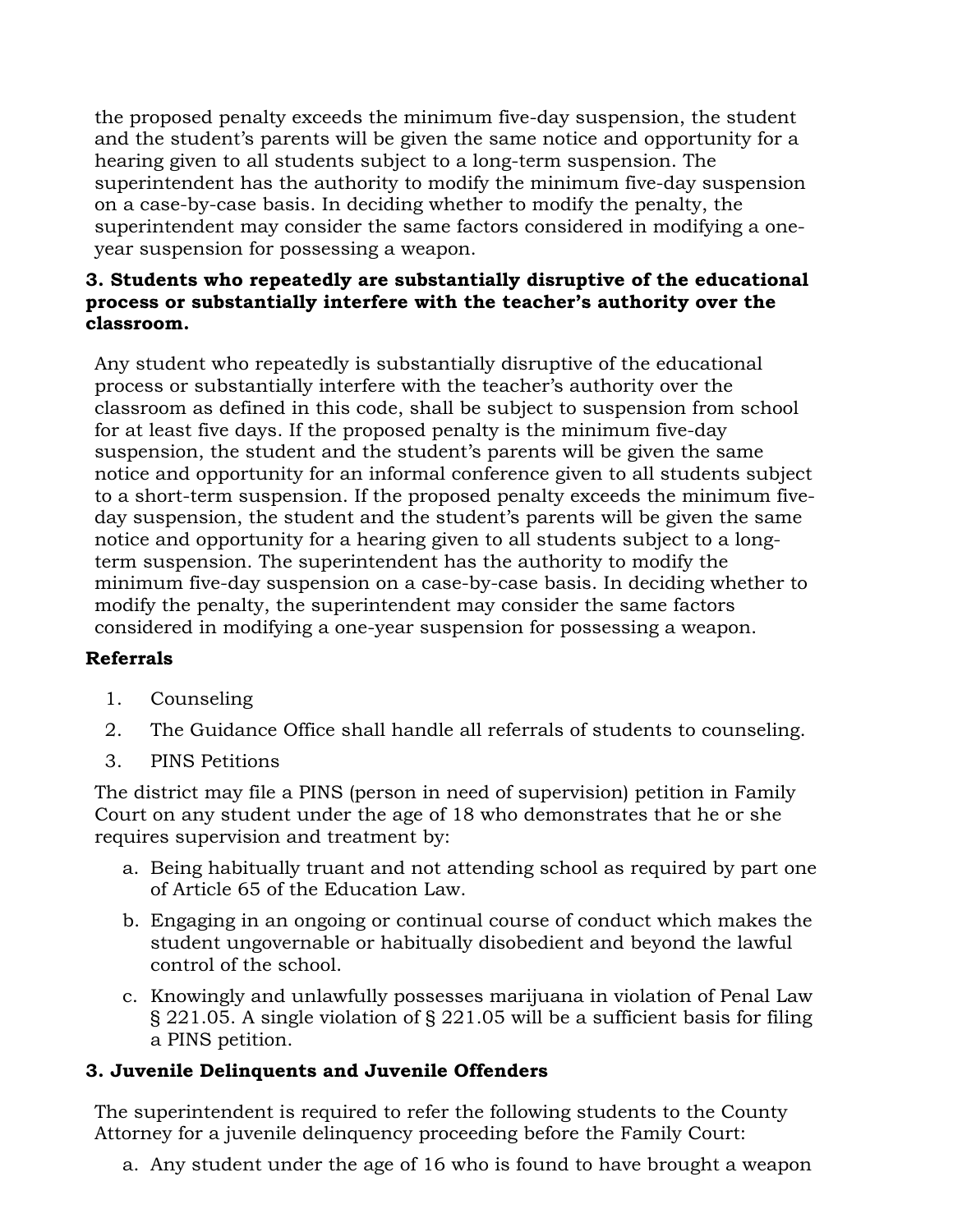the proposed penalty exceeds the minimum five-day suspension, the student and the student's parents will be given the same notice and opportunity for a hearing given to all students subject to a long-term suspension. The superintendent has the authority to modify the minimum five-day suspension on a case-by-case basis. In deciding whether to modify the penalty, the superintendent may consider the same factors considered in modifying a one-year suspension for possessing a weapon.

**3. Students who repeatedly are substantially disruptive of the educational process or substantially interfere with the teacher's authority over the classroom.**

Any student who repeatedly is substantially disruptive of the educational process or substantially interfere with the teacher's authority over the classroom as defined in this code, shall be subject to suspension from school for at least five days. If the proposed penalty is the minimum five-day suspension, the student and the student's parents will be given the same notice and opportunity for an informal conference given to all students subject to a short-term suspension. If the proposed penalty exceeds the minimum five-day suspension, the student and the student's parents will be given the same notice and opportunity for a hearing given to all students subject to a long-term suspension. The superintendent has the authority to modify the minimum five-day suspension on a case-by-case basis. In deciding whether to modify the penalty, the superintendent may consider the same factors considered in modifying a one-year suspension for possessing a weapon.

**Referrals**

1. Counseling
2. The Guidance Office shall handle all referrals of students to counseling.
3. PINS Petitions

The district may file a PINS (person in need of supervision) petition in Family Court on any student under the age of 18 who demonstrates that he or she requires supervision and treatment by:

a. Being habitually truant and not attending school as required by part one of Article 65 of the Education Law.
b. Engaging in an ongoing or continual course of conduct which makes the student ungovernable or habitually disobedient and beyond the lawful control of the school.
c. Knowingly and unlawfully possesses marijuana in violation of Penal Law § 221.05. A single violation of § 221.05 will be a sufficient basis for filing a PINS petition.

**3. Juvenile Delinquents and Juvenile Offenders**

The superintendent is required to refer the following students to the County Attorney for a juvenile delinquency proceeding before the Family Court:

a. Any student under the age of 16 who is found to have brought a weapon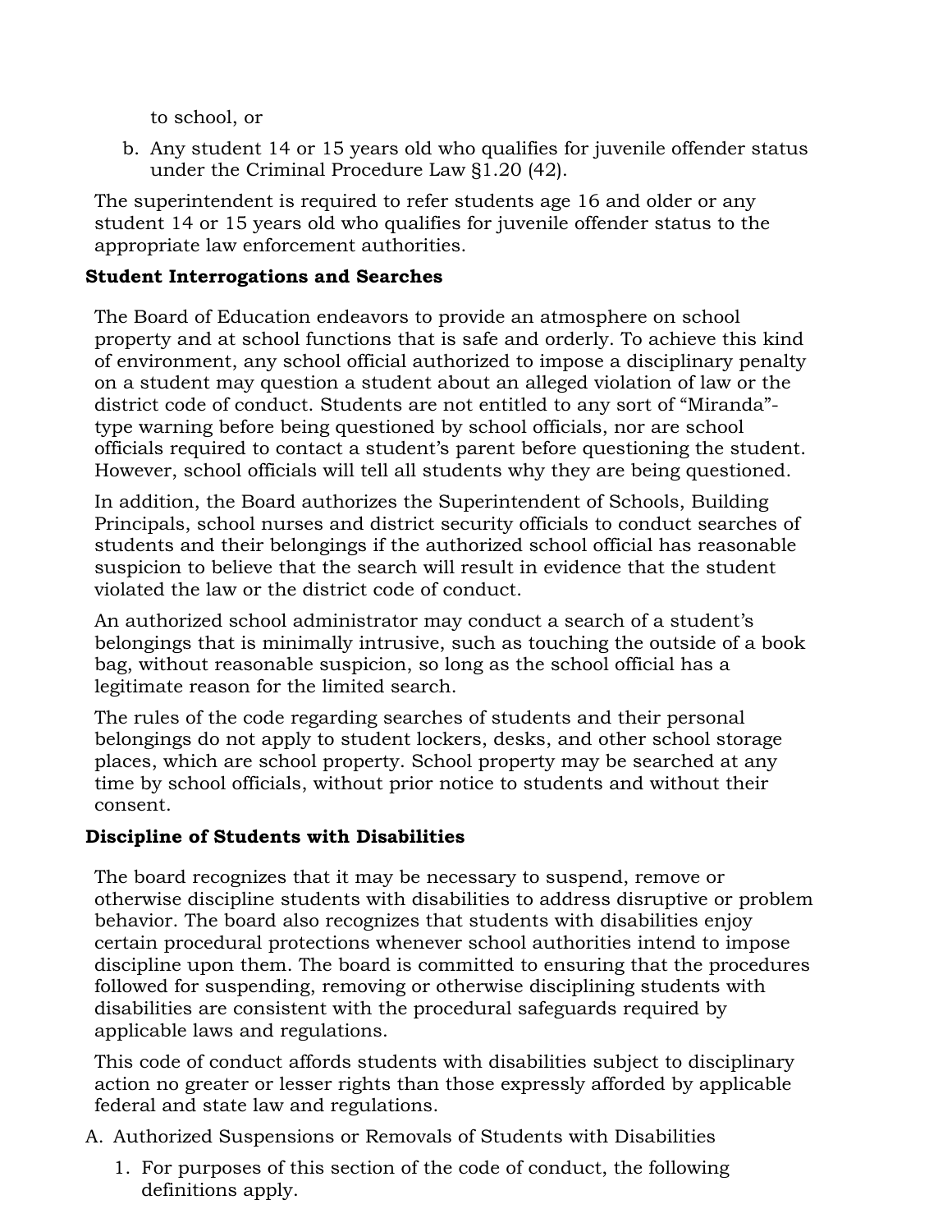to school, or

b. Any student 14 or 15 years old who qualifies for juvenile offender status under the Criminal Procedure Law §1.20 (42).

The superintendent is required to refer students age 16 and older or any student 14 or 15 years old who qualifies for juvenile offender status to the appropriate law enforcement authorities.

**Student Interrogations and Searches**

The Board of Education endeavors to provide an atmosphere on school property and at school functions that is safe and orderly. To achieve this kind of environment, any school official authorized to impose a disciplinary penalty on a student may question a student about an alleged violation of law or the district code of conduct. Students are not entitled to any sort of "Miranda"-type warning before being questioned by school officials, nor are school officials required to contact a student's parent before questioning the student. However, school officials will tell all students why they are being questioned.

In addition, the Board authorizes the Superintendent of Schools, Building Principals, school nurses and district security officials to conduct searches of students and their belongings if the authorized school official has reasonable suspicion to believe that the search will result in evidence that the student violated the law or the district code of conduct.

An authorized school administrator may conduct a search of a student's belongings that is minimally intrusive, such as touching the outside of a book bag, without reasonable suspicion, so long as the school official has a legitimate reason for the limited search.

The rules of the code regarding searches of students and their personal belongings do not apply to student lockers, desks, and other school storage places, which are school property. School property may be searched at any time by school officials, without prior notice to students and without their consent.

**Discipline of Students with Disabilities**

The board recognizes that it may be necessary to suspend, remove or otherwise discipline students with disabilities to address disruptive or problem behavior. The board also recognizes that students with disabilities enjoy certain procedural protections whenever school authorities intend to impose discipline upon them. The board is committed to ensuring that the procedures followed for suspending, removing or otherwise disciplining students with disabilities are consistent with the procedural safeguards required by applicable laws and regulations.

This code of conduct affords students with disabilities subject to disciplinary action no greater or lesser rights than those expressly afforded by applicable federal and state law and regulations.

A. Authorized Suspensions or Removals of Students with Disabilities

1. For purposes of this section of the code of conduct, the following definitions apply.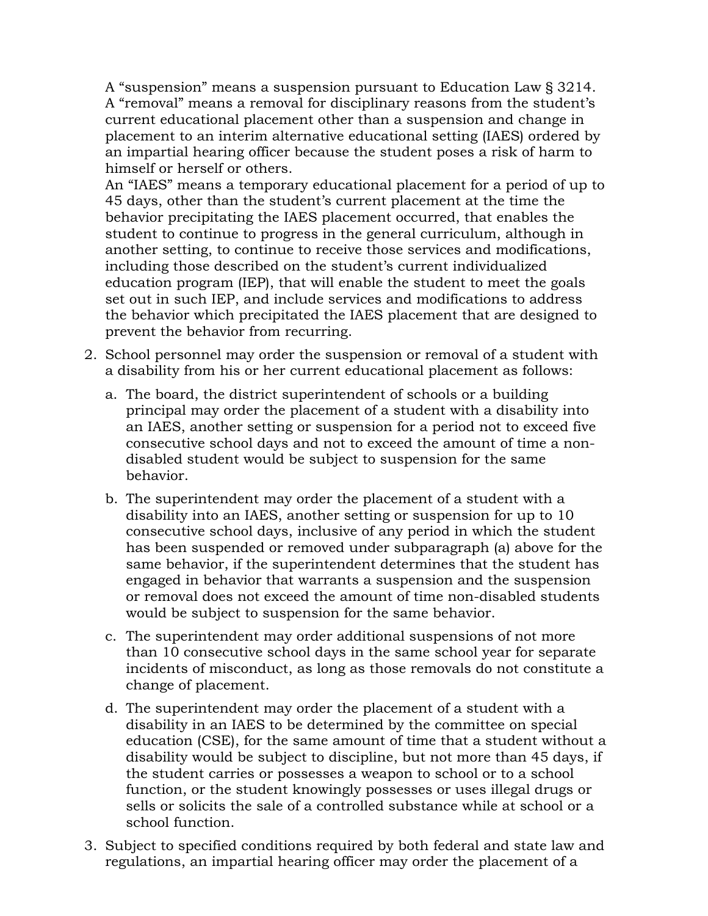A “suspension” means a suspension pursuant to Education Law § 3214.

A “removal” means a removal for disciplinary reasons from the student’s current educational placement other than a suspension and change in placement to an interim alternative educational setting (IAES) ordered by an impartial hearing officer because the student poses a risk of harm to himself or herself or others.

An “IAES” means a temporary educational placement for a period of up to 45 days, other than the student’s current placement at the time the behavior precipitating the IAES placement occurred, that enables the student to continue to progress in the general curriculum, although in another setting, to continue to receive those services and modifications, including those described on the student’s current individualized education program (IEP), that will enable the student to meet the goals set out in such IEP, and include services and modifications to address the behavior which precipitated the IAES placement that are designed to prevent the behavior from recurring.

2. School personnel may order the suspension or removal of a student with a disability from his or her current educational placement as follows:

   a. The board, the district superintendent of schools or a building principal may order the placement of a student with a disability into an IAES, another setting or suspension for a period not to exceed five consecutive school days and not to exceed the amount of time a non-disabled student would be subject to suspension for the same behavior.

   b. The superintendent may order the placement of a student with a disability into an IAES, another setting or suspension for up to 10 consecutive school days, inclusive of any period in which the student has been suspended or removed under subparagraph (a) above for the same behavior, if the superintendent determines that the student has engaged in behavior that warrants a suspension and the suspension or removal does not exceed the amount of time non-disabled students would be subject to suspension for the same behavior.

   c. The superintendent may order additional suspensions of not more than 10 consecutive school days in the same school year for separate incidents of misconduct, as long as those removals do not constitute a change of placement.

   d. The superintendent may order the placement of a student with a disability in an IAES to be determined by the committee on special education (CSE), for the same amount of time that a student without a disability would be subject to discipline, but not more than 45 days, if the student carries or possesses a weapon to school or to a school function, or the student knowingly possesses or uses illegal drugs or sells or solicits the sale of a controlled substance while at school or a school function.

3. Subject to specified conditions required by both federal and state law and regulations, an impartial hearing officer may order the placement of a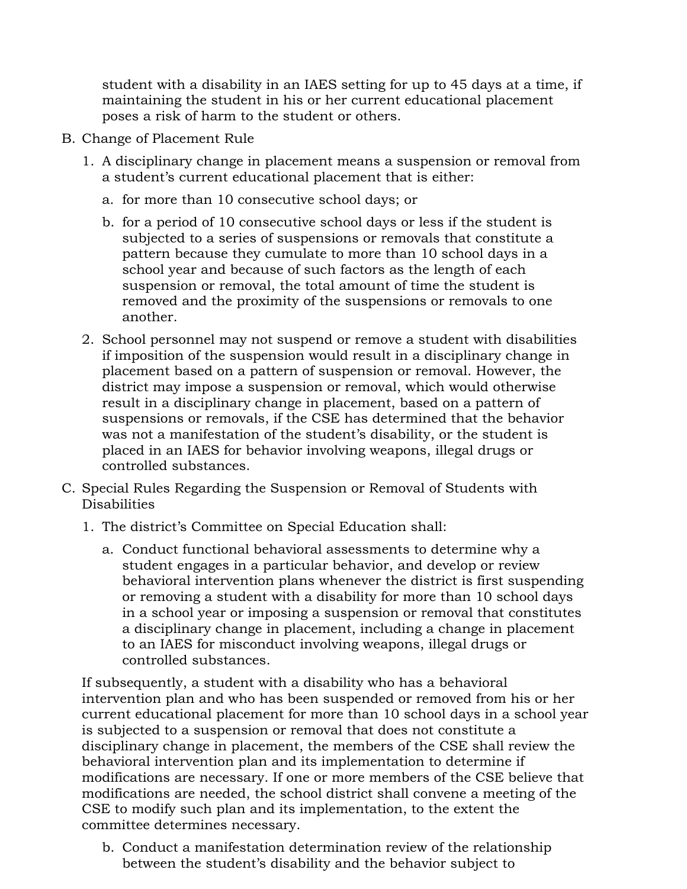student with a disability in an IAES setting for up to 45 days at a time, if maintaining the student in his or her current educational placement poses a risk of harm to the student or others.

B. Change of Placement Rule

   1. A disciplinary change in placement means a suspension or removal from a student's current educational placement that is either:

      a. for more than 10 consecutive school days; or

      b. for a period of 10 consecutive school days or less if the student is subjected to a series of suspensions or removals that constitute a pattern because they cumulate to more than 10 school days in a school year and because of such factors as the length of each suspension or removal, the total amount of time the student is removed and the proximity of the suspensions or removals to one another.

   2. School personnel may not suspend or remove a student with disabilities if imposition of the suspension would result in a disciplinary change in placement based on a pattern of suspension or removal. However, the district may impose a suspension or removal, which would otherwise result in a disciplinary change in placement, based on a pattern of suspensions or removals, if the CSE has determined that the behavior was not a manifestation of the student's disability, or the student is placed in an IAES for behavior involving weapons, illegal drugs or controlled substances.

C. Special Rules Regarding the Suspension or Removal of Students with Disabilities

   1. The district's Committee on Special Education shall:

      a. Conduct functional behavioral assessments to determine why a student engages in a particular behavior, and develop or review behavioral intervention plans whenever the district is first suspending or removing a student with a disability for more than 10 school days in a school year or imposing a suspension or removal that constitutes a disciplinary change in placement, including a change in placement to an IAES for misconduct involving weapons, illegal drugs or controlled substances.

   If subsequently, a student with a disability who has a behavioral intervention plan and who has been suspended or removed from his or her current educational placement for more than 10 school days in a school year is subjected to a suspension or removal that does not constitute a disciplinary change in placement, the members of the CSE shall review the behavioral intervention plan and its implementation to determine if modifications are necessary. If one or more members of the CSE believe that modifications are needed, the school district shall convene a meeting of the CSE to modify such plan and its implementation, to the extent the committee determines necessary.

      b. Conduct a manifestation determination review of the relationship between the student's disability and the behavior subject to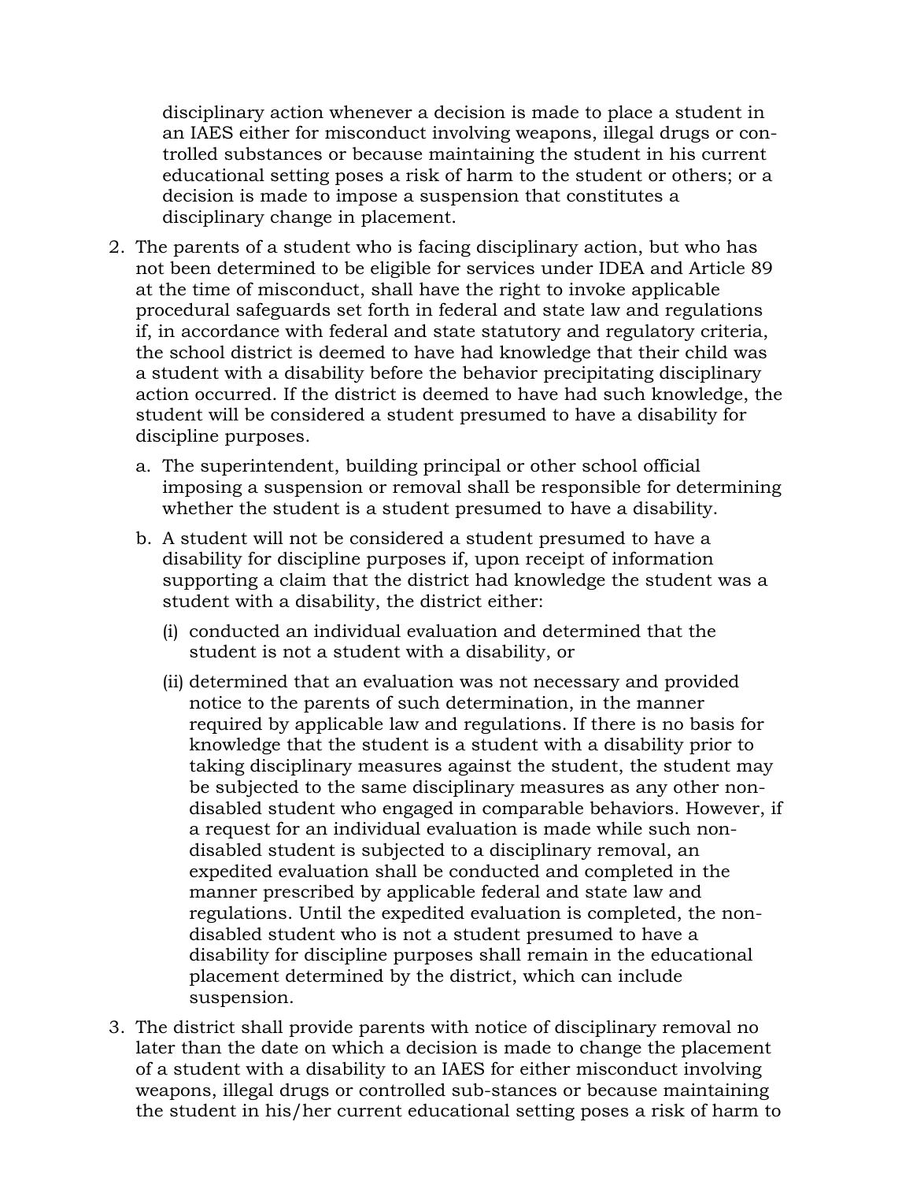disciplinary action whenever a decision is made to place a student in an IAES either for misconduct involving weapons, illegal drugs or controlled substances or because maintaining the student in his current educational setting poses a risk of harm to the student or others; or a decision is made to impose a suspension that constitutes a disciplinary change in placement.

2. The parents of a student who is facing disciplinary action, but who has not been determined to be eligible for services under IDEA and Article 89 at the time of misconduct, shall have the right to invoke applicable procedural safeguards set forth in federal and state law and regulations if, in accordance with federal and state statutory and regulatory criteria, the school district is deemed to have had knowledge that their child was a student with a disability before the behavior precipitating disciplinary action occurred. If the district is deemed to have had such knowledge, the student will be considered a student presumed to have a disability for discipline purposes.

   a. The superintendent, building principal or other school official imposing a suspension or removal shall be responsible for determining whether the student is a student presumed to have a disability.

   b. A student will not be considered a student presumed to have a disability for discipline purposes if, upon receipt of information supporting a claim that the district had knowledge the student was a student with a disability, the district either:

      (i) conducted an individual evaluation and determined that the student is not a student with a disability, or

      (ii) determined that an evaluation was not necessary and provided notice to the parents of such determination, in the manner required by applicable law and regulations. If there is no basis for knowledge that the student is a student with a disability prior to taking disciplinary measures against the student, the student may be subjected to the same disciplinary measures as any other non-disabled student who engaged in comparable behaviors. However, if a request for an individual evaluation is made while such non-disabled student is subjected to a disciplinary removal, an expedited evaluation shall be conducted and completed in the manner prescribed by applicable federal and state law and regulations. Until the expedited evaluation is completed, the non-disabled student who is not a student presumed to have a disability for discipline purposes shall remain in the educational placement determined by the district, which can include suspension.

3. The district shall provide parents with notice of disciplinary removal no later than the date on which a decision is made to change the placement of a student with a disability to an IAES for either misconduct involving weapons, illegal drugs or controlled sub-stances or because maintaining the student in his/her current educational setting poses a risk of harm to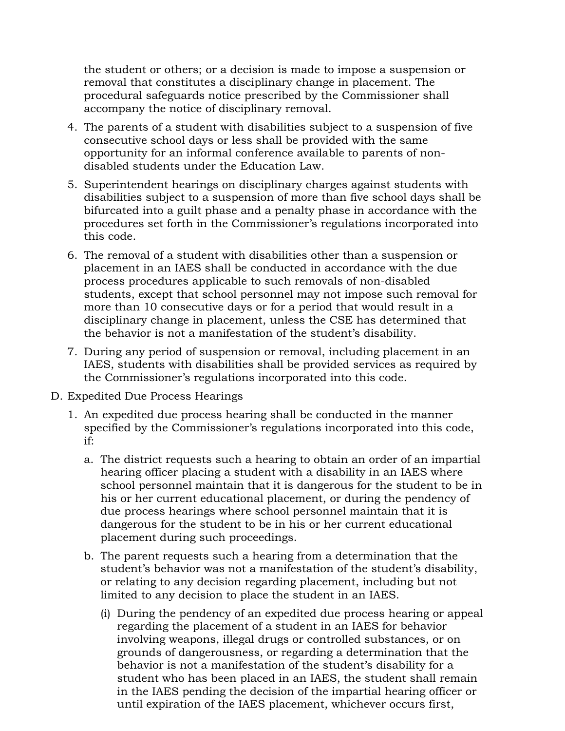the student or others; or a decision is made to impose a suspension or removal that constitutes a disciplinary change in placement. The procedural safeguards notice prescribed by the Commissioner shall accompany the notice of disciplinary removal.

4. The parents of a student with disabilities subject to a suspension of five consecutive school days or less shall be provided with the same opportunity for an informal conference available to parents of non-disabled students under the Education Law.
5. Superintendent hearings on disciplinary charges against students with disabilities subject to a suspension of more than five school days shall be bifurcated into a guilt phase and a penalty phase in accordance with the procedures set forth in the Commissioner's regulations incorporated into this code.
6. The removal of a student with disabilities other than a suspension or placement in an IAES shall be conducted in accordance with the due process procedures applicable to such removals of non-disabled students, except that school personnel may not impose such removal for more than 10 consecutive days or for a period that would result in a disciplinary change in placement, unless the CSE has determined that the behavior is not a manifestation of the student's disability.
7. During any period of suspension or removal, including placement in an IAES, students with disabilities shall be provided services as required by the Commissioner's regulations incorporated into this code.

D. Expedited Due Process Hearings

1. An expedited due process hearing shall be conducted in the manner specified by the Commissioner's regulations incorporated into this code, if:
   a. The district requests such a hearing to obtain an order of an impartial hearing officer placing a student with a disability in an IAES where school personnel maintain that it is dangerous for the student to be in his or her current educational placement, or during the pendency of due process hearings where school personnel maintain that it is dangerous for the student to be in his or her current educational placement during such proceedings.
   b. The parent requests such a hearing from a determination that the student's behavior was not a manifestation of the student's disability, or relating to any decision regarding placement, including but not limited to any decision to place the student in an IAES.
      (i) During the pendency of an expedited due process hearing or appeal regarding the placement of a student in an IAES for behavior involving weapons, illegal drugs or controlled substances, or on grounds of dangerousness, or regarding a determination that the behavior is not a manifestation of the student's disability for a student who has been placed in an IAES, the student shall remain in the IAES pending the decision of the impartial hearing officer or until expiration of the IAES placement, whichever occurs first,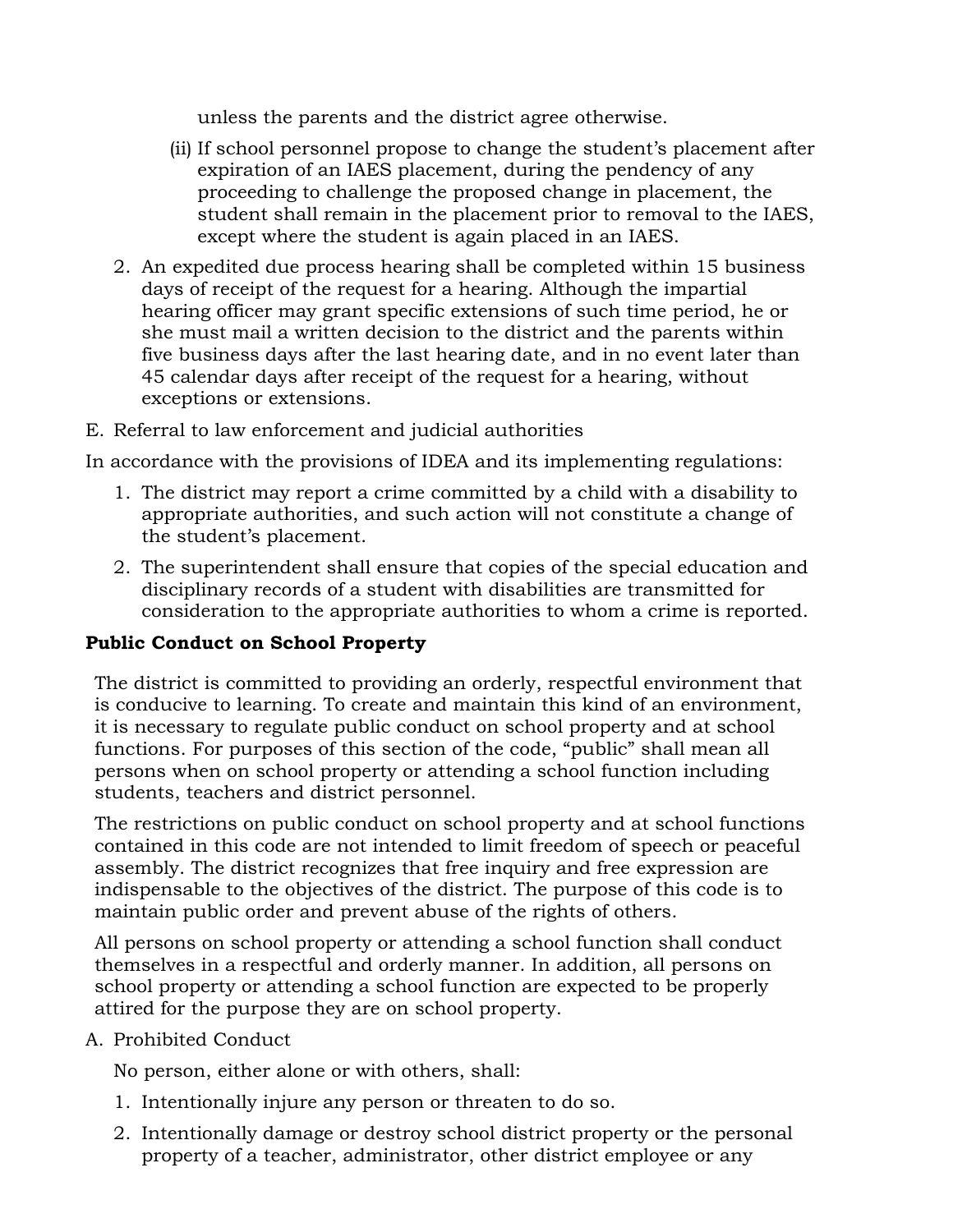unless the parents and the district agree otherwise.

(ii) If school personnel propose to change the student's placement after expiration of an IAES placement, during the pendency of any proceeding to challenge the proposed change in placement, the student shall remain in the placement prior to removal to the IAES, except where the student is again placed in an IAES.

2. An expedited due process hearing shall be completed within 15 business days of receipt of the request for a hearing. Although the impartial hearing officer may grant specific extensions of such time period, he or she must mail a written decision to the district and the parents within five business days after the last hearing date, and in no event later than 45 calendar days after receipt of the request for a hearing, without exceptions or extensions.

E. Referral to law enforcement and judicial authorities

In accordance with the provisions of IDEA and its implementing regulations:

1. The district may report a crime committed by a child with a disability to appropriate authorities, and such action will not constitute a change of the student's placement.
2. The superintendent shall ensure that copies of the special education and disciplinary records of a student with disabilities are transmitted for consideration to the appropriate authorities to whom a crime is reported.

**Public Conduct on School Property**

The district is committed to providing an orderly, respectful environment that is conducive to learning. To create and maintain this kind of an environment, it is necessary to regulate public conduct on school property and at school functions. For purposes of this section of the code, "public" shall mean all persons when on school property or attending a school function including students, teachers and district personnel.

The restrictions on public conduct on school property and at school functions contained in this code are not intended to limit freedom of speech or peaceful assembly. The district recognizes that free inquiry and free expression are indispensable to the objectives of the district. The purpose of this code is to maintain public order and prevent abuse of the rights of others.

All persons on school property or attending a school function shall conduct themselves in a respectful and orderly manner. In addition, all persons on school property or attending a school function are expected to be properly attired for the purpose they are on school property.

A. Prohibited Conduct

No person, either alone or with others, shall:

1. Intentionally injure any person or threaten to do so.
2. Intentionally damage or destroy school district property or the personal property of a teacher, administrator, other district employee or any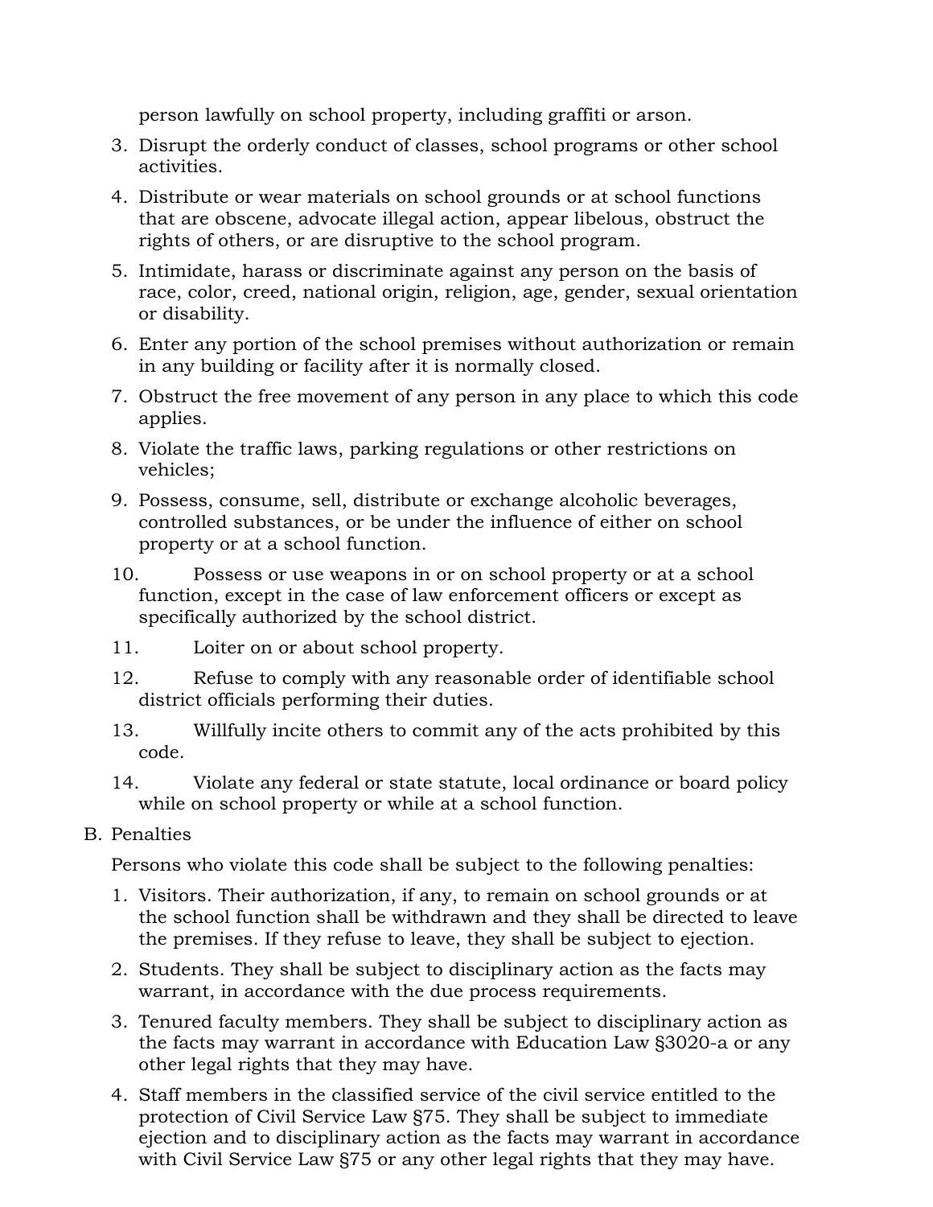person lawfully on school property, including graffiti or arson.

3. Disrupt the orderly conduct of classes, school programs or other school activities.
4. Distribute or wear materials on school grounds or at school functions that are obscene, advocate illegal action, appear libelous, obstruct the rights of others, or are disruptive to the school program.
5. Intimidate, harass or discriminate against any person on the basis of race, color, creed, national origin, religion, age, gender, sexual orientation or disability.
6. Enter any portion of the school premises without authorization or remain in any building or facility after it is normally closed.
7. Obstruct the free movement of any person in any place to which this code applies.
8. Violate the traffic laws, parking regulations or other restrictions on vehicles;
9. Possess, consume, sell, distribute or exchange alcoholic beverages, controlled substances, or be under the influence of either on school property or at a school function.
10. Possess or use weapons in or on school property or at a school function, except in the case of law enforcement officers or except as specifically authorized by the school district.
11. Loiter on or about school property.
12. Refuse to comply with any reasonable order of identifiable school district officials performing their duties.
13. Willfully incite others to commit any of the acts prohibited by this code.
14. Violate any federal or state statute, local ordinance or board policy while on school property or while at a school function.

B. Penalties

Persons who violate this code shall be subject to the following penalties:

1. Visitors. Their authorization, if any, to remain on school grounds or at the school function shall be withdrawn and they shall be directed to leave the premises. If they refuse to leave, they shall be subject to ejection.
2. Students. They shall be subject to disciplinary action as the facts may warrant, in accordance with the due process requirements.
3. Tenured faculty members. They shall be subject to disciplinary action as the facts may warrant in accordance with Education Law §3020-a or any other legal rights that they may have.
4. Staff members in the classified service of the civil service entitled to the protection of Civil Service Law §75. They shall be subject to immediate ejection and to disciplinary action as the facts may warrant in accordance with Civil Service Law §75 or any other legal rights that they may have.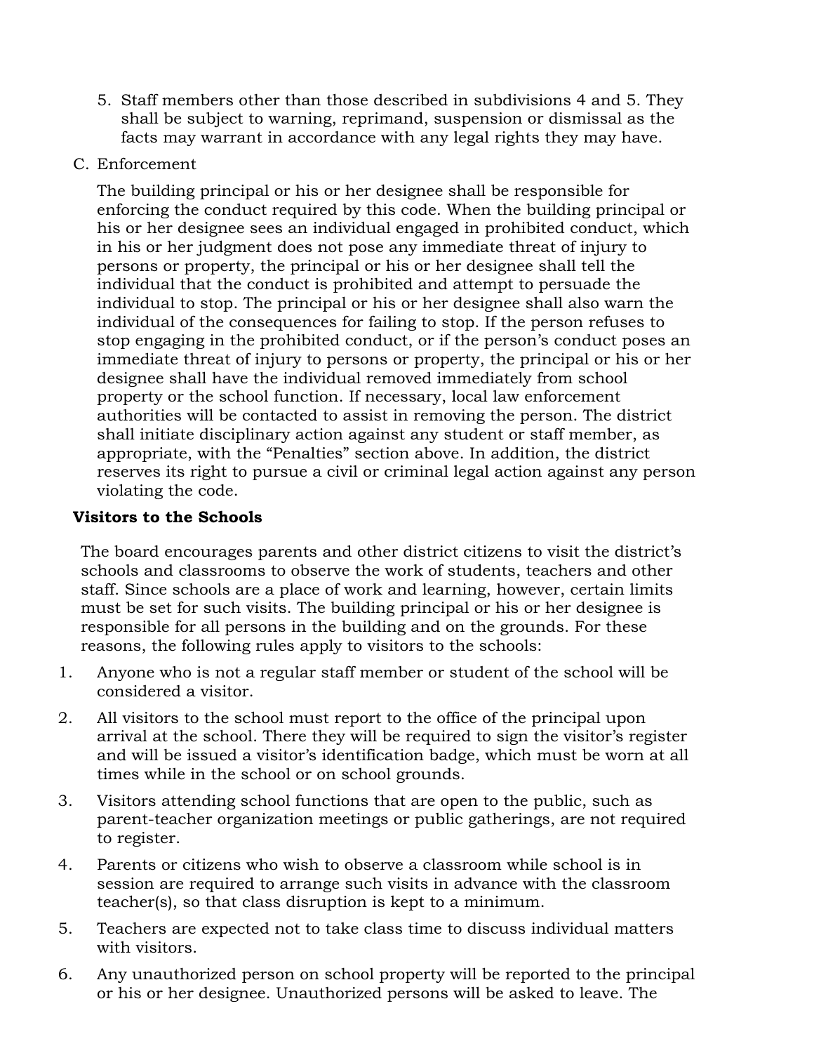5. Staff members other than those described in subdivisions 4 and 5. They shall be subject to warning, reprimand, suspension or dismissal as the facts may warrant in accordance with any legal rights they may have.

C. Enforcement

The building principal or his or her designee shall be responsible for enforcing the conduct required by this code. When the building principal or his or her designee sees an individual engaged in prohibited conduct, which in his or her judgment does not pose any immediate threat of injury to persons or property, the principal or his or her designee shall tell the individual that the conduct is prohibited and attempt to persuade the individual to stop. The principal or his or her designee shall also warn the individual of the consequences for failing to stop. If the person refuses to stop engaging in the prohibited conduct, or if the person's conduct poses an immediate threat of injury to persons or property, the principal or his or her designee shall have the individual removed immediately from school property or the school function. If necessary, local law enforcement authorities will be contacted to assist in removing the person. The district shall initiate disciplinary action against any student or staff member, as appropriate, with the "Penalties" section above. In addition, the district reserves its right to pursue a civil or criminal legal action against any person violating the code.

**Visitors to the Schools**

The board encourages parents and other district citizens to visit the district's schools and classrooms to observe the work of students, teachers and other staff. Since schools are a place of work and learning, however, certain limits must be set for such visits. The building principal or his or her designee is responsible for all persons in the building and on the grounds. For these reasons, the following rules apply to visitors to the schools:

1. Anyone who is not a regular staff member or student of the school will be considered a visitor.
2. All visitors to the school must report to the office of the principal upon arrival at the school. There they will be required to sign the visitor's register and will be issued a visitor's identification badge, which must be worn at all times while in the school or on school grounds.
3. Visitors attending school functions that are open to the public, such as parent-teacher organization meetings or public gatherings, are not required to register.
4. Parents or citizens who wish to observe a classroom while school is in session are required to arrange such visits in advance with the classroom teacher(s), so that class disruption is kept to a minimum.
5. Teachers are expected not to take class time to discuss individual matters with visitors.
6. Any unauthorized person on school property will be reported to the principal or his or her designee. Unauthorized persons will be asked to leave. The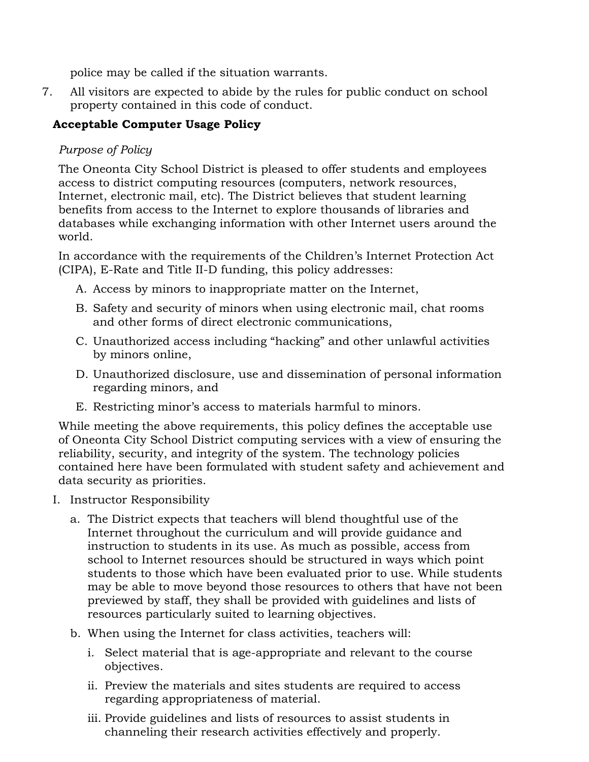police may be called if the situation warrants.

7. All visitors are expected to abide by the rules for public conduct on school property contained in this code of conduct.

**Acceptable Computer Usage Policy**

*Purpose of Policy*

The Oneonta City School District is pleased to offer students and employees access to district computing resources (computers, network resources, Internet, electronic mail, etc). The District believes that student learning benefits from access to the Internet to explore thousands of libraries and databases while exchanging information with other Internet users around the world.

In accordance with the requirements of the Children's Internet Protection Act (CIPA), E-Rate and Title II-D funding, this policy addresses:

A. Access by minors to inappropriate matter on the Internet,
B. Safety and security of minors when using electronic mail, chat rooms and other forms of direct electronic communications,
C. Unauthorized access including "hacking" and other unlawful activities by minors online,
D. Unauthorized disclosure, use and dissemination of personal information regarding minors, and
E. Restricting minor's access to materials harmful to minors.

While meeting the above requirements, this policy defines the acceptable use of Oneonta City School District computing services with a view of ensuring the reliability, security, and integrity of the system. The technology policies contained here have been formulated with student safety and achievement and data security as priorities.

I. Instructor Responsibility

   a. The District expects that teachers will blend thoughtful use of the Internet throughout the curriculum and will provide guidance and instruction to students in its use. As much as possible, access from school to Internet resources should be structured in ways which point students to those which have been evaluated prior to use. While students may be able to move beyond those resources to others that have not been previewed by staff, they shall be provided with guidelines and lists of resources particularly suited to learning objectives.

   b. When using the Internet for class activities, teachers will:

      i. Select material that is age-appropriate and relevant to the course objectives.

      ii. Preview the materials and sites students are required to access regarding appropriateness of material.

      iii. Provide guidelines and lists of resources to assist students in channeling their research activities effectively and properly.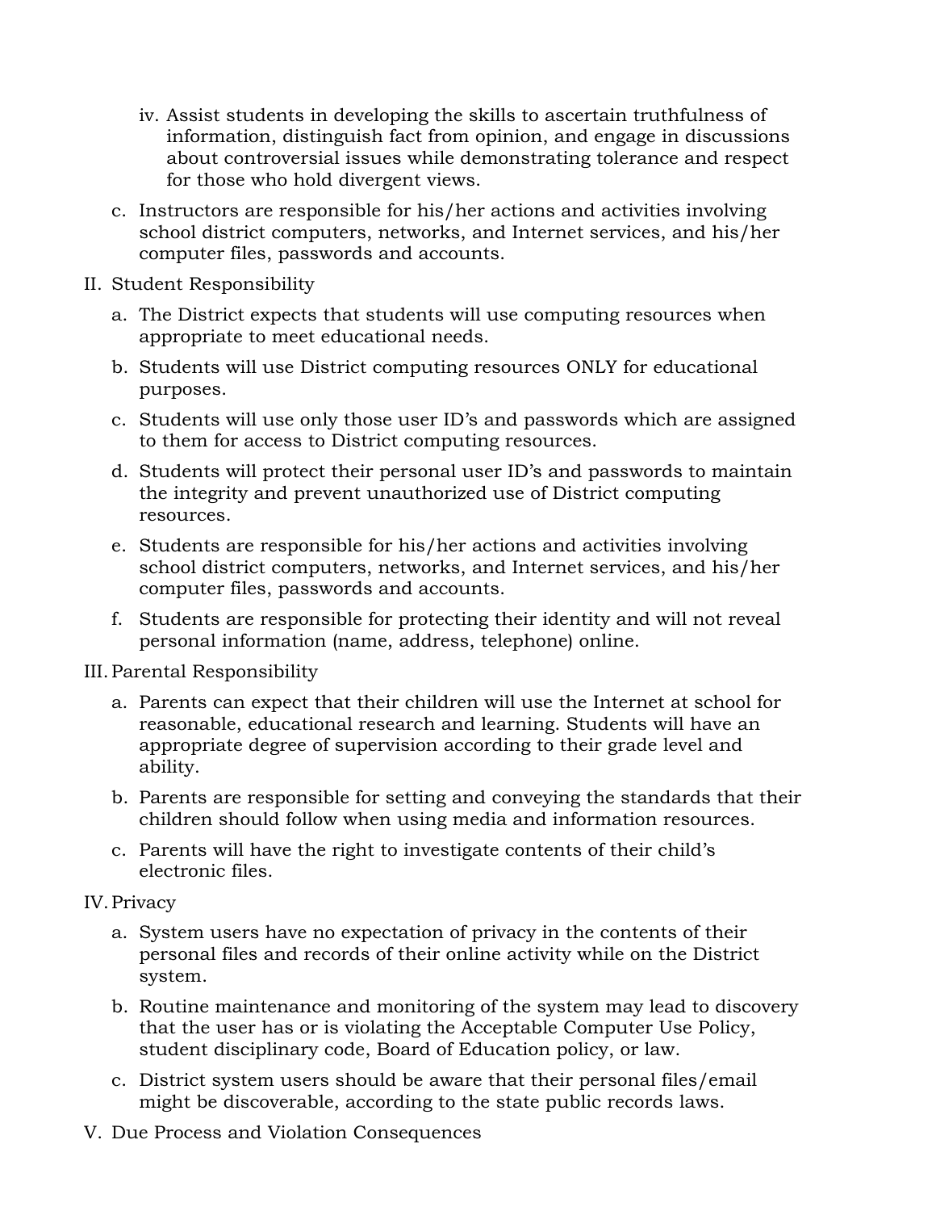iv. Assist students in developing the skills to ascertain truthfulness of information, distinguish fact from opinion, and engage in discussions about controversial issues while demonstrating tolerance and respect for those who hold divergent views.

  c. Instructors are responsible for his/her actions and activities involving school district computers, networks, and Internet services, and his/her computer files, passwords and accounts.

II. Student Responsibility

  a. The District expects that students will use computing resources when appropriate to meet educational needs.

  b. Students will use District computing resources ONLY for educational purposes.

  c. Students will use only those user ID's and passwords which are assigned to them for access to District computing resources.

  d. Students will protect their personal user ID's and passwords to maintain the integrity and prevent unauthorized use of District computing resources.

  e. Students are responsible for his/her actions and activities involving school district computers, networks, and Internet services, and his/her computer files, passwords and accounts.

  f. Students are responsible for protecting their identity and will not reveal personal information (name, address, telephone) online.

III. Parental Responsibility

  a. Parents can expect that their children will use the Internet at school for reasonable, educational research and learning. Students will have an appropriate degree of supervision according to their grade level and ability.

  b. Parents are responsible for setting and conveying the standards that their children should follow when using media and information resources.

  c. Parents will have the right to investigate contents of their child's electronic files.

IV. Privacy

  a. System users have no expectation of privacy in the contents of their personal files and records of their online activity while on the District system.

  b. Routine maintenance and monitoring of the system may lead to discovery that the user has or is violating the Acceptable Computer Use Policy, student disciplinary code, Board of Education policy, or law.

  c. District system users should be aware that their personal files/email might be discoverable, according to the state public records laws.

V. Due Process and Violation Consequences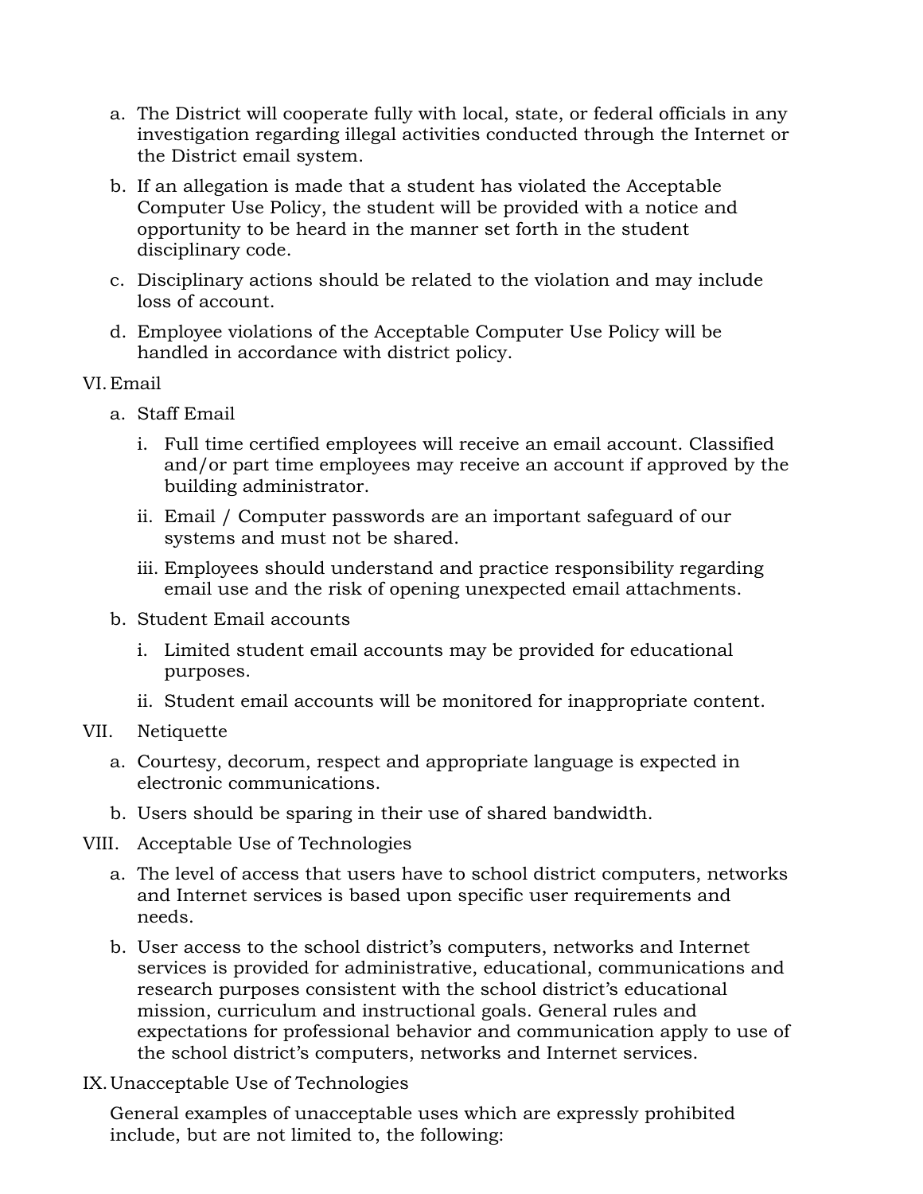a. The District will cooperate fully with local, state, or federal officials in any investigation regarding illegal activities conducted through the Internet or the District email system.

b. If an allegation is made that a student has violated the Acceptable Computer Use Policy, the student will be provided with a notice and opportunity to be heard in the manner set forth in the student disciplinary code.

c. Disciplinary actions should be related to the violation and may include loss of account.

d. Employee violations of the Acceptable Computer Use Policy will be handled in accordance with district policy.

VI. Email

a. Staff Email

i. Full time certified employees will receive an email account. Classified and/or part time employees may receive an account if approved by the building administrator.

ii. Email / Computer passwords are an important safeguard of our systems and must not be shared.

iii. Employees should understand and practice responsibility regarding email use and the risk of opening unexpected email attachments.

b. Student Email accounts

i. Limited student email accounts may be provided for educational purposes.

ii. Student email accounts will be monitored for inappropriate content.

VII. Netiquette

a. Courtesy, decorum, respect and appropriate language is expected in electronic communications.

b. Users should be sparing in their use of shared bandwidth.

VIII. Acceptable Use of Technologies

a. The level of access that users have to school district computers, networks and Internet services is based upon specific user requirements and needs.

b. User access to the school district's computers, networks and Internet services is provided for administrative, educational, communications and research purposes consistent with the school district's educational mission, curriculum and instructional goals. General rules and expectations for professional behavior and communication apply to use of the school district's computers, networks and Internet services.

IX. Unacceptable Use of Technologies

General examples of unacceptable uses which are expressly prohibited include, but are not limited to, the following: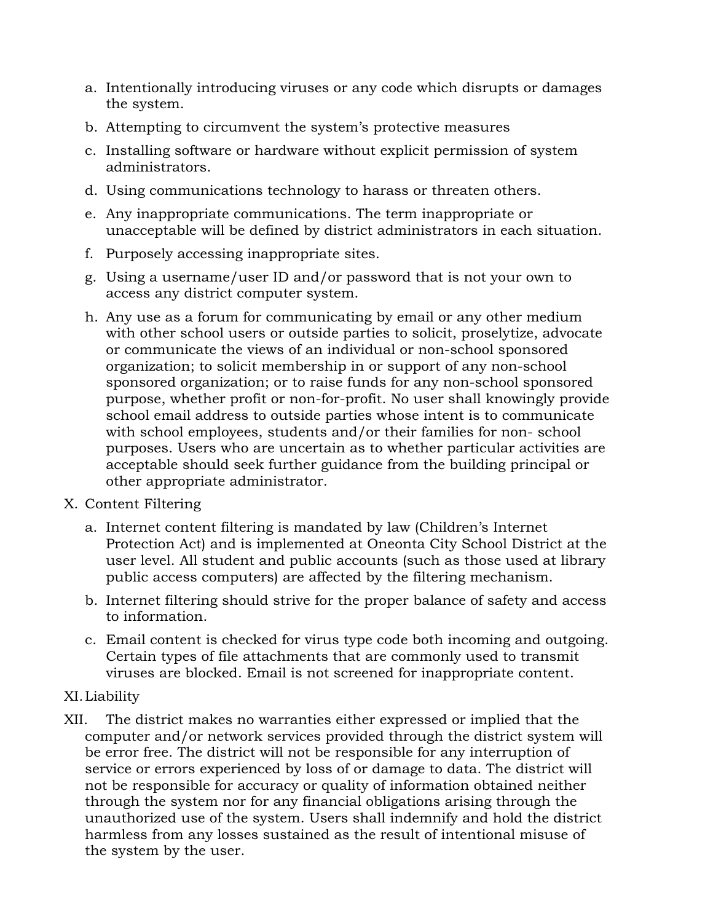a. Intentionally introducing viruses or any code which disrupts or damages the system.
b. Attempting to circumvent the system's protective measures
c. Installing software or hardware without explicit permission of system administrators.
d. Using communications technology to harass or threaten others.
e. Any inappropriate communications. The term inappropriate or unacceptable will be defined by district administrators in each situation.
f. Purposely accessing inappropriate sites.
g. Using a username/user ID and/or password that is not your own to access any district computer system.
h. Any use as a forum for communicating by email or any other medium with other school users or outside parties to solicit, proselytize, advocate or communicate the views of an individual or non-school sponsored organization; to solicit membership in or support of any non-school sponsored organization; or to raise funds for any non-school sponsored purpose, whether profit or non-for-profit. No user shall knowingly provide school email address to outside parties whose intent is to communicate with school employees, students and/or their families for non- school purposes. Users who are uncertain as to whether particular activities are acceptable should seek further guidance from the building principal or other appropriate administrator.

X. Content Filtering

a. Internet content filtering is mandated by law (Children's Internet Protection Act) and is implemented at Oneonta City School District at the user level. All student and public accounts (such as those used at library public access computers) are affected by the filtering mechanism.
b. Internet filtering should strive for the proper balance of safety and access to information.
c. Email content is checked for virus type code both incoming and outgoing. Certain types of file attachments that are commonly used to transmit viruses are blocked. Email is not screened for inappropriate content.

XI. Liability

XII. The district makes no warranties either expressed or implied that the computer and/or network services provided through the district system will be error free. The district will not be responsible for any interruption of service or errors experienced by loss of or damage to data. The district will not be responsible for accuracy or quality of information obtained neither through the system nor for any financial obligations arising through the unauthorized use of the system. Users shall indemnify and hold the district harmless from any losses sustained as the result of intentional misuse of the system by the user.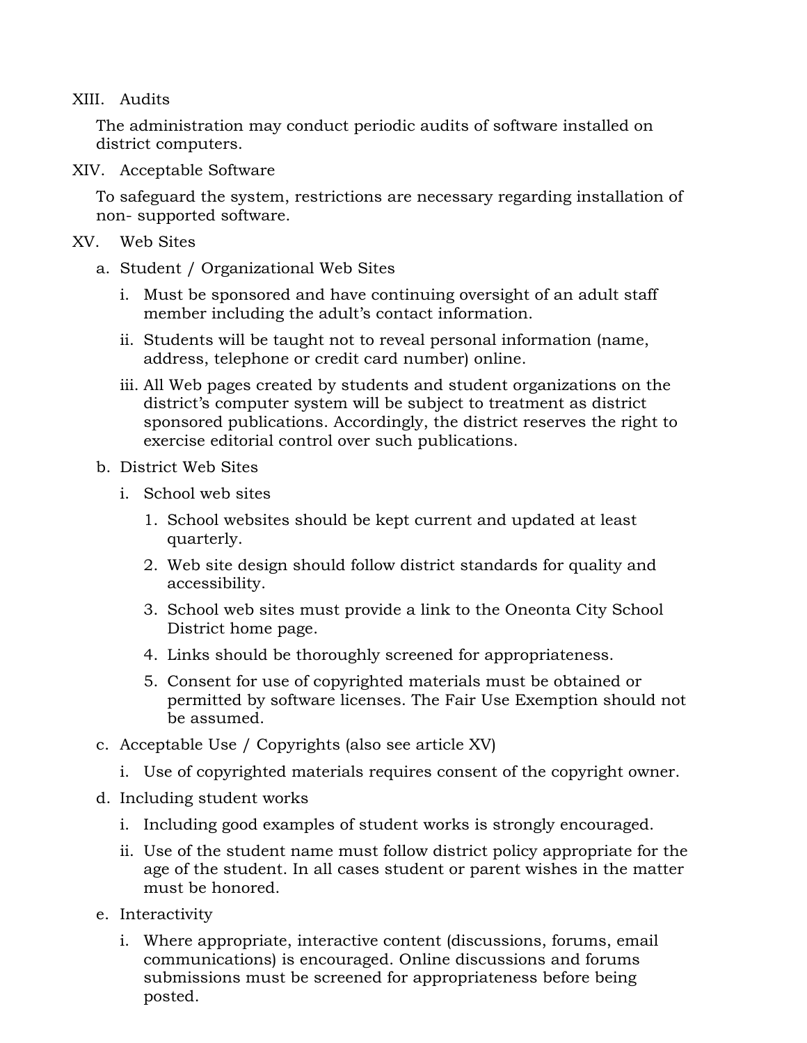XIII. Audits

The administration may conduct periodic audits of software installed on district computers.

XIV. Acceptable Software

To safeguard the system, restrictions are necessary regarding installation of non- supported software.

XV. Web Sites

a. Student / Organizational Web Sites

   i. Must be sponsored and have continuing oversight of an adult staff member including the adult's contact information.

   ii. Students will be taught not to reveal personal information (name, address, telephone or credit card number) online.

   iii. All Web pages created by students and student organizations on the district's computer system will be subject to treatment as district sponsored publications. Accordingly, the district reserves the right to exercise editorial control over such publications.

b. District Web Sites

   i. School web sites

      1. School websites should be kept current and updated at least quarterly.
      2. Web site design should follow district standards for quality and accessibility.
      3. School web sites must provide a link to the Oneonta City School District home page.
      4. Links should be thoroughly screened for appropriateness.
      5. Consent for use of copyrighted materials must be obtained or permitted by software licenses. The Fair Use Exemption should not be assumed.

c. Acceptable Use / Copyrights (also see article XV)

   i. Use of copyrighted materials requires consent of the copyright owner.

d. Including student works

   i. Including good examples of student works is strongly encouraged.

   ii. Use of the student name must follow district policy appropriate for the age of the student. In all cases student or parent wishes in the matter must be honored.

e. Interactivity

   i. Where appropriate, interactive content (discussions, forums, email communications) is encouraged. Online discussions and forums submissions must be screened for appropriateness before being posted.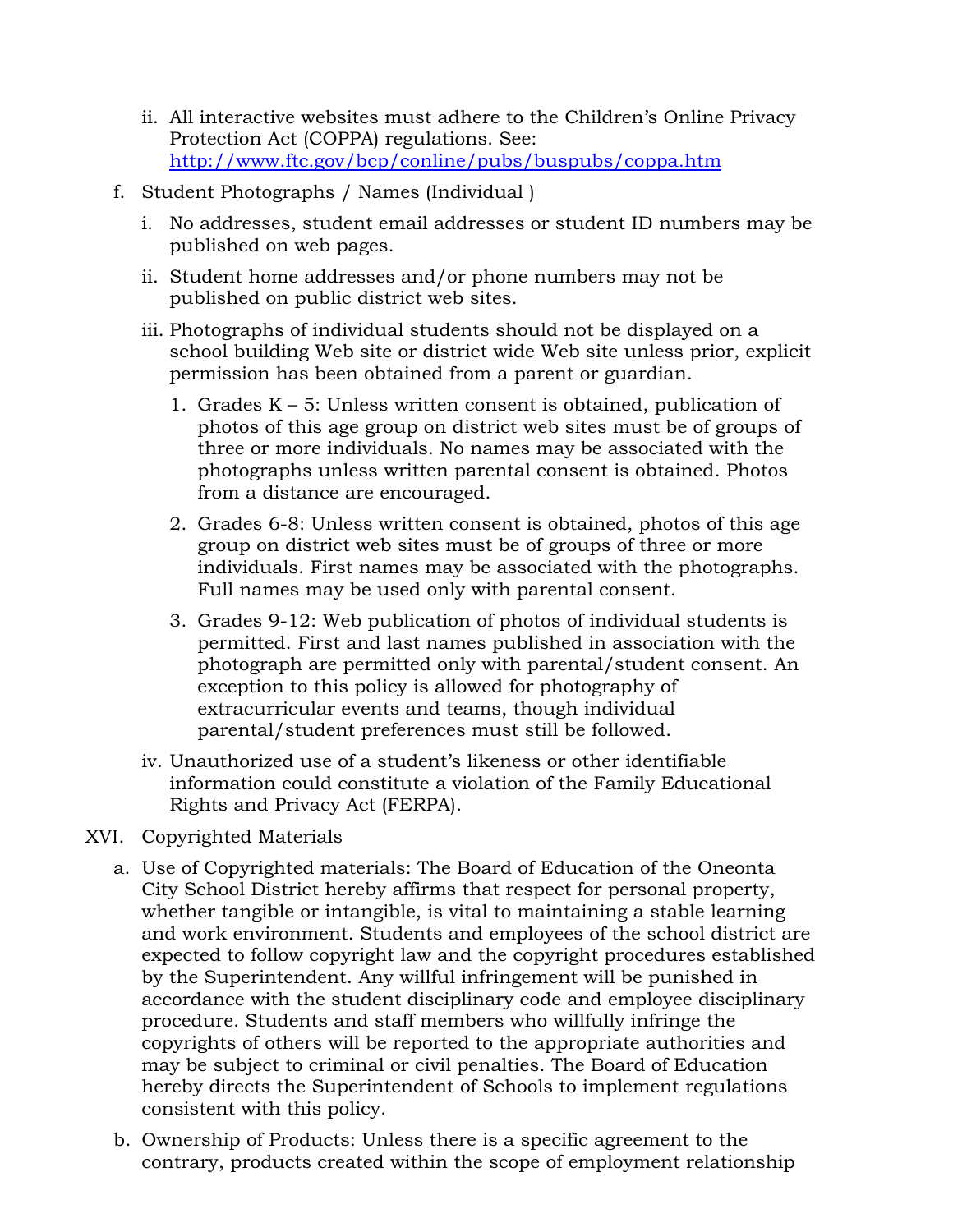ii. All interactive websites must adhere to the Children's Online Privacy Protection Act (COPPA) regulations. See: http://www.ftc.gov/bcp/conline/pubs/buspubs/coppa.htm

f. Student Photographs / Names (Individual )

i. No addresses, student email addresses or student ID numbers may be published on web pages.

ii. Student home addresses and/or phone numbers may not be published on public district web sites.

iii. Photographs of individual students should not be displayed on a school building Web site or district wide Web site unless prior, explicit permission has been obtained from a parent or guardian.

1. Grades K – 5: Unless written consent is obtained, publication of photos of this age group on district web sites must be of groups of three or more individuals. No names may be associated with the photographs unless written parental consent is obtained. Photos from a distance are encouraged.

2. Grades 6-8: Unless written consent is obtained, photos of this age group on district web sites must be of groups of three or more individuals. First names may be associated with the photographs. Full names may be used only with parental consent.

3. Grades 9-12: Web publication of photos of individual students is permitted. First and last names published in association with the photograph are permitted only with parental/student consent. An exception to this policy is allowed for photography of extracurricular events and teams, though individual parental/student preferences must still be followed.

iv. Unauthorized use of a student's likeness or other identifiable information could constitute a violation of the Family Educational Rights and Privacy Act (FERPA).

XVI. Copyrighted Materials

a. Use of Copyrighted materials: The Board of Education of the Oneonta City School District hereby affirms that respect for personal property, whether tangible or intangible, is vital to maintaining a stable learning and work environment. Students and employees of the school district are expected to follow copyright law and the copyright procedures established by the Superintendent. Any willful infringement will be punished in accordance with the student disciplinary code and employee disciplinary procedure. Students and staff members who willfully infringe the copyrights of others will be reported to the appropriate authorities and may be subject to criminal or civil penalties. The Board of Education hereby directs the Superintendent of Schools to implement regulations consistent with this policy.

b. Ownership of Products: Unless there is a specific agreement to the contrary, products created within the scope of employment relationship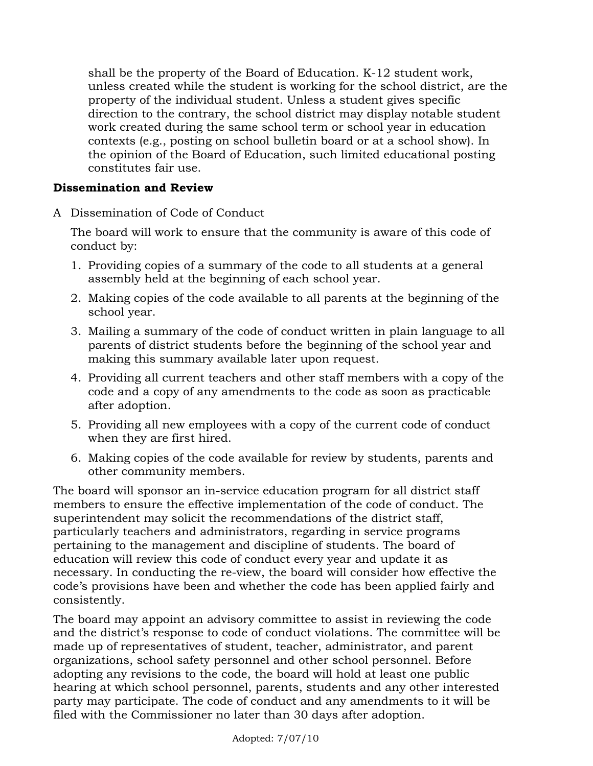shall be the property of the Board of Education. K-12 student work, unless created while the student is working for the school district, are the property of the individual student. Unless a student gives specific direction to the contrary, the school district may display notable student work created during the same school term or school year in education contexts (e.g., posting on school bulletin board or at a school show). In the opinion of the Board of Education, such limited educational posting constitutes fair use.

**Dissemination and Review**

A Dissemination of Code of Conduct

The board will work to ensure that the community is aware of this code of conduct by:

1. Providing copies of a summary of the code to all students at a general assembly held at the beginning of each school year.
2. Making copies of the code available to all parents at the beginning of the school year.
3. Mailing a summary of the code of conduct written in plain language to all parents of district students before the beginning of the school year and making this summary available later upon request.
4. Providing all current teachers and other staff members with a copy of the code and a copy of any amendments to the code as soon as practicable after adoption.
5. Providing all new employees with a copy of the current code of conduct when they are first hired.
6. Making copies of the code available for review by students, parents and other community members.

The board will sponsor an in-service education program for all district staff members to ensure the effective implementation of the code of conduct. The superintendent may solicit the recommendations of the district staff, particularly teachers and administrators, regarding in service programs pertaining to the management and discipline of students. The board of education will review this code of conduct every year and update it as necessary. In conducting the re-view, the board will consider how effective the code's provisions have been and whether the code has been applied fairly and consistently.

The board may appoint an advisory committee to assist in reviewing the code and the district's response to code of conduct violations. The committee will be made up of representatives of student, teacher, administrator, and parent organizations, school safety personnel and other school personnel. Before adopting any revisions to the code, the board will hold at least one public hearing at which school personnel, parents, students and any other interested party may participate. The code of conduct and any amendments to it will be filed with the Commissioner no later than 30 days after adoption.

Adopted: 7/07/10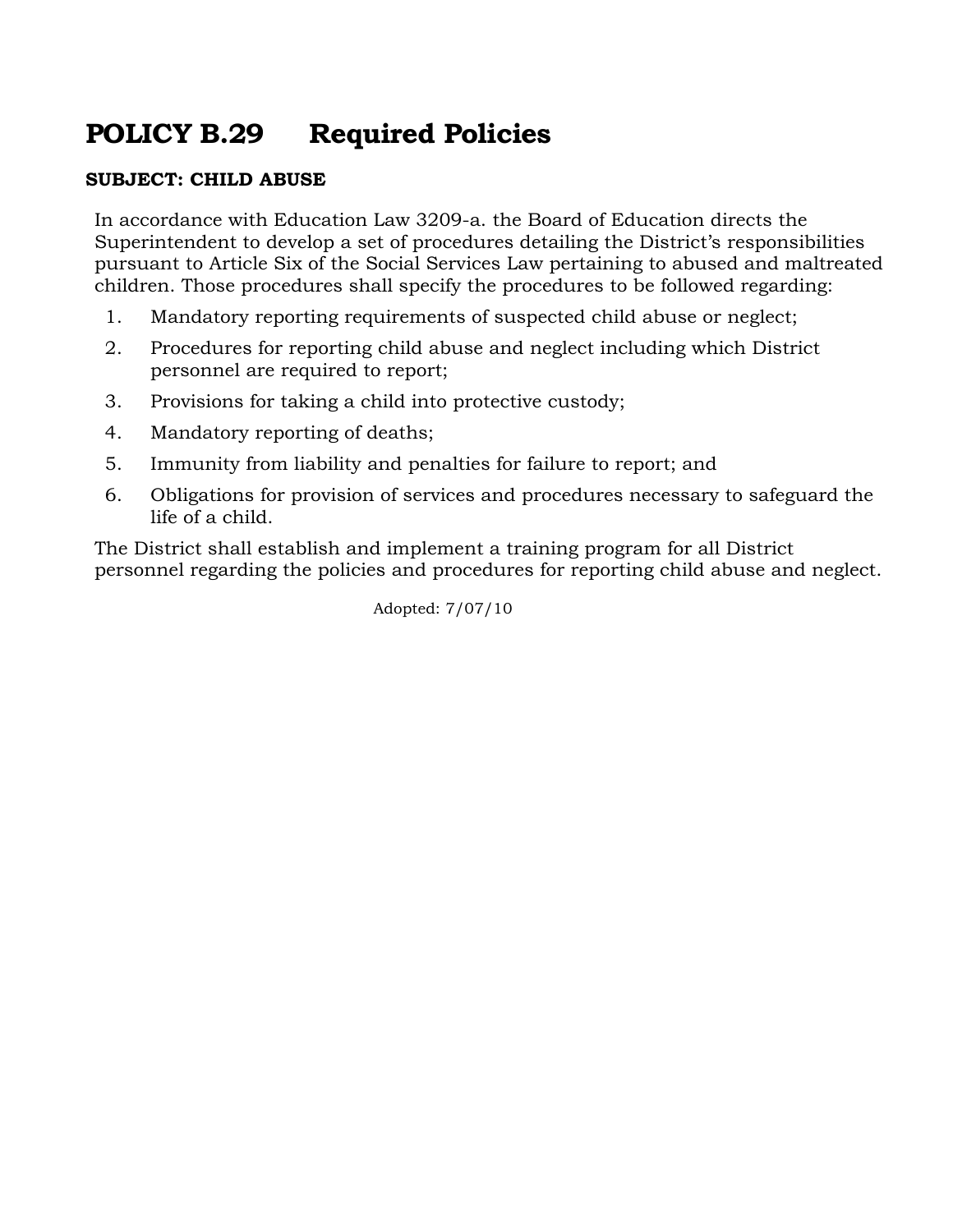# POLICY B.29 Required Policies

**SUBJECT: CHILD ABUSE**

In accordance with Education Law 3209-a. the Board of Education directs the Superintendent to develop a set of procedures detailing the District's responsibilities pursuant to Article Six of the Social Services Law pertaining to abused and maltreated children. Those procedures shall specify the procedures to be followed regarding:

1. Mandatory reporting requirements of suspected child abuse or neglect;
2. Procedures for reporting child abuse and neglect including which District personnel are required to report;
3. Provisions for taking a child into protective custody;
4. Mandatory reporting of deaths;
5. Immunity from liability and penalties for failure to report; and
6. Obligations for provision of services and procedures necessary to safeguard the life of a child.

The District shall establish and implement a training program for all District personnel regarding the policies and procedures for reporting child abuse and neglect.

Adopted: 7/07/10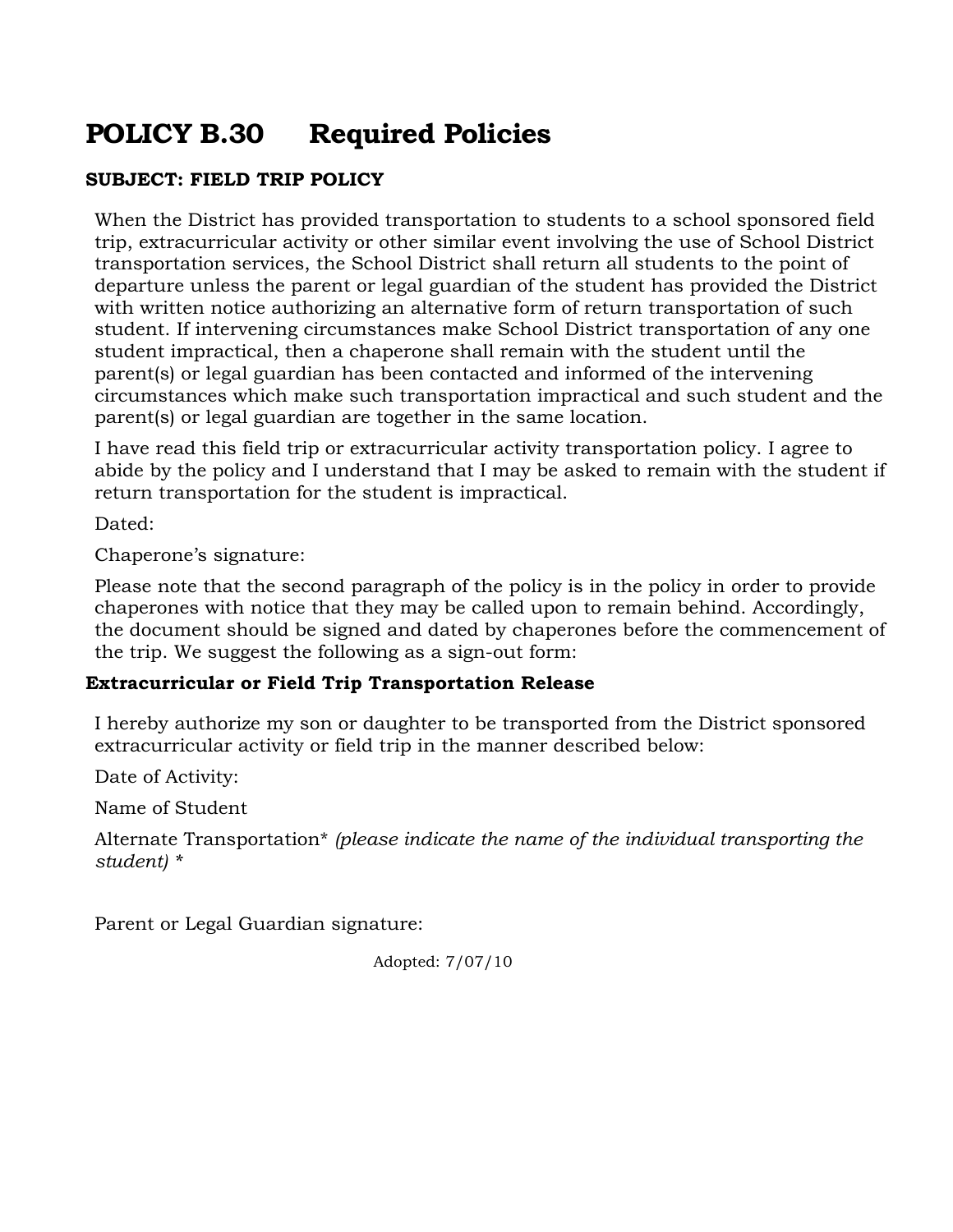# POLICY B.30 Required Policies

**SUBJECT: FIELD TRIP POLICY**

When the District has provided transportation to students to a school sponsored field trip, extracurricular activity or other similar event involving the use of School District transportation services, the School District shall return all students to the point of departure unless the parent or legal guardian of the student has provided the District with written notice authorizing an alternative form of return transportation of such student. If intervening circumstances make School District transportation of any one student impractical, then a chaperone shall remain with the student until the parent(s) or legal guardian has been contacted and informed of the intervening circumstances which make such transportation impractical and such student and the parent(s) or legal guardian are together in the same location.

I have read this field trip or extracurricular activity transportation policy. I agree to abide by the policy and I understand that I may be asked to remain with the student if return transportation for the student is impractical.

Dated:

Chaperone's signature:

Please note that the second paragraph of the policy is in the policy in order to provide chaperones with notice that they may be called upon to remain behind. Accordingly, the document should be signed and dated by chaperones before the commencement of the trip. We suggest the following as a sign-out form:

**Extracurricular or Field Trip Transportation Release**

I hereby authorize my son or daughter to be transported from the District sponsored extracurricular activity or field trip in the manner described below:

Date of Activity:

Name of Student

Alternate Transportation* *(please indicate the name of the individual transporting the student) **

Parent or Legal Guardian signature:

Adopted: 7/07/10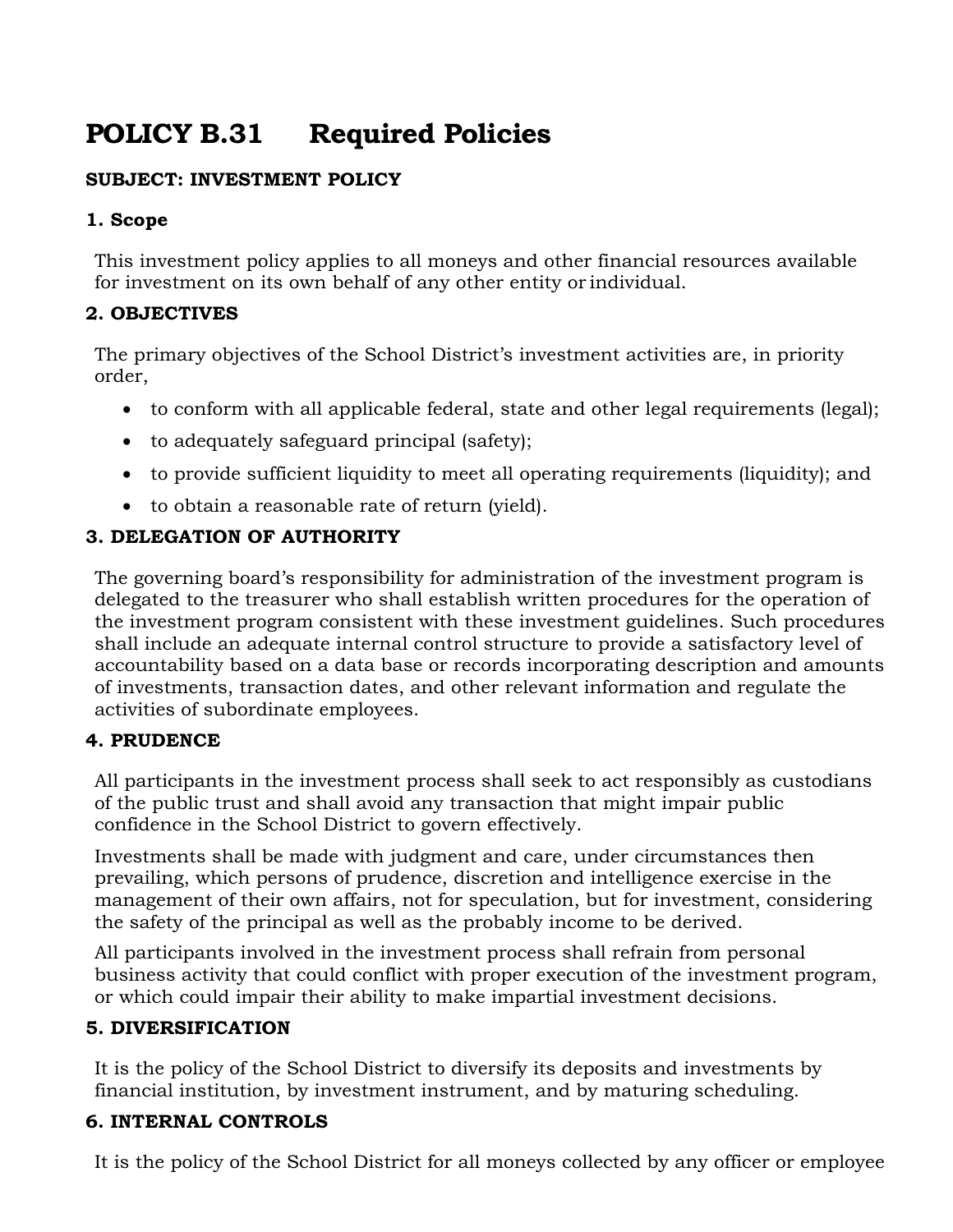# POLICY B.31 Required Policies

**SUBJECT: INVESTMENT POLICY**

**1. Scope**

This investment policy applies to all moneys and other financial resources available for investment on its own behalf of any other entity or individual.

**2. OBJECTIVES**

The primary objectives of the School District's investment activities are, in priority order,

- to conform with all applicable federal, state and other legal requirements (legal);
- to adequately safeguard principal (safety);
- to provide sufficient liquidity to meet all operating requirements (liquidity); and
- to obtain a reasonable rate of return (yield).

**3. DELEGATION OF AUTHORITY**

The governing board's responsibility for administration of the investment program is delegated to the treasurer who shall establish written procedures for the operation of the investment program consistent with these investment guidelines. Such procedures shall include an adequate internal control structure to provide a satisfactory level of accountability based on a data base or records incorporating description and amounts of investments, transaction dates, and other relevant information and regulate the activities of subordinate employees.

**4. PRUDENCE**

All participants in the investment process shall seek to act responsibly as custodians of the public trust and shall avoid any transaction that might impair public confidence in the School District to govern effectively.

Investments shall be made with judgment and care, under circumstances then prevailing, which persons of prudence, discretion and intelligence exercise in the management of their own affairs, not for speculation, but for investment, considering the safety of the principal as well as the probably income to be derived.

All participants involved in the investment process shall refrain from personal business activity that could conflict with proper execution of the investment program, or which could impair their ability to make impartial investment decisions.

**5. DIVERSIFICATION**

It is the policy of the School District to diversify its deposits and investments by financial institution, by investment instrument, and by maturing scheduling.

**6. INTERNAL CONTROLS**

It is the policy of the School District for all moneys collected by any officer or employee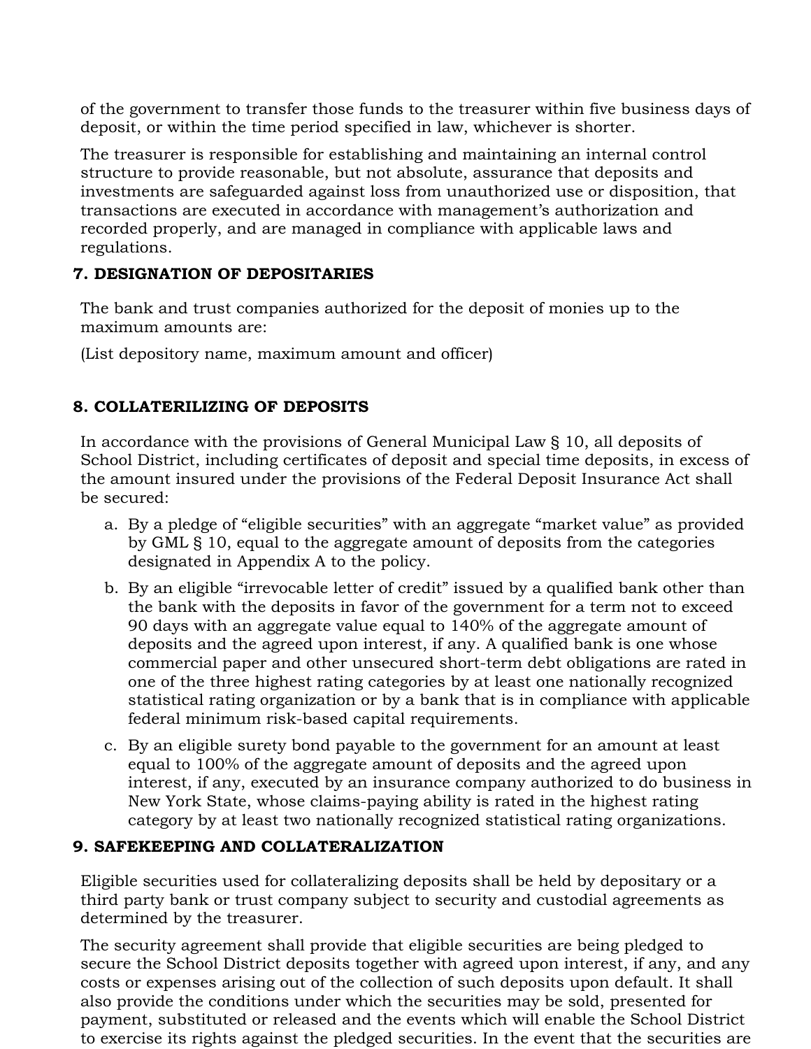of the government to transfer those funds to the treasurer within five business days of deposit, or within the time period specified in law, whichever is shorter.

The treasurer is responsible for establishing and maintaining an internal control structure to provide reasonable, but not absolute, assurance that deposits and investments are safeguarded against loss from unauthorized use or disposition, that transactions are executed in accordance with management's authorization and recorded properly, and are managed in compliance with applicable laws and regulations.

**7. DESIGNATION OF DEPOSITARIES**

The bank and trust companies authorized for the deposit of monies up to the maximum amounts are:

(List depository name, maximum amount and officer)

**8. COLLATERILIZING OF DEPOSITS**

In accordance with the provisions of General Municipal Law § 10, all deposits of School District, including certificates of deposit and special time deposits, in excess of the amount insured under the provisions of the Federal Deposit Insurance Act shall be secured:

a. By a pledge of "eligible securities" with an aggregate "market value" as provided by GML § 10, equal to the aggregate amount of deposits from the categories designated in Appendix A to the policy.
b. By an eligible "irrevocable letter of credit" issued by a qualified bank other than the bank with the deposits in favor of the government for a term not to exceed 90 days with an aggregate value equal to 140% of the aggregate amount of deposits and the agreed upon interest, if any. A qualified bank is one whose commercial paper and other unsecured short-term debt obligations are rated in one of the three highest rating categories by at least one nationally recognized statistical rating organization or by a bank that is in compliance with applicable federal minimum risk-based capital requirements.
c. By an eligible surety bond payable to the government for an amount at least equal to 100% of the aggregate amount of deposits and the agreed upon interest, if any, executed by an insurance company authorized to do business in New York State, whose claims-paying ability is rated in the highest rating category by at least two nationally recognized statistical rating organizations.

**9. SAFEKEEPING AND COLLATERALIZATION**

Eligible securities used for collateralizing deposits shall be held by depositary or a third party bank or trust company subject to security and custodial agreements as determined by the treasurer.

The security agreement shall provide that eligible securities are being pledged to secure the School District deposits together with agreed upon interest, if any, and any costs or expenses arising out of the collection of such deposits upon default. It shall also provide the conditions under which the securities may be sold, presented for payment, substituted or released and the events which will enable the School District to exercise its rights against the pledged securities. In the event that the securities are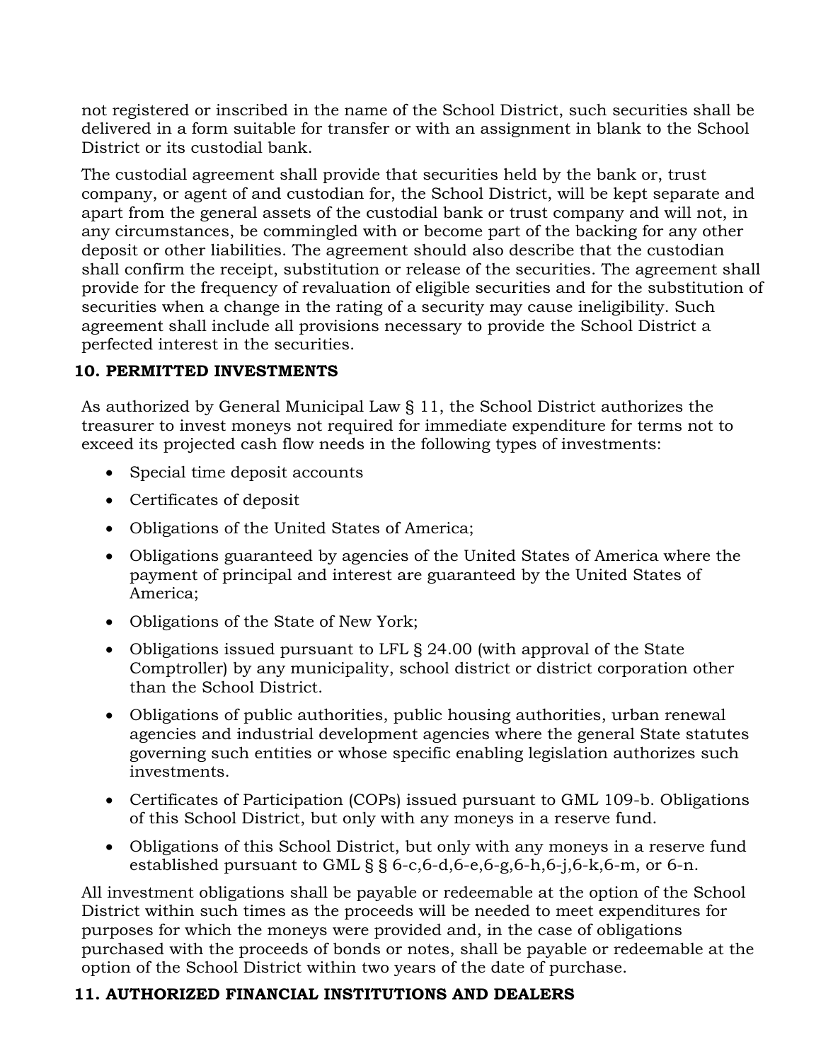not registered or inscribed in the name of the School District, such securities shall be delivered in a form suitable for transfer or with an assignment in blank to the School District or its custodial bank.

The custodial agreement shall provide that securities held by the bank or, trust company, or agent of and custodian for, the School District, will be kept separate and apart from the general assets of the custodial bank or trust company and will not, in any circumstances, be commingled with or become part of the backing for any other deposit or other liabilities. The agreement should also describe that the custodian shall confirm the receipt, substitution or release of the securities. The agreement shall provide for the frequency of revaluation of eligible securities and for the substitution of securities when a change in the rating of a security may cause ineligibility. Such agreement shall include all provisions necessary to provide the School District a perfected interest in the securities.

**10. PERMITTED INVESTMENTS**

As authorized by General Municipal Law § 11, the School District authorizes the treasurer to invest moneys not required for immediate expenditure for terms not to exceed its projected cash flow needs in the following types of investments:

- Special time deposit accounts
- Certificates of deposit
- Obligations of the United States of America;
- Obligations guaranteed by agencies of the United States of America where the payment of principal and interest are guaranteed by the United States of America;
- Obligations of the State of New York;
- Obligations issued pursuant to LFL § 24.00 (with approval of the State Comptroller) by any municipality, school district or district corporation other than the School District.
- Obligations of public authorities, public housing authorities, urban renewal agencies and industrial development agencies where the general State statutes governing such entities or whose specific enabling legislation authorizes such investments.
- Certificates of Participation (COPs) issued pursuant to GML 109-b. Obligations of this School District, but only with any moneys in a reserve fund.
- Obligations of this School District, but only with any moneys in a reserve fund established pursuant to GML § § 6-c,6-d,6-e,6-g,6-h,6-j,6-k,6-m, or 6-n.

All investment obligations shall be payable or redeemable at the option of the School District within such times as the proceeds will be needed to meet expenditures for purposes for which the moneys were provided and, in the case of obligations purchased with the proceeds of bonds or notes, shall be payable or redeemable at the option of the School District within two years of the date of purchase.

**11. AUTHORIZED FINANCIAL INSTITUTIONS AND DEALERS**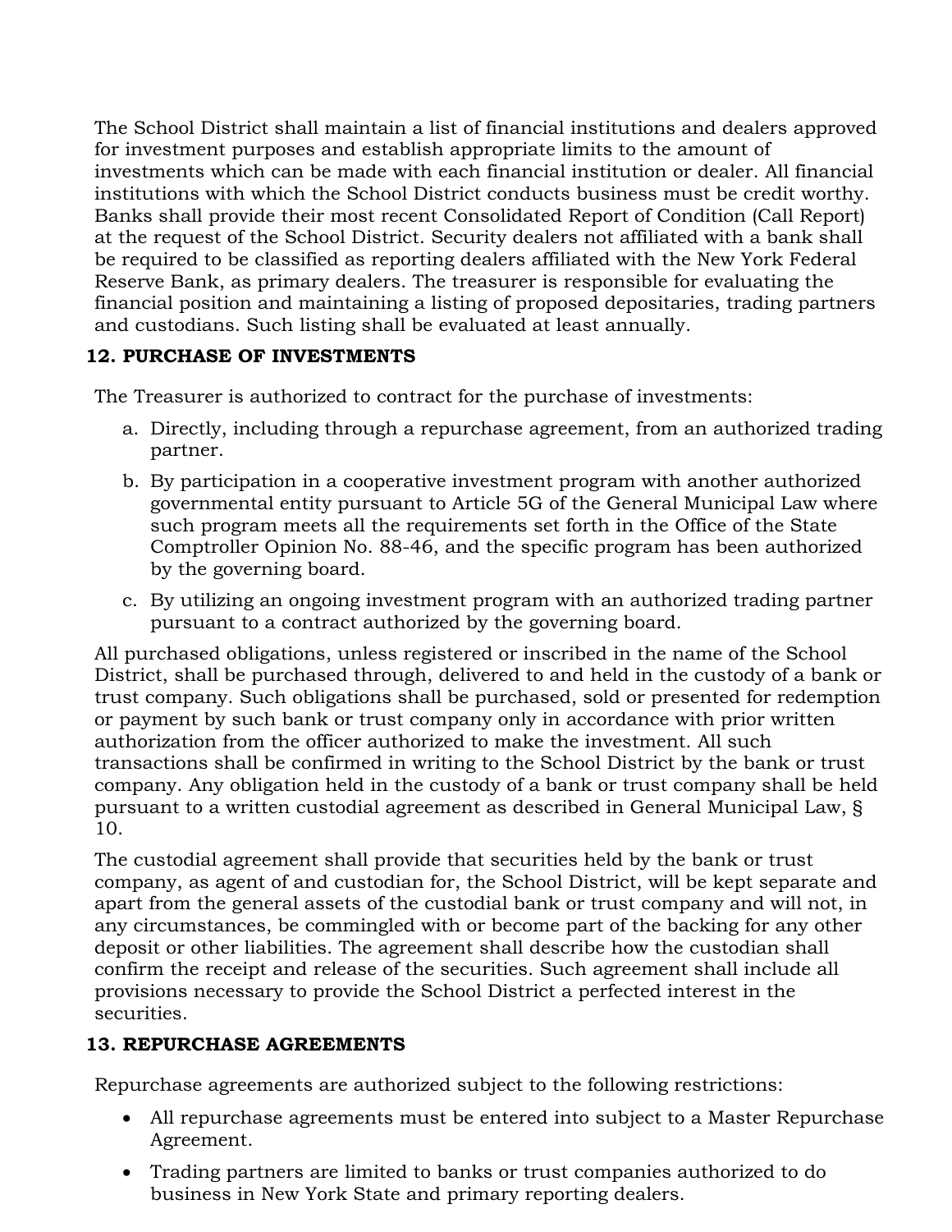The School District shall maintain a list of financial institutions and dealers approved for investment purposes and establish appropriate limits to the amount of investments which can be made with each financial institution or dealer. All financial institutions with which the School District conducts business must be credit worthy. Banks shall provide their most recent Consolidated Report of Condition (Call Report) at the request of the School District. Security dealers not affiliated with a bank shall be required to be classified as reporting dealers affiliated with the New York Federal Reserve Bank, as primary dealers. The treasurer is responsible for evaluating the financial position and maintaining a listing of proposed depositaries, trading partners and custodians. Such listing shall be evaluated at least annually.

### 12. PURCHASE OF INVESTMENTS

The Treasurer is authorized to contract for the purchase of investments:

a. Directly, including through a repurchase agreement, from an authorized trading partner.
b. By participation in a cooperative investment program with another authorized governmental entity pursuant to Article 5G of the General Municipal Law where such program meets all the requirements set forth in the Office of the State Comptroller Opinion No. 88-46, and the specific program has been authorized by the governing board.
c. By utilizing an ongoing investment program with an authorized trading partner pursuant to a contract authorized by the governing board.

All purchased obligations, unless registered or inscribed in the name of the School District, shall be purchased through, delivered to and held in the custody of a bank or trust company. Such obligations shall be purchased, sold or presented for redemption or payment by such bank or trust company only in accordance with prior written authorization from the officer authorized to make the investment. All such transactions shall be confirmed in writing to the School District by the bank or trust company. Any obligation held in the custody of a bank or trust company shall be held pursuant to a written custodial agreement as described in General Municipal Law, § 10.

The custodial agreement shall provide that securities held by the bank or trust company, as agent of and custodian for, the School District, will be kept separate and apart from the general assets of the custodial bank or trust company and will not, in any circumstances, be commingled with or become part of the backing for any other deposit or other liabilities. The agreement shall describe how the custodian shall confirm the receipt and release of the securities. Such agreement shall include all provisions necessary to provide the School District a perfected interest in the securities.

### 13. REPURCHASE AGREEMENTS

Repurchase agreements are authorized subject to the following restrictions:

- All repurchase agreements must be entered into subject to a Master Repurchase Agreement.
- Trading partners are limited to banks or trust companies authorized to do business in New York State and primary reporting dealers.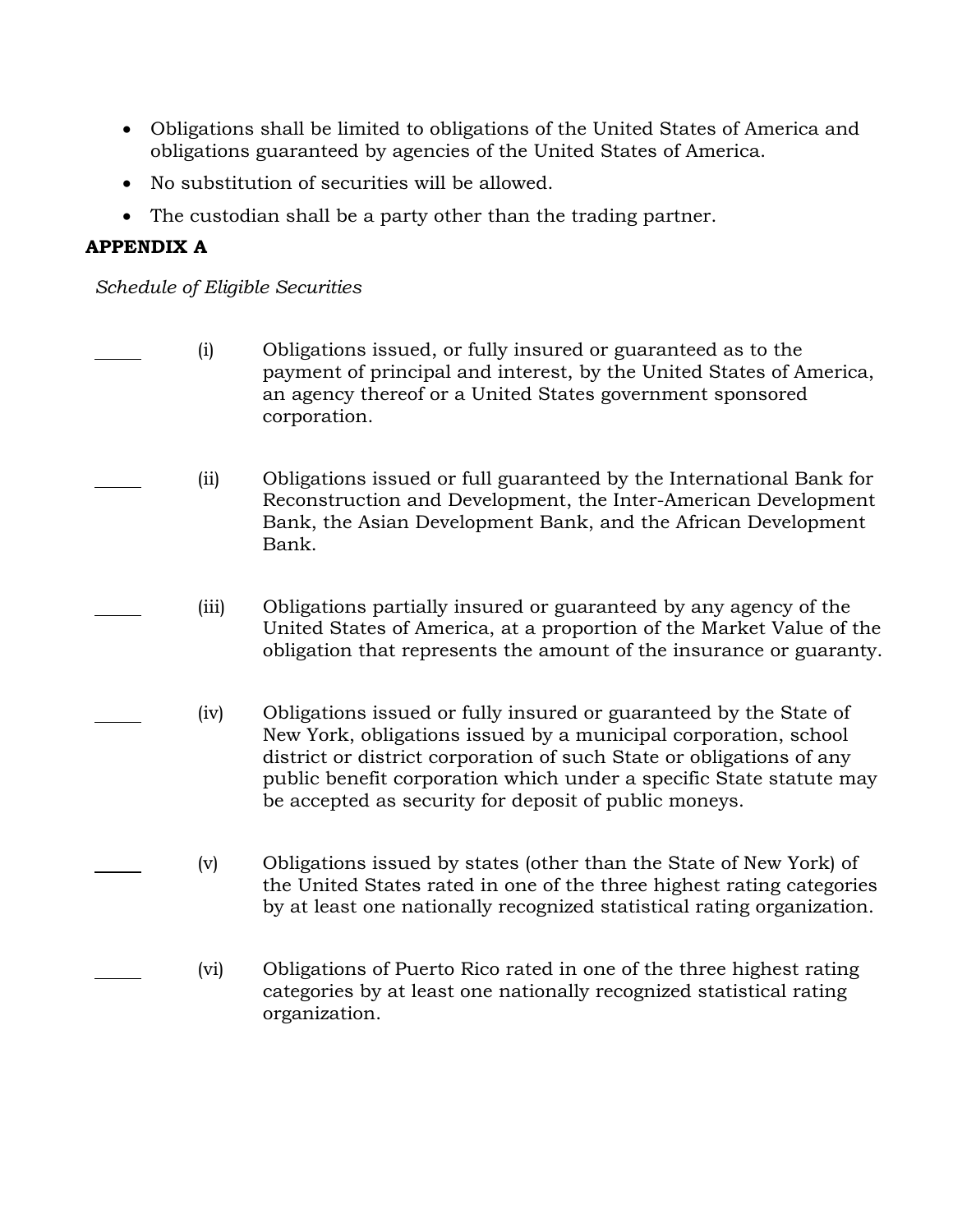- Obligations shall be limited to obligations of the United States of America and obligations guaranteed by agencies of the United States of America.
- No substitution of securities will be allowed.
- The custodian shall be a party other than the trading partner.

**APPENDIX A**

*Schedule of Eligible Securities*

_____ (i) Obligations issued, or fully insured or guaranteed as to the payment of principal and interest, by the United States of America, an agency thereof or a United States government sponsored corporation.

_____ (ii) Obligations issued or full guaranteed by the International Bank for Reconstruction and Development, the Inter-American Development Bank, the Asian Development Bank, and the African Development Bank.

_____ (iii) Obligations partially insured or guaranteed by any agency of the United States of America, at a proportion of the Market Value of the obligation that represents the amount of the insurance or guaranty.

_____ (iv) Obligations issued or fully insured or guaranteed by the State of New York, obligations issued by a municipal corporation, school district or district corporation of such State or obligations of any public benefit corporation which under a specific State statute may be accepted as security for deposit of public moneys.

_____ (v) Obligations issued by states (other than the State of New York) of the United States rated in one of the three highest rating categories by at least one nationally recognized statistical rating organization.

_____ (vi) Obligations of Puerto Rico rated in one of the three highest rating categories by at least one nationally recognized statistical rating organization.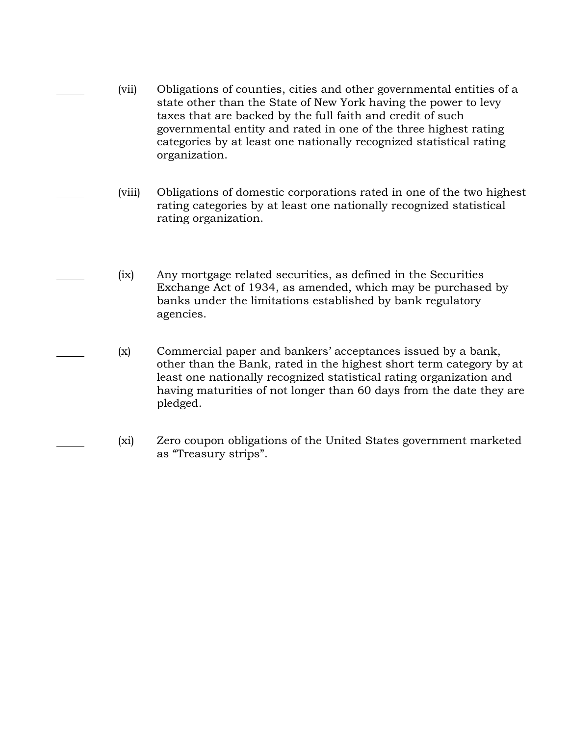_____ (vii) Obligations of counties, cities and other governmental entities of a state other than the State of New York having the power to levy taxes that are backed by the full faith and credit of such governmental entity and rated in one of the three highest rating categories by at least one nationally recognized statistical rating organization.

_____ (viii) Obligations of domestic corporations rated in one of the two highest rating categories by at least one nationally recognized statistical rating organization.

_____ (ix) Any mortgage related securities, as defined in the Securities Exchange Act of 1934, as amended, which may be purchased by banks under the limitations established by bank regulatory agencies.

_____ (x) Commercial paper and bankers' acceptances issued by a bank, other than the Bank, rated in the highest short term category by at least one nationally recognized statistical rating organization and having maturities of not longer than 60 days from the date they are pledged.

_____ (xi) Zero coupon obligations of the United States government marketed as "Treasury strips".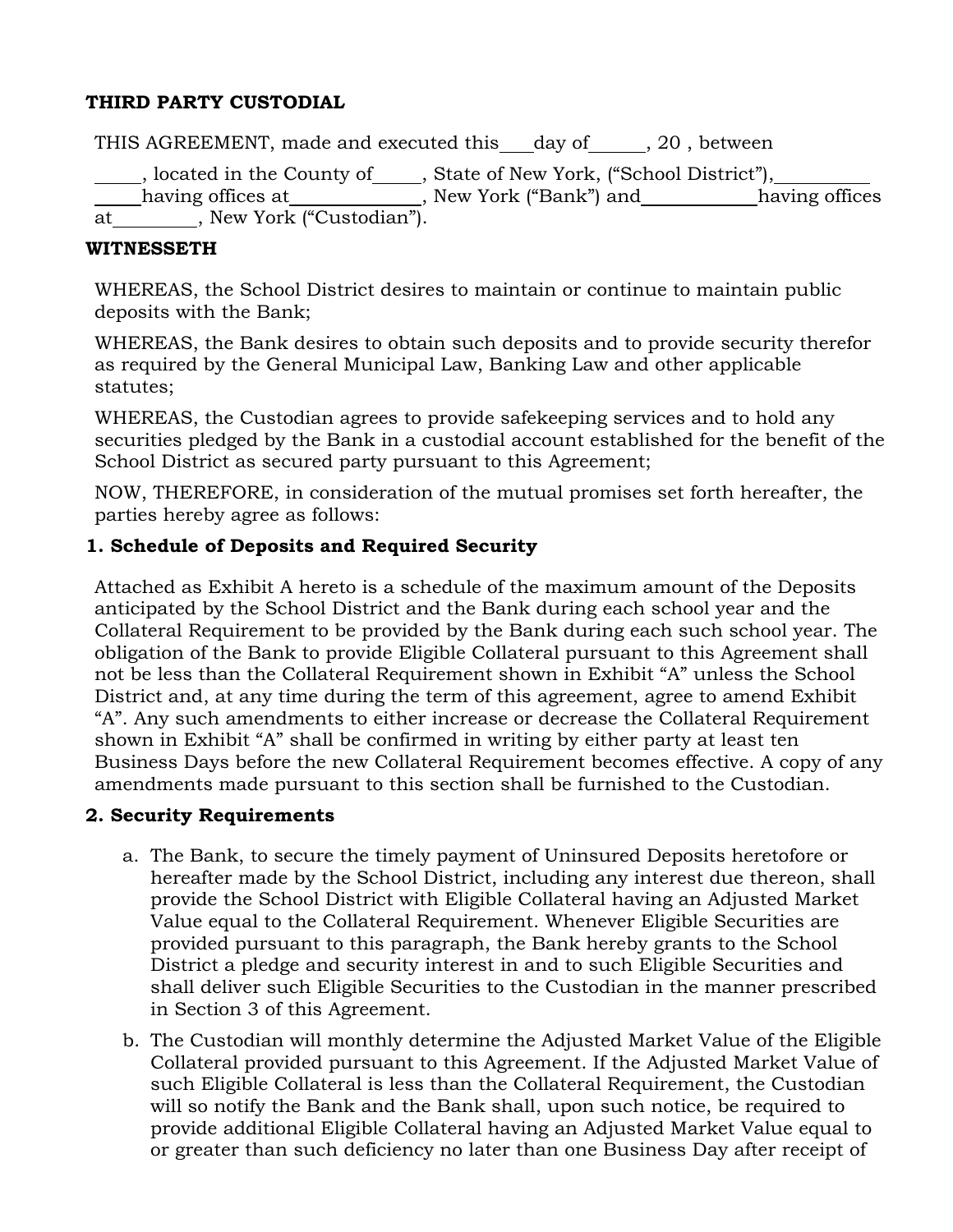**THIRD PARTY CUSTODIAL**

THIS AGREEMENT, made and executed this ___day of______, 20 , between

_____, located in the County of_____, State of New York, ("School District"),__________ _____having offices at______________, New York ("Bank") and____________having offices at_________, New York ("Custodian").

**WITNESSETH**

WHEREAS, the School District desires to maintain or continue to maintain public deposits with the Bank;

WHEREAS, the Bank desires to obtain such deposits and to provide security therefor as required by the General Municipal Law, Banking Law and other applicable statutes;

WHEREAS, the Custodian agrees to provide safekeeping services and to hold any securities pledged by the Bank in a custodial account established for the benefit of the School District as secured party pursuant to this Agreement;

NOW, THEREFORE, in consideration of the mutual promises set forth hereafter, the parties hereby agree as follows:

**1. Schedule of Deposits and Required Security**

Attached as Exhibit A hereto is a schedule of the maximum amount of the Deposits anticipated by the School District and the Bank during each school year and the Collateral Requirement to be provided by the Bank during each such school year. The obligation of the Bank to provide Eligible Collateral pursuant to this Agreement shall not be less than the Collateral Requirement shown in Exhibit "A" unless the School District and, at any time during the term of this agreement, agree to amend Exhibit "A". Any such amendments to either increase or decrease the Collateral Requirement shown in Exhibit "A" shall be confirmed in writing by either party at least ten Business Days before the new Collateral Requirement becomes effective. A copy of any amendments made pursuant to this section shall be furnished to the Custodian.

**2. Security Requirements**

a. The Bank, to secure the timely payment of Uninsured Deposits heretofore or hereafter made by the School District, including any interest due thereon, shall provide the School District with Eligible Collateral having an Adjusted Market Value equal to the Collateral Requirement. Whenever Eligible Securities are provided pursuant to this paragraph, the Bank hereby grants to the School District a pledge and security interest in and to such Eligible Securities and shall deliver such Eligible Securities to the Custodian in the manner prescribed in Section 3 of this Agreement.

b. The Custodian will monthly determine the Adjusted Market Value of the Eligible Collateral provided pursuant to this Agreement. If the Adjusted Market Value of such Eligible Collateral is less than the Collateral Requirement, the Custodian will so notify the Bank and the Bank shall, upon such notice, be required to provide additional Eligible Collateral having an Adjusted Market Value equal to or greater than such deficiency no later than one Business Day after receipt of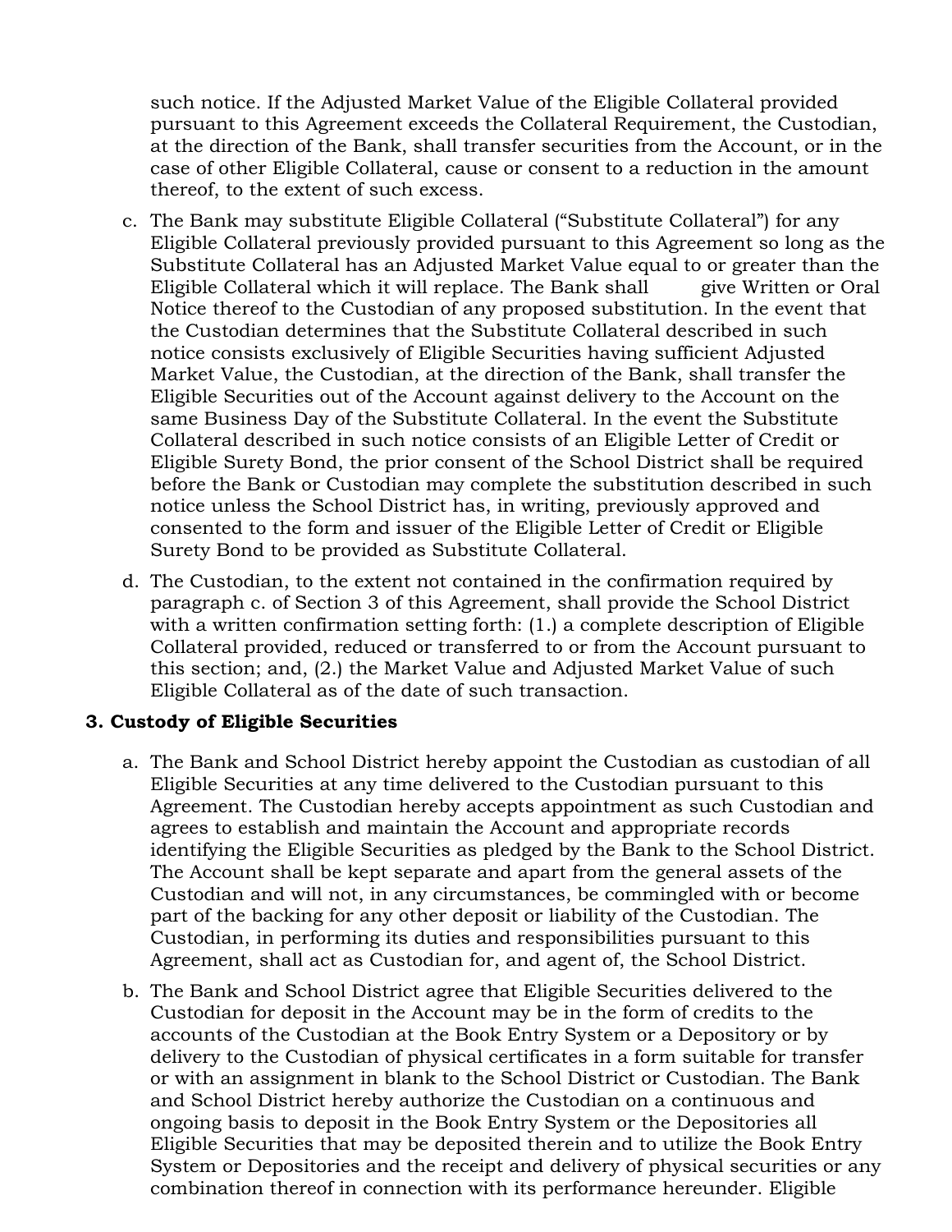such notice. If the Adjusted Market Value of the Eligible Collateral provided pursuant to this Agreement exceeds the Collateral Requirement, the Custodian, at the direction of the Bank, shall transfer securities from the Account, or in the case of other Eligible Collateral, cause or consent to a reduction in the amount thereof, to the extent of such excess.

c. The Bank may substitute Eligible Collateral ("Substitute Collateral") for any Eligible Collateral previously provided pursuant to this Agreement so long as the Substitute Collateral has an Adjusted Market Value equal to or greater than the Eligible Collateral which it will replace. The Bank shall give Written or Oral Notice thereof to the Custodian of any proposed substitution. In the event that the Custodian determines that the Substitute Collateral described in such notice consists exclusively of Eligible Securities having sufficient Adjusted Market Value, the Custodian, at the direction of the Bank, shall transfer the Eligible Securities out of the Account against delivery to the Account on the same Business Day of the Substitute Collateral. In the event the Substitute Collateral described in such notice consists of an Eligible Letter of Credit or Eligible Surety Bond, the prior consent of the School District shall be required before the Bank or Custodian may complete the substitution described in such notice unless the School District has, in writing, previously approved and consented to the form and issuer of the Eligible Letter of Credit or Eligible Surety Bond to be provided as Substitute Collateral.

d. The Custodian, to the extent not contained in the confirmation required by paragraph c. of Section 3 of this Agreement, shall provide the School District with a written confirmation setting forth: (1.) a complete description of Eligible Collateral provided, reduced or transferred to or from the Account pursuant to this section; and, (2.) the Market Value and Adjusted Market Value of such Eligible Collateral as of the date of such transaction.

**3. Custody of Eligible Securities**

a. The Bank and School District hereby appoint the Custodian as custodian of all Eligible Securities at any time delivered to the Custodian pursuant to this Agreement. The Custodian hereby accepts appointment as such Custodian and agrees to establish and maintain the Account and appropriate records identifying the Eligible Securities as pledged by the Bank to the School District. The Account shall be kept separate and apart from the general assets of the Custodian and will not, in any circumstances, be commingled with or become part of the backing for any other deposit or liability of the Custodian. The Custodian, in performing its duties and responsibilities pursuant to this Agreement, shall act as Custodian for, and agent of, the School District.

b. The Bank and School District agree that Eligible Securities delivered to the Custodian for deposit in the Account may be in the form of credits to the accounts of the Custodian at the Book Entry System or a Depository or by delivery to the Custodian of physical certificates in a form suitable for transfer or with an assignment in blank to the School District or Custodian. The Bank and School District hereby authorize the Custodian on a continuous and ongoing basis to deposit in the Book Entry System or the Depositories all Eligible Securities that may be deposited therein and to utilize the Book Entry System or Depositories and the receipt and delivery of physical securities or any combination thereof in connection with its performance hereunder. Eligible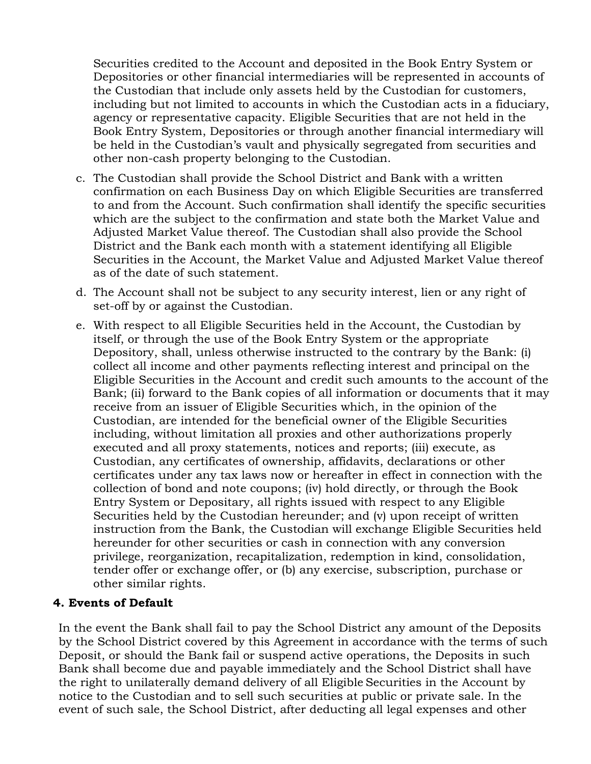Securities credited to the Account and deposited in the Book Entry System or Depositories or other financial intermediaries will be represented in accounts of the Custodian that include only assets held by the Custodian for customers, including but not limited to accounts in which the Custodian acts in a fiduciary, agency or representative capacity. Eligible Securities that are not held in the Book Entry System, Depositories or through another financial intermediary will be held in the Custodian's vault and physically segregated from securities and other non-cash property belonging to the Custodian.

c. The Custodian shall provide the School District and Bank with a written confirmation on each Business Day on which Eligible Securities are transferred to and from the Account. Such confirmation shall identify the specific securities which are the subject to the confirmation and state both the Market Value and Adjusted Market Value thereof. The Custodian shall also provide the School District and the Bank each month with a statement identifying all Eligible Securities in the Account, the Market Value and Adjusted Market Value thereof as of the date of such statement.

d. The Account shall not be subject to any security interest, lien or any right of set-off by or against the Custodian.

e. With respect to all Eligible Securities held in the Account, the Custodian by itself, or through the use of the Book Entry System or the appropriate Depository, shall, unless otherwise instructed to the contrary by the Bank: (i) collect all income and other payments reflecting interest and principal on the Eligible Securities in the Account and credit such amounts to the account of the Bank; (ii) forward to the Bank copies of all information or documents that it may receive from an issuer of Eligible Securities which, in the opinion of the Custodian, are intended for the beneficial owner of the Eligible Securities including, without limitation all proxies and other authorizations properly executed and all proxy statements, notices and reports; (iii) execute, as Custodian, any certificates of ownership, affidavits, declarations or other certificates under any tax laws now or hereafter in effect in connection with the collection of bond and note coupons; (iv) hold directly, or through the Book Entry System or Depositary, all rights issued with respect to any Eligible Securities held by the Custodian hereunder; and (v) upon receipt of written instruction from the Bank, the Custodian will exchange Eligible Securities held hereunder for other securities or cash in connection with any conversion privilege, reorganization, recapitalization, redemption in kind, consolidation, tender offer or exchange offer, or (b) any exercise, subscription, purchase or other similar rights.

**4. Events of Default**

In the event the Bank shall fail to pay the School District any amount of the Deposits by the School District covered by this Agreement in accordance with the terms of such Deposit, or should the Bank fail or suspend active operations, the Deposits in such Bank shall become due and payable immediately and the School District shall have the right to unilaterally demand delivery of all Eligible Securities in the Account by notice to the Custodian and to sell such securities at public or private sale. In the event of such sale, the School District, after deducting all legal expenses and other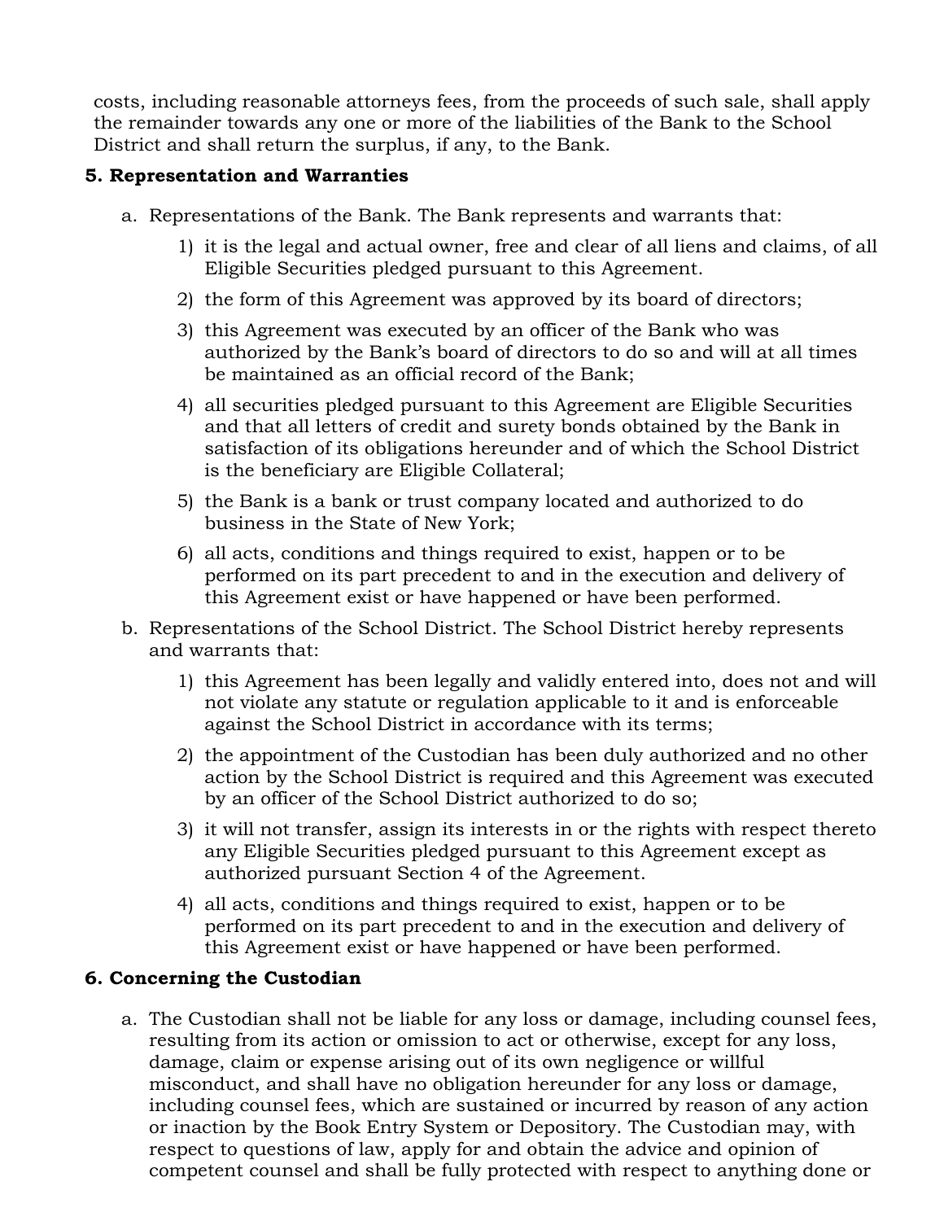costs, including reasonable attorneys fees, from the proceeds of such sale, shall apply the remainder towards any one or more of the liabilities of the Bank to the School District and shall return the surplus, if any, to the Bank.

**5. Representation and Warranties**

a. Representations of the Bank. The Bank represents and warrants that:

   1) it is the legal and actual owner, free and clear of all liens and claims, of all Eligible Securities pledged pursuant to this Agreement.

   2) the form of this Agreement was approved by its board of directors;

   3) this Agreement was executed by an officer of the Bank who was authorized by the Bank's board of directors to do so and will at all times be maintained as an official record of the Bank;

   4) all securities pledged pursuant to this Agreement are Eligible Securities and that all letters of credit and surety bonds obtained by the Bank in satisfaction of its obligations hereunder and of which the School District is the beneficiary are Eligible Collateral;

   5) the Bank is a bank or trust company located and authorized to do business in the State of New York;

   6) all acts, conditions and things required to exist, happen or to be performed on its part precedent to and in the execution and delivery of this Agreement exist or have happened or have been performed.

b. Representations of the School District. The School District hereby represents and warrants that:

   1) this Agreement has been legally and validly entered into, does not and will not violate any statute or regulation applicable to it and is enforceable against the School District in accordance with its terms;

   2) the appointment of the Custodian has been duly authorized and no other action by the School District is required and this Agreement was executed by an officer of the School District authorized to do so;

   3) it will not transfer, assign its interests in or the rights with respect thereto any Eligible Securities pledged pursuant to this Agreement except as authorized pursuant Section 4 of the Agreement.

   4) all acts, conditions and things required to exist, happen or to be performed on its part precedent to and in the execution and delivery of this Agreement exist or have happened or have been performed.

**6. Concerning the Custodian**

a. The Custodian shall not be liable for any loss or damage, including counsel fees, resulting from its action or omission to act or otherwise, except for any loss, damage, claim or expense arising out of its own negligence or willful misconduct, and shall have no obligation hereunder for any loss or damage, including counsel fees, which are sustained or incurred by reason of any action or inaction by the Book Entry System or Depository. The Custodian may, with respect to questions of law, apply for and obtain the advice and opinion of competent counsel and shall be fully protected with respect to anything done or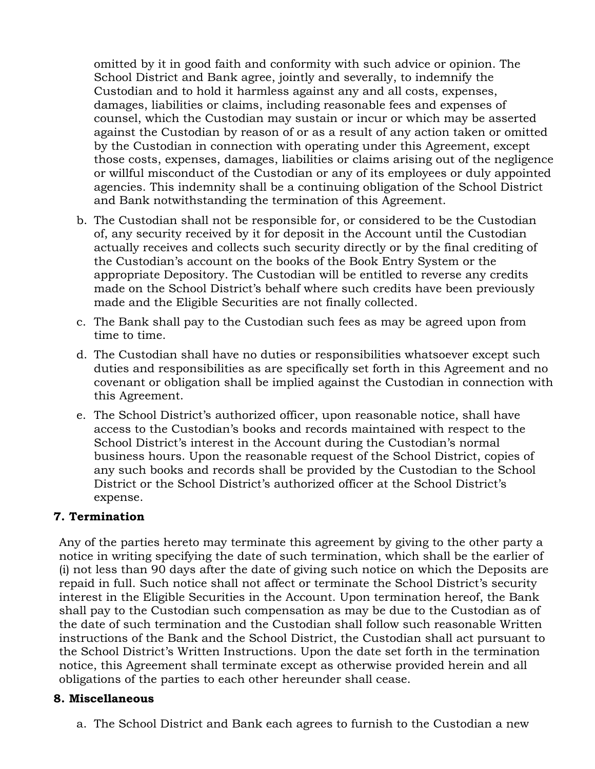omitted by it in good faith and conformity with such advice or opinion. The School District and Bank agree, jointly and severally, to indemnify the Custodian and to hold it harmless against any and all costs, expenses, damages, liabilities or claims, including reasonable fees and expenses of counsel, which the Custodian may sustain or incur or which may be asserted against the Custodian by reason of or as a result of any action taken or omitted by the Custodian in connection with operating under this Agreement, except those costs, expenses, damages, liabilities or claims arising out of the negligence or willful misconduct of the Custodian or any of its employees or duly appointed agencies. This indemnity shall be a continuing obligation of the School District and Bank notwithstanding the termination of this Agreement.

b. The Custodian shall not be responsible for, or considered to be the Custodian of, any security received by it for deposit in the Account until the Custodian actually receives and collects such security directly or by the final crediting of the Custodian's account on the books of the Book Entry System or the appropriate Depository. The Custodian will be entitled to reverse any credits made on the School District's behalf where such credits have been previously made and the Eligible Securities are not finally collected.

c. The Bank shall pay to the Custodian such fees as may be agreed upon from time to time.

d. The Custodian shall have no duties or responsibilities whatsoever except such duties and responsibilities as are specifically set forth in this Agreement and no covenant or obligation shall be implied against the Custodian in connection with this Agreement.

e. The School District's authorized officer, upon reasonable notice, shall have access to the Custodian's books and records maintained with respect to the School District's interest in the Account during the Custodian's normal business hours. Upon the reasonable request of the School District, copies of any such books and records shall be provided by the Custodian to the School District or the School District's authorized officer at the School District's expense.

**7. Termination**

Any of the parties hereto may terminate this agreement by giving to the other party a notice in writing specifying the date of such termination, which shall be the earlier of (i) not less than 90 days after the date of giving such notice on which the Deposits are repaid in full. Such notice shall not affect or terminate the School District's security interest in the Eligible Securities in the Account. Upon termination hereof, the Bank shall pay to the Custodian such compensation as may be due to the Custodian as of the date of such termination and the Custodian shall follow such reasonable Written instructions of the Bank and the School District, the Custodian shall act pursuant to the School District's Written Instructions. Upon the date set forth in the termination notice, this Agreement shall terminate except as otherwise provided herein and all obligations of the parties to each other hereunder shall cease.

**8. Miscellaneous**

a. The School District and Bank each agrees to furnish to the Custodian a new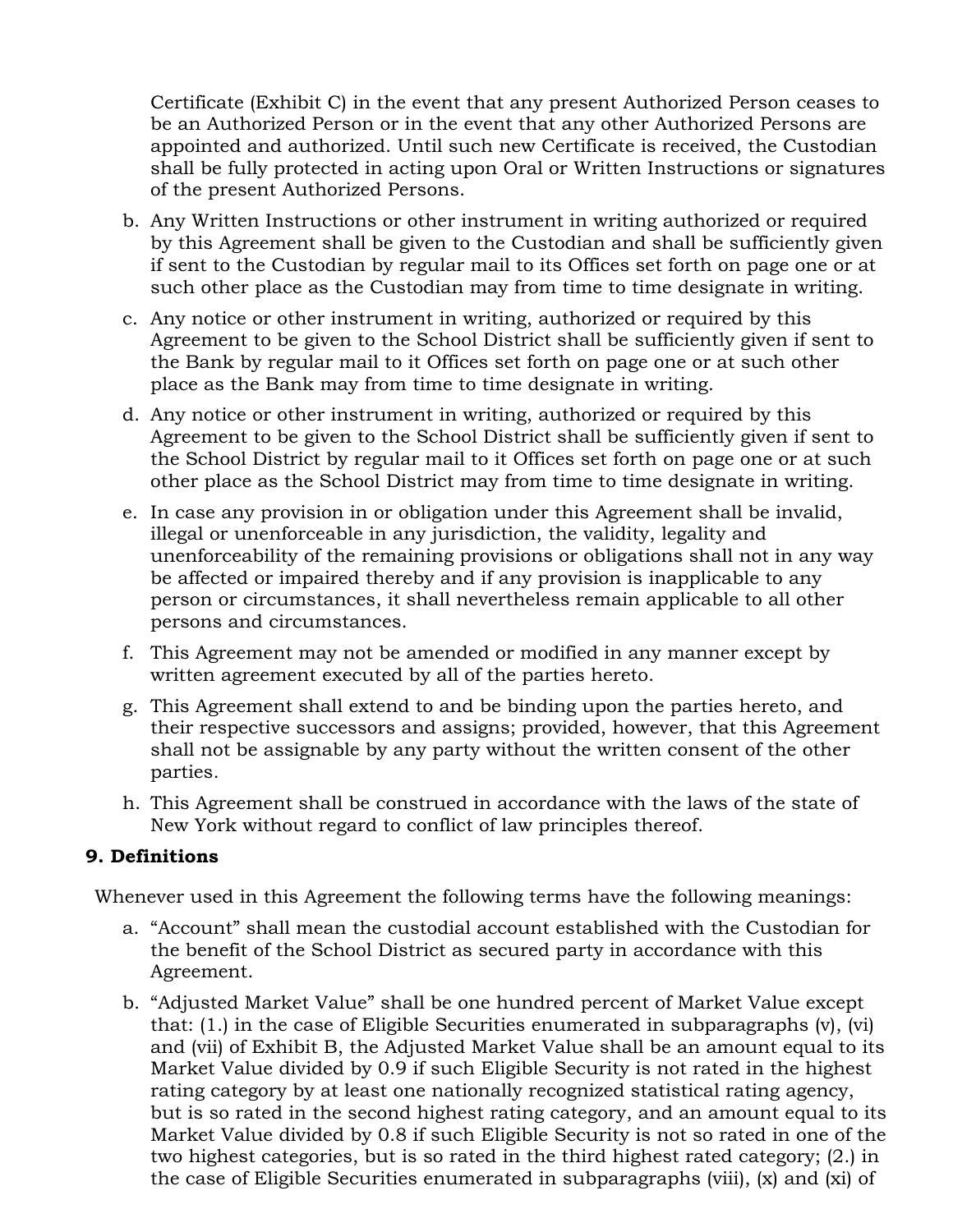Certificate (Exhibit C) in the event that any present Authorized Person ceases to be an Authorized Person or in the event that any other Authorized Persons are appointed and authorized. Until such new Certificate is received, the Custodian shall be fully protected in acting upon Oral or Written Instructions or signatures of the present Authorized Persons.

b. Any Written Instructions or other instrument in writing authorized or required by this Agreement shall be given to the Custodian and shall be sufficiently given if sent to the Custodian by regular mail to its Offices set forth on page one or at such other place as the Custodian may from time to time designate in writing.

c. Any notice or other instrument in writing, authorized or required by this Agreement to be given to the School District shall be sufficiently given if sent to the Bank by regular mail to it Offices set forth on page one or at such other place as the Bank may from time to time designate in writing.

d. Any notice or other instrument in writing, authorized or required by this Agreement to be given to the School District shall be sufficiently given if sent to the School District by regular mail to it Offices set forth on page one or at such other place as the School District may from time to time designate in writing.

e. In case any provision in or obligation under this Agreement shall be invalid, illegal or unenforceable in any jurisdiction, the validity, legality and unenforceability of the remaining provisions or obligations shall not in any way be affected or impaired thereby and if any provision is inapplicable to any person or circumstances, it shall nevertheless remain applicable to all other persons and circumstances.

f. This Agreement may not be amended or modified in any manner except by written agreement executed by all of the parties hereto.

g. This Agreement shall extend to and be binding upon the parties hereto, and their respective successors and assigns; provided, however, that this Agreement shall not be assignable by any party without the written consent of the other parties.

h. This Agreement shall be construed in accordance with the laws of the state of New York without regard to conflict of law principles thereof.

**9. Definitions**

Whenever used in this Agreement the following terms have the following meanings:

a. "Account" shall mean the custodial account established with the Custodian for the benefit of the School District as secured party in accordance with this Agreement.

b. "Adjusted Market Value" shall be one hundred percent of Market Value except that: (1.) in the case of Eligible Securities enumerated in subparagraphs (v), (vi) and (vii) of Exhibit B, the Adjusted Market Value shall be an amount equal to its Market Value divided by 0.9 if such Eligible Security is not rated in the highest rating category by at least one nationally recognized statistical rating agency, but is so rated in the second highest rating category, and an amount equal to its Market Value divided by 0.8 if such Eligible Security is not so rated in one of the two highest categories, but is so rated in the third highest rated category; (2.) in the case of Eligible Securities enumerated in subparagraphs (viii), (x) and (xi) of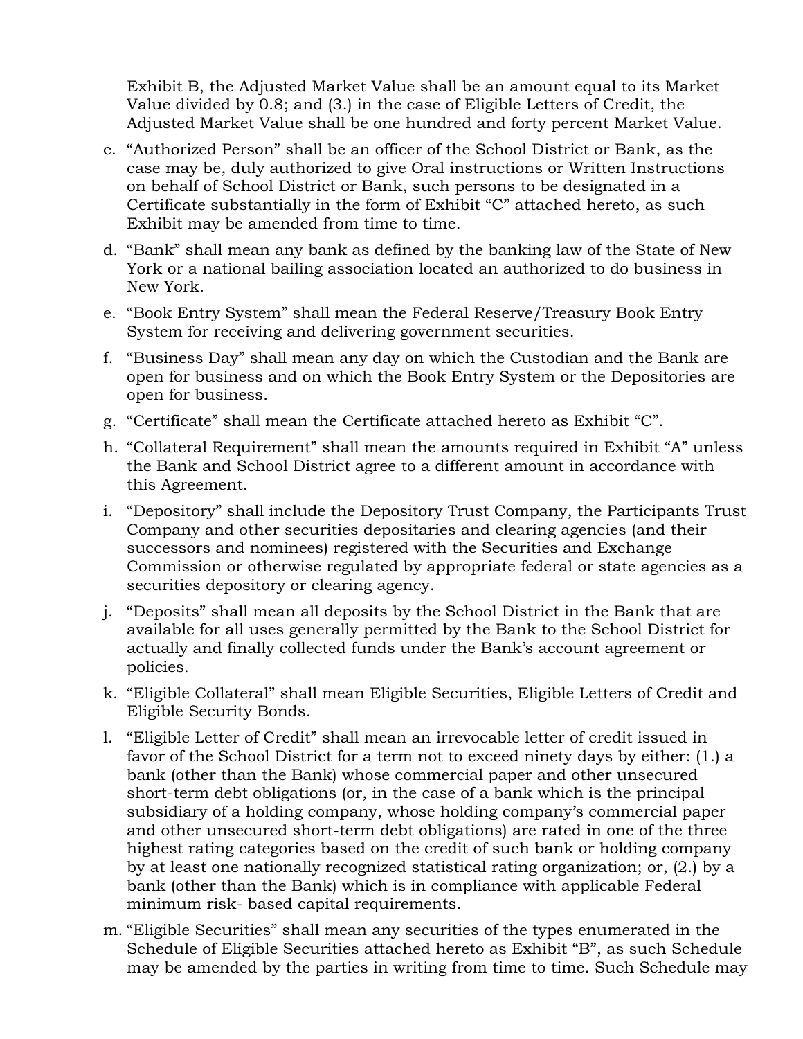Exhibit B, the Adjusted Market Value shall be an amount equal to its Market Value divided by 0.8; and (3.) in the case of Eligible Letters of Credit, the Adjusted Market Value shall be one hundred and forty percent Market Value.

c. "Authorized Person" shall be an officer of the School District or Bank, as the case may be, duly authorized to give Oral instructions or Written Instructions on behalf of School District or Bank, such persons to be designated in a Certificate substantially in the form of Exhibit "C" attached hereto, as such Exhibit may be amended from time to time.

d. "Bank" shall mean any bank as defined by the banking law of the State of New York or a national bailing association located an authorized to do business in New York.

e. "Book Entry System" shall mean the Federal Reserve/Treasury Book Entry System for receiving and delivering government securities.

f. "Business Day" shall mean any day on which the Custodian and the Bank are open for business and on which the Book Entry System or the Depositories are open for business.

g. "Certificate" shall mean the Certificate attached hereto as Exhibit "C".

h. "Collateral Requirement" shall mean the amounts required in Exhibit "A" unless the Bank and School District agree to a different amount in accordance with this Agreement.

i. "Depository" shall include the Depository Trust Company, the Participants Trust Company and other securities depositaries and clearing agencies (and their successors and nominees) registered with the Securities and Exchange Commission or otherwise regulated by appropriate federal or state agencies as a securities depository or clearing agency.

j. "Deposits" shall mean all deposits by the School District in the Bank that are available for all uses generally permitted by the Bank to the School District for actually and finally collected funds under the Bank's account agreement or policies.

k. "Eligible Collateral" shall mean Eligible Securities, Eligible Letters of Credit and Eligible Security Bonds.

l. "Eligible Letter of Credit" shall mean an irrevocable letter of credit issued in favor of the School District for a term not to exceed ninety days by either: (1.) a bank (other than the Bank) whose commercial paper and other unsecured short-term debt obligations (or, in the case of a bank which is the principal subsidiary of a holding company, whose holding company's commercial paper and other unsecured short-term debt obligations) are rated in one of the three highest rating categories based on the credit of such bank or holding company by at least one nationally recognized statistical rating organization; or, (2.) by a bank (other than the Bank) which is in compliance with applicable Federal minimum risk- based capital requirements.

m. "Eligible Securities" shall mean any securities of the types enumerated in the Schedule of Eligible Securities attached hereto as Exhibit "B", as such Schedule may be amended by the parties in writing from time to time. Such Schedule may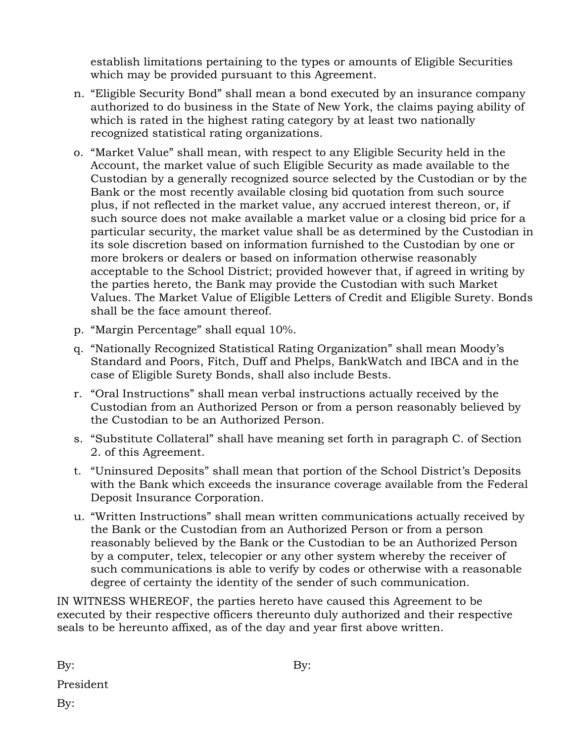establish limitations pertaining to the types or amounts of Eligible Securities which may be provided pursuant to this Agreement.

n. "Eligible Security Bond" shall mean a bond executed by an insurance company authorized to do business in the State of New York, the claims paying ability of which is rated in the highest rating category by at least two nationally recognized statistical rating organizations.

o. "Market Value" shall mean, with respect to any Eligible Security held in the Account, the market value of such Eligible Security as made available to the Custodian by a generally recognized source selected by the Custodian or by the Bank or the most recently available closing bid quotation from such source plus, if not reflected in the market value, any accrued interest thereon, or, if such source does not make available a market value or a closing bid price for a particular security, the market value shall be as determined by the Custodian in its sole discretion based on information furnished to the Custodian by one or more brokers or dealers or based on information otherwise reasonably acceptable to the School District; provided however that, if agreed in writing by the parties hereto, the Bank may provide the Custodian with such Market Values. The Market Value of Eligible Letters of Credit and Eligible Surety. Bonds shall be the face amount thereof.

p. "Margin Percentage" shall equal 10%.

q. "Nationally Recognized Statistical Rating Organization" shall mean Moody's Standard and Poors, Fitch, Duff and Phelps, BankWatch and IBCA and in the case of Eligible Surety Bonds, shall also include Bests.

r. "Oral Instructions" shall mean verbal instructions actually received by the Custodian from an Authorized Person or from a person reasonably believed by the Custodian to be an Authorized Person.

s. "Substitute Collateral" shall have meaning set forth in paragraph C. of Section 2. of this Agreement.

t. "Uninsured Deposits" shall mean that portion of the School District's Deposits with the Bank which exceeds the insurance coverage available from the Federal Deposit Insurance Corporation.

u. "Written Instructions" shall mean written communications actually received by the Bank or the Custodian from an Authorized Person or from a person reasonably believed by the Bank or the Custodian to be an Authorized Person by a computer, telex, telecopier or any other system whereby the receiver of such communications is able to verify by codes or otherwise with a reasonable degree of certainty the identity of the sender of such communication.

IN WITNESS WHEREOF, the parties hereto have caused this Agreement to be executed by their respective officers thereunto duly authorized and their respective seals to be hereunto affixed, as of the day and year first above written.

By: By:

President

By: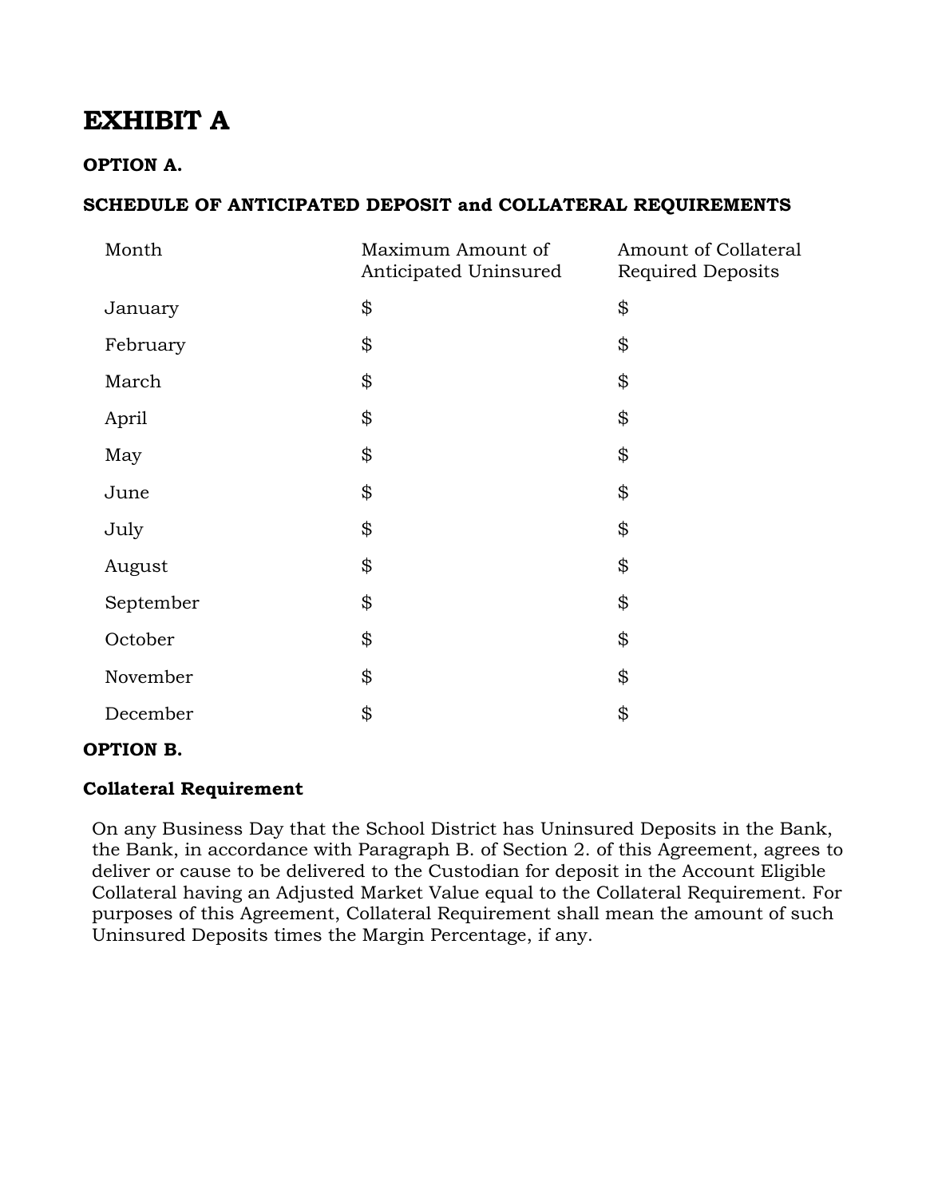# EXHIBIT A

**OPTION A.**

**SCHEDULE OF ANTICIPATED DEPOSIT and COLLATERAL REQUIREMENTS**

| Month | Maximum Amount of Anticipated Uninsured | Amount of Collateral Required Deposits |
|---|---|---|
| January | $ | $ |
| February | $ | $ |
| March | $ | $ |
| April | $ | $ |
| May | $ | $ |
| June | $ | $ |
| July | $ | $ |
| August | $ | $ |
| September | $ | $ |
| October | $ | $ |
| November | $ | $ |
| December | $ | $ |

**OPTION B.**

**Collateral Requirement**

On any Business Day that the School District has Uninsured Deposits in the Bank, the Bank, in accordance with Paragraph B. of Section 2. of this Agreement, agrees to deliver or cause to be delivered to the Custodian for deposit in the Account Eligible Collateral having an Adjusted Market Value equal to the Collateral Requirement. For purposes of this Agreement, Collateral Requirement shall mean the amount of such Uninsured Deposits times the Margin Percentage, if any.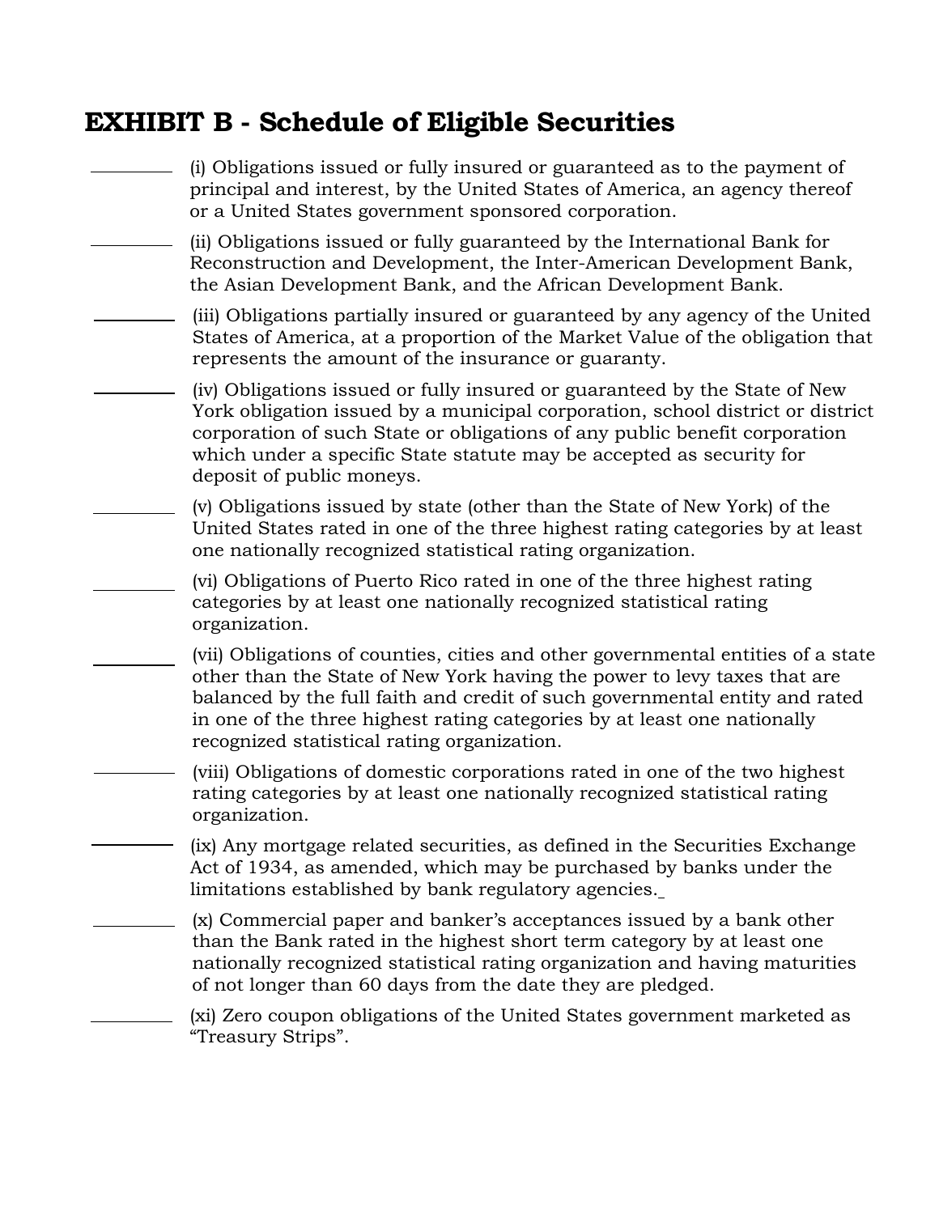# EXHIBIT B - Schedule of Eligible Securities

_________ (i) Obligations issued or fully insured or guaranteed as to the payment of principal and interest, by the United States of America, an agency thereof or a United States government sponsored corporation.

_________ (ii) Obligations issued or fully guaranteed by the International Bank for Reconstruction and Development, the Inter-American Development Bank, the Asian Development Bank, and the African Development Bank.

_________ (iii) Obligations partially insured or guaranteed by any agency of the United States of America, at a proportion of the Market Value of the obligation that represents the amount of the insurance or guaranty.

_________ (iv) Obligations issued or fully insured or guaranteed by the State of New York obligation issued by a municipal corporation, school district or district corporation of such State or obligations of any public benefit corporation which under a specific State statute may be accepted as security for deposit of public moneys.

_________ (v) Obligations issued by state (other than the State of New York) of the United States rated in one of the three highest rating categories by at least one nationally recognized statistical rating organization.

_________ (vi) Obligations of Puerto Rico rated in one of the three highest rating categories by at least one nationally recognized statistical rating organization.

_________ (vii) Obligations of counties, cities and other governmental entities of a state other than the State of New York having the power to levy taxes that are balanced by the full faith and credit of such governmental entity and rated in one of the three highest rating categories by at least one nationally recognized statistical rating organization.

_________ (viii) Obligations of domestic corporations rated in one of the two highest rating categories by at least one nationally recognized statistical rating organization.

_________ (ix) Any mortgage related securities, as defined in the Securities Exchange Act of 1934, as amended, which may be purchased by banks under the limitations established by bank regulatory agencies.

_________ (x) Commercial paper and banker's acceptances issued by a bank other than the Bank rated in the highest short term category by at least one nationally recognized statistical rating organization and having maturities of not longer than 60 days from the date they are pledged.

_________ (xi) Zero coupon obligations of the United States government marketed as "Treasury Strips".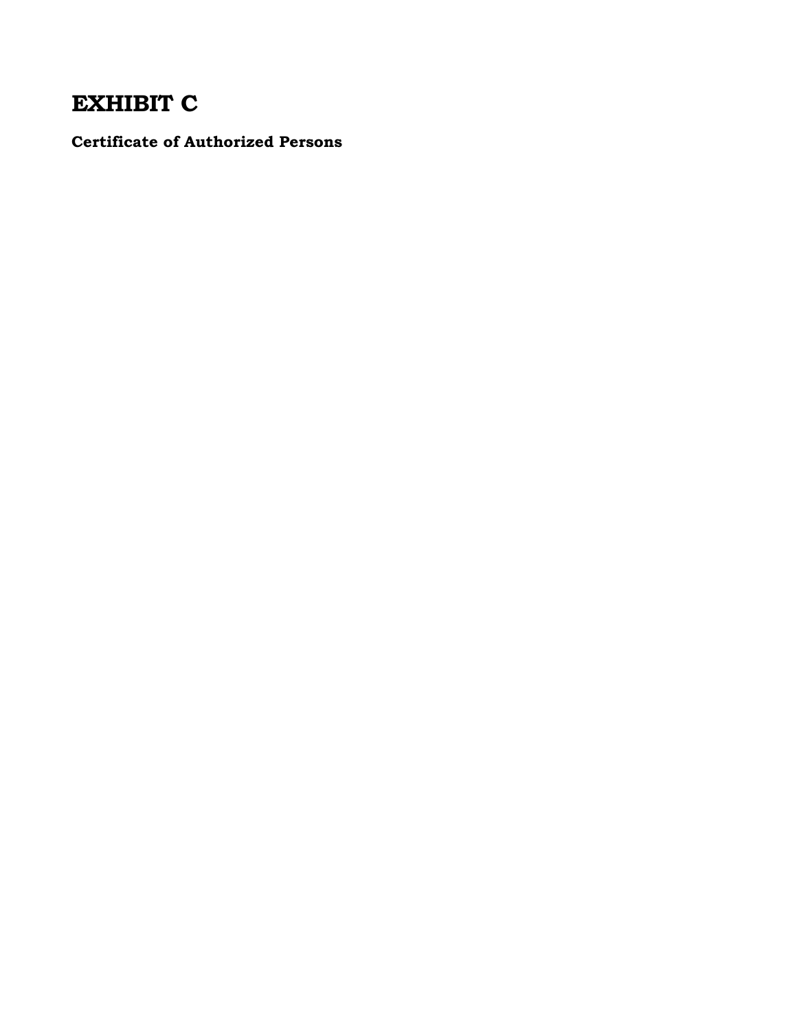# EXHIBIT C

## Certificate of Authorized Persons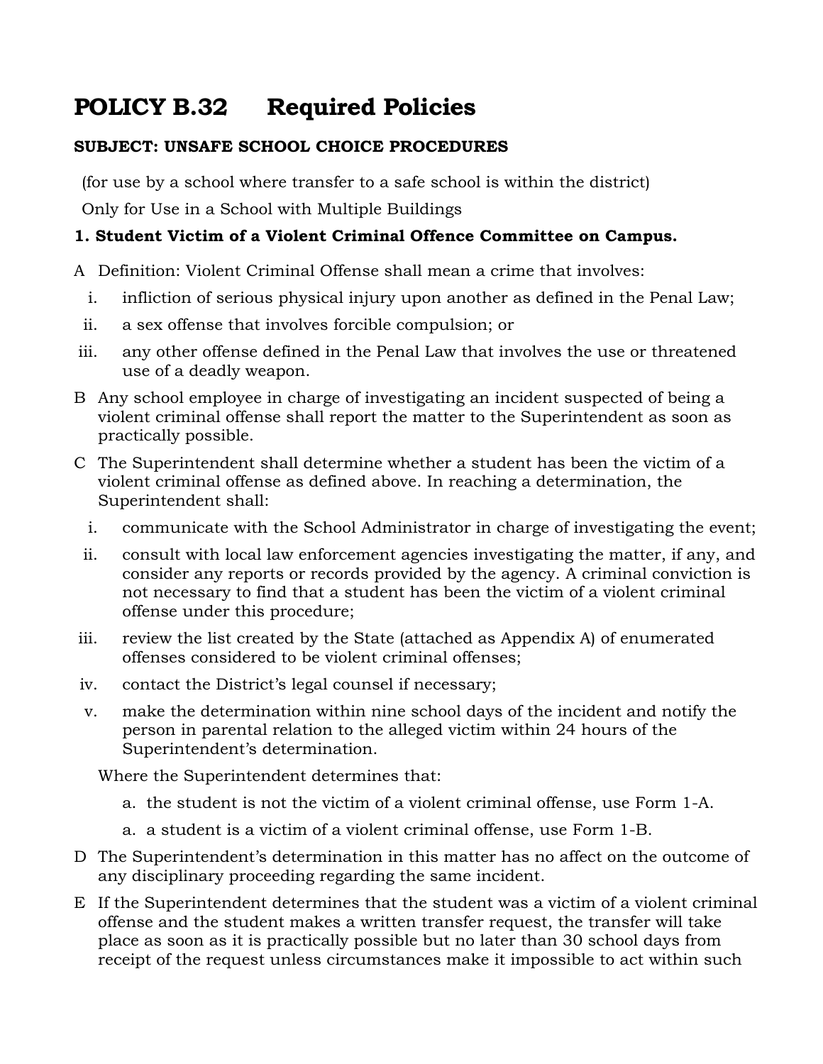# POLICY B.32 Required Policies

**SUBJECT: UNSAFE SCHOOL CHOICE PROCEDURES**

(for use by a school where transfer to a safe school is within the district)

Only for Use in a School with Multiple Buildings

**1. Student Victim of a Violent Criminal Offence Committee on Campus.**

A Definition: Violent Criminal Offense shall mean a crime that involves:

i. infliction of serious physical injury upon another as defined in the Penal Law;

ii. a sex offense that involves forcible compulsion; or

iii. any other offense defined in the Penal Law that involves the use or threatened use of a deadly weapon.

B Any school employee in charge of investigating an incident suspected of being a violent criminal offense shall report the matter to the Superintendent as soon as practically possible.

C The Superintendent shall determine whether a student has been the victim of a violent criminal offense as defined above. In reaching a determination, the Superintendent shall:

i. communicate with the School Administrator in charge of investigating the event;

ii. consult with local law enforcement agencies investigating the matter, if any, and consider any reports or records provided by the agency. A criminal conviction is not necessary to find that a student has been the victim of a violent criminal offense under this procedure;

iii. review the list created by the State (attached as Appendix A) of enumerated offenses considered to be violent criminal offenses;

iv. contact the District's legal counsel if necessary;

v. make the determination within nine school days of the incident and notify the person in parental relation to the alleged victim within 24 hours of the Superintendent's determination.

Where the Superintendent determines that:

a. the student is not the victim of a violent criminal offense, use Form 1-A.

a. a student is a victim of a violent criminal offense, use Form 1-B.

D The Superintendent's determination in this matter has no affect on the outcome of any disciplinary proceeding regarding the same incident.

E If the Superintendent determines that the student was a victim of a violent criminal offense and the student makes a written transfer request, the transfer will take place as soon as it is practically possible but no later than 30 school days from receipt of the request unless circumstances make it impossible to act within such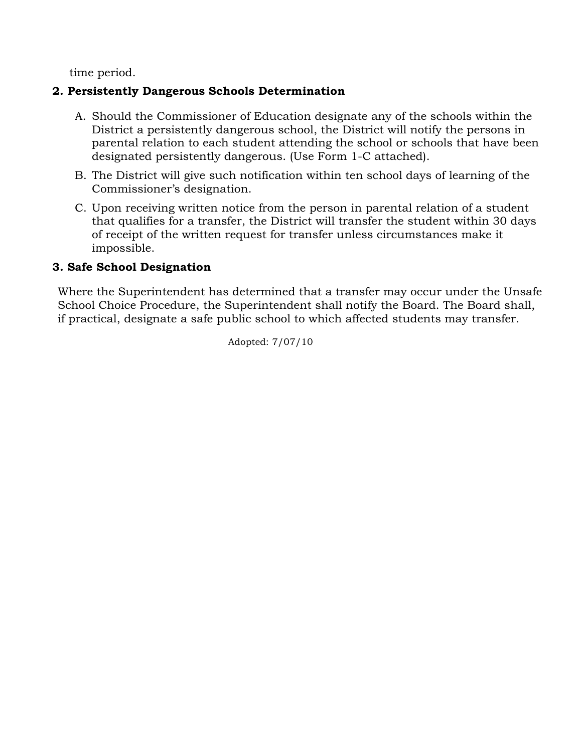time period.

**2. Persistently Dangerous Schools Determination**

A. Should the Commissioner of Education designate any of the schools within the District a persistently dangerous school, the District will notify the persons in parental relation to each student attending the school or schools that have been designated persistently dangerous. (Use Form 1-C attached).

B. The District will give such notification within ten school days of learning of the Commissioner's designation.

C. Upon receiving written notice from the person in parental relation of a student that qualifies for a transfer, the District will transfer the student within 30 days of receipt of the written request for transfer unless circumstances make it impossible.

**3. Safe School Designation**

Where the Superintendent has determined that a transfer may occur under the Unsafe School Choice Procedure, the Superintendent shall notify the Board. The Board shall, if practical, designate a safe public school to which affected students may transfer.

Adopted: 7/07/10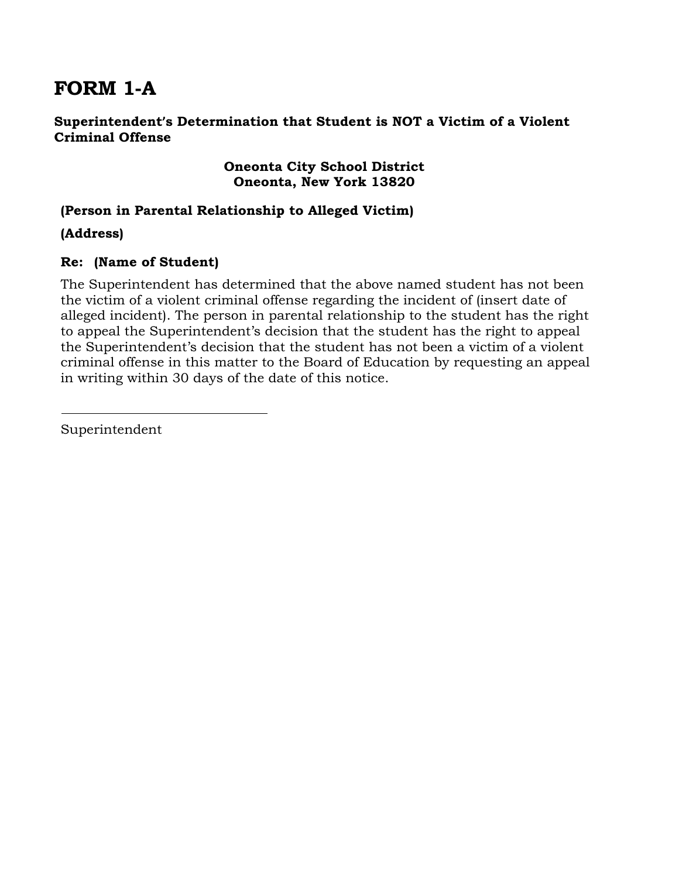# FORM 1-A

**Superintendent's Determination that Student is NOT a Victim of a Violent Criminal Offense**

**Oneonta City School District**
**Oneonta, New York 13820**

**(Person in Parental Relationship to Alleged Victim)**

**(Address)**

**Re: (Name of Student)**

The Superintendent has determined that the above named student has not been the victim of a violent criminal offense regarding the incident of (insert date of alleged incident). The person in parental relationship to the student has the right to appeal the Superintendent's decision that the student has the right to appeal the Superintendent's decision that the student has not been a victim of a violent criminal offense in this matter to the Board of Education by requesting an appeal in writing within 30 days of the date of this notice.

______________________________

Superintendent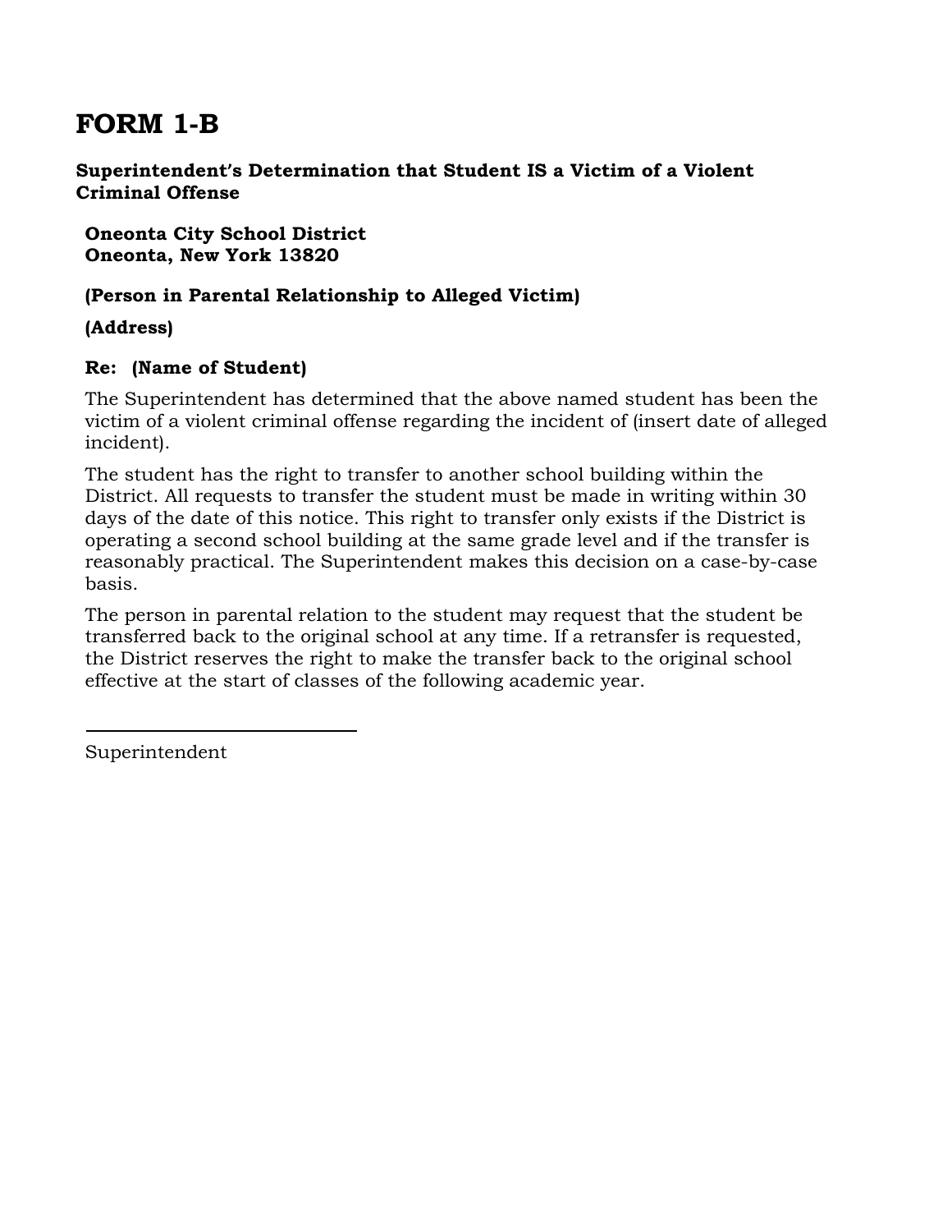# FORM 1-B

**Superintendent's Determination that Student IS a Victim of a Violent Criminal Offense**

**Oneonta City School District**
**Oneonta, New York 13820**

**(Person in Parental Relationship to Alleged Victim)**

**(Address)**

**Re: (Name of Student)**

The Superintendent has determined that the above named student has been the victim of a violent criminal offense regarding the incident of (insert date of alleged incident).

The student has the right to transfer to another school building within the District. All requests to transfer the student must be made in writing within 30 days of the date of this notice. This right to transfer only exists if the District is operating a second school building at the same grade level and if the transfer is reasonably practical. The Superintendent makes this decision on a case-by-case basis.

The person in parental relation to the student may request that the student be transferred back to the original school at any time. If a retransfer is requested, the District reserves the right to make the transfer back to the original school effective at the start of classes of the following academic year.

______________________________

Superintendent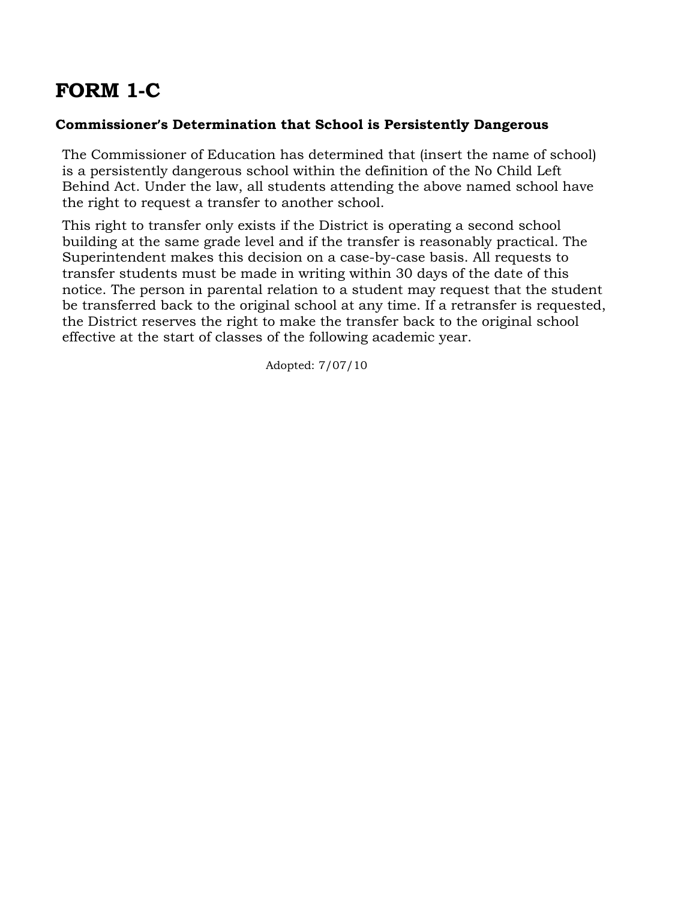# FORM 1-C

### Commissioner's Determination that School is Persistently Dangerous

The Commissioner of Education has determined that (insert the name of school) is a persistently dangerous school within the definition of the No Child Left Behind Act. Under the law, all students attending the above named school have the right to request a transfer to another school.

This right to transfer only exists if the District is operating a second school building at the same grade level and if the transfer is reasonably practical. The Superintendent makes this decision on a case-by-case basis. All requests to transfer students must be made in writing within 30 days of the date of this notice. The person in parental relation to a student may request that the student be transferred back to the original school at any time. If a retransfer is requested, the District reserves the right to make the transfer back to the original school effective at the start of classes of the following academic year.

Adopted: 7/07/10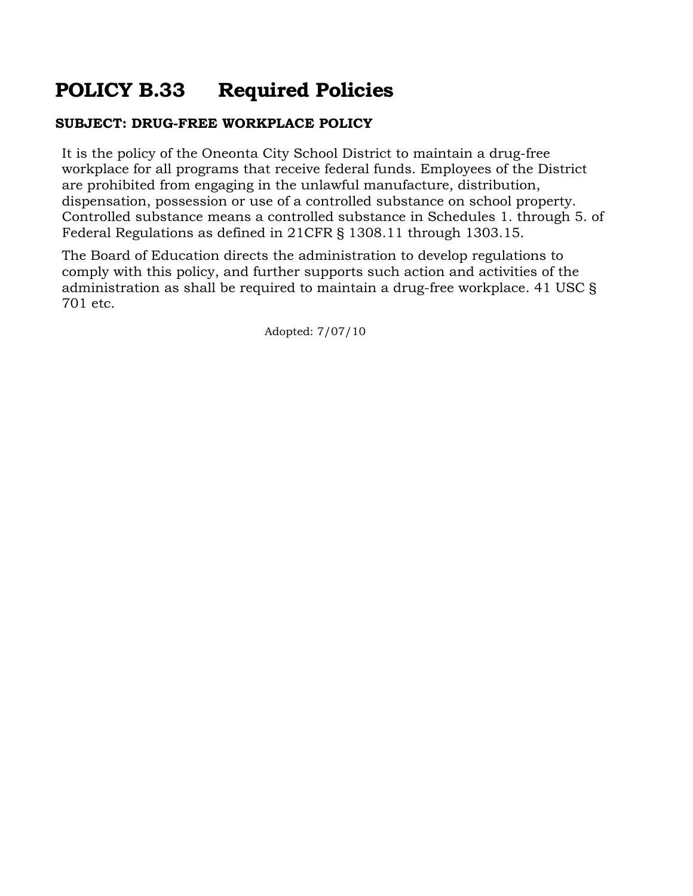# POLICY B.33 Required Policies

**SUBJECT: DRUG-FREE WORKPLACE POLICY**

It is the policy of the Oneonta City School District to maintain a drug-free workplace for all programs that receive federal funds. Employees of the District are prohibited from engaging in the unlawful manufacture, distribution, dispensation, possession or use of a controlled substance on school property. Controlled substance means a controlled substance in Schedules 1. through 5. of Federal Regulations as defined in 21CFR § 1308.11 through 1303.15.

The Board of Education directs the administration to develop regulations to comply with this policy, and further supports such action and activities of the administration as shall be required to maintain a drug-free workplace. 41 USC § 701 etc.

Adopted: 7/07/10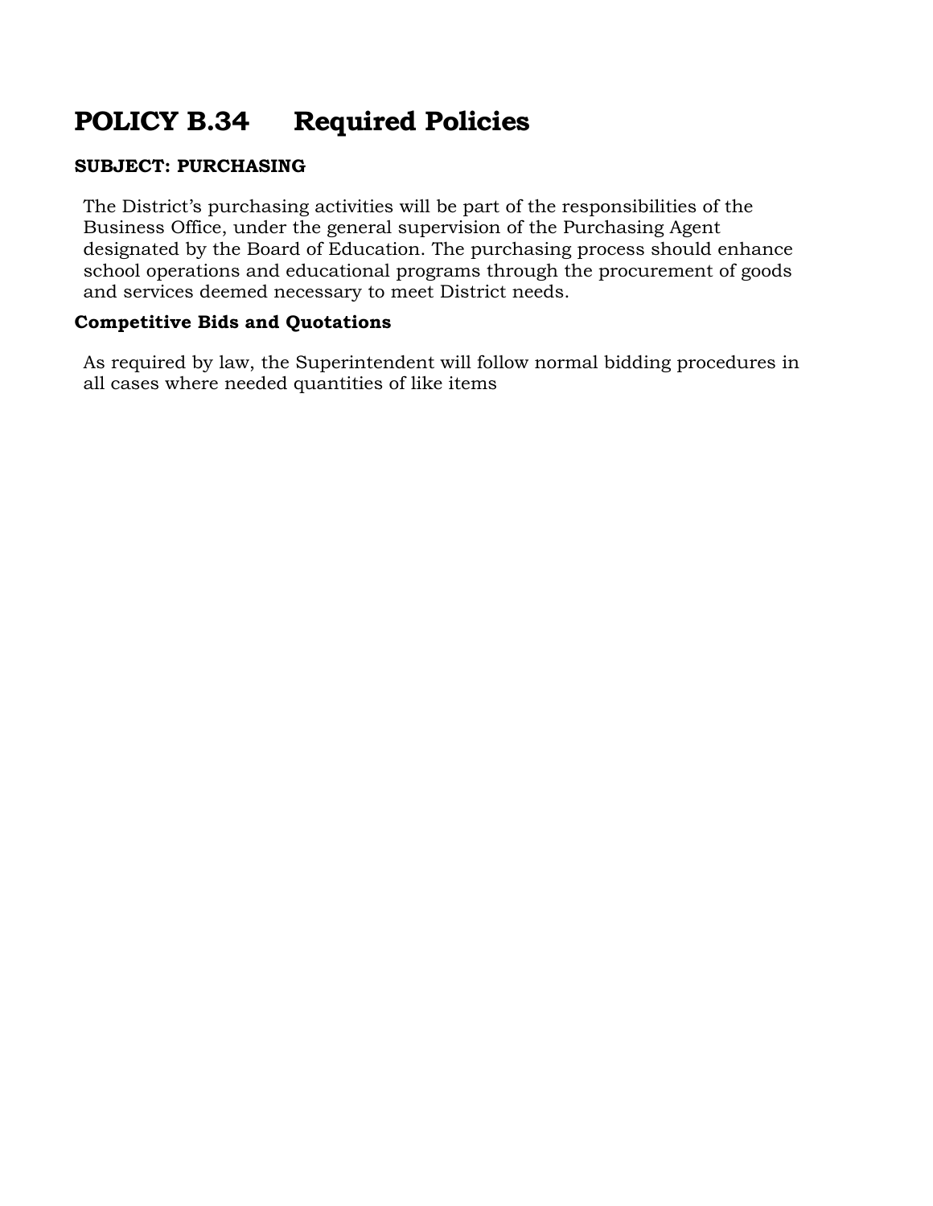# POLICY B.34 Required Policies

**SUBJECT: PURCHASING**

The District's purchasing activities will be part of the responsibilities of the Business Office, under the general supervision of the Purchasing Agent designated by the Board of Education. The purchasing process should enhance school operations and educational programs through the procurement of goods and services deemed necessary to meet District needs.

**Competitive Bids and Quotations**

As required by law, the Superintendent will follow normal bidding procedures in all cases where needed quantities of like items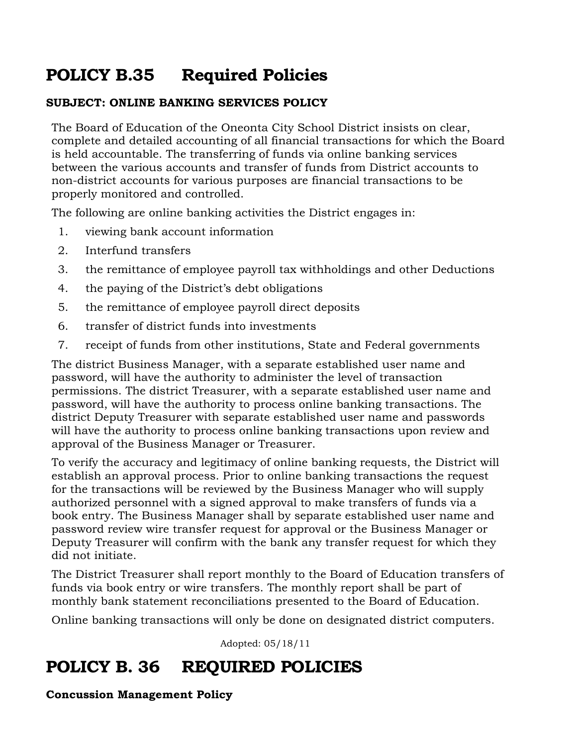# POLICY B.35 Required Policies

**SUBJECT: ONLINE BANKING SERVICES POLICY**

The Board of Education of the Oneonta City School District insists on clear, complete and detailed accounting of all financial transactions for which the Board is held accountable. The transferring of funds via online banking services between the various accounts and transfer of funds from District accounts to non-district accounts for various purposes are financial transactions to be properly monitored and controlled.

The following are online banking activities the District engages in:

1. viewing bank account information
2. Interfund transfers
3. the remittance of employee payroll tax withholdings and other Deductions
4. the paying of the District's debt obligations
5. the remittance of employee payroll direct deposits
6. transfer of district funds into investments
7. receipt of funds from other institutions, State and Federal governments

The district Business Manager, with a separate established user name and password, will have the authority to administer the level of transaction permissions. The district Treasurer, with a separate established user name and password, will have the authority to process online banking transactions. The district Deputy Treasurer with separate established user name and passwords will have the authority to process online banking transactions upon review and approval of the Business Manager or Treasurer.

To verify the accuracy and legitimacy of online banking requests, the District will establish an approval process. Prior to online banking transactions the request for the transactions will be reviewed by the Business Manager who will supply authorized personnel with a signed approval to make transfers of funds via a book entry. The Business Manager shall by separate established user name and password review wire transfer request for approval or the Business Manager or Deputy Treasurer will confirm with the bank any transfer request for which they did not initiate.

The District Treasurer shall report monthly to the Board of Education transfers of funds via book entry or wire transfers. The monthly report shall be part of monthly bank statement reconciliations presented to the Board of Education.

Online banking transactions will only be done on designated district computers.

Adopted: 05/18/11

# POLICY B. 36 REQUIRED POLICIES

**Concussion Management Policy**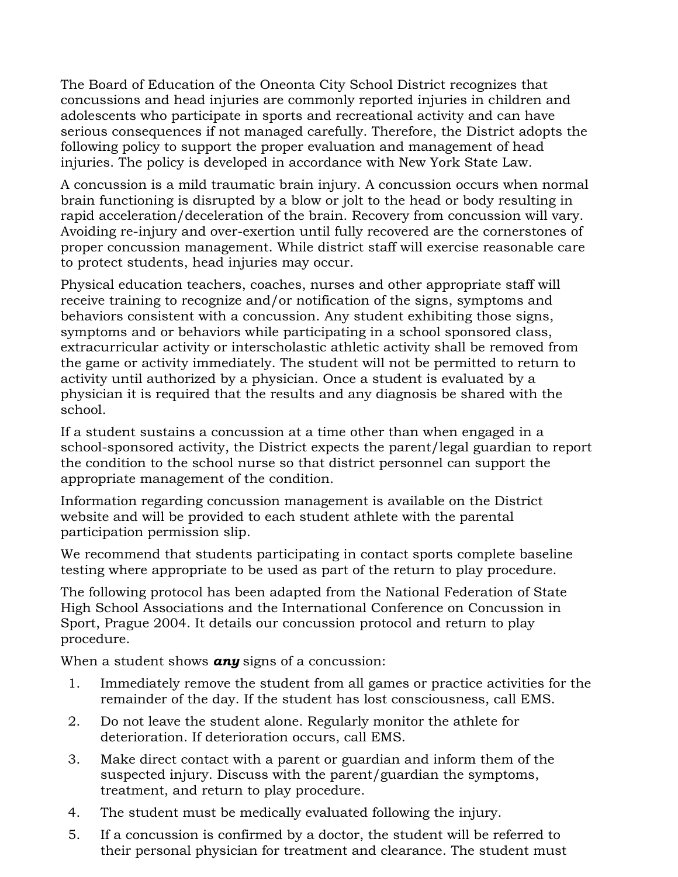The Board of Education of the Oneonta City School District recognizes that concussions and head injuries are commonly reported injuries in children and adolescents who participate in sports and recreational activity and can have serious consequences if not managed carefully. Therefore, the District adopts the following policy to support the proper evaluation and management of head injuries. The policy is developed in accordance with New York State Law.

A concussion is a mild traumatic brain injury. A concussion occurs when normal brain functioning is disrupted by a blow or jolt to the head or body resulting in rapid acceleration/deceleration of the brain. Recovery from concussion will vary. Avoiding re-injury and over-exertion until fully recovered are the cornerstones of proper concussion management. While district staff will exercise reasonable care to protect students, head injuries may occur.

Physical education teachers, coaches, nurses and other appropriate staff will receive training to recognize and/or notification of the signs, symptoms and behaviors consistent with a concussion. Any student exhibiting those signs, symptoms and or behaviors while participating in a school sponsored class, extracurricular activity or interscholastic athletic activity shall be removed from the game or activity immediately. The student will not be permitted to return to activity until authorized by a physician. Once a student is evaluated by a physician it is required that the results and any diagnosis be shared with the school.

If a student sustains a concussion at a time other than when engaged in a school-sponsored activity, the District expects the parent/legal guardian to report the condition to the school nurse so that district personnel can support the appropriate management of the condition.

Information regarding concussion management is available on the District website and will be provided to each student athlete with the parental participation permission slip.

We recommend that students participating in contact sports complete baseline testing where appropriate to be used as part of the return to play procedure.

The following protocol has been adapted from the National Federation of State High School Associations and the International Conference on Concussion in Sport, Prague 2004. It details our concussion protocol and return to play procedure.

When a student shows ***any*** signs of a concussion:

1. Immediately remove the student from all games or practice activities for the remainder of the day. If the student has lost consciousness, call EMS.
2. Do not leave the student alone. Regularly monitor the athlete for deterioration. If deterioration occurs, call EMS.
3. Make direct contact with a parent or guardian and inform them of the suspected injury. Discuss with the parent/guardian the symptoms, treatment, and return to play procedure.
4. The student must be medically evaluated following the injury.
5. If a concussion is confirmed by a doctor, the student will be referred to their personal physician for treatment and clearance. The student must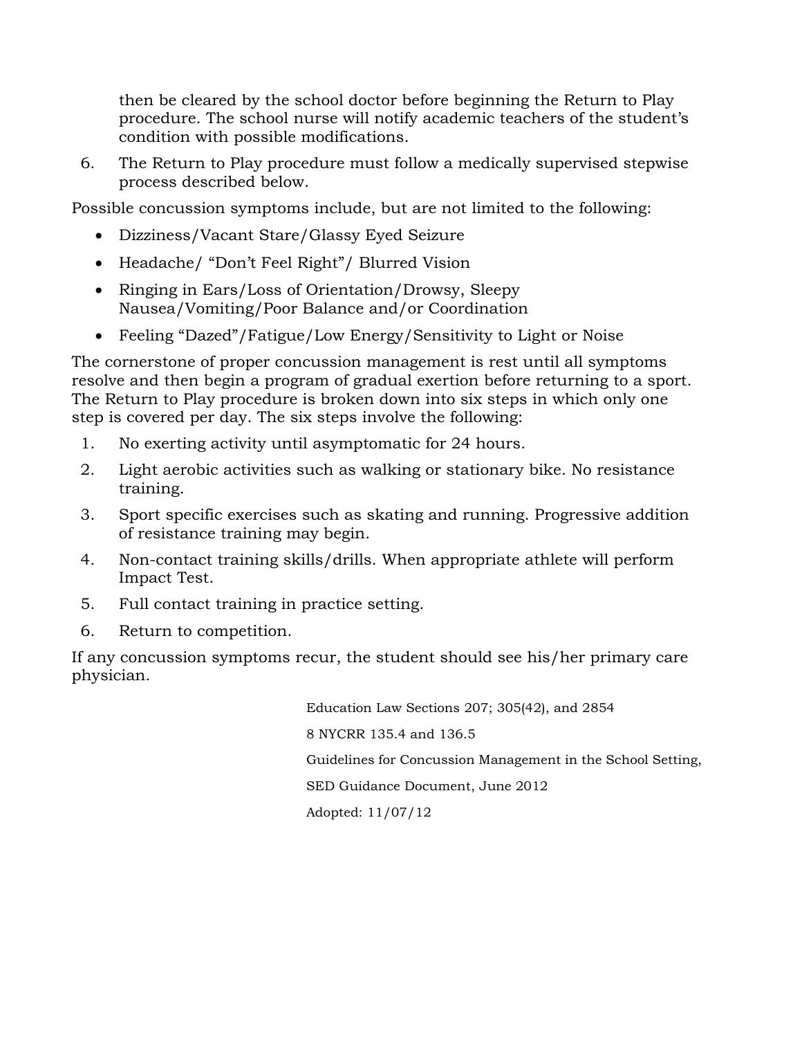then be cleared by the school doctor before beginning the Return to Play procedure. The school nurse will notify academic teachers of the student's condition with possible modifications.

6. The Return to Play procedure must follow a medically supervised stepwise process described below.

Possible concussion symptoms include, but are not limited to the following:

- Dizziness/Vacant Stare/Glassy Eyed Seizure
- Headache/ "Don't Feel Right"/ Blurred Vision
- Ringing in Ears/Loss of Orientation/Drowsy, Sleepy Nausea/Vomiting/Poor Balance and/or Coordination
- Feeling "Dazed"/Fatigue/Low Energy/Sensitivity to Light or Noise

The cornerstone of proper concussion management is rest until all symptoms resolve and then begin a program of gradual exertion before returning to a sport. The Return to Play procedure is broken down into six steps in which only one step is covered per day. The six steps involve the following:

1. No exerting activity until asymptomatic for 24 hours.
2. Light aerobic activities such as walking or stationary bike. No resistance training.
3. Sport specific exercises such as skating and running. Progressive addition of resistance training may begin.
4. Non-contact training skills/drills. When appropriate athlete will perform Impact Test.
5. Full contact training in practice setting.
6. Return to competition.

If any concussion symptoms recur, the student should see his/her primary care physician.

Education Law Sections 207; 305(42), and 2854

8 NYCRR 135.4 and 136.5

Guidelines for Concussion Management in the School Setting,

SED Guidance Document, June 2012

Adopted: 11/07/12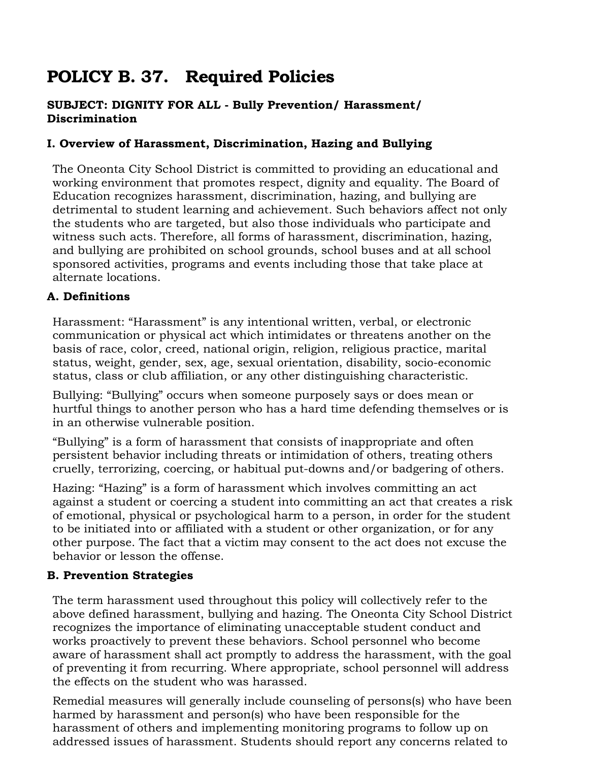# POLICY B. 37. Required Policies

### SUBJECT: DIGNITY FOR ALL - Bully Prevention/ Harassment/ Discrimination

### I. Overview of Harassment, Discrimination, Hazing and Bullying

The Oneonta City School District is committed to providing an educational and working environment that promotes respect, dignity and equality. The Board of Education recognizes harassment, discrimination, hazing, and bullying are detrimental to student learning and achievement. Such behaviors affect not only the students who are targeted, but also those individuals who participate and witness such acts. Therefore, all forms of harassment, discrimination, hazing, and bullying are prohibited on school grounds, school buses and at all school sponsored activities, programs and events including those that take place at alternate locations.

### A. Definitions

Harassment: "Harassment" is any intentional written, verbal, or electronic communication or physical act which intimidates or threatens another on the basis of race, color, creed, national origin, religion, religious practice, marital status, weight, gender, sex, age, sexual orientation, disability, socio-economic status, class or club affiliation, or any other distinguishing characteristic.

Bullying: "Bullying" occurs when someone purposely says or does mean or hurtful things to another person who has a hard time defending themselves or is in an otherwise vulnerable position.

"Bullying" is a form of harassment that consists of inappropriate and often persistent behavior including threats or intimidation of others, treating others cruelly, terrorizing, coercing, or habitual put-downs and/or badgering of others.

Hazing: "Hazing" is a form of harassment which involves committing an act against a student or coercing a student into committing an act that creates a risk of emotional, physical or psychological harm to a person, in order for the student to be initiated into or affiliated with a student or other organization, or for any other purpose. The fact that a victim may consent to the act does not excuse the behavior or lesson the offense.

### B. Prevention Strategies

The term harassment used throughout this policy will collectively refer to the above defined harassment, bullying and hazing. The Oneonta City School District recognizes the importance of eliminating unacceptable student conduct and works proactively to prevent these behaviors. School personnel who become aware of harassment shall act promptly to address the harassment, with the goal of preventing it from recurring. Where appropriate, school personnel will address the effects on the student who was harassed.

Remedial measures will generally include counseling of persons(s) who have been harmed by harassment and person(s) who have been responsible for the harassment of others and implementing monitoring programs to follow up on addressed issues of harassment. Students should report any concerns related to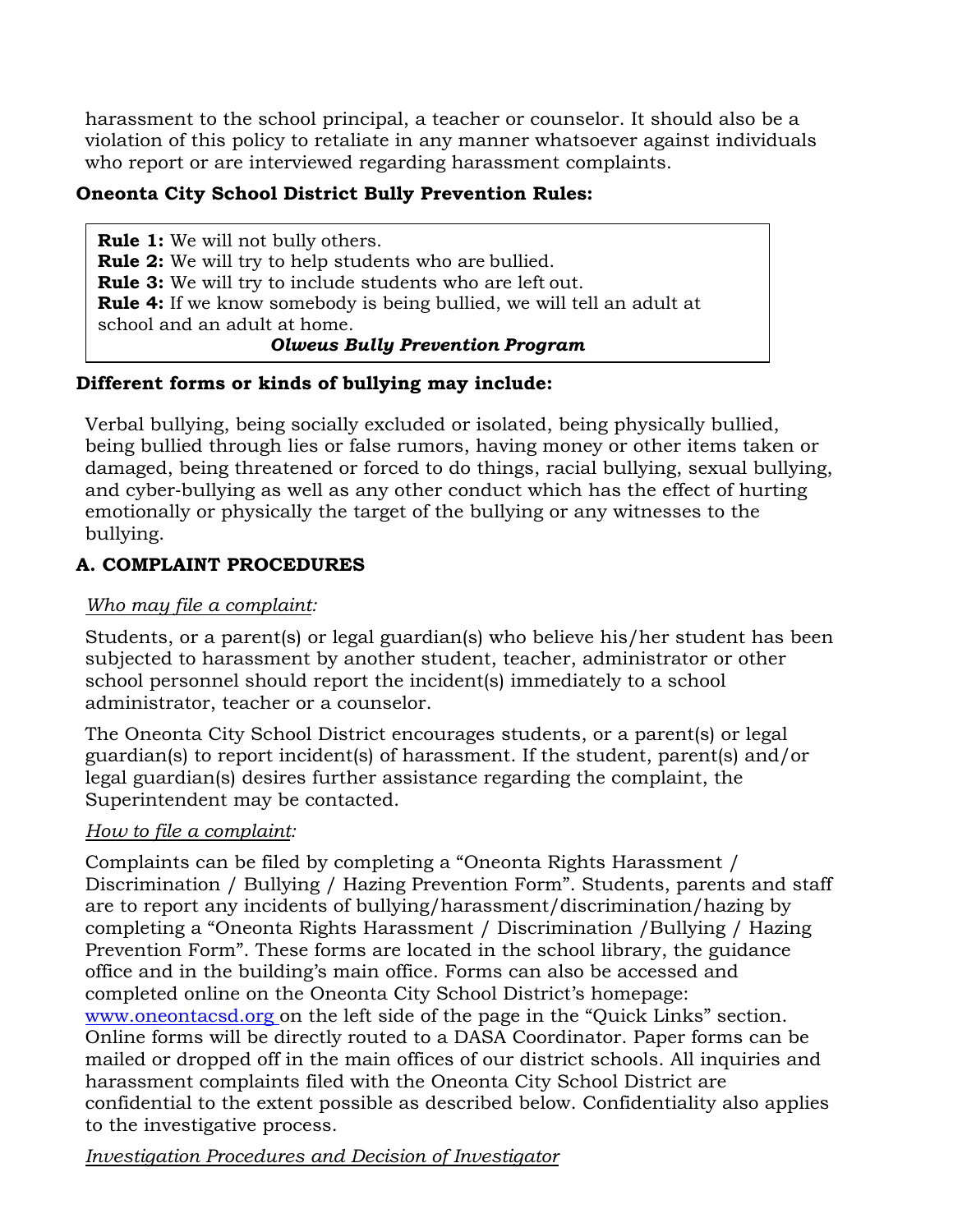harassment to the school principal, a teacher or counselor. It should also be a violation of this policy to retaliate in any manner whatsoever against individuals who report or are interviewed regarding harassment complaints.

**Oneonta City School District Bully Prevention Rules:**

> **Rule 1:** We will not bully others.
> **Rule 2:** We will try to help students who are bullied.
> **Rule 3:** We will try to include students who are left out.
> **Rule 4:** If we know somebody is being bullied, we will tell an adult at school and an adult at home.
>
> ***Olweus Bully Prevention Program***

**Different forms or kinds of bullying may include:**

Verbal bullying, being socially excluded or isolated, being physically bullied, being bullied through lies or false rumors, having money or other items taken or damaged, being threatened or forced to do things, racial bullying, sexual bullying, and cyber-bullying as well as any other conduct which has the effect of hurting emotionally or physically the target of the bullying or any witnesses to the bullying.

**A. COMPLAINT PROCEDURES**

*Who may file a complaint:*

Students, or a parent(s) or legal guardian(s) who believe his/her student has been subjected to harassment by another student, teacher, administrator or other school personnel should report the incident(s) immediately to a school administrator, teacher or a counselor.

The Oneonta City School District encourages students, or a parent(s) or legal guardian(s) to report incident(s) of harassment. If the student, parent(s) and/or legal guardian(s) desires further assistance regarding the complaint, the Superintendent may be contacted.

*How to file a complaint:*

Complaints can be filed by completing a "Oneonta Rights Harassment / Discrimination / Bullying / Hazing Prevention Form". Students, parents and staff are to report any incidents of bullying/harassment/discrimination/hazing by completing a "Oneonta Rights Harassment / Discrimination /Bullying / Hazing Prevention Form". These forms are located in the school library, the guidance office and in the building's main office. Forms can also be accessed and completed online on the Oneonta City School District's homepage: www.oneontacsd.org on the left side of the page in the "Quick Links" section. Online forms will be directly routed to a DASA Coordinator. Paper forms can be mailed or dropped off in the main offices of our district schools. All inquiries and harassment complaints filed with the Oneonta City School District are confidential to the extent possible as described below. Confidentiality also applies to the investigative process.

*Investigation Procedures and Decision of Investigator*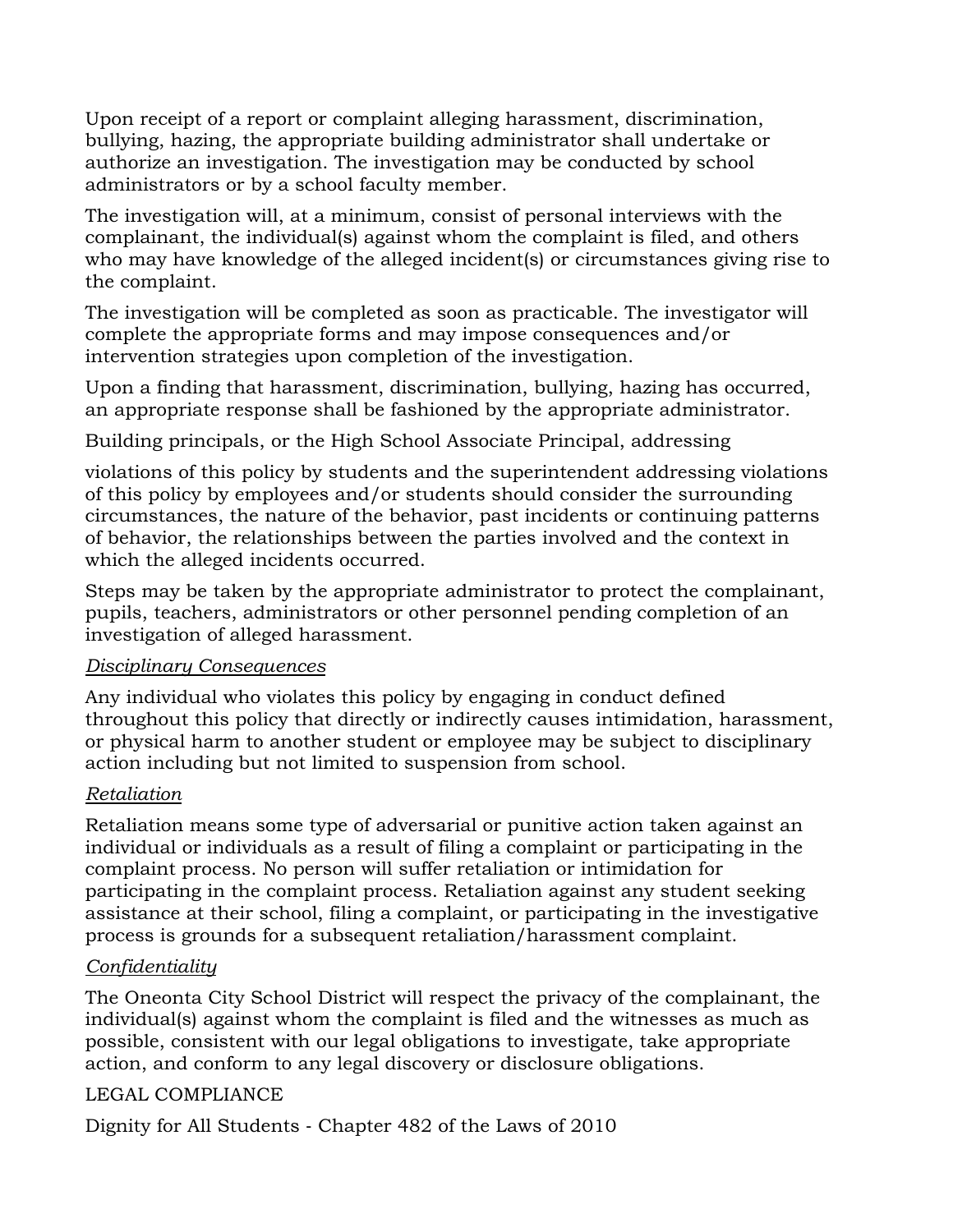Upon receipt of a report or complaint alleging harassment, discrimination, bullying, hazing, the appropriate building administrator shall undertake or authorize an investigation. The investigation may be conducted by school administrators or by a school faculty member.

The investigation will, at a minimum, consist of personal interviews with the complainant, the individual(s) against whom the complaint is filed, and others who may have knowledge of the alleged incident(s) or circumstances giving rise to the complaint.

The investigation will be completed as soon as practicable. The investigator will complete the appropriate forms and may impose consequences and/or intervention strategies upon completion of the investigation.

Upon a finding that harassment, discrimination, bullying, hazing has occurred, an appropriate response shall be fashioned by the appropriate administrator.

Building principals, or the High School Associate Principal, addressing

violations of this policy by students and the superintendent addressing violations of this policy by employees and/or students should consider the surrounding circumstances, the nature of the behavior, past incidents or continuing patterns of behavior, the relationships between the parties involved and the context in which the alleged incidents occurred.

Steps may be taken by the appropriate administrator to protect the complainant, pupils, teachers, administrators or other personnel pending completion of an investigation of alleged harassment.

<u>*Disciplinary Consequences*</u>

Any individual who violates this policy by engaging in conduct defined throughout this policy that directly or indirectly causes intimidation, harassment, or physical harm to another student or employee may be subject to disciplinary action including but not limited to suspension from school.

<u>*Retaliation*</u>

Retaliation means some type of adversarial or punitive action taken against an individual or individuals as a result of filing a complaint or participating in the complaint process. No person will suffer retaliation or intimidation for participating in the complaint process. Retaliation against any student seeking assistance at their school, filing a complaint, or participating in the investigative process is grounds for a subsequent retaliation/harassment complaint.

<u>*Confidentiality*</u>

The Oneonta City School District will respect the privacy of the complainant, the individual(s) against whom the complaint is filed and the witnesses as much as possible, consistent with our legal obligations to investigate, take appropriate action, and conform to any legal discovery or disclosure obligations.

LEGAL COMPLIANCE

Dignity for All Students - Chapter 482 of the Laws of 2010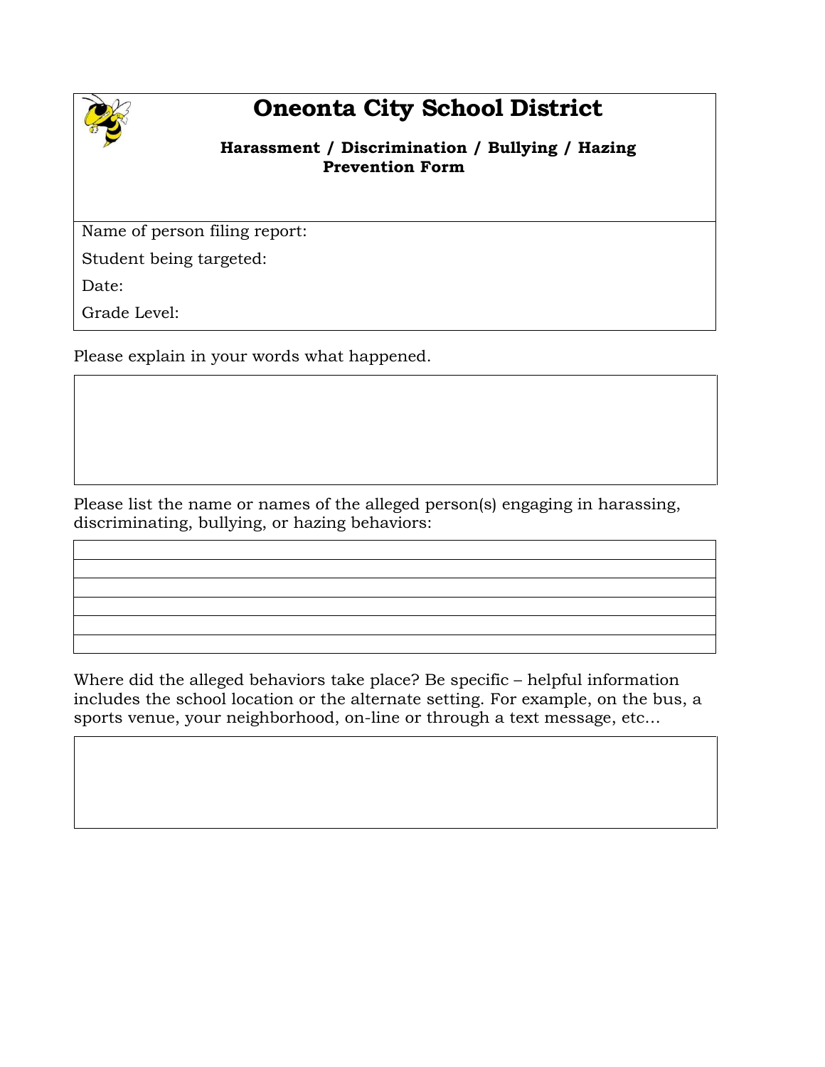# Oneonta City School District

**Harassment / Discrimination / Bullying / Hazing Prevention Form**

Name of person filing report:

Student being targeted:

Date:

Grade Level:

Please explain in your words what happened.

| |
|---|
| |

Please list the name or names of the alleged person(s) engaging in harassing, discriminating, bullying, or hazing behaviors:

| |
|---|
| |
| |
| |
| |
| |

Where did the alleged behaviors take place? Be specific – helpful information includes the school location or the alternate setting. For example, on the bus, a sports venue, your neighborhood, on-line or through a text message, etc…

| |
|---|
| |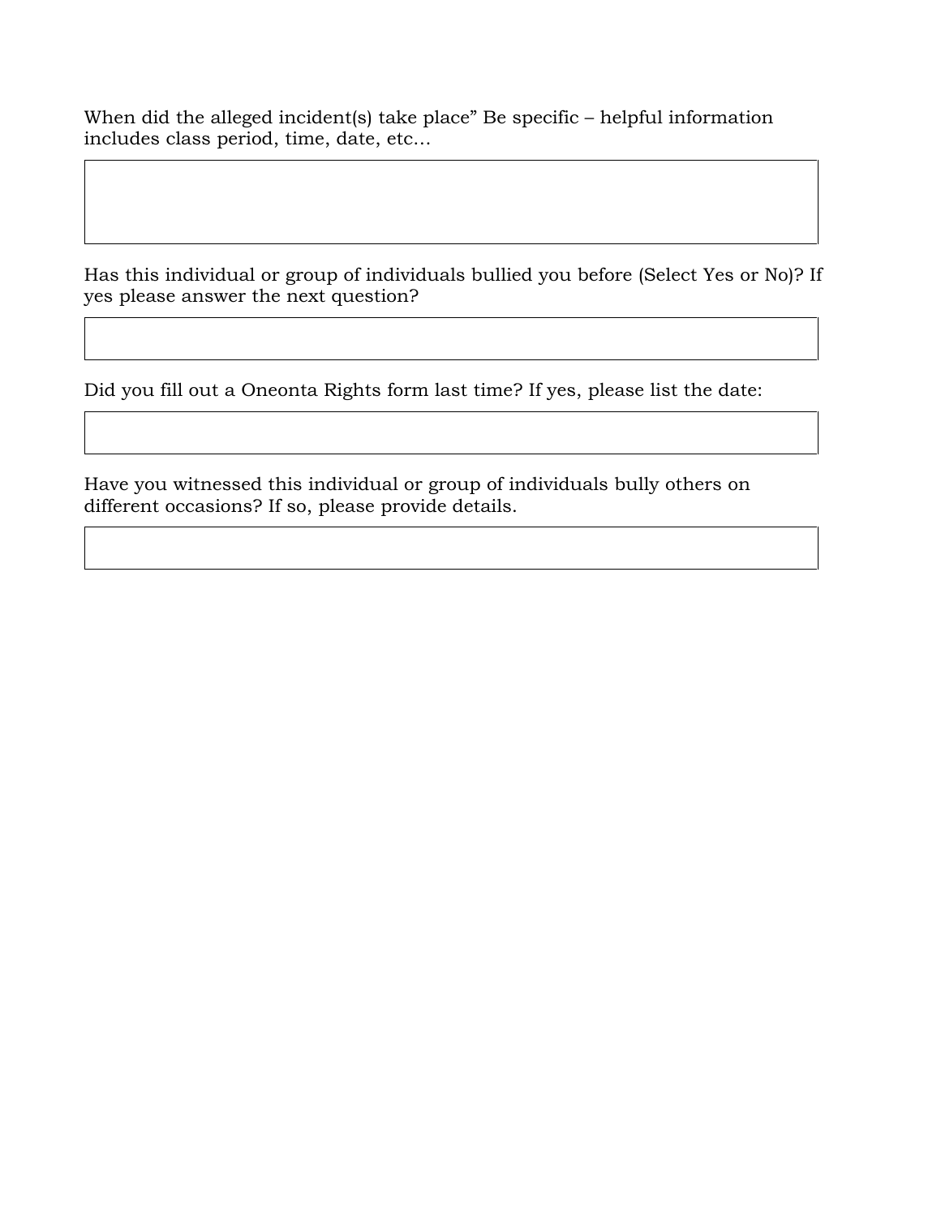When did the alleged incident(s) take place" Be specific – helpful information includes class period, time, date, etc…

| |
|---|
| |

Has this individual or group of individuals bullied you before (Select Yes or No)? If yes please answer the next question?

| |
|---|
| |

Did you fill out a Oneonta Rights form last time? If yes, please list the date:

| |
|---|
| |

Have you witnessed this individual or group of individuals bully others on different occasions? If so, please provide details.

| |
|---|
| |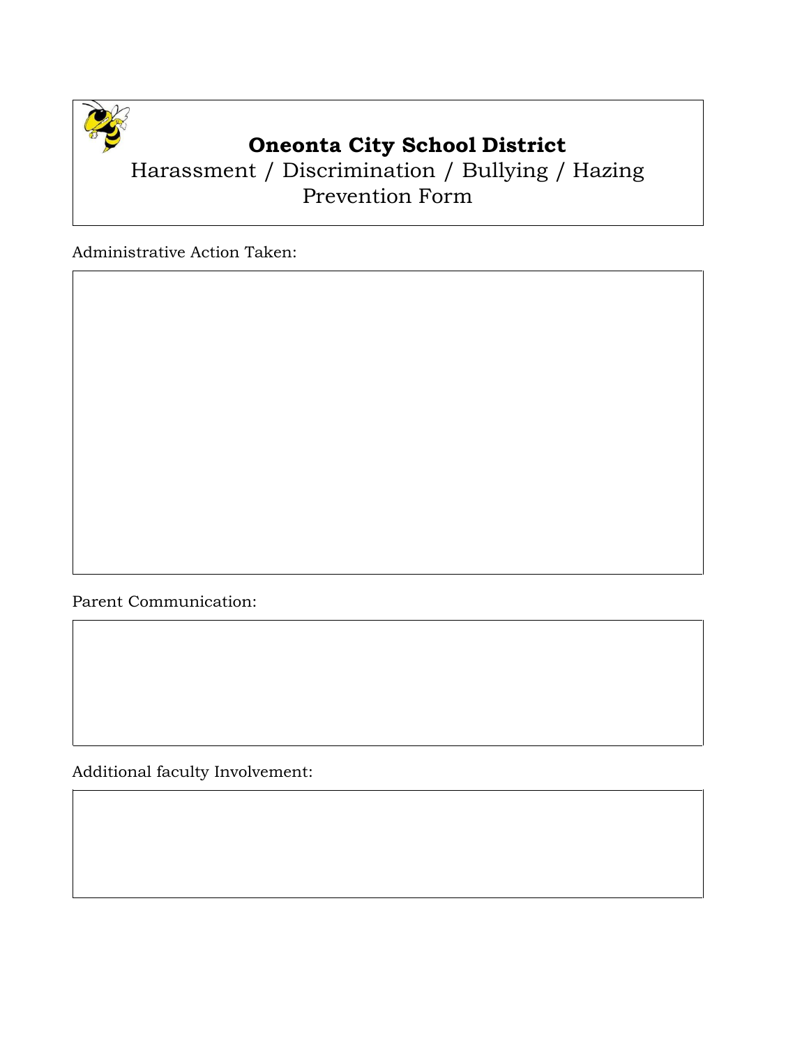# Oneonta City School District

Harassment / Discrimination / Bullying / Hazing Prevention Form

Administrative Action Taken:

Parent Communication:

Additional faculty Involvement: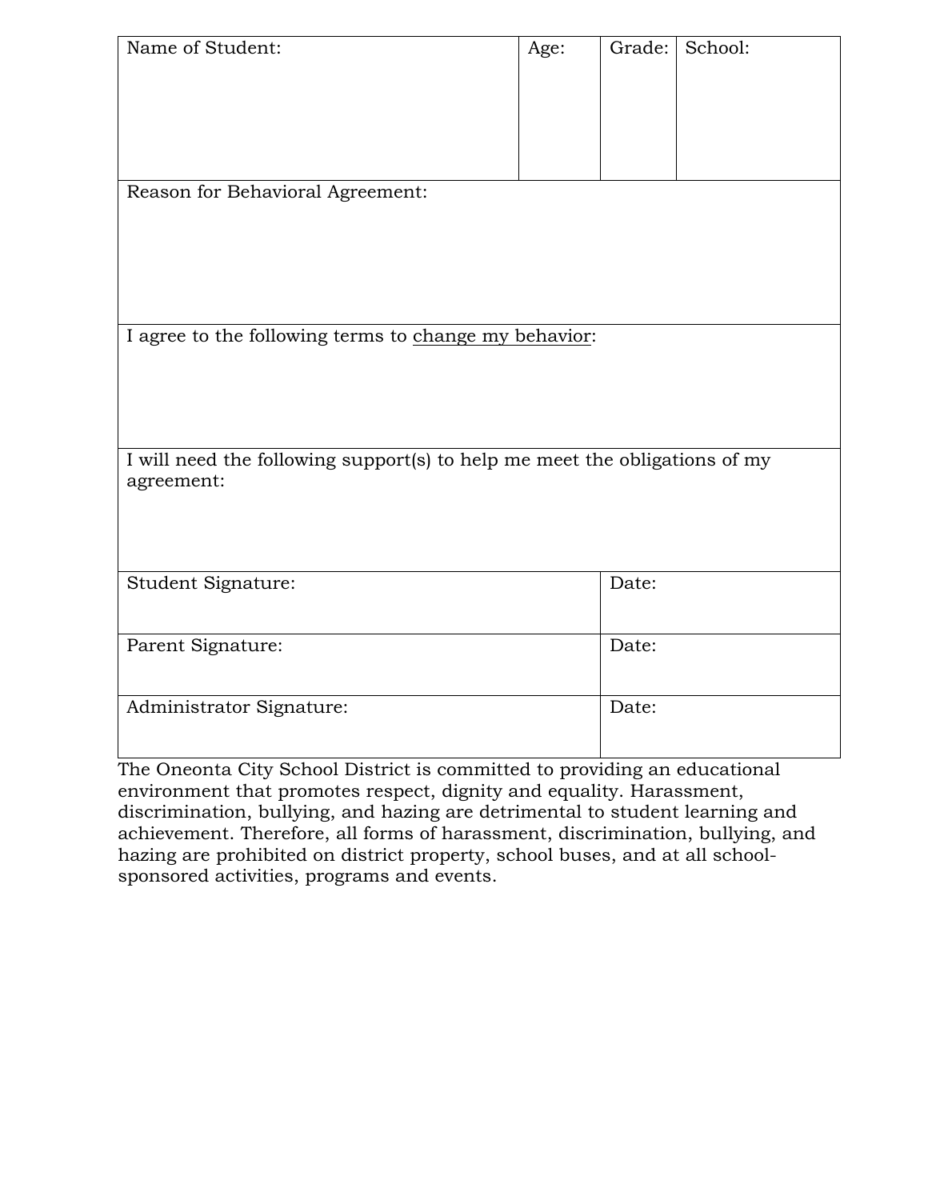| Name of Student: | Age: | Grade: | School: |
|---|---|---|---|
| Reason for Behavioral Agreement: | | | |
| I agree to the following terms to <u>change my behavior</u>: | | | |
| I will need the following support(s) to help me meet the obligations of my agreement: | | | |

| Student Signature: | Date: |
|---|---|
| Parent Signature: | Date: |
| Administrator Signature: | Date: |

The Oneonta City School District is committed to providing an educational environment that promotes respect, dignity and equality. Harassment, discrimination, bullying, and hazing are detrimental to student learning and achievement. Therefore, all forms of harassment, discrimination, bullying, and hazing are prohibited on district property, school buses, and at all school-sponsored activities, programs and events.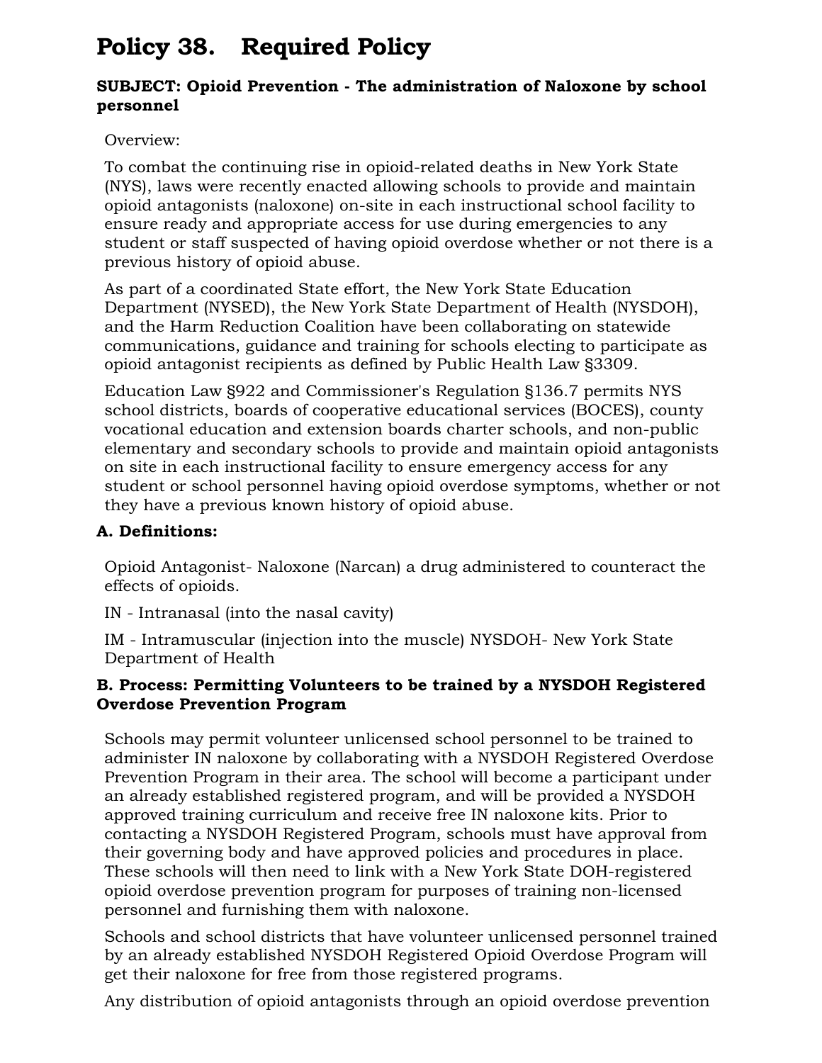# Policy 38. Required Policy

**SUBJECT: Opioid Prevention - The administration of Naloxone by school personnel**

Overview:

To combat the continuing rise in opioid-related deaths in New York State (NYS), laws were recently enacted allowing schools to provide and maintain opioid antagonists (naloxone) on-site in each instructional school facility to ensure ready and appropriate access for use during emergencies to any student or staff suspected of having opioid overdose whether or not there is a previous history of opioid abuse.

As part of a coordinated State effort, the New York State Education Department (NYSED), the New York State Department of Health (NYSDOH), and the Harm Reduction Coalition have been collaborating on statewide communications, guidance and training for schools electing to participate as opioid antagonist recipients as defined by Public Health Law §3309.

Education Law §922 and Commissioner's Regulation §136.7 permits NYS school districts, boards of cooperative educational services (BOCES), county vocational education and extension boards charter schools, and non-public elementary and secondary schools to provide and maintain opioid antagonists on site in each instructional facility to ensure emergency access for any student or school personnel having opioid overdose symptoms, whether or not they have a previous known history of opioid abuse.

### A. Definitions:

Opioid Antagonist- Naloxone (Narcan) a drug administered to counteract the effects of opioids.

IN - Intranasal (into the nasal cavity)

IM - Intramuscular (injection into the muscle) NYSDOH- New York State Department of Health

### B. Process: Permitting Volunteers to be trained by a NYSDOH Registered Overdose Prevention Program

Schools may permit volunteer unlicensed school personnel to be trained to administer IN naloxone by collaborating with a NYSDOH Registered Overdose Prevention Program in their area. The school will become a participant under an already established registered program, and will be provided a NYSDOH approved training curriculum and receive free IN naloxone kits. Prior to contacting a NYSDOH Registered Program, schools must have approval from their governing body and have approved policies and procedures in place. These schools will then need to link with a New York State DOH-registered opioid overdose prevention program for purposes of training non-licensed personnel and furnishing them with naloxone.

Schools and school districts that have volunteer unlicensed personnel trained by an already established NYSDOH Registered Opioid Overdose Program will get their naloxone for free from those registered programs.

Any distribution of opioid antagonists through an opioid overdose prevention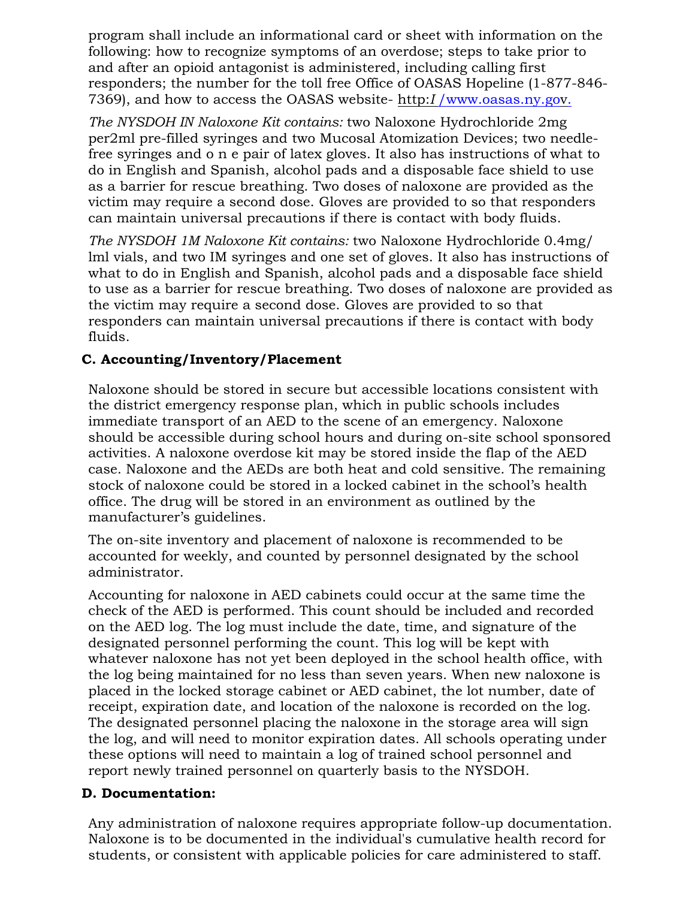program shall include an informational card or sheet with information on the following: how to recognize symptoms of an overdose; steps to take prior to and after an opioid antagonist is administered, including calling first responders; the number for the toll free Office of OASAS Hopeline (1-877-846-7369), and how to access the OASAS website- http:I /www.oasas.ny.gov.

*The NYSDOH IN Naloxone Kit contains:* two Naloxone Hydrochloride 2mg per2ml pre-filled syringes and two Mucosal Atomization Devices; two needle-free syringes and o n e pair of latex gloves. It also has instructions of what to do in English and Spanish, alcohol pads and a disposable face shield to use as a barrier for rescue breathing. Two doses of naloxone are provided as the victim may require a second dose. Gloves are provided to so that responders can maintain universal precautions if there is contact with body fluids.

*The NYSDOH 1M Naloxone Kit contains:* two Naloxone Hydrochloride 0.4mg/ lml vials, and two IM syringes and one set of gloves. It also has instructions of what to do in English and Spanish, alcohol pads and a disposable face shield to use as a barrier for rescue breathing. Two doses of naloxone are provided as the victim may require a second dose. Gloves are provided to so that responders can maintain universal precautions if there is contact with body fluids.

**C. Accounting/Inventory/Placement**

Naloxone should be stored in secure but accessible locations consistent with the district emergency response plan, which in public schools includes immediate transport of an AED to the scene of an emergency. Naloxone should be accessible during school hours and during on-site school sponsored activities. A naloxone overdose kit may be stored inside the flap of the AED case. Naloxone and the AEDs are both heat and cold sensitive. The remaining stock of naloxone could be stored in a locked cabinet in the school's health office. The drug will be stored in an environment as outlined by the manufacturer's guidelines.

The on-site inventory and placement of naloxone is recommended to be accounted for weekly, and counted by personnel designated by the school administrator.

Accounting for naloxone in AED cabinets could occur at the same time the check of the AED is performed. This count should be included and recorded on the AED log. The log must include the date, time, and signature of the designated personnel performing the count. This log will be kept with whatever naloxone has not yet been deployed in the school health office, with the log being maintained for no less than seven years. When new naloxone is placed in the locked storage cabinet or AED cabinet, the lot number, date of receipt, expiration date, and location of the naloxone is recorded on the log. The designated personnel placing the naloxone in the storage area will sign the log, and will need to monitor expiration dates. All schools operating under these options will need to maintain a log of trained school personnel and report newly trained personnel on quarterly basis to the NYSDOH.

**D. Documentation:**

Any administration of naloxone requires appropriate follow-up documentation. Naloxone is to be documented in the individual's cumulative health record for students, or consistent with applicable policies for care administered to staff.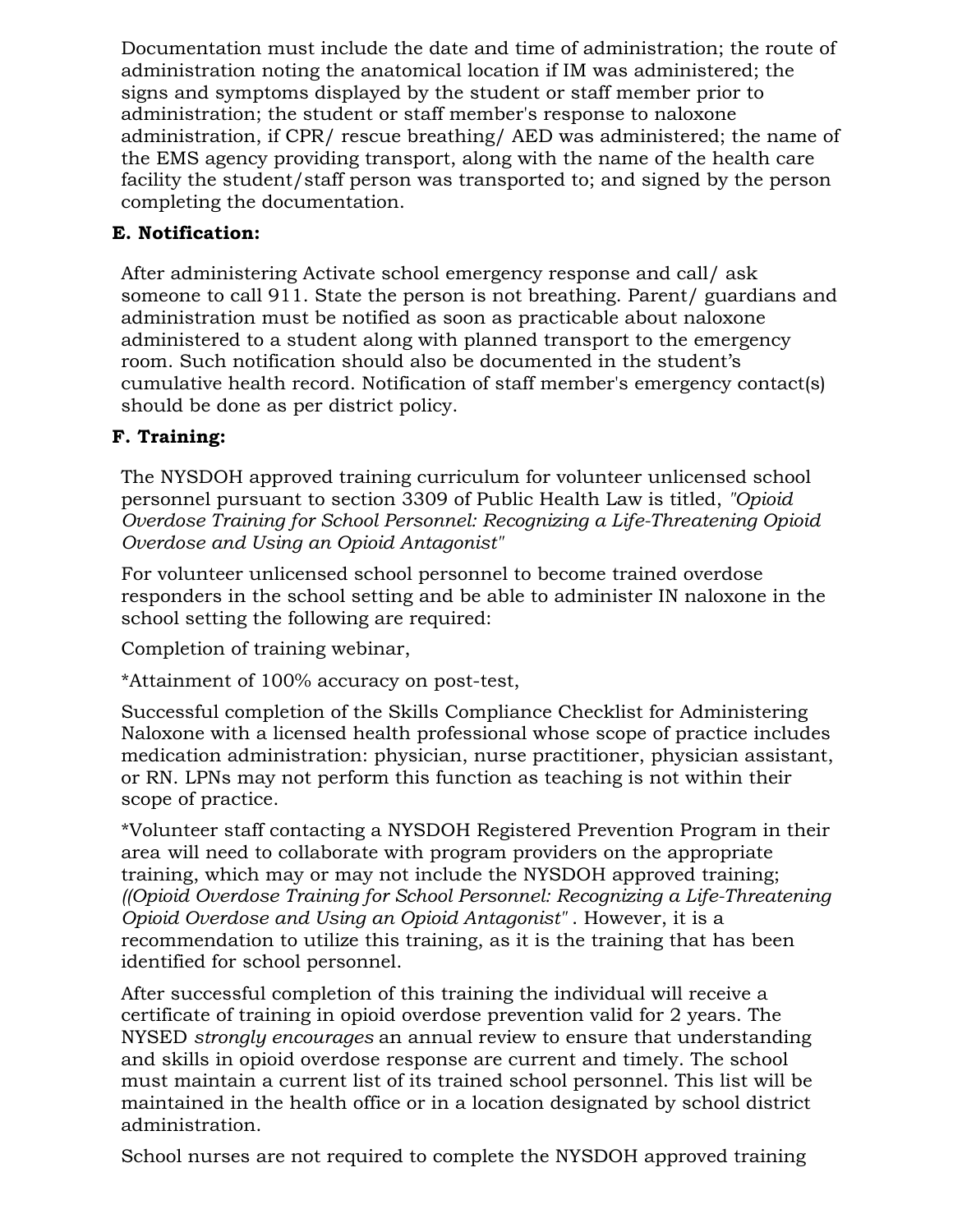Documentation must include the date and time of administration; the route of administration noting the anatomical location if IM was administered; the signs and symptoms displayed by the student or staff member prior to administration; the student or staff member's response to naloxone administration, if CPR/ rescue breathing/ AED was administered; the name of the EMS agency providing transport, along with the name of the health care facility the student/staff person was transported to; and signed by the person completing the documentation.

**E. Notification:**

After administering Activate school emergency response and call/ ask someone to call 911. State the person is not breathing. Parent/ guardians and administration must be notified as soon as practicable about naloxone administered to a student along with planned transport to the emergency room. Such notification should also be documented in the student's cumulative health record. Notification of staff member's emergency contact(s) should be done as per district policy.

**F. Training:**

The NYSDOH approved training curriculum for volunteer unlicensed school personnel pursuant to section 3309 of Public Health Law is titled, *"Opioid Overdose Training for School Personnel: Recognizing a Life-Threatening Opioid Overdose and Using an Opioid Antagonist"*

For volunteer unlicensed school personnel to become trained overdose responders in the school setting and be able to administer IN naloxone in the school setting the following are required:

Completion of training webinar,

*Attainment of 100% accuracy on post-test,

Successful completion of the Skills Compliance Checklist for Administering Naloxone with a licensed health professional whose scope of practice includes medication administration: physician, nurse practitioner, physician assistant, or RN. LPNs may not perform this function as teaching is not within their scope of practice.

*Volunteer staff contacting a NYSDOH Registered Prevention Program in their area will need to collaborate with program providers on the appropriate training, which may or may not include the NYSDOH approved training; *((Opioid Overdose Training for School Personnel: Recognizing a Life-Threatening Opioid Overdose and Using an Opioid Antagonist"* . However, it is a recommendation to utilize this training, as it is the training that has been identified for school personnel.

After successful completion of this training the individual will receive a certificate of training in opioid overdose prevention valid for 2 years. The NYSED *strongly encourages* an annual review to ensure that understanding and skills in opioid overdose response are current and timely. The school must maintain a current list of its trained school personnel. This list will be maintained in the health office or in a location designated by school district administration.

School nurses are not required to complete the NYSDOH approved training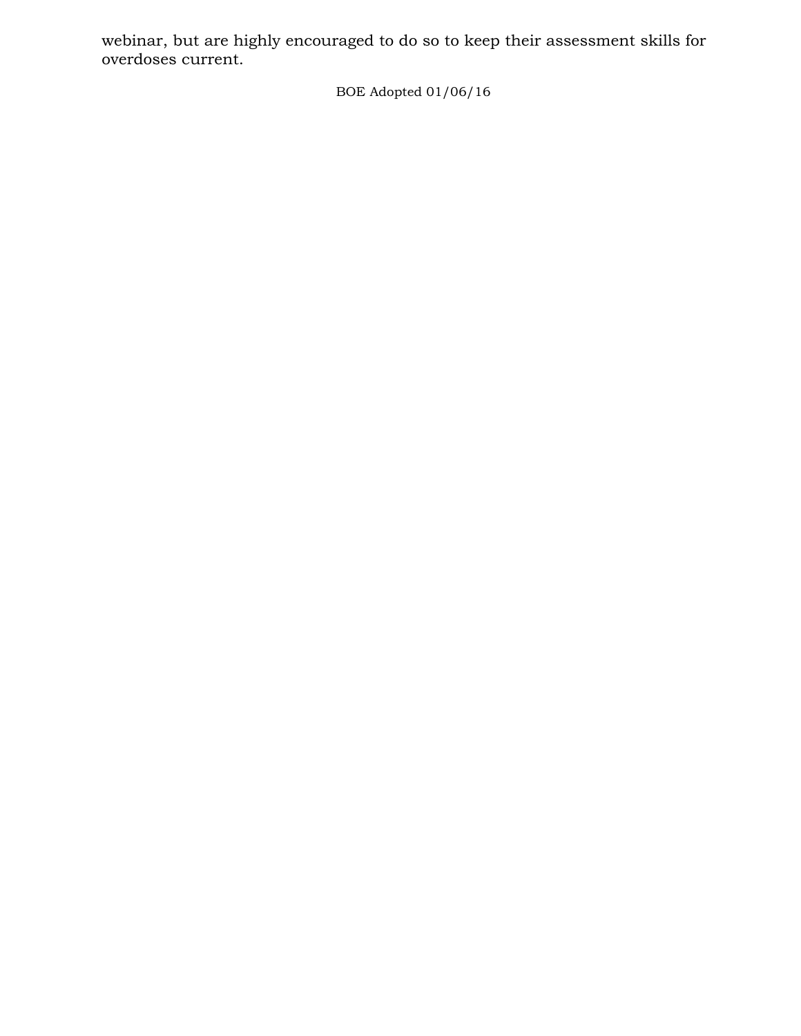webinar, but are highly encouraged to do so to keep their assessment skills for overdoses current.

BOE Adopted 01/06/16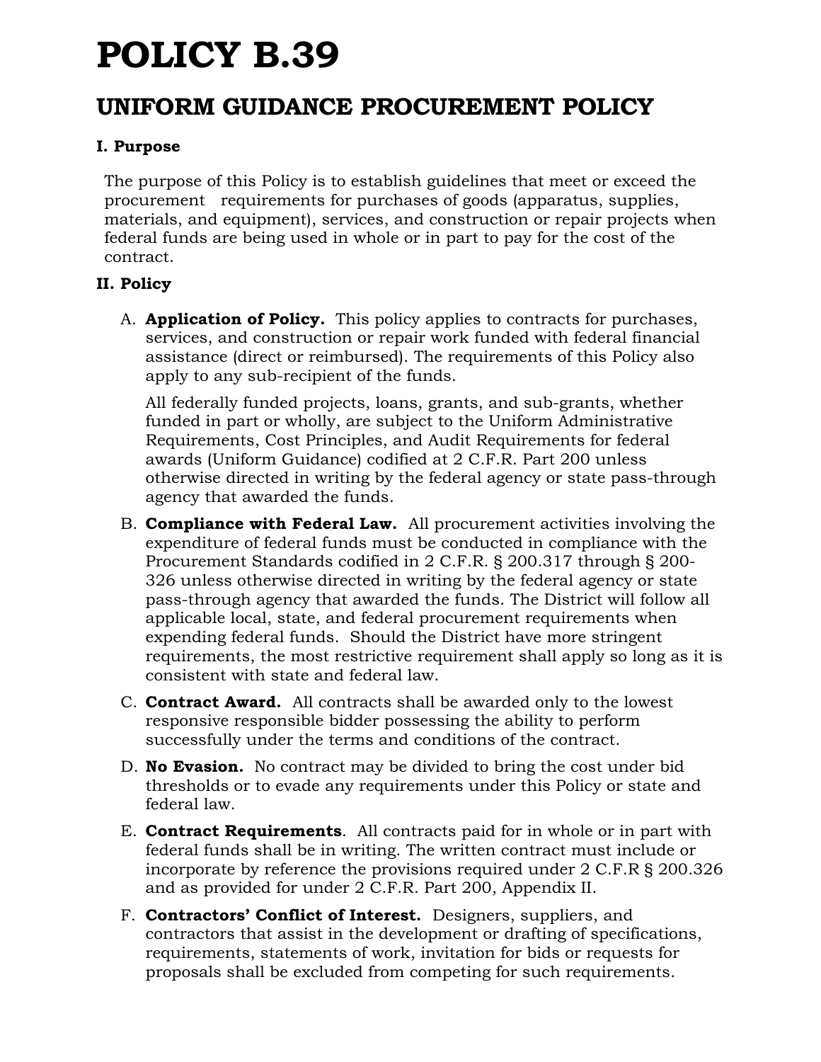# POLICY B.39

## UNIFORM GUIDANCE PROCUREMENT POLICY

### I. Purpose

The purpose of this Policy is to establish guidelines that meet or exceed the procurement requirements for purchases of goods (apparatus, supplies, materials, and equipment), services, and construction or repair projects when federal funds are being used in whole or in part to pay for the cost of the contract.

### II. Policy

A. **Application of Policy.** This policy applies to contracts for purchases, services, and construction or repair work funded with federal financial assistance (direct or reimbursed). The requirements of this Policy also apply to any sub-recipient of the funds.

   All federally funded projects, loans, grants, and sub-grants, whether funded in part or wholly, are subject to the Uniform Administrative Requirements, Cost Principles, and Audit Requirements for federal awards (Uniform Guidance) codified at 2 C.F.R. Part 200 unless otherwise directed in writing by the federal agency or state pass-through agency that awarded the funds.

B. **Compliance with Federal Law.** All procurement activities involving the expenditure of federal funds must be conducted in compliance with the Procurement Standards codified in 2 C.F.R. § 200.317 through § 200-326 unless otherwise directed in writing by the federal agency or state pass-through agency that awarded the funds. The District will follow all applicable local, state, and federal procurement requirements when expending federal funds. Should the District have more stringent requirements, the most restrictive requirement shall apply so long as it is consistent with state and federal law.

C. **Contract Award.** All contracts shall be awarded only to the lowest responsive responsible bidder possessing the ability to perform successfully under the terms and conditions of the contract.

D. **No Evasion.** No contract may be divided to bring the cost under bid thresholds or to evade any requirements under this Policy or state and federal law.

E. **Contract Requirements**. All contracts paid for in whole or in part with federal funds shall be in writing. The written contract must include or incorporate by reference the provisions required under 2 C.F.R § 200.326 and as provided for under 2 C.F.R. Part 200, Appendix II.

F. **Contractors' Conflict of Interest.** Designers, suppliers, and contractors that assist in the development or drafting of specifications, requirements, statements of work, invitation for bids or requests for proposals shall be excluded from competing for such requirements.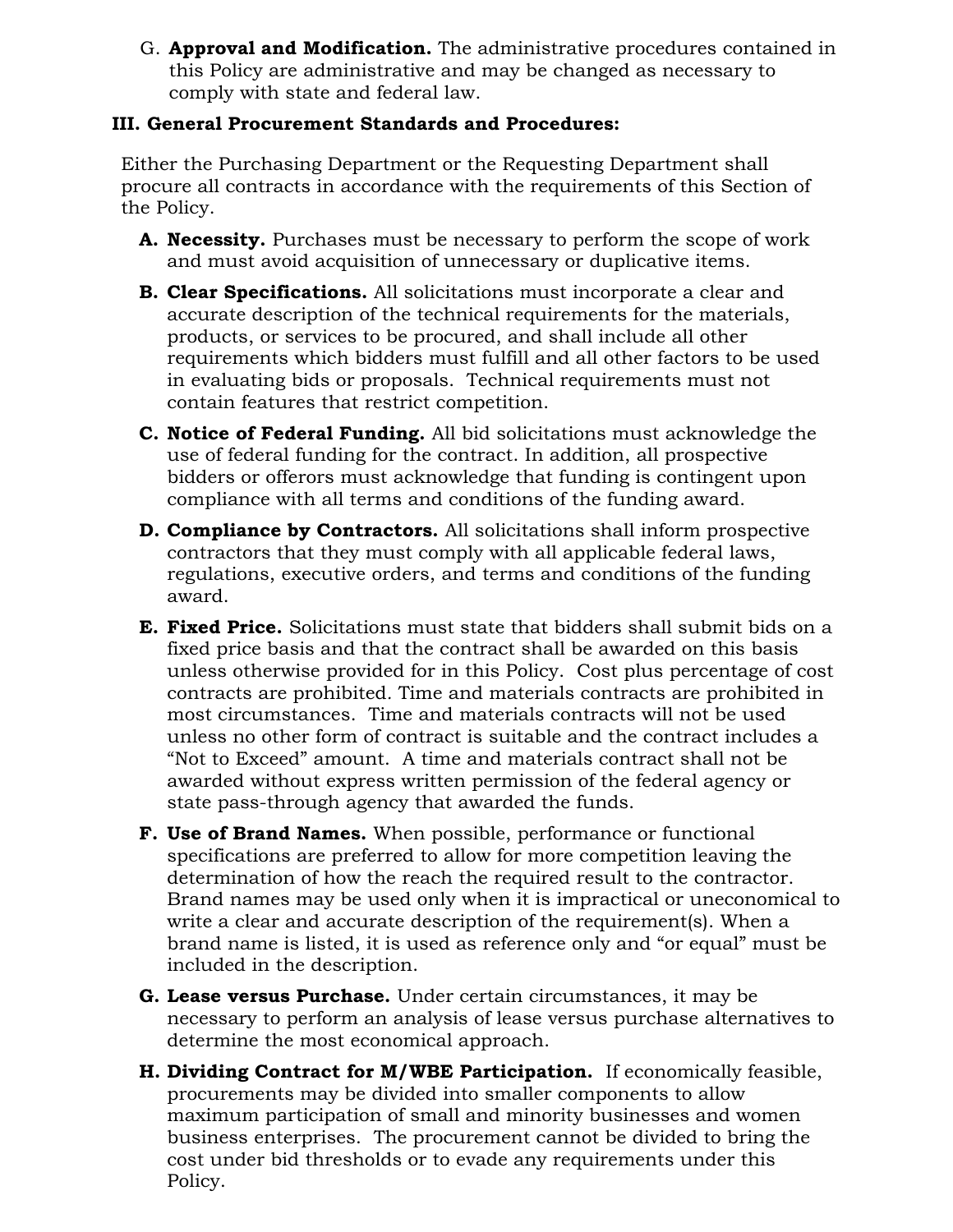G. **Approval and Modification.** The administrative procedures contained in this Policy are administrative and may be changed as necessary to comply with state and federal law.

## III. General Procurement Standards and Procedures:

Either the Purchasing Department or the Requesting Department shall procure all contracts in accordance with the requirements of this Section of the Policy.

**A. Necessity.** Purchases must be necessary to perform the scope of work and must avoid acquisition of unnecessary or duplicative items.

**B. Clear Specifications.** All solicitations must incorporate a clear and accurate description of the technical requirements for the materials, products, or services to be procured, and shall include all other requirements which bidders must fulfill and all other factors to be used in evaluating bids or proposals. Technical requirements must not contain features that restrict competition.

**C. Notice of Federal Funding.** All bid solicitations must acknowledge the use of federal funding for the contract. In addition, all prospective bidders or offerors must acknowledge that funding is contingent upon compliance with all terms and conditions of the funding award.

**D. Compliance by Contractors.** All solicitations shall inform prospective contractors that they must comply with all applicable federal laws, regulations, executive orders, and terms and conditions of the funding award.

**E. Fixed Price.** Solicitations must state that bidders shall submit bids on a fixed price basis and that the contract shall be awarded on this basis unless otherwise provided for in this Policy. Cost plus percentage of cost contracts are prohibited. Time and materials contracts are prohibited in most circumstances. Time and materials contracts will not be used unless no other form of contract is suitable and the contract includes a "Not to Exceed" amount. A time and materials contract shall not be awarded without express written permission of the federal agency or state pass-through agency that awarded the funds.

**F. Use of Brand Names.** When possible, performance or functional specifications are preferred to allow for more competition leaving the determination of how the reach the required result to the contractor. Brand names may be used only when it is impractical or uneconomical to write a clear and accurate description of the requirement(s). When a brand name is listed, it is used as reference only and "or equal" must be included in the description.

**G. Lease versus Purchase.** Under certain circumstances, it may be necessary to perform an analysis of lease versus purchase alternatives to determine the most economical approach.

**H. Dividing Contract for M/WBE Participation.** If economically feasible, procurements may be divided into smaller components to allow maximum participation of small and minority businesses and women business enterprises. The procurement cannot be divided to bring the cost under bid thresholds or to evade any requirements under this Policy.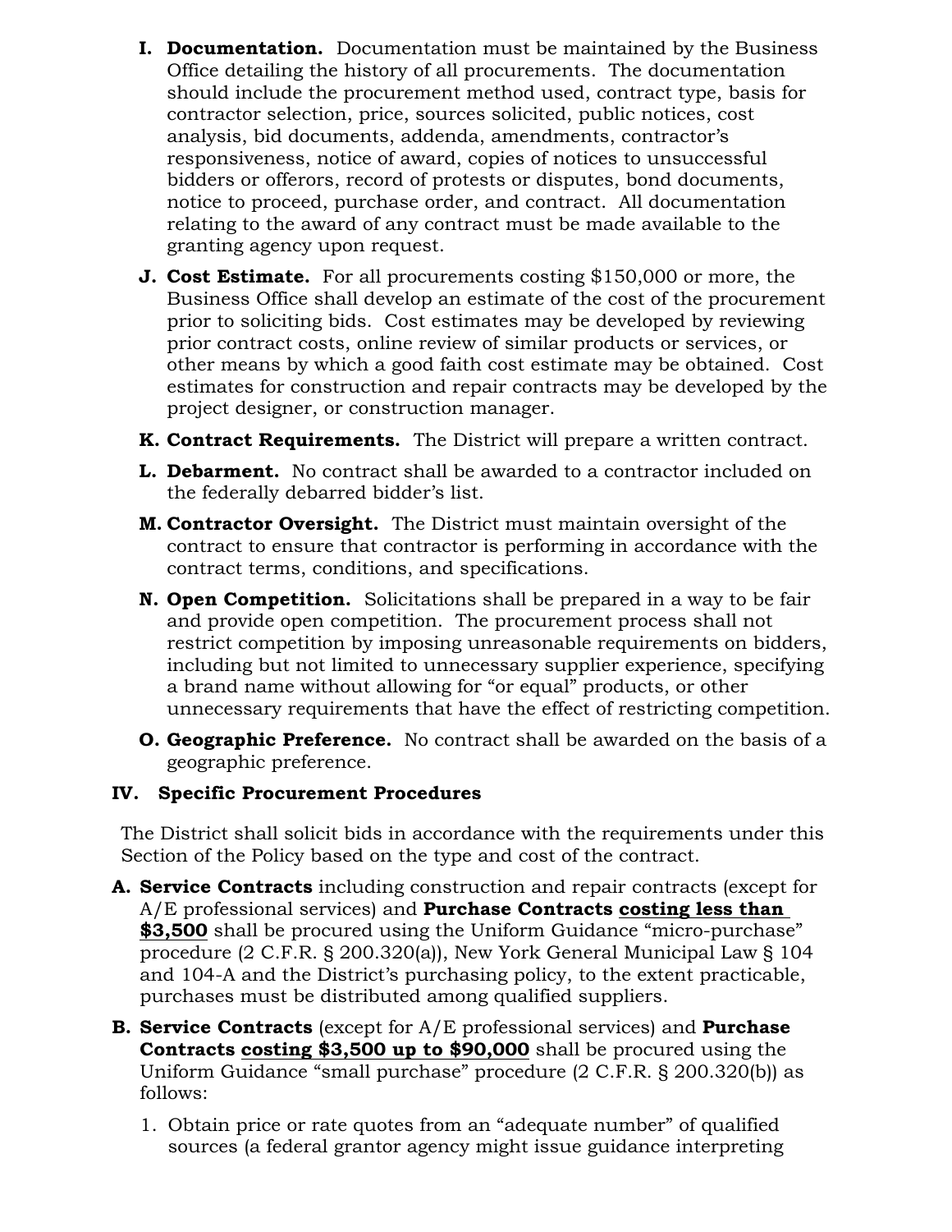I. **Documentation.** Documentation must be maintained by the Business Office detailing the history of all procurements. The documentation should include the procurement method used, contract type, basis for contractor selection, price, sources solicited, public notices, cost analysis, bid documents, addenda, amendments, contractor's responsiveness, notice of award, copies of notices to unsuccessful bidders or offerors, record of protests or disputes, bond documents, notice to proceed, purchase order, and contract. All documentation relating to the award of any contract must be made available to the granting agency upon request.

J. **Cost Estimate.** For all procurements costing $150,000 or more, the Business Office shall develop an estimate of the cost of the procurement prior to soliciting bids. Cost estimates may be developed by reviewing prior contract costs, online review of similar products or services, or other means by which a good faith cost estimate may be obtained. Cost estimates for construction and repair contracts may be developed by the project designer, or construction manager.

K. **Contract Requirements.** The District will prepare a written contract.

L. **Debarment.** No contract shall be awarded to a contractor included on the federally debarred bidder's list.

M. **Contractor Oversight.** The District must maintain oversight of the contract to ensure that contractor is performing in accordance with the contract terms, conditions, and specifications.

N. **Open Competition.** Solicitations shall be prepared in a way to be fair and provide open competition. The procurement process shall not restrict competition by imposing unreasonable requirements on bidders, including but not limited to unnecessary supplier experience, specifying a brand name without allowing for "or equal" products, or other unnecessary requirements that have the effect of restricting competition.

O. **Geographic Preference.** No contract shall be awarded on the basis of a geographic preference.

## IV. Specific Procurement Procedures

The District shall solicit bids in accordance with the requirements under this Section of the Policy based on the type and cost of the contract.

A. **Service Contracts** including construction and repair contracts (except for A/E professional services) and **Purchase Contracts <u>costing less than $3,500</u>** shall be procured using the Uniform Guidance "micro-purchase" procedure (2 C.F.R. § 200.320(a)), New York General Municipal Law § 104 and 104-A and the District's purchasing policy, to the extent practicable, purchases must be distributed among qualified suppliers.

B. **Service Contracts** (except for A/E professional services) and **Purchase Contracts <u>costing $3,500 up to $90,000</u>** shall be procured using the Uniform Guidance "small purchase" procedure (2 C.F.R. § 200.320(b)) as follows:

1. Obtain price or rate quotes from an "adequate number" of qualified sources (a federal grantor agency might issue guidance interpreting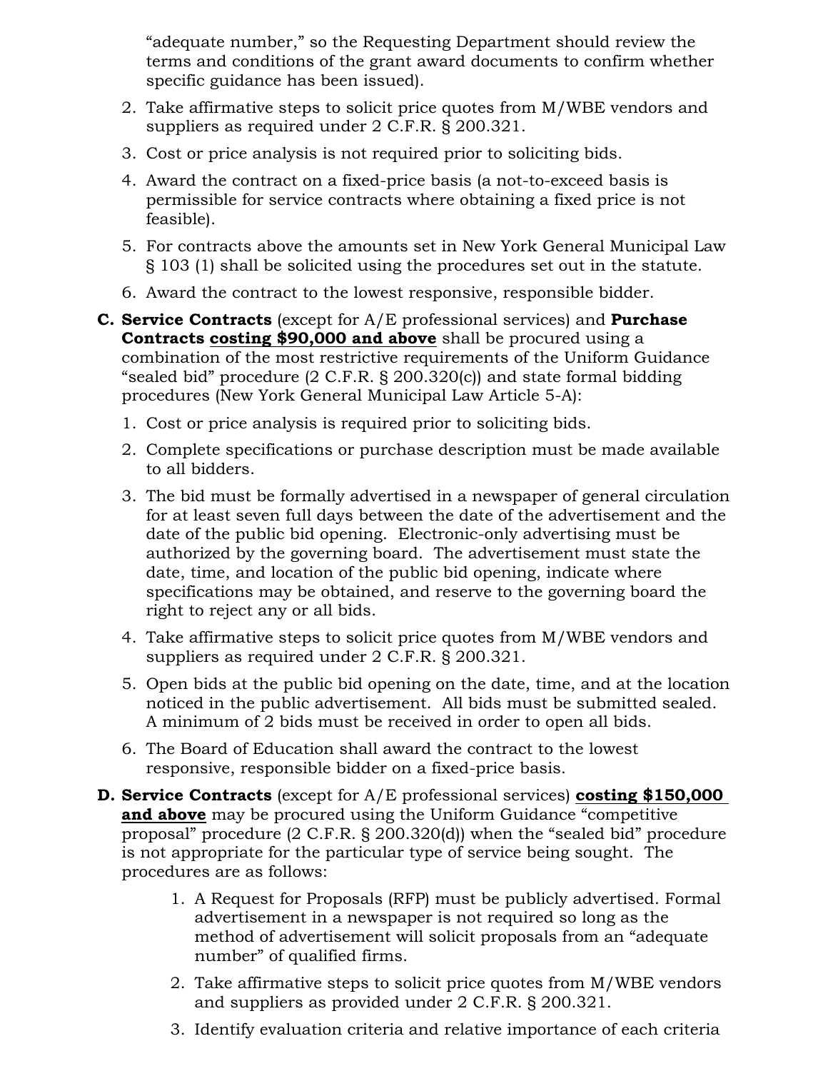"adequate number," so the Requesting Department should review the terms and conditions of the grant award documents to confirm whether specific guidance has been issued).

2. Take affirmative steps to solicit price quotes from M/WBE vendors and suppliers as required under 2 C.F.R. § 200.321.
3. Cost or price analysis is not required prior to soliciting bids.
4. Award the contract on a fixed-price basis (a not-to-exceed basis is permissible for service contracts where obtaining a fixed price is not feasible).
5. For contracts above the amounts set in New York General Municipal Law § 103 (1) shall be solicited using the procedures set out in the statute.
6. Award the contract to the lowest responsive, responsible bidder.

**C. Service Contracts** (except for A/E professional services) and **Purchase Contracts <u>costing $90,000 and above</u>** shall be procured using a combination of the most restrictive requirements of the Uniform Guidance "sealed bid" procedure (2 C.F.R. § 200.320(c)) and state formal bidding procedures (New York General Municipal Law Article 5-A):

1. Cost or price analysis is required prior to soliciting bids.
2. Complete specifications or purchase description must be made available to all bidders.
3. The bid must be formally advertised in a newspaper of general circulation for at least seven full days between the date of the advertisement and the date of the public bid opening. Electronic-only advertising must be authorized by the governing board. The advertisement must state the date, time, and location of the public bid opening, indicate where specifications may be obtained, and reserve to the governing board the right to reject any or all bids.
4. Take affirmative steps to solicit price quotes from M/WBE vendors and suppliers as required under 2 C.F.R. § 200.321.
5. Open bids at the public bid opening on the date, time, and at the location noticed in the public advertisement. All bids must be submitted sealed. A minimum of 2 bids must be received in order to open all bids.
6. The Board of Education shall award the contract to the lowest responsive, responsible bidder on a fixed-price basis.

**D. Service Contracts** (except for A/E professional services) **<u>costing $150,000 and above</u>** may be procured using the Uniform Guidance "competitive proposal" procedure (2 C.F.R. § 200.320(d)) when the "sealed bid" procedure is not appropriate for the particular type of service being sought. The procedures are as follows:

1. A Request for Proposals (RFP) must be publicly advertised. Formal advertisement in a newspaper is not required so long as the method of advertisement will solicit proposals from an "adequate number" of qualified firms.
2. Take affirmative steps to solicit price quotes from M/WBE vendors and suppliers as provided under 2 C.F.R. § 200.321.
3. Identify evaluation criteria and relative importance of each criteria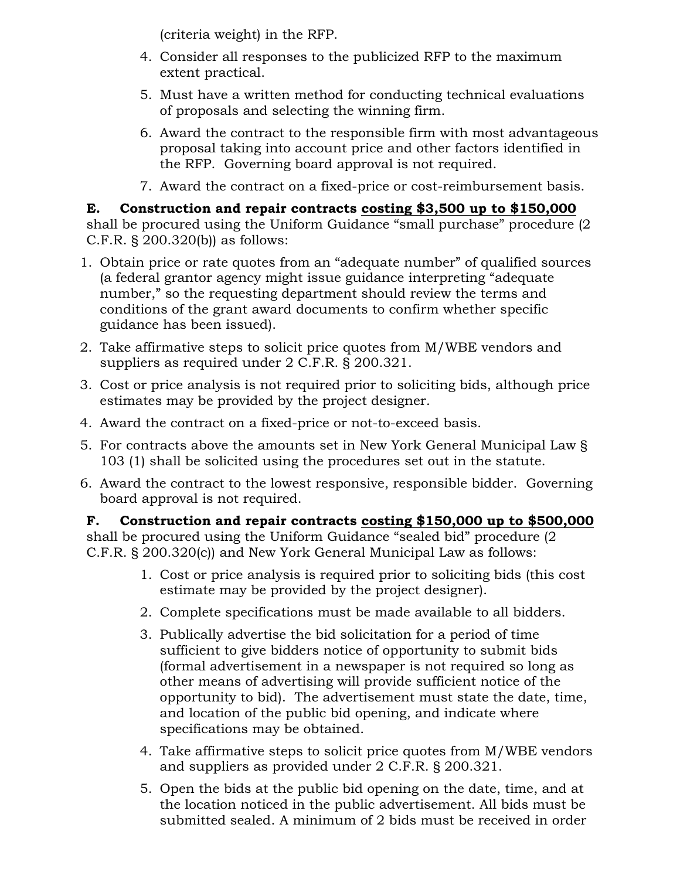(criteria weight) in the RFP.

4. Consider all responses to the publicized RFP to the maximum extent practical.
5. Must have a written method for conducting technical evaluations of proposals and selecting the winning firm.
6. Award the contract to the responsible firm with most advantageous proposal taking into account price and other factors identified in the RFP. Governing board approval is not required.
7. Award the contract on a fixed-price or cost-reimbursement basis.

**E. Construction and repair contracts <u>costing $3,500 up to $150,000</u>** shall be procured using the Uniform Guidance "small purchase" procedure (2 C.F.R. § 200.320(b)) as follows:

1. Obtain price or rate quotes from an "adequate number" of qualified sources (a federal grantor agency might issue guidance interpreting "adequate number," so the requesting department should review the terms and conditions of the grant award documents to confirm whether specific guidance has been issued).
2. Take affirmative steps to solicit price quotes from M/WBE vendors and suppliers as required under 2 C.F.R. § 200.321.
3. Cost or price analysis is not required prior to soliciting bids, although price estimates may be provided by the project designer.
4. Award the contract on a fixed-price or not-to-exceed basis.
5. For contracts above the amounts set in New York General Municipal Law § 103 (1) shall be solicited using the procedures set out in the statute.
6. Award the contract to the lowest responsive, responsible bidder. Governing board approval is not required.

**F. Construction and repair contracts <u>costing $150,000 up to $500,000</u>** shall be procured using the Uniform Guidance "sealed bid" procedure (2 C.F.R. § 200.320(c)) and New York General Municipal Law as follows:

1. Cost or price analysis is required prior to soliciting bids (this cost estimate may be provided by the project designer).
2. Complete specifications must be made available to all bidders.
3. Publically advertise the bid solicitation for a period of time sufficient to give bidders notice of opportunity to submit bids (formal advertisement in a newspaper is not required so long as other means of advertising will provide sufficient notice of the opportunity to bid). The advertisement must state the date, time, and location of the public bid opening, and indicate where specifications may be obtained.
4. Take affirmative steps to solicit price quotes from M/WBE vendors and suppliers as provided under 2 C.F.R. § 200.321.
5. Open the bids at the public bid opening on the date, time, and at the location noticed in the public advertisement. All bids must be submitted sealed. A minimum of 2 bids must be received in order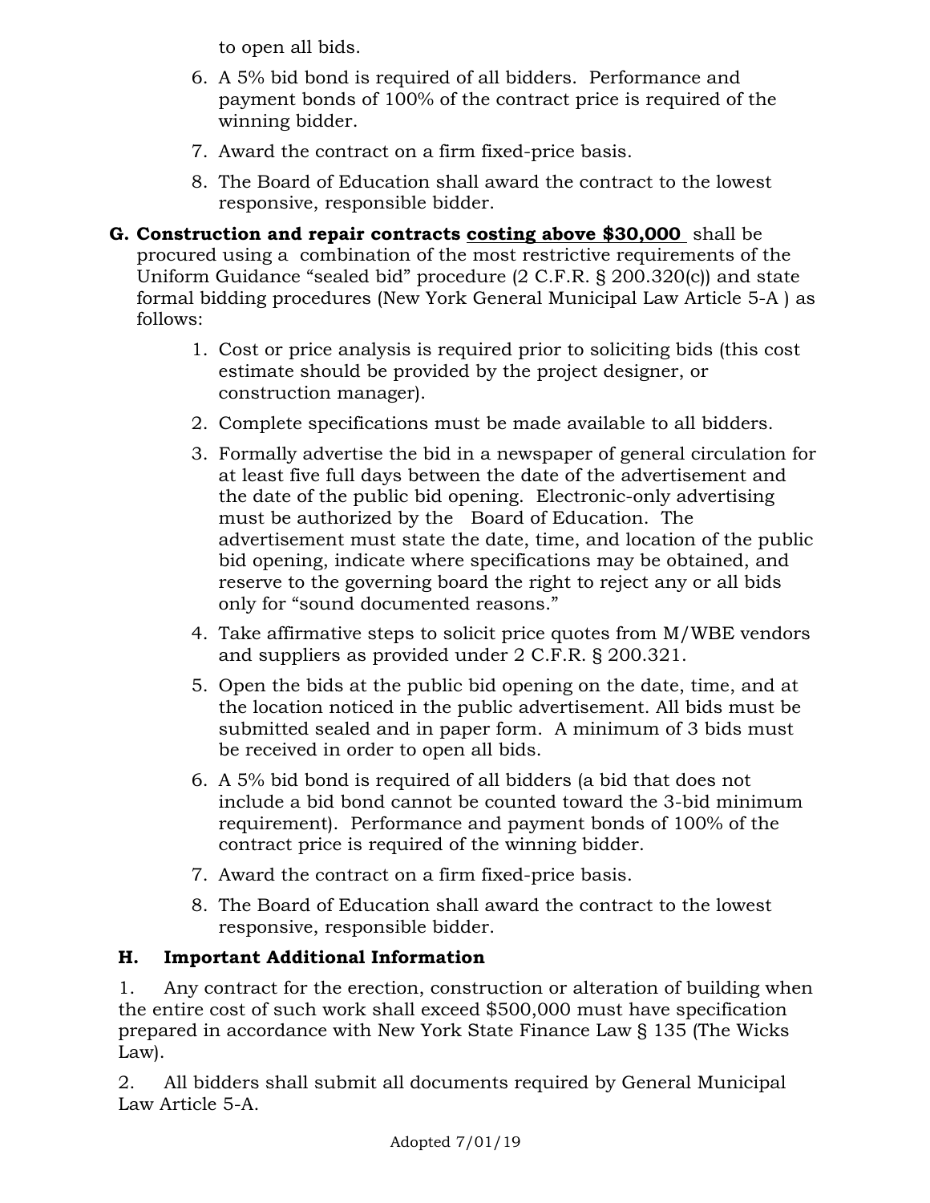to open all bids.

6. A 5% bid bond is required of all bidders. Performance and payment bonds of 100% of the contract price is required of the winning bidder.
7. Award the contract on a firm fixed-price basis.
8. The Board of Education shall award the contract to the lowest responsive, responsible bidder.

**G. Construction and repair contracts <u>costing above $30,000</u>** shall be procured using a combination of the most restrictive requirements of the Uniform Guidance "sealed bid" procedure (2 C.F.R. § 200.320(c)) and state formal bidding procedures (New York General Municipal Law Article 5-A ) as follows:

1. Cost or price analysis is required prior to soliciting bids (this cost estimate should be provided by the project designer, or construction manager).
2. Complete specifications must be made available to all bidders.
3. Formally advertise the bid in a newspaper of general circulation for at least five full days between the date of the advertisement and the date of the public bid opening. Electronic-only advertising must be authorized by the Board of Education. The advertisement must state the date, time, and location of the public bid opening, indicate where specifications may be obtained, and reserve to the governing board the right to reject any or all bids only for "sound documented reasons."
4. Take affirmative steps to solicit price quotes from M/WBE vendors and suppliers as provided under 2 C.F.R. § 200.321.
5. Open the bids at the public bid opening on the date, time, and at the location noticed in the public advertisement. All bids must be submitted sealed and in paper form. A minimum of 3 bids must be received in order to open all bids.
6. A 5% bid bond is required of all bidders (a bid that does not include a bid bond cannot be counted toward the 3-bid minimum requirement). Performance and payment bonds of 100% of the contract price is required of the winning bidder.
7. Award the contract on a firm fixed-price basis.
8. The Board of Education shall award the contract to the lowest responsive, responsible bidder.

**H. Important Additional Information**

1. Any contract for the erection, construction or alteration of building when the entire cost of such work shall exceed $500,000 must have specification prepared in accordance with New York State Finance Law § 135 (The Wicks Law).

2. All bidders shall submit all documents required by General Municipal Law Article 5-A.

Adopted 7/01/19